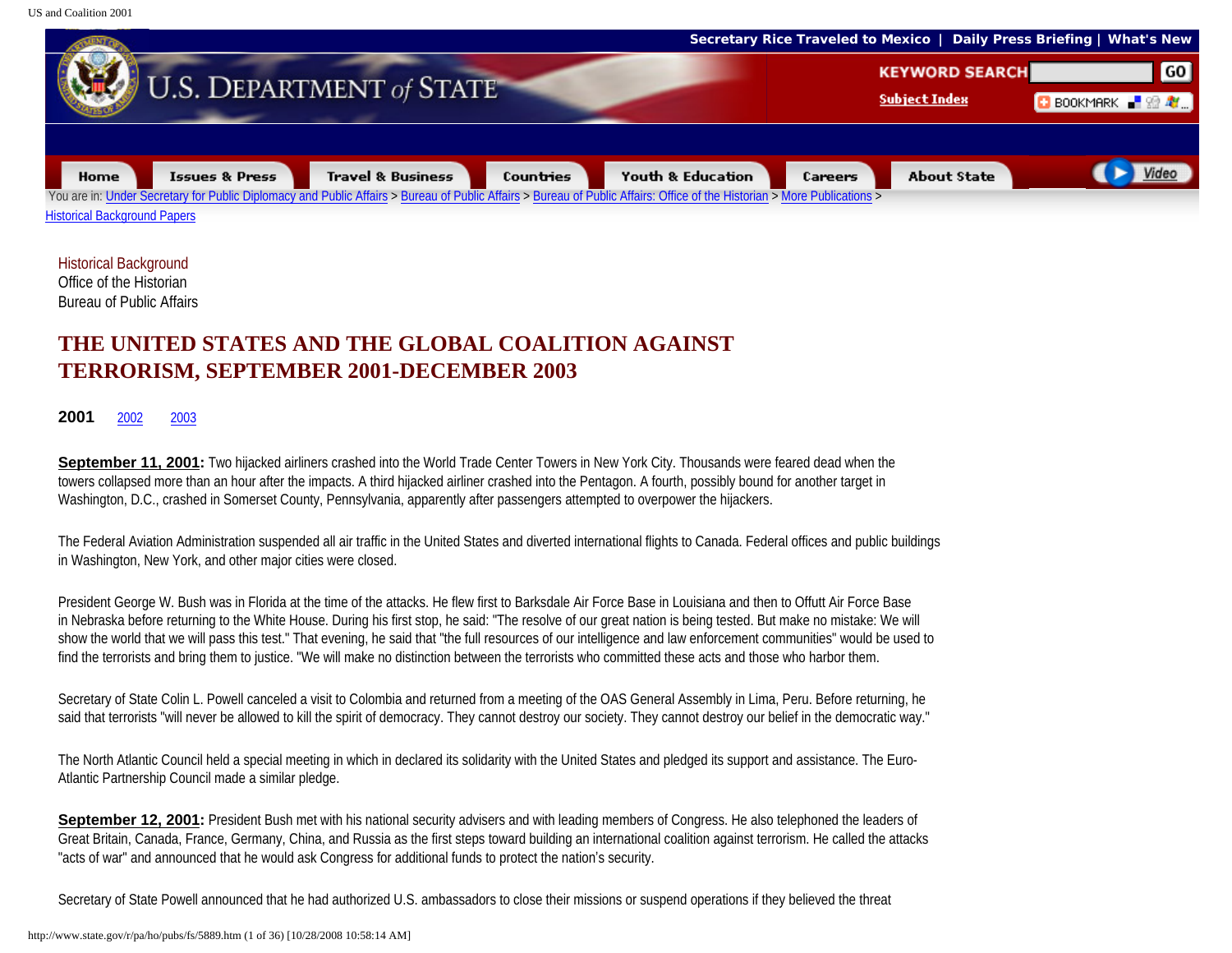You are in: Under Secretary for Public Diplomacy and Public Affairs > Bureau of Public Affairs > Bureau of Public Affairs: Office of the Historian > More Publications > Historical Background Papers

Historical Background
Office of the Historian
Bureau of Public Affairs

# THE UNITED STATES AND THE GLOBAL COALITION AGAINST TERRORISM, SEPTEMBER 2001-DECEMBER 2003

**2001** 2002 2003

**September 11, 2001:** Two hijacked airliners crashed into the World Trade Center Towers in New York City. Thousands were feared dead when the towers collapsed more than an hour after the impacts. A third hijacked airliner crashed into the Pentagon. A fourth, possibly bound for another target in Washington, D.C., crashed in Somerset County, Pennsylvania, apparently after passengers attempted to overpower the hijackers.

The Federal Aviation Administration suspended all air traffic in the United States and diverted international flights to Canada. Federal offices and public buildings in Washington, New York, and other major cities were closed.

President George W. Bush was in Florida at the time of the attacks. He flew first to Barksdale Air Force Base in Louisiana and then to Offutt Air Force Base in Nebraska before returning to the White House. During his first stop, he said: "The resolve of our great nation is being tested. But make no mistake: We will show the world that we will pass this test." That evening, he said that "the full resources of our intelligence and law enforcement communities" would be used to find the terrorists and bring them to justice. "We will make no distinction between the terrorists who committed these acts and those who harbor them.

Secretary of State Colin L. Powell canceled a visit to Colombia and returned from a meeting of the OAS General Assembly in Lima, Peru. Before returning, he said that terrorists "will never be allowed to kill the spirit of democracy. They cannot destroy our society. They cannot destroy our belief in the democratic way."

The North Atlantic Council held a special meeting in which in declared its solidarity with the United States and pledged its support and assistance. The Euro-Atlantic Partnership Council made a similar pledge.

**September 12, 2001:** President Bush met with his national security advisers and with leading members of Congress. He also telephoned the leaders of Great Britain, Canada, France, Germany, China, and Russia as the first steps toward building an international coalition against terrorism. He called the attacks "acts of war" and announced that he would ask Congress for additional funds to protect the nation's security.

Secretary of State Powell announced that he had authorized U.S. ambassadors to close their missions or suspend operations if they believed the threat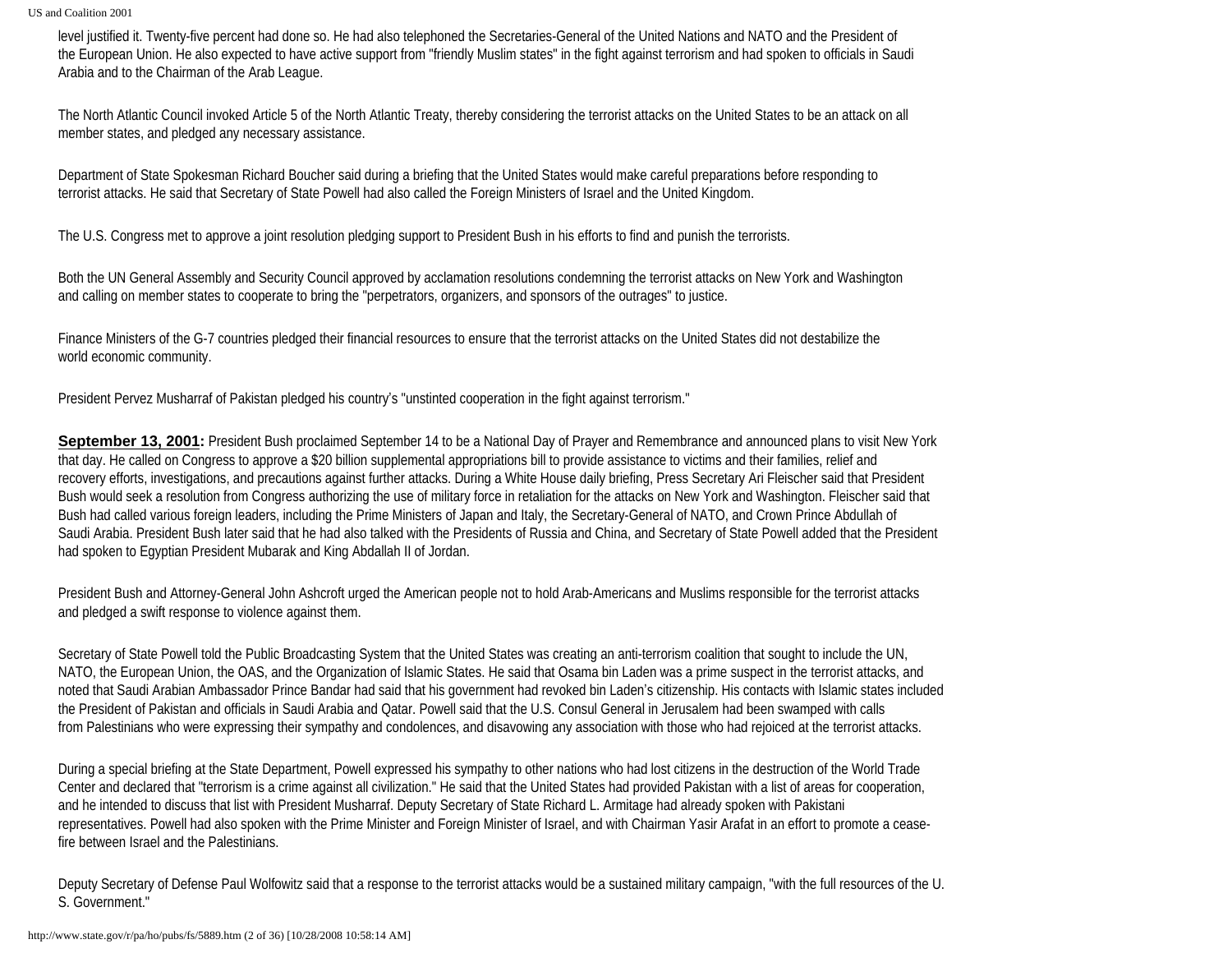level justified it. Twenty-five percent had done so. He had also telephoned the Secretaries-General of the United Nations and NATO and the President of the European Union. He also expected to have active support from "friendly Muslim states" in the fight against terrorism and had spoken to officials in Saudi Arabia and to the Chairman of the Arab League.

The North Atlantic Council invoked Article 5 of the North Atlantic Treaty, thereby considering the terrorist attacks on the United States to be an attack on all member states, and pledged any necessary assistance.

Department of State Spokesman Richard Boucher said during a briefing that the United States would make careful preparations before responding to terrorist attacks. He said that Secretary of State Powell had also called the Foreign Ministers of Israel and the United Kingdom.

The U.S. Congress met to approve a joint resolution pledging support to President Bush in his efforts to find and punish the terrorists.

Both the UN General Assembly and Security Council approved by acclamation resolutions condemning the terrorist attacks on New York and Washington and calling on member states to cooperate to bring the "perpetrators, organizers, and sponsors of the outrages" to justice.

Finance Ministers of the G-7 countries pledged their financial resources to ensure that the terrorist attacks on the United States did not destabilize the world economic community.

President Pervez Musharraf of Pakistan pledged his country's "unstinted cooperation in the fight against terrorism."

**September 13, 2001:** President Bush proclaimed September 14 to be a National Day of Prayer and Remembrance and announced plans to visit New York that day. He called on Congress to approve a $20 billion supplemental appropriations bill to provide assistance to victims and their families, relief and recovery efforts, investigations, and precautions against further attacks. During a White House daily briefing, Press Secretary Ari Fleischer said that President Bush would seek a resolution from Congress authorizing the use of military force in retaliation for the attacks on New York and Washington. Fleischer said that Bush had called various foreign leaders, including the Prime Ministers of Japan and Italy, the Secretary-General of NATO, and Crown Prince Abdullah of Saudi Arabia. President Bush later said that he had also talked with the Presidents of Russia and China, and Secretary of State Powell added that the President had spoken to Egyptian President Mubarak and King Abdallah II of Jordan.

President Bush and Attorney-General John Ashcroft urged the American people not to hold Arab-Americans and Muslims responsible for the terrorist attacks and pledged a swift response to violence against them.

Secretary of State Powell told the Public Broadcasting System that the United States was creating an anti-terrorism coalition that sought to include the UN, NATO, the European Union, the OAS, and the Organization of Islamic States. He said that Osama bin Laden was a prime suspect in the terrorist attacks, and noted that Saudi Arabian Ambassador Prince Bandar had said that his government had revoked bin Laden's citizenship. His contacts with Islamic states included the President of Pakistan and officials in Saudi Arabia and Qatar. Powell said that the U.S. Consul General in Jerusalem had been swamped with calls from Palestinians who were expressing their sympathy and condolences, and disavowing any association with those who had rejoiced at the terrorist attacks.

During a special briefing at the State Department, Powell expressed his sympathy to other nations who had lost citizens in the destruction of the World Trade Center and declared that "terrorism is a crime against all civilization." He said that the United States had provided Pakistan with a list of areas for cooperation, and he intended to discuss that list with President Musharraf. Deputy Secretary of State Richard L. Armitage had already spoken with Pakistani representatives. Powell had also spoken with the Prime Minister and Foreign Minister of Israel, and with Chairman Yasir Arafat in an effort to promote a cease-fire between Israel and the Palestinians.

Deputy Secretary of Defense Paul Wolfowitz said that a response to the terrorist attacks would be a sustained military campaign, "with the full resources of the U.S. Government."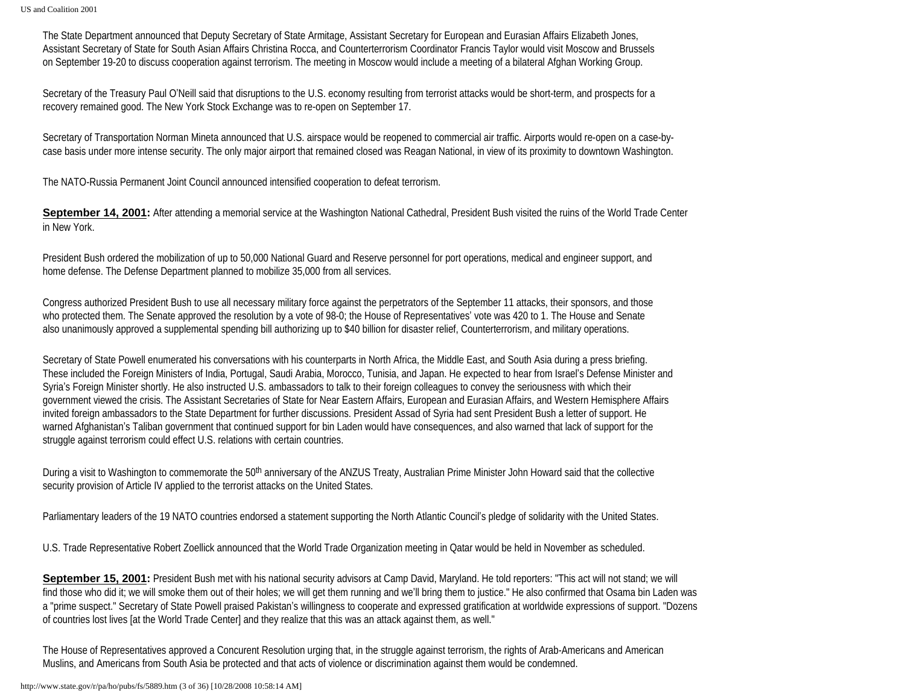The State Department announced that Deputy Secretary of State Armitage, Assistant Secretary for European and Eurasian Affairs Elizabeth Jones, Assistant Secretary of State for South Asian Affairs Christina Rocca, and Counterterrorism Coordinator Francis Taylor would visit Moscow and Brussels on September 19-20 to discuss cooperation against terrorism. The meeting in Moscow would include a meeting of a bilateral Afghan Working Group.

Secretary of the Treasury Paul O'Neill said that disruptions to the U.S. economy resulting from terrorist attacks would be short-term, and prospects for a recovery remained good. The New York Stock Exchange was to re-open on September 17.

Secretary of Transportation Norman Mineta announced that U.S. airspace would be reopened to commercial air traffic. Airports would re-open on a case-by-case basis under more intense security. The only major airport that remained closed was Reagan National, in view of its proximity to downtown Washington.

The NATO-Russia Permanent Joint Council announced intensified cooperation to defeat terrorism.

**September 14, 2001:** After attending a memorial service at the Washington National Cathedral, President Bush visited the ruins of the World Trade Center in New York.

President Bush ordered the mobilization of up to 50,000 National Guard and Reserve personnel for port operations, medical and engineer support, and home defense. The Defense Department planned to mobilize 35,000 from all services.

Congress authorized President Bush to use all necessary military force against the perpetrators of the September 11 attacks, their sponsors, and those who protected them. The Senate approved the resolution by a vote of 98-0; the House of Representatives' vote was 420 to 1. The House and Senate also unanimously approved a supplemental spending bill authorizing up to $40 billion for disaster relief, Counterterrorism, and military operations.

Secretary of State Powell enumerated his conversations with his counterparts in North Africa, the Middle East, and South Asia during a press briefing. These included the Foreign Ministers of India, Portugal, Saudi Arabia, Morocco, Tunisia, and Japan. He expected to hear from Israel's Defense Minister and Syria's Foreign Minister shortly. He also instructed U.S. ambassadors to talk to their foreign colleagues to convey the seriousness with which their government viewed the crisis. The Assistant Secretaries of State for Near Eastern Affairs, European and Eurasian Affairs, and Western Hemisphere Affairs invited foreign ambassadors to the State Department for further discussions. President Assad of Syria had sent President Bush a letter of support. He warned Afghanistan's Taliban government that continued support for bin Laden would have consequences, and also warned that lack of support for the struggle against terrorism could effect U.S. relations with certain countries.

During a visit to Washington to commemorate the 50th anniversary of the ANZUS Treaty, Australian Prime Minister John Howard said that the collective security provision of Article IV applied to the terrorist attacks on the United States.

Parliamentary leaders of the 19 NATO countries endorsed a statement supporting the North Atlantic Council's pledge of solidarity with the United States.

U.S. Trade Representative Robert Zoellick announced that the World Trade Organization meeting in Qatar would be held in November as scheduled.

**September 15, 2001:** President Bush met with his national security advisors at Camp David, Maryland. He told reporters: "This act will not stand; we will find those who did it; we will smoke them out of their holes; we will get them running and we'll bring them to justice." He also confirmed that Osama bin Laden was a "prime suspect." Secretary of State Powell praised Pakistan's willingness to cooperate and expressed gratification at worldwide expressions of support. "Dozens of countries lost lives [at the World Trade Center] and they realize that this was an attack against them, as well."

The House of Representatives approved a Concurent Resolution urging that, in the struggle against terrorism, the rights of Arab-Americans and American Muslins, and Americans from South Asia be protected and that acts of violence or discrimination against them would be condemned.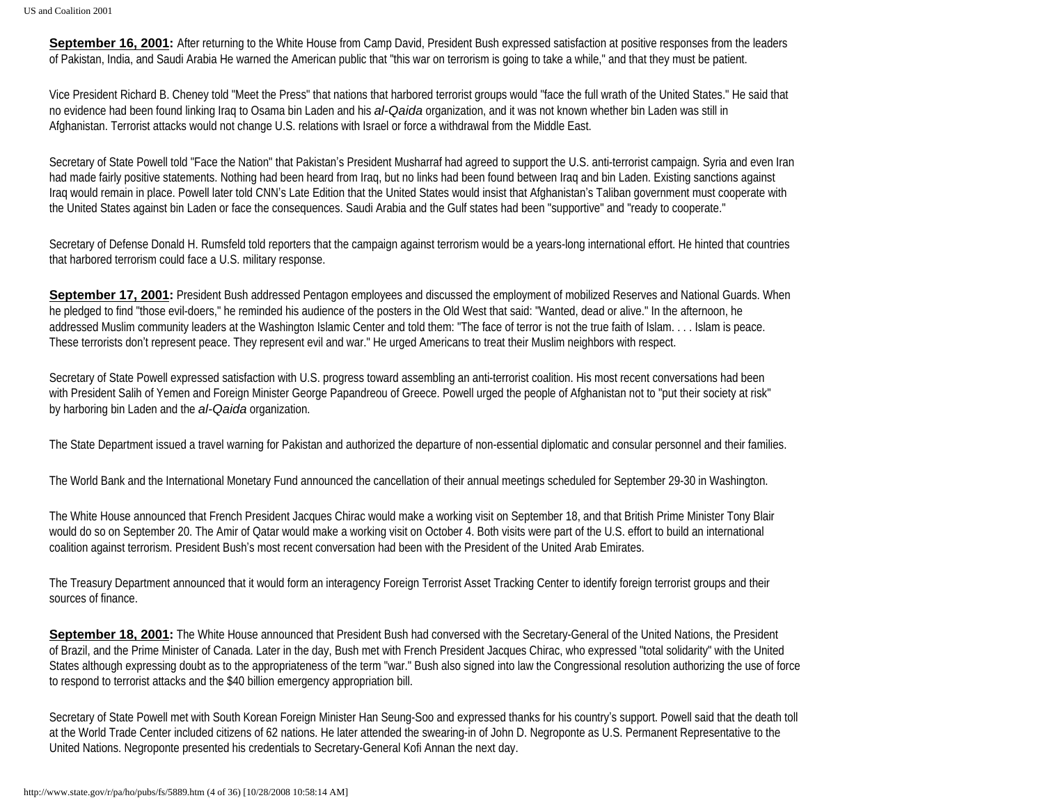**September 16, 2001:** After returning to the White House from Camp David, President Bush expressed satisfaction at positive responses from the leaders of Pakistan, India, and Saudi Arabia He warned the American public that "this war on terrorism is going to take a while," and that they must be patient.

Vice President Richard B. Cheney told "Meet the Press" that nations that harbored terrorist groups would "face the full wrath of the United States." He said that no evidence had been found linking Iraq to Osama bin Laden and his *al-Qaida* organization, and it was not known whether bin Laden was still in Afghanistan. Terrorist attacks would not change U.S. relations with Israel or force a withdrawal from the Middle East.

Secretary of State Powell told "Face the Nation" that Pakistan's President Musharraf had agreed to support the U.S. anti-terrorist campaign. Syria and even Iran had made fairly positive statements. Nothing had been heard from Iraq, but no links had been found between Iraq and bin Laden. Existing sanctions against Iraq would remain in place. Powell later told CNN's Late Edition that the United States would insist that Afghanistan's Taliban government must cooperate with the United States against bin Laden or face the consequences. Saudi Arabia and the Gulf states had been "supportive" and "ready to cooperate."

Secretary of Defense Donald H. Rumsfeld told reporters that the campaign against terrorism would be a years-long international effort. He hinted that countries that harbored terrorism could face a U.S. military response.

**September 17, 2001:** President Bush addressed Pentagon employees and discussed the employment of mobilized Reserves and National Guards. When he pledged to find "those evil-doers," he reminded his audience of the posters in the Old West that said: "Wanted, dead or alive." In the afternoon, he addressed Muslim community leaders at the Washington Islamic Center and told them: "The face of terror is not the true faith of Islam. . . . Islam is peace. These terrorists don't represent peace. They represent evil and war." He urged Americans to treat their Muslim neighbors with respect.

Secretary of State Powell expressed satisfaction with U.S. progress toward assembling an anti-terrorist coalition. His most recent conversations had been with President Salih of Yemen and Foreign Minister George Papandreou of Greece. Powell urged the people of Afghanistan not to "put their society at risk" by harboring bin Laden and the *al-Qaida* organization.

The State Department issued a travel warning for Pakistan and authorized the departure of non-essential diplomatic and consular personnel and their families.

The World Bank and the International Monetary Fund announced the cancellation of their annual meetings scheduled for September 29-30 in Washington.

The White House announced that French President Jacques Chirac would make a working visit on September 18, and that British Prime Minister Tony Blair would do so on September 20. The Amir of Qatar would make a working visit on October 4. Both visits were part of the U.S. effort to build an international coalition against terrorism. President Bush's most recent conversation had been with the President of the United Arab Emirates.

The Treasury Department announced that it would form an interagency Foreign Terrorist Asset Tracking Center to identify foreign terrorist groups and their sources of finance.

**September 18, 2001:** The White House announced that President Bush had conversed with the Secretary-General of the United Nations, the President of Brazil, and the Prime Minister of Canada. Later in the day, Bush met with French President Jacques Chirac, who expressed "total solidarity" with the United States although expressing doubt as to the appropriateness of the term "war." Bush also signed into law the Congressional resolution authorizing the use of force to respond to terrorist attacks and the $40 billion emergency appropriation bill.

Secretary of State Powell met with South Korean Foreign Minister Han Seung-Soo and expressed thanks for his country's support. Powell said that the death toll at the World Trade Center included citizens of 62 nations. He later attended the swearing-in of John D. Negroponte as U.S. Permanent Representative to the United Nations. Negroponte presented his credentials to Secretary-General Kofi Annan the next day.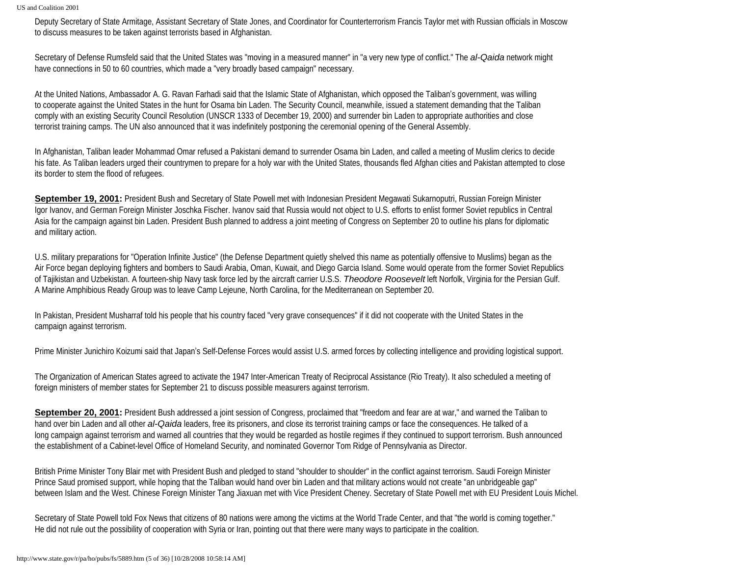Deputy Secretary of State Armitage, Assistant Secretary of State Jones, and Coordinator for Counterterrorism Francis Taylor met with Russian officials in Moscow to discuss measures to be taken against terrorists based in Afghanistan.

Secretary of Defense Rumsfeld said that the United States was "moving in a measured manner" in "a very new type of conflict." The *al-Qaida* network might have connections in 50 to 60 countries, which made a "very broadly based campaign" necessary.

At the United Nations, Ambassador A. G. Ravan Farhadi said that the Islamic State of Afghanistan, which opposed the Taliban's government, was willing to cooperate against the United States in the hunt for Osama bin Laden. The Security Council, meanwhile, issued a statement demanding that the Taliban comply with an existing Security Council Resolution (UNSCR 1333 of December 19, 2000) and surrender bin Laden to appropriate authorities and close terrorist training camps. The UN also announced that it was indefinitely postponing the ceremonial opening of the General Assembly.

In Afghanistan, Taliban leader Mohammad Omar refused a Pakistani demand to surrender Osama bin Laden, and called a meeting of Muslim clerics to decide his fate. As Taliban leaders urged their countrymen to prepare for a holy war with the United States, thousands fled Afghan cities and Pakistan attempted to close its border to stem the flood of refugees.

**September 19, 2001:** President Bush and Secretary of State Powell met with Indonesian President Megawati Sukarnoputri, Russian Foreign Minister Igor Ivanov, and German Foreign Minister Joschka Fischer. Ivanov said that Russia would not object to U.S. efforts to enlist former Soviet republics in Central Asia for the campaign against bin Laden. President Bush planned to address a joint meeting of Congress on September 20 to outline his plans for diplomatic and military action.

U.S. military preparations for "Operation Infinite Justice" (the Defense Department quietly shelved this name as potentially offensive to Muslims) began as the Air Force began deploying fighters and bombers to Saudi Arabia, Oman, Kuwait, and Diego Garcia Island. Some would operate from the former Soviet Republics of Tajikistan and Uzbekistan. A fourteen-ship Navy task force led by the aircraft carrier U.S.S. *Theodore Roosevelt* left Norfolk, Virginia for the Persian Gulf. A Marine Amphibious Ready Group was to leave Camp Lejeune, North Carolina, for the Mediterranean on September 20.

In Pakistan, President Musharraf told his people that his country faced "very grave consequences" if it did not cooperate with the United States in the campaign against terrorism.

Prime Minister Junichiro Koizumi said that Japan's Self-Defense Forces would assist U.S. armed forces by collecting intelligence and providing logistical support.

The Organization of American States agreed to activate the 1947 Inter-American Treaty of Reciprocal Assistance (Rio Treaty). It also scheduled a meeting of foreign ministers of member states for September 21 to discuss possible measurers against terrorism.

**September 20, 2001:** President Bush addressed a joint session of Congress, proclaimed that "freedom and fear are at war," and warned the Taliban to hand over bin Laden and all other *al-Qaida* leaders, free its prisoners, and close its terrorist training camps or face the consequences. He talked of a long campaign against terrorism and warned all countries that they would be regarded as hostile regimes if they continued to support terrorism. Bush announced the establishment of a Cabinet-level Office of Homeland Security, and nominated Governor Tom Ridge of Pennsylvania as Director.

British Prime Minister Tony Blair met with President Bush and pledged to stand "shoulder to shoulder" in the conflict against terrorism. Saudi Foreign Minister Prince Saud promised support, while hoping that the Taliban would hand over bin Laden and that military actions would not create "an unbridgeable gap" between Islam and the West. Chinese Foreign Minister Tang Jiaxuan met with Vice President Cheney. Secretary of State Powell met with EU President Louis Michel.

Secretary of State Powell told Fox News that citizens of 80 nations were among the victims at the World Trade Center, and that "the world is coming together." He did not rule out the possibility of cooperation with Syria or Iran, pointing out that there were many ways to participate in the coalition.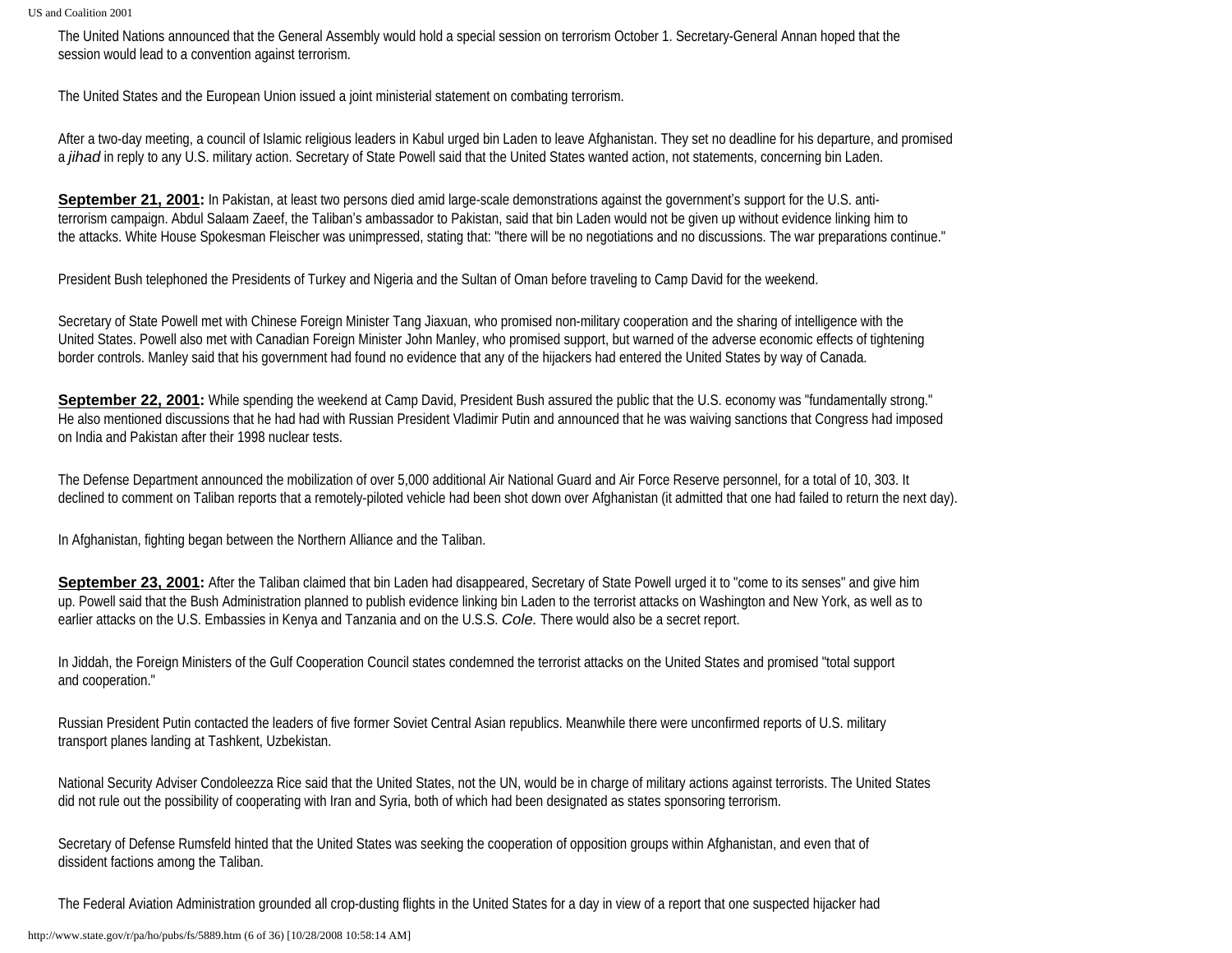The United Nations announced that the General Assembly would hold a special session on terrorism October 1. Secretary-General Annan hoped that the session would lead to a convention against terrorism.

The United States and the European Union issued a joint ministerial statement on combating terrorism.

After a two-day meeting, a council of Islamic religious leaders in Kabul urged bin Laden to leave Afghanistan. They set no deadline for his departure, and promised a *jihad* in reply to any U.S. military action. Secretary of State Powell said that the United States wanted action, not statements, concerning bin Laden.

**September 21, 2001:** In Pakistan, at least two persons died amid large-scale demonstrations against the government's support for the U.S. anti-terrorism campaign. Abdul Salaam Zaeef, the Taliban's ambassador to Pakistan, said that bin Laden would not be given up without evidence linking him to the attacks. White House Spokesman Fleischer was unimpressed, stating that: "there will be no negotiations and no discussions. The war preparations continue."

President Bush telephoned the Presidents of Turkey and Nigeria and the Sultan of Oman before traveling to Camp David for the weekend.

Secretary of State Powell met with Chinese Foreign Minister Tang Jiaxuan, who promised non-military cooperation and the sharing of intelligence with the United States. Powell also met with Canadian Foreign Minister John Manley, who promised support, but warned of the adverse economic effects of tightening border controls. Manley said that his government had found no evidence that any of the hijackers had entered the United States by way of Canada.

**September 22, 2001:** While spending the weekend at Camp David, President Bush assured the public that the U.S. economy was "fundamentally strong." He also mentioned discussions that he had had with Russian President Vladimir Putin and announced that he was waiving sanctions that Congress had imposed on India and Pakistan after their 1998 nuclear tests.

The Defense Department announced the mobilization of over 5,000 additional Air National Guard and Air Force Reserve personnel, for a total of 10, 303. It declined to comment on Taliban reports that a remotely-piloted vehicle had been shot down over Afghanistan (it admitted that one had failed to return the next day).

In Afghanistan, fighting began between the Northern Alliance and the Taliban.

**September 23, 2001:** After the Taliban claimed that bin Laden had disappeared, Secretary of State Powell urged it to "come to its senses" and give him up. Powell said that the Bush Administration planned to publish evidence linking bin Laden to the terrorist attacks on Washington and New York, as well as to earlier attacks on the U.S. Embassies in Kenya and Tanzania and on the U.S.S. *Cole.* There would also be a secret report.

In Jiddah, the Foreign Ministers of the Gulf Cooperation Council states condemned the terrorist attacks on the United States and promised "total support and cooperation."

Russian President Putin contacted the leaders of five former Soviet Central Asian republics. Meanwhile there were unconfirmed reports of U.S. military transport planes landing at Tashkent, Uzbekistan.

National Security Adviser Condoleezza Rice said that the United States, not the UN, would be in charge of military actions against terrorists. The United States did not rule out the possibility of cooperating with Iran and Syria, both of which had been designated as states sponsoring terrorism.

Secretary of Defense Rumsfeld hinted that the United States was seeking the cooperation of opposition groups within Afghanistan, and even that of dissident factions among the Taliban.

The Federal Aviation Administration grounded all crop-dusting flights in the United States for a day in view of a report that one suspected hijacker had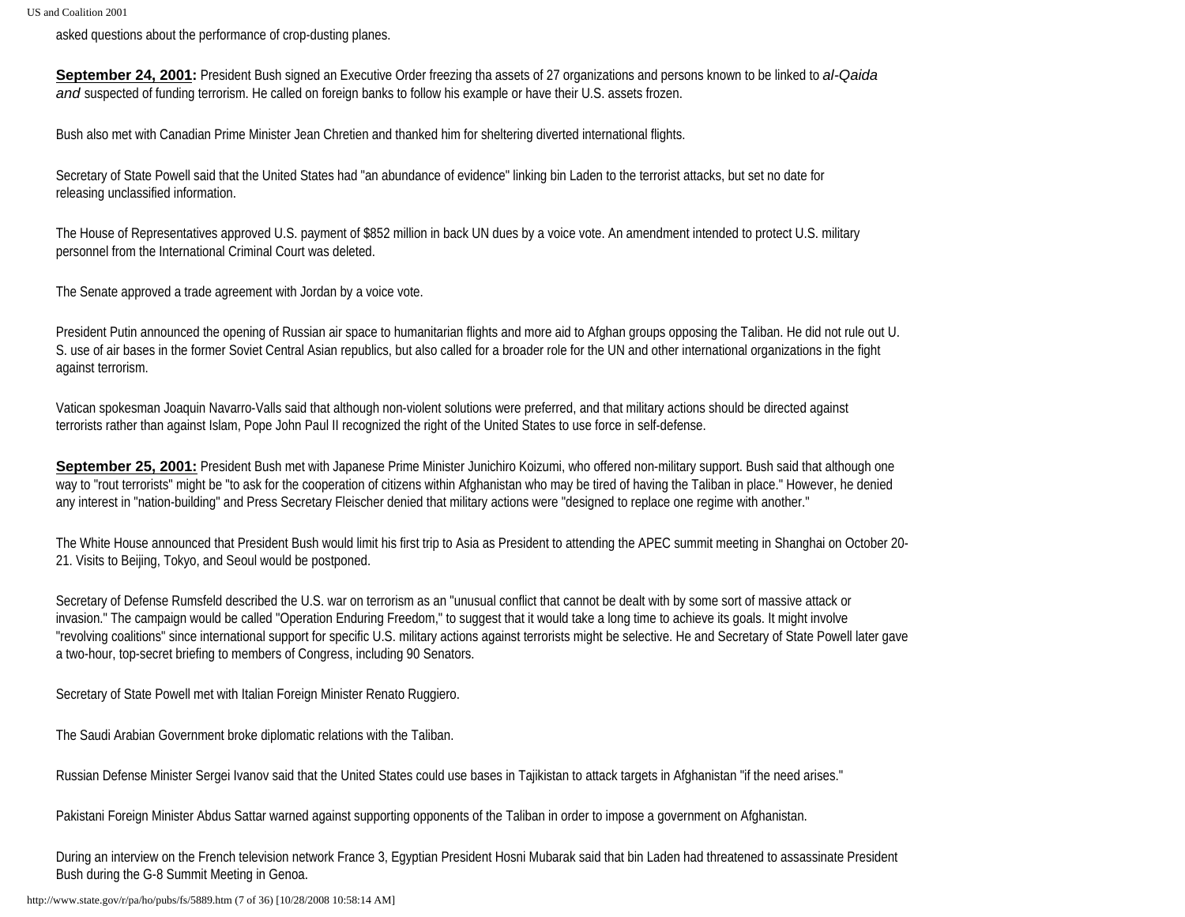asked questions about the performance of crop-dusting planes.

**September 24, 2001:** President Bush signed an Executive Order freezing tha assets of 27 organizations and persons known to be linked to *al-Qaida and* suspected of funding terrorism. He called on foreign banks to follow his example or have their U.S. assets frozen.

Bush also met with Canadian Prime Minister Jean Chretien and thanked him for sheltering diverted international flights.

Secretary of State Powell said that the United States had "an abundance of evidence" linking bin Laden to the terrorist attacks, but set no date for releasing unclassified information.

The House of Representatives approved U.S. payment of $852 million in back UN dues by a voice vote. An amendment intended to protect U.S. military personnel from the International Criminal Court was deleted.

The Senate approved a trade agreement with Jordan by a voice vote.

President Putin announced the opening of Russian air space to humanitarian flights and more aid to Afghan groups opposing the Taliban. He did not rule out U.S. use of air bases in the former Soviet Central Asian republics, but also called for a broader role for the UN and other international organizations in the fight against terrorism.

Vatican spokesman Joaquin Navarro-Valls said that although non-violent solutions were preferred, and that military actions should be directed against terrorists rather than against Islam, Pope John Paul II recognized the right of the United States to use force in self-defense.

**September 25, 2001:** President Bush met with Japanese Prime Minister Junichiro Koizumi, who offered non-military support. Bush said that although one way to "rout terrorists" might be "to ask for the cooperation of citizens within Afghanistan who may be tired of having the Taliban in place." However, he denied any interest in "nation-building" and Press Secretary Fleischer denied that military actions were "designed to replace one regime with another."

The White House announced that President Bush would limit his first trip to Asia as President to attending the APEC summit meeting in Shanghai on October 20-21. Visits to Beijing, Tokyo, and Seoul would be postponed.

Secretary of Defense Rumsfeld described the U.S. war on terrorism as an "unusual conflict that cannot be dealt with by some sort of massive attack or invasion." The campaign would be called "Operation Enduring Freedom," to suggest that it would take a long time to achieve its goals. It might involve "revolving coalitions" since international support for specific U.S. military actions against terrorists might be selective. He and Secretary of State Powell later gave a two-hour, top-secret briefing to members of Congress, including 90 Senators.

Secretary of State Powell met with Italian Foreign Minister Renato Ruggiero.

The Saudi Arabian Government broke diplomatic relations with the Taliban.

Russian Defense Minister Sergei Ivanov said that the United States could use bases in Tajikistan to attack targets in Afghanistan "if the need arises."

Pakistani Foreign Minister Abdus Sattar warned against supporting opponents of the Taliban in order to impose a government on Afghanistan.

During an interview on the French television network France 3, Egyptian President Hosni Mubarak said that bin Laden had threatened to assassinate President Bush during the G-8 Summit Meeting in Genoa.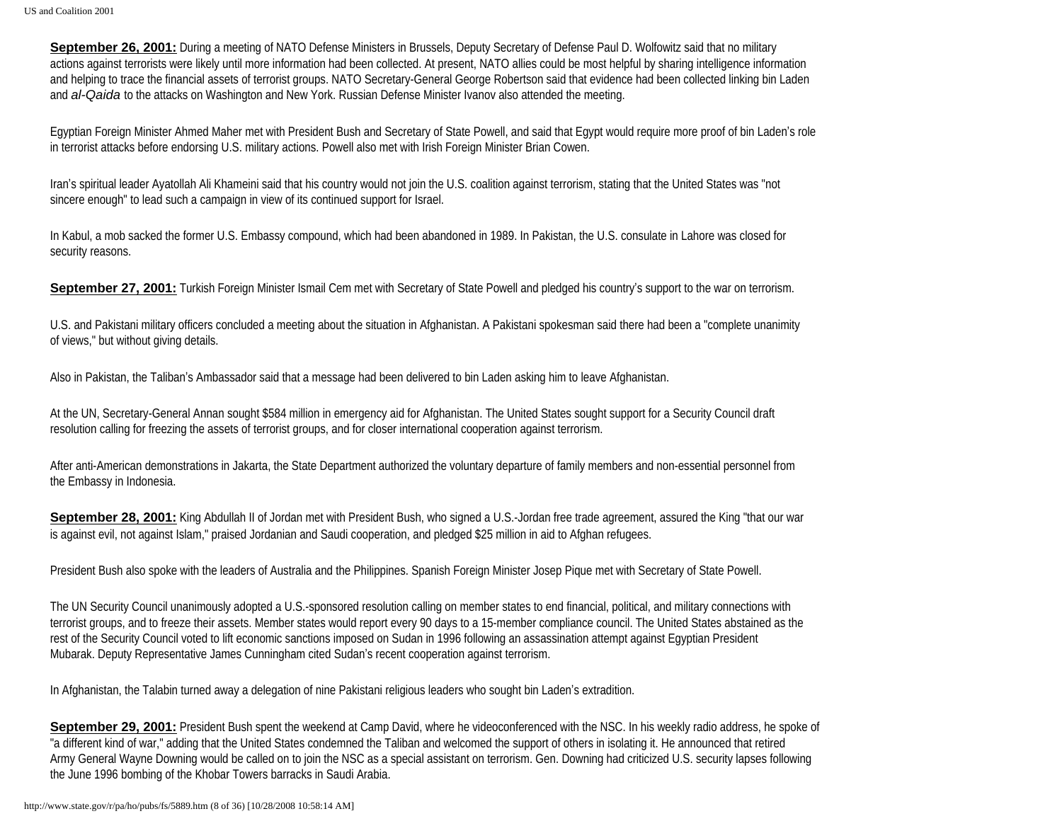**September 26, 2001:** During a meeting of NATO Defense Ministers in Brussels, Deputy Secretary of Defense Paul D. Wolfowitz said that no military actions against terrorists were likely until more information had been collected. At present, NATO allies could be most helpful by sharing intelligence information and helping to trace the financial assets of terrorist groups. NATO Secretary-General George Robertson said that evidence had been collected linking bin Laden and *al-Qaida* to the attacks on Washington and New York. Russian Defense Minister Ivanov also attended the meeting.

Egyptian Foreign Minister Ahmed Maher met with President Bush and Secretary of State Powell, and said that Egypt would require more proof of bin Laden's role in terrorist attacks before endorsing U.S. military actions. Powell also met with Irish Foreign Minister Brian Cowen.

Iran's spiritual leader Ayatollah Ali Khameini said that his country would not join the U.S. coalition against terrorism, stating that the United States was "not sincere enough" to lead such a campaign in view of its continued support for Israel.

In Kabul, a mob sacked the former U.S. Embassy compound, which had been abandoned in 1989. In Pakistan, the U.S. consulate in Lahore was closed for security reasons.

**September 27, 2001:** Turkish Foreign Minister Ismail Cem met with Secretary of State Powell and pledged his country's support to the war on terrorism.

U.S. and Pakistani military officers concluded a meeting about the situation in Afghanistan. A Pakistani spokesman said there had been a "complete unanimity of views," but without giving details.

Also in Pakistan, the Taliban's Ambassador said that a message had been delivered to bin Laden asking him to leave Afghanistan.

At the UN, Secretary-General Annan sought $584 million in emergency aid for Afghanistan. The United States sought support for a Security Council draft resolution calling for freezing the assets of terrorist groups, and for closer international cooperation against terrorism.

After anti-American demonstrations in Jakarta, the State Department authorized the voluntary departure of family members and non-essential personnel from the Embassy in Indonesia.

**September 28, 2001:** King Abdullah II of Jordan met with President Bush, who signed a U.S.-Jordan free trade agreement, assured the King "that our war is against evil, not against Islam," praised Jordanian and Saudi cooperation, and pledged $25 million in aid to Afghan refugees.

President Bush also spoke with the leaders of Australia and the Philippines. Spanish Foreign Minister Josep Pique met with Secretary of State Powell.

The UN Security Council unanimously adopted a U.S.-sponsored resolution calling on member states to end financial, political, and military connections with terrorist groups, and to freeze their assets. Member states would report every 90 days to a 15-member compliance council. The United States abstained as the rest of the Security Council voted to lift economic sanctions imposed on Sudan in 1996 following an assassination attempt against Egyptian President Mubarak. Deputy Representative James Cunningham cited Sudan's recent cooperation against terrorism.

In Afghanistan, the Talabin turned away a delegation of nine Pakistani religious leaders who sought bin Laden's extradition.

**September 29, 2001:** President Bush spent the weekend at Camp David, where he videoconferenced with the NSC. In his weekly radio address, he spoke of "a different kind of war," adding that the United States condemned the Taliban and welcomed the support of others in isolating it. He announced that retired Army General Wayne Downing would be called on to join the NSC as a special assistant on terrorism. Gen. Downing had criticized U.S. security lapses following the June 1996 bombing of the Khobar Towers barracks in Saudi Arabia.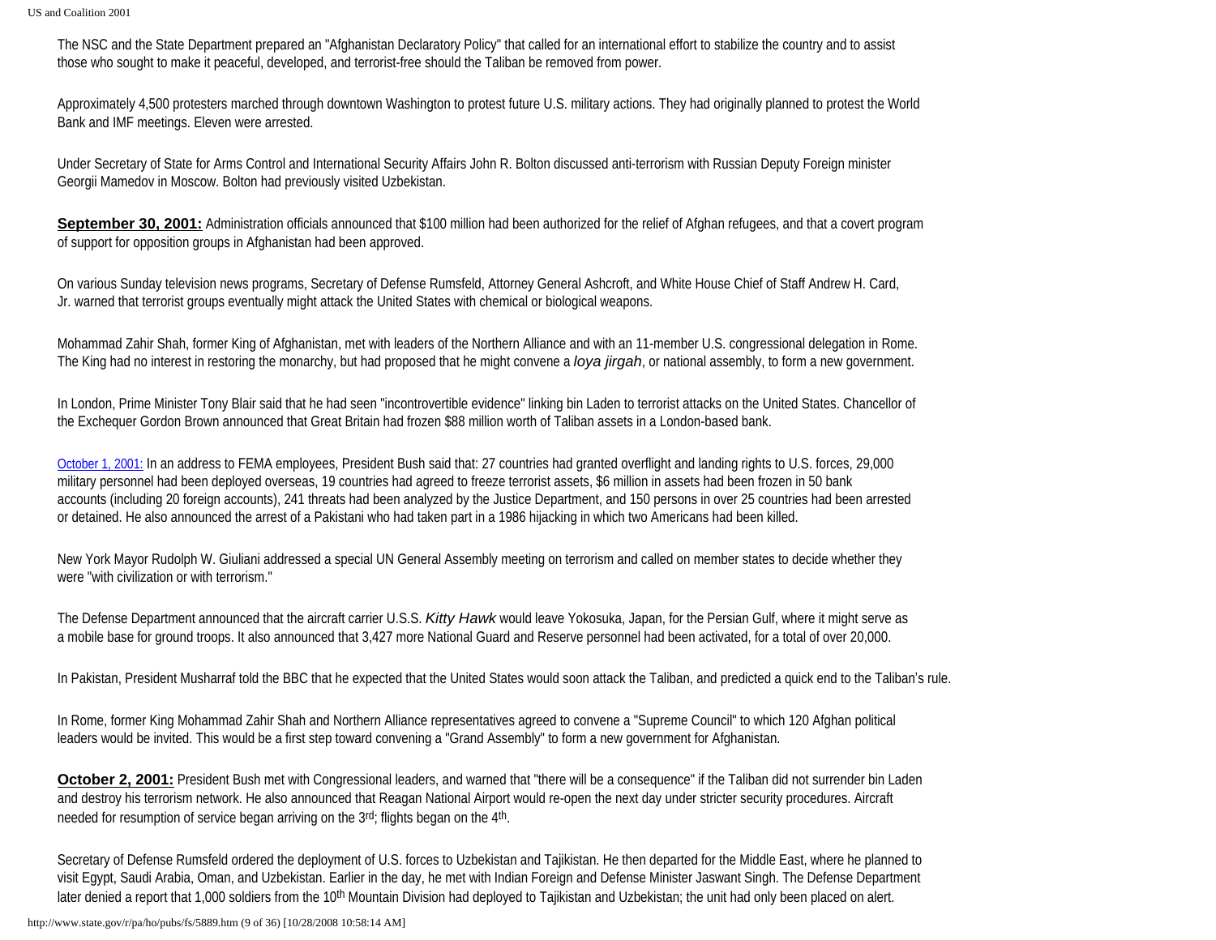The NSC and the State Department prepared an "Afghanistan Declaratory Policy" that called for an international effort to stabilize the country and to assist those who sought to make it peaceful, developed, and terrorist-free should the Taliban be removed from power.

Approximately 4,500 protesters marched through downtown Washington to protest future U.S. military actions. They had originally planned to protest the World Bank and IMF meetings. Eleven were arrested.

Under Secretary of State for Arms Control and International Security Affairs John R. Bolton discussed anti-terrorism with Russian Deputy Foreign minister Georgii Mamedov in Moscow. Bolton had previously visited Uzbekistan.

**September 30, 2001:** Administration officials announced that $100 million had been authorized for the relief of Afghan refugees, and that a covert program of support for opposition groups in Afghanistan had been approved.

On various Sunday television news programs, Secretary of Defense Rumsfeld, Attorney General Ashcroft, and White House Chief of Staff Andrew H. Card, Jr. warned that terrorist groups eventually might attack the United States with chemical or biological weapons.

Mohammad Zahir Shah, former King of Afghanistan, met with leaders of the Northern Alliance and with an 11-member U.S. congressional delegation in Rome. The King had no interest in restoring the monarchy, but had proposed that he might convene a *loya jirgah*, or national assembly, to form a new government.

In London, Prime Minister Tony Blair said that he had seen "incontrovertible evidence" linking bin Laden to terrorist attacks on the United States. Chancellor of the Exchequer Gordon Brown announced that Great Britain had frozen $88 million worth of Taliban assets in a London-based bank.

October 1, 2001: In an address to FEMA employees, President Bush said that: 27 countries had granted overflight and landing rights to U.S. forces, 29,000 military personnel had been deployed overseas, 19 countries had agreed to freeze terrorist assets, $6 million in assets had been frozen in 50 bank accounts (including 20 foreign accounts), 241 threats had been analyzed by the Justice Department, and 150 persons in over 25 countries had been arrested or detained. He also announced the arrest of a Pakistani who had taken part in a 1986 hijacking in which two Americans had been killed.

New York Mayor Rudolph W. Giuliani addressed a special UN General Assembly meeting on terrorism and called on member states to decide whether they were "with civilization or with terrorism."

The Defense Department announced that the aircraft carrier U.S.S. *Kitty Hawk* would leave Yokosuka, Japan, for the Persian Gulf, where it might serve as a mobile base for ground troops. It also announced that 3,427 more National Guard and Reserve personnel had been activated, for a total of over 20,000.

In Pakistan, President Musharraf told the BBC that he expected that the United States would soon attack the Taliban, and predicted a quick end to the Taliban's rule.

In Rome, former King Mohammad Zahir Shah and Northern Alliance representatives agreed to convene a "Supreme Council" to which 120 Afghan political leaders would be invited. This would be a first step toward convening a "Grand Assembly" to form a new government for Afghanistan.

**October 2, 2001:** President Bush met with Congressional leaders, and warned that "there will be a consequence" if the Taliban did not surrender bin Laden and destroy his terrorism network. He also announced that Reagan National Airport would re-open the next day under stricter security procedures. Aircraft needed for resumption of service began arriving on the 3rd; flights began on the 4th.

Secretary of Defense Rumsfeld ordered the deployment of U.S. forces to Uzbekistan and Tajikistan. He then departed for the Middle East, where he planned to visit Egypt, Saudi Arabia, Oman, and Uzbekistan. Earlier in the day, he met with Indian Foreign and Defense Minister Jaswant Singh. The Defense Department later denied a report that 1,000 soldiers from the 10th Mountain Division had deployed to Tajikistan and Uzbekistan; the unit had only been placed on alert.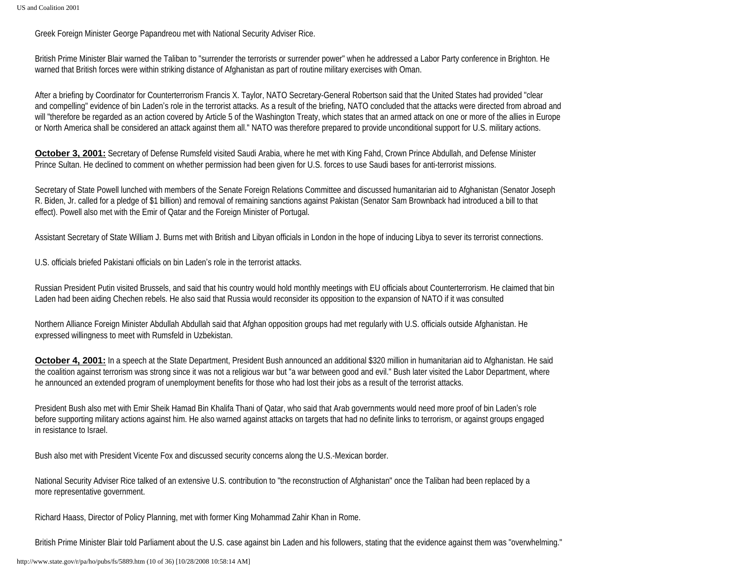Greek Foreign Minister George Papandreou met with National Security Adviser Rice.

British Prime Minister Blair warned the Taliban to "surrender the terrorists or surrender power" when he addressed a Labor Party conference in Brighton. He warned that British forces were within striking distance of Afghanistan as part of routine military exercises with Oman.

After a briefing by Coordinator for Counterterrorism Francis X. Taylor, NATO Secretary-General Robertson said that the United States had provided "clear and compelling" evidence of bin Laden's role in the terrorist attacks. As a result of the briefing, NATO concluded that the attacks were directed from abroad and will "therefore be regarded as an action covered by Article 5 of the Washington Treaty, which states that an armed attack on one or more of the allies in Europe or North America shall be considered an attack against them all." NATO was therefore prepared to provide unconditional support for U.S. military actions.

**October 3, 2001:** Secretary of Defense Rumsfeld visited Saudi Arabia, where he met with King Fahd, Crown Prince Abdullah, and Defense Minister Prince Sultan. He declined to comment on whether permission had been given for U.S. forces to use Saudi bases for anti-terrorist missions.

Secretary of State Powell lunched with members of the Senate Foreign Relations Committee and discussed humanitarian aid to Afghanistan (Senator Joseph R. Biden, Jr. called for a pledge of $1 billion) and removal of remaining sanctions against Pakistan (Senator Sam Brownback had introduced a bill to that effect). Powell also met with the Emir of Qatar and the Foreign Minister of Portugal.

Assistant Secretary of State William J. Burns met with British and Libyan officials in London in the hope of inducing Libya to sever its terrorist connections.

U.S. officials briefed Pakistani officials on bin Laden's role in the terrorist attacks.

Russian President Putin visited Brussels, and said that his country would hold monthly meetings with EU officials about Counterterrorism. He claimed that bin Laden had been aiding Chechen rebels. He also said that Russia would reconsider its opposition to the expansion of NATO if it was consulted

Northern Alliance Foreign Minister Abdullah Abdullah said that Afghan opposition groups had met regularly with U.S. officials outside Afghanistan. He expressed willingness to meet with Rumsfeld in Uzbekistan.

**October 4, 2001:** In a speech at the State Department, President Bush announced an additional $320 million in humanitarian aid to Afghanistan. He said the coalition against terrorism was strong since it was not a religious war but "a war between good and evil." Bush later visited the Labor Department, where he announced an extended program of unemployment benefits for those who had lost their jobs as a result of the terrorist attacks.

President Bush also met with Emir Sheik Hamad Bin Khalifa Thani of Qatar, who said that Arab governments would need more proof of bin Laden's role before supporting military actions against him. He also warned against attacks on targets that had no definite links to terrorism, or against groups engaged in resistance to Israel.

Bush also met with President Vicente Fox and discussed security concerns along the U.S.-Mexican border.

National Security Adviser Rice talked of an extensive U.S. contribution to "the reconstruction of Afghanistan" once the Taliban had been replaced by a more representative government.

Richard Haass, Director of Policy Planning, met with former King Mohammad Zahir Khan in Rome.

British Prime Minister Blair told Parliament about the U.S. case against bin Laden and his followers, stating that the evidence against them was "overwhelming."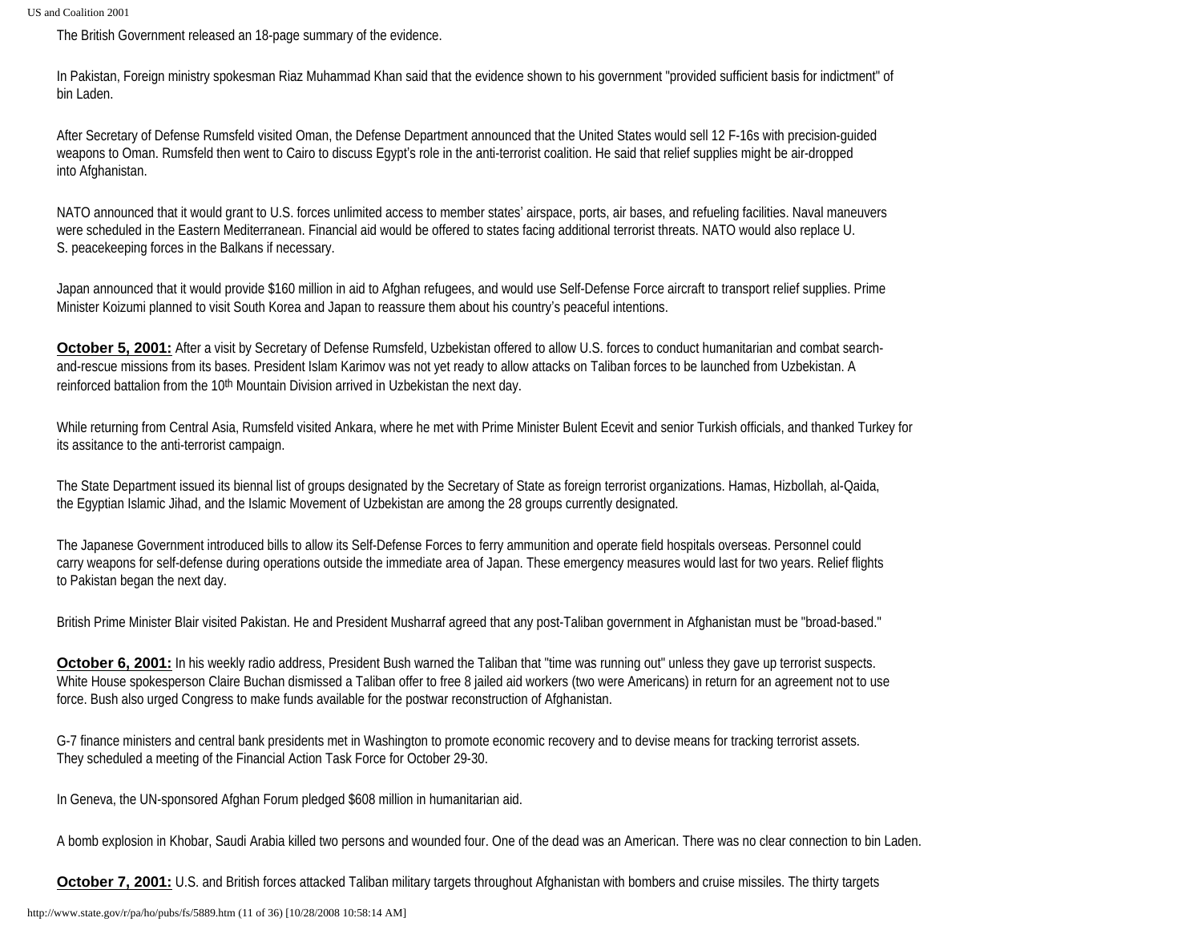The British Government released an 18-page summary of the evidence.

In Pakistan, Foreign ministry spokesman Riaz Muhammad Khan said that the evidence shown to his government "provided sufficient basis for indictment" of bin Laden.

After Secretary of Defense Rumsfeld visited Oman, the Defense Department announced that the United States would sell 12 F-16s with precision-guided weapons to Oman. Rumsfeld then went to Cairo to discuss Egypt's role in the anti-terrorist coalition. He said that relief supplies might be air-dropped into Afghanistan.

NATO announced that it would grant to U.S. forces unlimited access to member states' airspace, ports, air bases, and refueling facilities. Naval maneuvers were scheduled in the Eastern Mediterranean. Financial aid would be offered to states facing additional terrorist threats. NATO would also replace U. S. peacekeeping forces in the Balkans if necessary.

Japan announced that it would provide $160 million in aid to Afghan refugees, and would use Self-Defense Force aircraft to transport relief supplies. Prime Minister Koizumi planned to visit South Korea and Japan to reassure them about his country's peaceful intentions.

**October 5, 2001:** After a visit by Secretary of Defense Rumsfeld, Uzbekistan offered to allow U.S. forces to conduct humanitarian and combat search-and-rescue missions from its bases. President Islam Karimov was not yet ready to allow attacks on Taliban forces to be launched from Uzbekistan. A reinforced battalion from the 10th Mountain Division arrived in Uzbekistan the next day.

While returning from Central Asia, Rumsfeld visited Ankara, where he met with Prime Minister Bulent Ecevit and senior Turkish officials, and thanked Turkey for its assitance to the anti-terrorist campaign.

The State Department issued its biennal list of groups designated by the Secretary of State as foreign terrorist organizations. Hamas, Hizbollah, al-Qaida, the Egyptian Islamic Jihad, and the Islamic Movement of Uzbekistan are among the 28 groups currently designated.

The Japanese Government introduced bills to allow its Self-Defense Forces to ferry ammunition and operate field hospitals overseas. Personnel could carry weapons for self-defense during operations outside the immediate area of Japan. These emergency measures would last for two years. Relief flights to Pakistan began the next day.

British Prime Minister Blair visited Pakistan. He and President Musharraf agreed that any post-Taliban government in Afghanistan must be "broad-based."

**October 6, 2001:** In his weekly radio address, President Bush warned the Taliban that "time was running out" unless they gave up terrorist suspects. White House spokesperson Claire Buchan dismissed a Taliban offer to free 8 jailed aid workers (two were Americans) in return for an agreement not to use force. Bush also urged Congress to make funds available for the postwar reconstruction of Afghanistan.

G-7 finance ministers and central bank presidents met in Washington to promote economic recovery and to devise means for tracking terrorist assets. They scheduled a meeting of the Financial Action Task Force for October 29-30.

In Geneva, the UN-sponsored Afghan Forum pledged $608 million in humanitarian aid.

A bomb explosion in Khobar, Saudi Arabia killed two persons and wounded four. One of the dead was an American. There was no clear connection to bin Laden.

**October 7, 2001:** U.S. and British forces attacked Taliban military targets throughout Afghanistan with bombers and cruise missiles. The thirty targets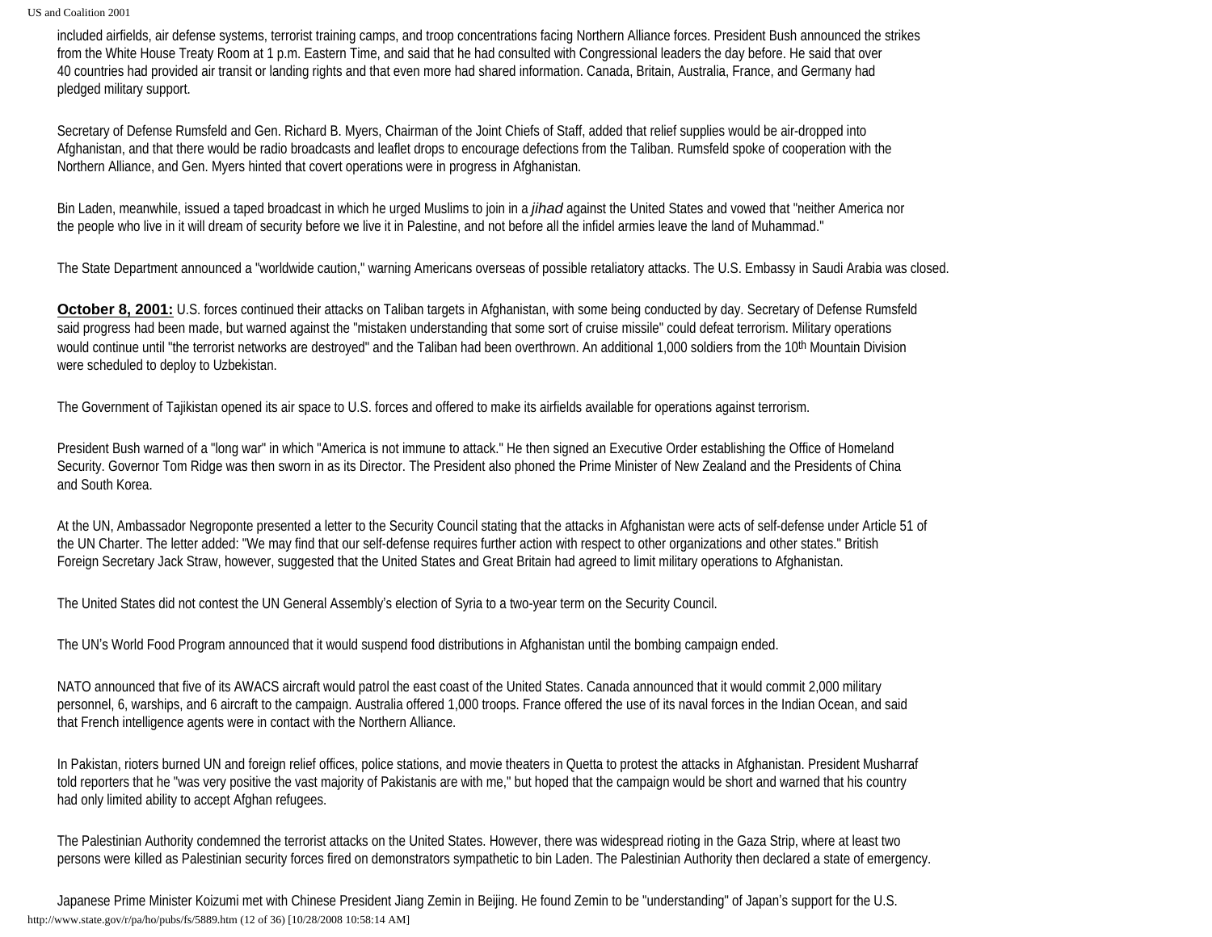included airfields, air defense systems, terrorist training camps, and troop concentrations facing Northern Alliance forces. President Bush announced the strikes from the White House Treaty Room at 1 p.m. Eastern Time, and said that he had consulted with Congressional leaders the day before. He said that over 40 countries had provided air transit or landing rights and that even more had shared information. Canada, Britain, Australia, France, and Germany had pledged military support.

Secretary of Defense Rumsfeld and Gen. Richard B. Myers, Chairman of the Joint Chiefs of Staff, added that relief supplies would be air-dropped into Afghanistan, and that there would be radio broadcasts and leaflet drops to encourage defections from the Taliban. Rumsfeld spoke of cooperation with the Northern Alliance, and Gen. Myers hinted that covert operations were in progress in Afghanistan.

Bin Laden, meanwhile, issued a taped broadcast in which he urged Muslims to join in a *jihad* against the United States and vowed that "neither America nor the people who live in it will dream of security before we live it in Palestine, and not before all the infidel armies leave the land of Muhammad."

The State Department announced a "worldwide caution," warning Americans overseas of possible retaliatory attacks. The U.S. Embassy in Saudi Arabia was closed.

**October 8, 2001:** U.S. forces continued their attacks on Taliban targets in Afghanistan, with some being conducted by day. Secretary of Defense Rumsfeld said progress had been made, but warned against the "mistaken understanding that some sort of cruise missile" could defeat terrorism. Military operations would continue until "the terrorist networks are destroyed" and the Taliban had been overthrown. An additional 1,000 soldiers from the 10th Mountain Division were scheduled to deploy to Uzbekistan.

The Government of Tajikistan opened its air space to U.S. forces and offered to make its airfields available for operations against terrorism.

President Bush warned of a "long war" in which "America is not immune to attack." He then signed an Executive Order establishing the Office of Homeland Security. Governor Tom Ridge was then sworn in as its Director. The President also phoned the Prime Minister of New Zealand and the Presidents of China and South Korea.

At the UN, Ambassador Negroponte presented a letter to the Security Council stating that the attacks in Afghanistan were acts of self-defense under Article 51 of the UN Charter. The letter added: "We may find that our self-defense requires further action with respect to other organizations and other states." British Foreign Secretary Jack Straw, however, suggested that the United States and Great Britain had agreed to limit military operations to Afghanistan.

The United States did not contest the UN General Assembly's election of Syria to a two-year term on the Security Council.

The UN's World Food Program announced that it would suspend food distributions in Afghanistan until the bombing campaign ended.

NATO announced that five of its AWACS aircraft would patrol the east coast of the United States. Canada announced that it would commit 2,000 military personnel, 6, warships, and 6 aircraft to the campaign. Australia offered 1,000 troops. France offered the use of its naval forces in the Indian Ocean, and said that French intelligence agents were in contact with the Northern Alliance.

In Pakistan, rioters burned UN and foreign relief offices, police stations, and movie theaters in Quetta to protest the attacks in Afghanistan. President Musharraf told reporters that he "was very positive the vast majority of Pakistanis are with me," but hoped that the campaign would be short and warned that his country had only limited ability to accept Afghan refugees.

The Palestinian Authority condemned the terrorist attacks on the United States. However, there was widespread rioting in the Gaza Strip, where at least two persons were killed as Palestinian security forces fired on demonstrators sympathetic to bin Laden. The Palestinian Authority then declared a state of emergency.

Japanese Prime Minister Koizumi met with Chinese President Jiang Zemin in Beijing. He found Zemin to be "understanding" of Japan's support for the U.S.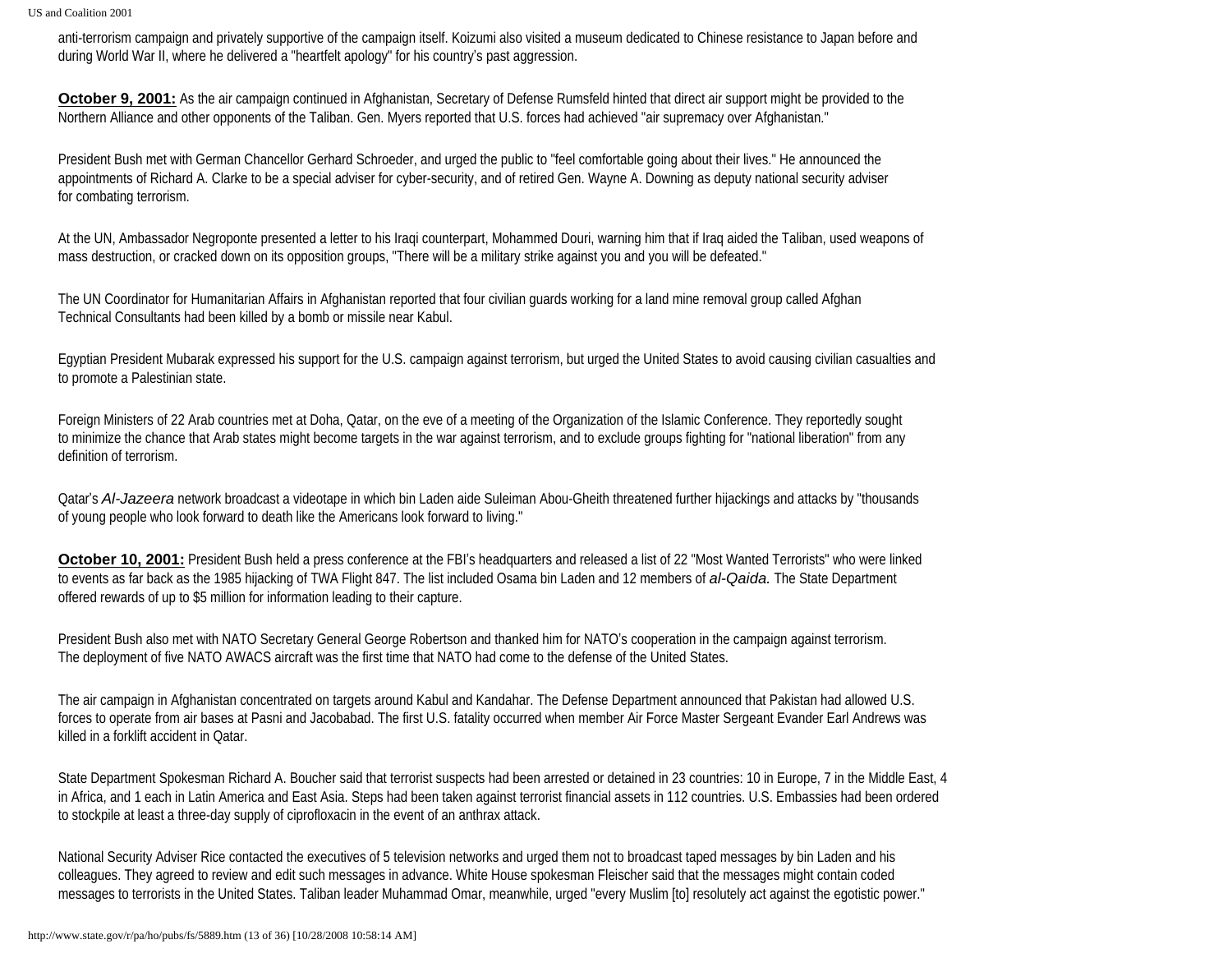anti-terrorism campaign and privately supportive of the campaign itself. Koizumi also visited a museum dedicated to Chinese resistance to Japan before and during World War II, where he delivered a "heartfelt apology" for his country's past aggression.

**October 9, 2001:** As the air campaign continued in Afghanistan, Secretary of Defense Rumsfeld hinted that direct air support might be provided to the Northern Alliance and other opponents of the Taliban. Gen. Myers reported that U.S. forces had achieved "air supremacy over Afghanistan."

President Bush met with German Chancellor Gerhard Schroeder, and urged the public to "feel comfortable going about their lives." He announced the appointments of Richard A. Clarke to be a special adviser for cyber-security, and of retired Gen. Wayne A. Downing as deputy national security adviser for combating terrorism.

At the UN, Ambassador Negroponte presented a letter to his Iraqi counterpart, Mohammed Douri, warning him that if Iraq aided the Taliban, used weapons of mass destruction, or cracked down on its opposition groups, "There will be a military strike against you and you will be defeated."

The UN Coordinator for Humanitarian Affairs in Afghanistan reported that four civilian guards working for a land mine removal group called Afghan Technical Consultants had been killed by a bomb or missile near Kabul.

Egyptian President Mubarak expressed his support for the U.S. campaign against terrorism, but urged the United States to avoid causing civilian casualties and to promote a Palestinian state.

Foreign Ministers of 22 Arab countries met at Doha, Qatar, on the eve of a meeting of the Organization of the Islamic Conference. They reportedly sought to minimize the chance that Arab states might become targets in the war against terrorism, and to exclude groups fighting for "national liberation" from any definition of terrorism.

Qatar's *Al-Jazeera* network broadcast a videotape in which bin Laden aide Suleiman Abou-Gheith threatened further hijackings and attacks by "thousands of young people who look forward to death like the Americans look forward to living."

**October 10, 2001:** President Bush held a press conference at the FBI's headquarters and released a list of 22 "Most Wanted Terrorists" who were linked to events as far back as the 1985 hijacking of TWA Flight 847. The list included Osama bin Laden and 12 members of *al-Qaida.* The State Department offered rewards of up to $5 million for information leading to their capture.

President Bush also met with NATO Secretary General George Robertson and thanked him for NATO's cooperation in the campaign against terrorism. The deployment of five NATO AWACS aircraft was the first time that NATO had come to the defense of the United States.

The air campaign in Afghanistan concentrated on targets around Kabul and Kandahar. The Defense Department announced that Pakistan had allowed U.S. forces to operate from air bases at Pasni and Jacobabad. The first U.S. fatality occurred when member Air Force Master Sergeant Evander Earl Andrews was killed in a forklift accident in Qatar.

State Department Spokesman Richard A. Boucher said that terrorist suspects had been arrested or detained in 23 countries: 10 in Europe, 7 in the Middle East, 4 in Africa, and 1 each in Latin America and East Asia. Steps had been taken against terrorist financial assets in 112 countries. U.S. Embassies had been ordered to stockpile at least a three-day supply of ciprofloxacin in the event of an anthrax attack.

National Security Adviser Rice contacted the executives of 5 television networks and urged them not to broadcast taped messages by bin Laden and his colleagues. They agreed to review and edit such messages in advance. White House spokesman Fleischer said that the messages might contain coded messages to terrorists in the United States. Taliban leader Muhammad Omar, meanwhile, urged "every Muslim [to] resolutely act against the egotistic power."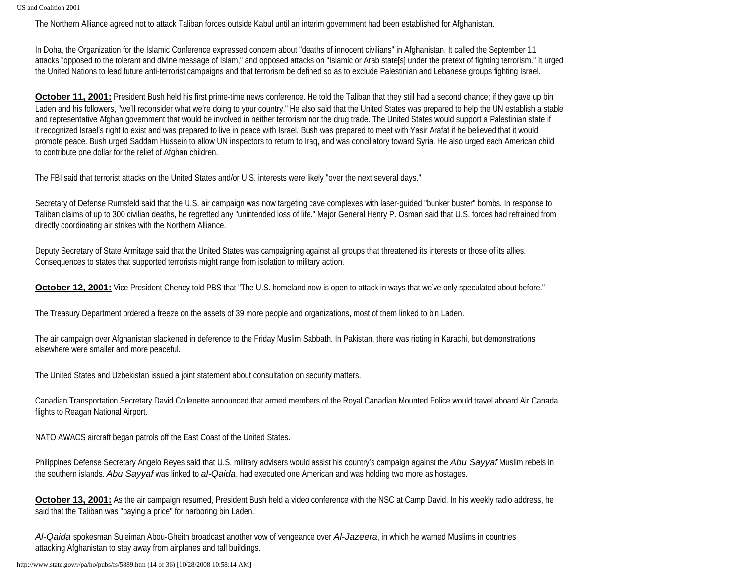The Northern Alliance agreed not to attack Taliban forces outside Kabul until an interim government had been established for Afghanistan.

In Doha, the Organization for the Islamic Conference expressed concern about "deaths of innocent civilians" in Afghanistan. It called the September 11 attacks "opposed to the tolerant and divine message of Islam," and opposed attacks on "Islamic or Arab state[s] under the pretext of fighting terrorism." It urged the United Nations to lead future anti-terrorist campaigns and that terrorism be defined so as to exclude Palestinian and Lebanese groups fighting Israel.

**October 11, 2001:** President Bush held his first prime-time news conference. He told the Taliban that they still had a second chance; if they gave up bin Laden and his followers, "we'll reconsider what we're doing to your country." He also said that the United States was prepared to help the UN establish a stable and representative Afghan government that would be involved in neither terrorism nor the drug trade. The United States would support a Palestinian state if it recognized Israel's right to exist and was prepared to live in peace with Israel. Bush was prepared to meet with Yasir Arafat if he believed that it would promote peace. Bush urged Saddam Hussein to allow UN inspectors to return to Iraq, and was conciliatory toward Syria. He also urged each American child to contribute one dollar for the relief of Afghan children.

The FBI said that terrorist attacks on the United States and/or U.S. interests were likely "over the next several days."

Secretary of Defense Rumsfeld said that the U.S. air campaign was now targeting cave complexes with laser-guided "bunker buster" bombs. In response to Taliban claims of up to 300 civilian deaths, he regretted any "unintended loss of life." Major General Henry P. Osman said that U.S. forces had refrained from directly coordinating air strikes with the Northern Alliance.

Deputy Secretary of State Armitage said that the United States was campaigning against all groups that threatened its interests or those of its allies. Consequences to states that supported terrorists might range from isolation to military action.

**October 12, 2001:** Vice President Cheney told PBS that "The U.S. homeland now is open to attack in ways that we've only speculated about before."

The Treasury Department ordered a freeze on the assets of 39 more people and organizations, most of them linked to bin Laden.

The air campaign over Afghanistan slackened in deference to the Friday Muslim Sabbath. In Pakistan, there was rioting in Karachi, but demonstrations elsewhere were smaller and more peaceful.

The United States and Uzbekistan issued a joint statement about consultation on security matters.

Canadian Transportation Secretary David Collenette announced that armed members of the Royal Canadian Mounted Police would travel aboard Air Canada flights to Reagan National Airport.

NATO AWACS aircraft began patrols off the East Coast of the United States.

Philippines Defense Secretary Angelo Reyes said that U.S. military advisers would assist his country's campaign against the *Abu Sayyaf* Muslim rebels in the southern islands. *Abu Sayyaf* was linked to *al-Qaida*, had executed one American and was holding two more as hostages.

**October 13, 2001:** As the air campaign resumed, President Bush held a video conference with the NSC at Camp David. In his weekly radio address, he said that the Taliban was "paying a price" for harboring bin Laden.

*Al-Qaida* spokesman Suleiman Abou-Gheith broadcast another vow of vengeance over *Al-Jazeera*, in which he warned Muslims in countries attacking Afghanistan to stay away from airplanes and tall buildings.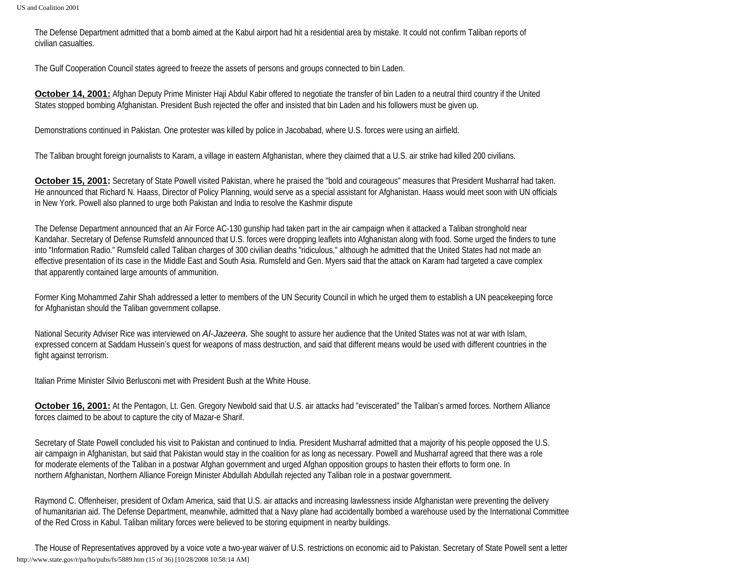The Defense Department admitted that a bomb aimed at the Kabul airport had hit a residential area by mistake. It could not confirm Taliban reports of civilian casualties.

The Gulf Cooperation Council states agreed to freeze the assets of persons and groups connected to bin Laden.

**October 14, 2001:** Afghan Deputy Prime Minister Haji Abdul Kabir offered to negotiate the transfer of bin Laden to a neutral third country if the United States stopped bombing Afghanistan. President Bush rejected the offer and insisted that bin Laden and his followers must be given up.

Demonstrations continued in Pakistan. One protester was killed by police in Jacobabad, where U.S. forces were using an airfield.

The Taliban brought foreign journalists to Karam, a village in eastern Afghanistan, where they claimed that a U.S. air strike had killed 200 civilians.

**October 15, 2001:** Secretary of State Powell visited Pakistan, where he praised the "bold and courageous" measures that President Musharraf had taken. He announced that Richard N. Haass, Director of Policy Planning, would serve as a special assistant for Afghanistan. Haass would meet soon with UN officials in New York. Powell also planned to urge both Pakistan and India to resolve the Kashmir dispute

The Defense Department announced that an Air Force AC-130 gunship had taken part in the air campaign when it attacked a Taliban stronghold near Kandahar. Secretary of Defense Rumsfeld announced that U.S. forces were dropping leaflets into Afghanistan along with food. Some urged the finders to tune into "Information Radio." Rumsfeld called Taliban charges of 300 civilian deaths "ridiculous," although he admitted that the United States had not made an effective presentation of its case in the Middle East and South Asia. Rumsfeld and Gen. Myers said that the attack on Karam had targeted a cave complex that apparently contained large amounts of ammunition.

Former King Mohammed Zahir Shah addressed a letter to members of the UN Security Council in which he urged them to establish a UN peacekeeping force for Afghanistan should the Taliban government collapse.

National Security Adviser Rice was interviewed on *Al-Jazeera.* She sought to assure her audience that the United States was not at war with Islam, expressed concern at Saddam Hussein's quest for weapons of mass destruction, and said that different means would be used with different countries in the fight against terrorism.

Italian Prime Minister Silvio Berlusconi met with President Bush at the White House.

**October 16, 2001:** At the Pentagon, Lt. Gen. Gregory Newbold said that U.S. air attacks had "eviscerated" the Taliban's armed forces. Northern Alliance forces claimed to be about to capture the city of Mazar-e Sharif.

Secretary of State Powell concluded his visit to Pakistan and continued to India. President Musharraf admitted that a majority of his people opposed the U.S. air campaign in Afghanistan, but said that Pakistan would stay in the coalition for as long as necessary. Powell and Musharraf agreed that there was a role for moderate elements of the Taliban in a postwar Afghan government and urged Afghan opposition groups to hasten their efforts to form one. In northern Afghanistan, Northern Alliance Foreign Minister Abdullah Abdullah rejected any Taliban role in a postwar government.

Raymond C. Offenheiser, president of Oxfam America, said that U.S. air attacks and increasing lawlessness inside Afghanistan were preventing the delivery of humanitarian aid. The Defense Department, meanwhile, admitted that a Navy plane had accidentally bombed a warehouse used by the International Committee of the Red Cross in Kabul. Taliban military forces were believed to be storing equipment in nearby buildings.

The House of Representatives approved by a voice vote a two-year waiver of U.S. restrictions on economic aid to Pakistan. Secretary of State Powell sent a letter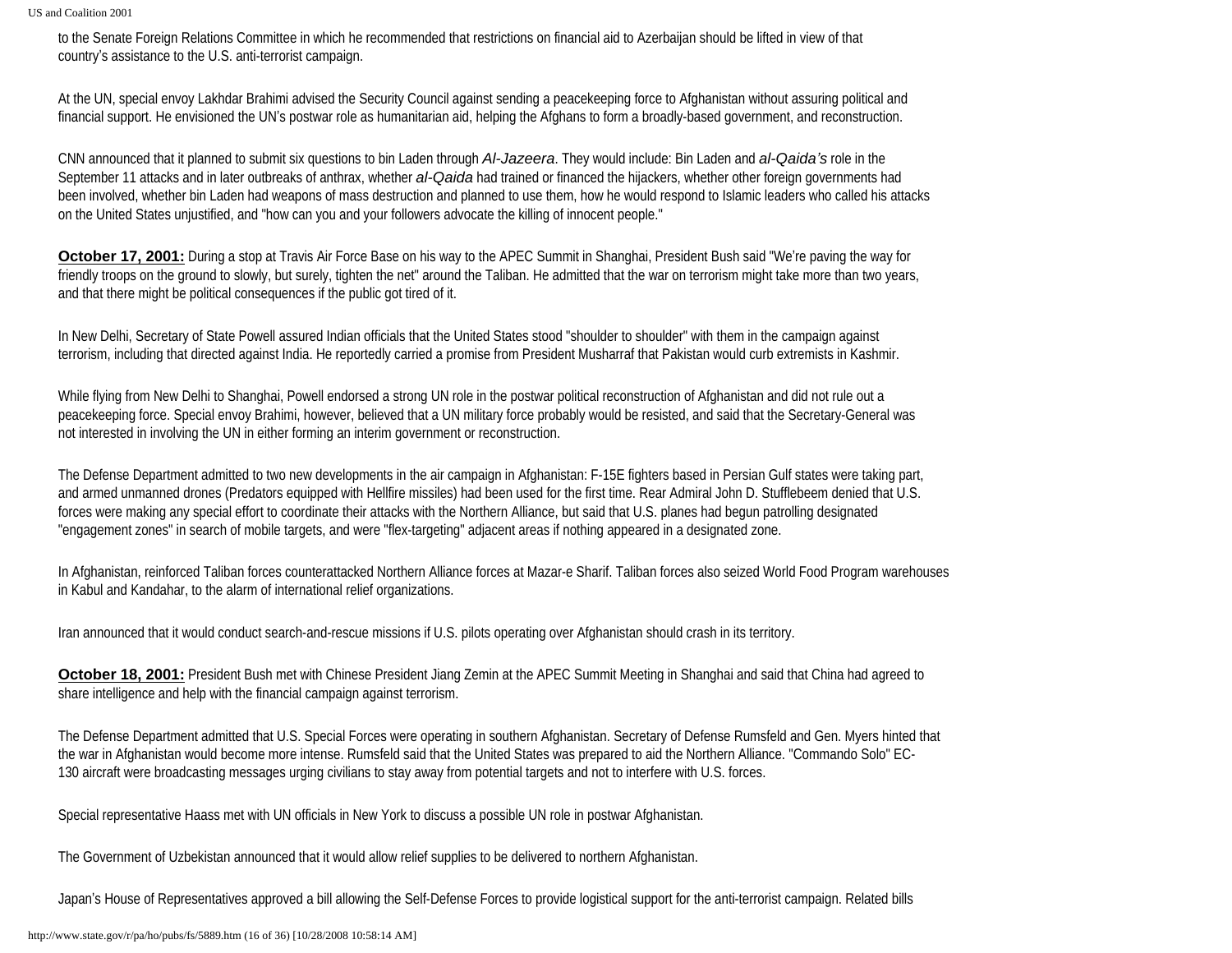to the Senate Foreign Relations Committee in which he recommended that restrictions on financial aid to Azerbaijan should be lifted in view of that country's assistance to the U.S. anti-terrorist campaign.

At the UN, special envoy Lakhdar Brahimi advised the Security Council against sending a peacekeeping force to Afghanistan without assuring political and financial support. He envisioned the UN's postwar role as humanitarian aid, helping the Afghans to form a broadly-based government, and reconstruction.

CNN announced that it planned to submit six questions to bin Laden through *Al-Jazeera*. They would include: Bin Laden and *al-Qaida's* role in the September 11 attacks and in later outbreaks of anthrax, whether *al-Qaida* had trained or financed the hijackers, whether other foreign governments had been involved, whether bin Laden had weapons of mass destruction and planned to use them, how he would respond to Islamic leaders who called his attacks on the United States unjustified, and "how can you and your followers advocate the killing of innocent people."

**October 17, 2001:** During a stop at Travis Air Force Base on his way to the APEC Summit in Shanghai, President Bush said "We're paving the way for friendly troops on the ground to slowly, but surely, tighten the net" around the Taliban. He admitted that the war on terrorism might take more than two years, and that there might be political consequences if the public got tired of it.

In New Delhi, Secretary of State Powell assured Indian officials that the United States stood "shoulder to shoulder" with them in the campaign against terrorism, including that directed against India. He reportedly carried a promise from President Musharraf that Pakistan would curb extremists in Kashmir.

While flying from New Delhi to Shanghai, Powell endorsed a strong UN role in the postwar political reconstruction of Afghanistan and did not rule out a peacekeeping force. Special envoy Brahimi, however, believed that a UN military force probably would be resisted, and said that the Secretary-General was not interested in involving the UN in either forming an interim government or reconstruction.

The Defense Department admitted to two new developments in the air campaign in Afghanistan: F-15E fighters based in Persian Gulf states were taking part, and armed unmanned drones (Predators equipped with Hellfire missiles) had been used for the first time. Rear Admiral John D. Stufflebeem denied that U.S. forces were making any special effort to coordinate their attacks with the Northern Alliance, but said that U.S. planes had begun patrolling designated "engagement zones" in search of mobile targets, and were "flex-targeting" adjacent areas if nothing appeared in a designated zone.

In Afghanistan, reinforced Taliban forces counterattacked Northern Alliance forces at Mazar-e Sharif. Taliban forces also seized World Food Program warehouses in Kabul and Kandahar, to the alarm of international relief organizations.

Iran announced that it would conduct search-and-rescue missions if U.S. pilots operating over Afghanistan should crash in its territory.

**October 18, 2001:** President Bush met with Chinese President Jiang Zemin at the APEC Summit Meeting in Shanghai and said that China had agreed to share intelligence and help with the financial campaign against terrorism.

The Defense Department admitted that U.S. Special Forces were operating in southern Afghanistan. Secretary of Defense Rumsfeld and Gen. Myers hinted that the war in Afghanistan would become more intense. Rumsfeld said that the United States was prepared to aid the Northern Alliance. "Commando Solo" EC-130 aircraft were broadcasting messages urging civilians to stay away from potential targets and not to interfere with U.S. forces.

Special representative Haass met with UN officials in New York to discuss a possible UN role in postwar Afghanistan.

The Government of Uzbekistan announced that it would allow relief supplies to be delivered to northern Afghanistan.

Japan's House of Representatives approved a bill allowing the Self-Defense Forces to provide logistical support for the anti-terrorist campaign. Related bills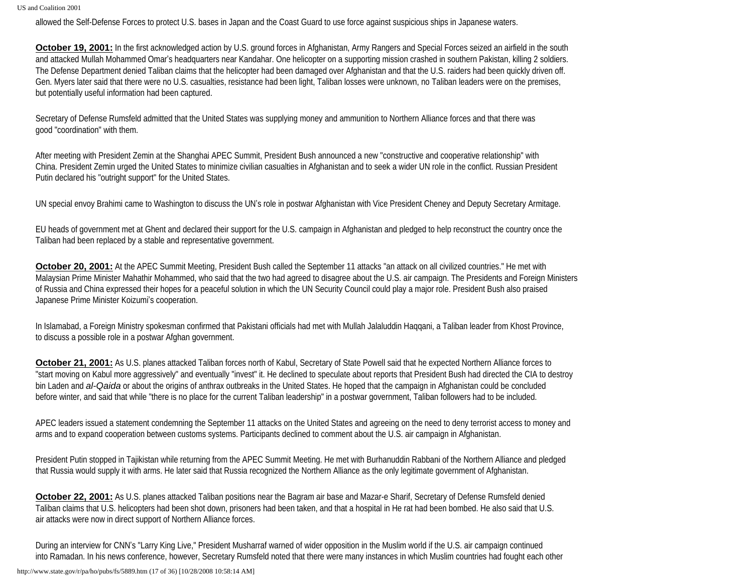allowed the Self-Defense Forces to protect U.S. bases in Japan and the Coast Guard to use force against suspicious ships in Japanese waters.

**October 19, 2001:** In the first acknowledged action by U.S. ground forces in Afghanistan, Army Rangers and Special Forces seized an airfield in the south and attacked Mullah Mohammed Omar's headquarters near Kandahar. One helicopter on a supporting mission crashed in southern Pakistan, killing 2 soldiers. The Defense Department denied Taliban claims that the helicopter had been damaged over Afghanistan and that the U.S. raiders had been quickly driven off. Gen. Myers later said that there were no U.S. casualties, resistance had been light, Taliban losses were unknown, no Taliban leaders were on the premises, but potentially useful information had been captured.

Secretary of Defense Rumsfeld admitted that the United States was supplying money and ammunition to Northern Alliance forces and that there was good "coordination" with them.

After meeting with President Zemin at the Shanghai APEC Summit, President Bush announced a new "constructive and cooperative relationship" with China. President Zemin urged the United States to minimize civilian casualties in Afghanistan and to seek a wider UN role in the conflict. Russian President Putin declared his "outright support" for the United States.

UN special envoy Brahimi came to Washington to discuss the UN's role in postwar Afghanistan with Vice President Cheney and Deputy Secretary Armitage.

EU heads of government met at Ghent and declared their support for the U.S. campaign in Afghanistan and pledged to help reconstruct the country once the Taliban had been replaced by a stable and representative government.

**October 20, 2001:** At the APEC Summit Meeting, President Bush called the September 11 attacks "an attack on all civilized countries." He met with Malaysian Prime Minister Mahathir Mohammed, who said that the two had agreed to disagree about the U.S. air campaign. The Presidents and Foreign Ministers of Russia and China expressed their hopes for a peaceful solution in which the UN Security Council could play a major role. President Bush also praised Japanese Prime Minister Koizumi's cooperation.

In Islamabad, a Foreign Ministry spokesman confirmed that Pakistani officials had met with Mullah Jalaluddin Haqqani, a Taliban leader from Khost Province, to discuss a possible role in a postwar Afghan government.

**October 21, 2001:** As U.S. planes attacked Taliban forces north of Kabul, Secretary of State Powell said that he expected Northern Alliance forces to "start moving on Kabul more aggressively" and eventually "invest" it. He declined to speculate about reports that President Bush had directed the CIA to destroy bin Laden and *al-Qaida* or about the origins of anthrax outbreaks in the United States. He hoped that the campaign in Afghanistan could be concluded before winter, and said that while "there is no place for the current Taliban leadership" in a postwar government, Taliban followers had to be included.

APEC leaders issued a statement condemning the September 11 attacks on the United States and agreeing on the need to deny terrorist access to money and arms and to expand cooperation between customs systems. Participants declined to comment about the U.S. air campaign in Afghanistan.

President Putin stopped in Tajikistan while returning from the APEC Summit Meeting. He met with Burhanuddin Rabbani of the Northern Alliance and pledged that Russia would supply it with arms. He later said that Russia recognized the Northern Alliance as the only legitimate government of Afghanistan.

**October 22, 2001:** As U.S. planes attacked Taliban positions near the Bagram air base and Mazar-e Sharif, Secretary of Defense Rumsfeld denied Taliban claims that U.S. helicopters had been shot down, prisoners had been taken, and that a hospital in He rat had been bombed. He also said that U.S. air attacks were now in direct support of Northern Alliance forces.

During an interview for CNN's "Larry King Live," President Musharraf warned of wider opposition in the Muslim world if the U.S. air campaign continued into Ramadan. In his news conference, however, Secretary Rumsfeld noted that there were many instances in which Muslim countries had fought each other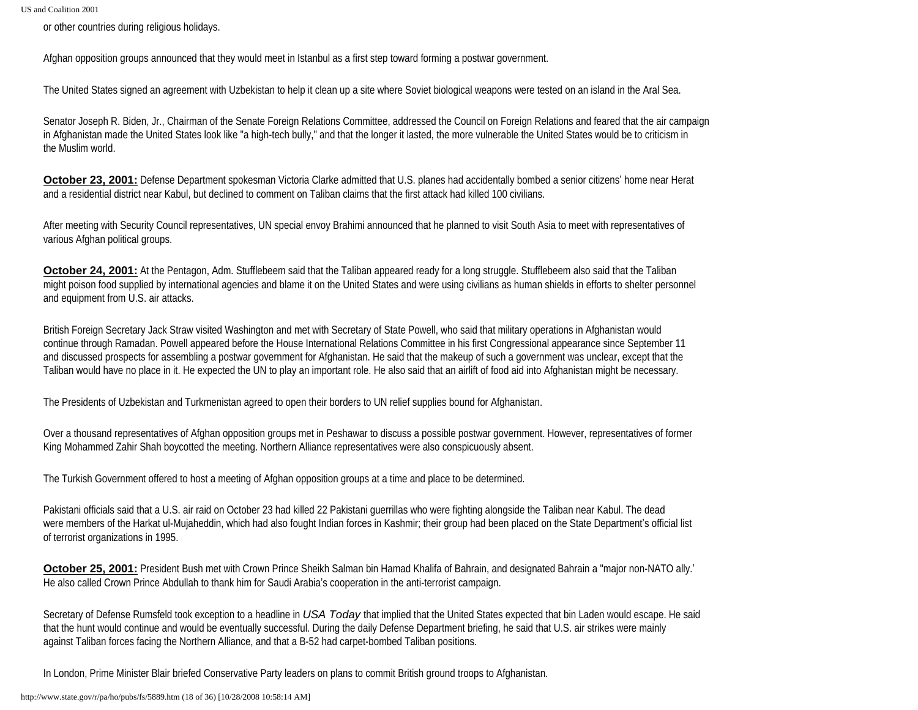or other countries during religious holidays.

Afghan opposition groups announced that they would meet in Istanbul as a first step toward forming a postwar government.

The United States signed an agreement with Uzbekistan to help it clean up a site where Soviet biological weapons were tested on an island in the Aral Sea.

Senator Joseph R. Biden, Jr., Chairman of the Senate Foreign Relations Committee, addressed the Council on Foreign Relations and feared that the air campaign in Afghanistan made the United States look like "a high-tech bully," and that the longer it lasted, the more vulnerable the United States would be to criticism in the Muslim world.

**October 23, 2001:** Defense Department spokesman Victoria Clarke admitted that U.S. planes had accidentally bombed a senior citizens' home near Herat and a residential district near Kabul, but declined to comment on Taliban claims that the first attack had killed 100 civilians.

After meeting with Security Council representatives, UN special envoy Brahimi announced that he planned to visit South Asia to meet with representatives of various Afghan political groups.

**October 24, 2001:** At the Pentagon, Adm. Stufflebeem said that the Taliban appeared ready for a long struggle. Stufflebeem also said that the Taliban might poison food supplied by international agencies and blame it on the United States and were using civilians as human shields in efforts to shelter personnel and equipment from U.S. air attacks.

British Foreign Secretary Jack Straw visited Washington and met with Secretary of State Powell, who said that military operations in Afghanistan would continue through Ramadan. Powell appeared before the House International Relations Committee in his first Congressional appearance since September 11 and discussed prospects for assembling a postwar government for Afghanistan. He said that the makeup of such a government was unclear, except that the Taliban would have no place in it. He expected the UN to play an important role. He also said that an airlift of food aid into Afghanistan might be necessary.

The Presidents of Uzbekistan and Turkmenistan agreed to open their borders to UN relief supplies bound for Afghanistan.

Over a thousand representatives of Afghan opposition groups met in Peshawar to discuss a possible postwar government. However, representatives of former King Mohammed Zahir Shah boycotted the meeting. Northern Alliance representatives were also conspicuously absent.

The Turkish Government offered to host a meeting of Afghan opposition groups at a time and place to be determined.

Pakistani officials said that a U.S. air raid on October 23 had killed 22 Pakistani guerrillas who were fighting alongside the Taliban near Kabul. The dead were members of the Harkat ul-Mujaheddin, which had also fought Indian forces in Kashmir; their group had been placed on the State Department's official list of terrorist organizations in 1995.

**October 25, 2001:** President Bush met with Crown Prince Sheikh Salman bin Hamad Khalifa of Bahrain, and designated Bahrain a "major non-NATO ally.' He also called Crown Prince Abdullah to thank him for Saudi Arabia's cooperation in the anti-terrorist campaign.

Secretary of Defense Rumsfeld took exception to a headline in *USA Today* that implied that the United States expected that bin Laden would escape. He said that the hunt would continue and would be eventually successful. During the daily Defense Department briefing, he said that U.S. air strikes were mainly against Taliban forces facing the Northern Alliance, and that a B-52 had carpet-bombed Taliban positions.

In London, Prime Minister Blair briefed Conservative Party leaders on plans to commit British ground troops to Afghanistan.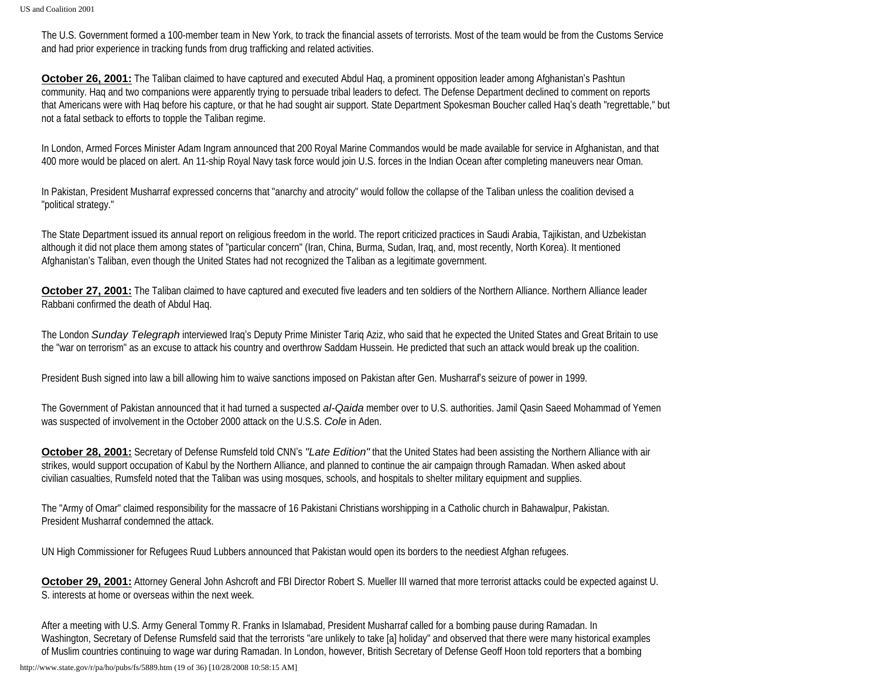The U.S. Government formed a 100-member team in New York, to track the financial assets of terrorists. Most of the team would be from the Customs Service and had prior experience in tracking funds from drug trafficking and related activities.

**October 26, 2001:** The Taliban claimed to have captured and executed Abdul Haq, a prominent opposition leader among Afghanistan's Pashtun community. Haq and two companions were apparently trying to persuade tribal leaders to defect. The Defense Department declined to comment on reports that Americans were with Haq before his capture, or that he had sought air support. State Department Spokesman Boucher called Haq's death "regrettable," but not a fatal setback to efforts to topple the Taliban regime.

In London, Armed Forces Minister Adam Ingram announced that 200 Royal Marine Commandos would be made available for service in Afghanistan, and that 400 more would be placed on alert. An 11-ship Royal Navy task force would join U.S. forces in the Indian Ocean after completing maneuvers near Oman.

In Pakistan, President Musharraf expressed concerns that "anarchy and atrocity" would follow the collapse of the Taliban unless the coalition devised a "political strategy."

The State Department issued its annual report on religious freedom in the world. The report criticized practices in Saudi Arabia, Tajikistan, and Uzbekistan although it did not place them among states of "particular concern" (Iran, China, Burma, Sudan, Iraq, and, most recently, North Korea). It mentioned Afghanistan's Taliban, even though the United States had not recognized the Taliban as a legitimate government.

**October 27, 2001:** The Taliban claimed to have captured and executed five leaders and ten soldiers of the Northern Alliance. Northern Alliance leader Rabbani confirmed the death of Abdul Haq.

The London *Sunday Telegraph* interviewed Iraq's Deputy Prime Minister Tariq Aziz, who said that he expected the United States and Great Britain to use the "war on terrorism" as an excuse to attack his country and overthrow Saddam Hussein. He predicted that such an attack would break up the coalition.

President Bush signed into law a bill allowing him to waive sanctions imposed on Pakistan after Gen. Musharraf's seizure of power in 1999.

The Government of Pakistan announced that it had turned a suspected *al-Qaida* member over to U.S. authorities. Jamil Qasin Saeed Mohammad of Yemen was suspected of involvement in the October 2000 attack on the U.S.S. *Cole* in Aden.

**October 28, 2001:** Secretary of Defense Rumsfeld told CNN's *"Late Edition"* that the United States had been assisting the Northern Alliance with air strikes, would support occupation of Kabul by the Northern Alliance, and planned to continue the air campaign through Ramadan. When asked about civilian casualties, Rumsfeld noted that the Taliban was using mosques, schools, and hospitals to shelter military equipment and supplies.

The "Army of Omar" claimed responsibility for the massacre of 16 Pakistani Christians worshipping in a Catholic church in Bahawalpur, Pakistan. President Musharraf condemned the attack.

UN High Commissioner for Refugees Ruud Lubbers announced that Pakistan would open its borders to the neediest Afghan refugees.

**October 29, 2001:** Attorney General John Ashcroft and FBI Director Robert S. Mueller III warned that more terrorist attacks could be expected against U. S. interests at home or overseas within the next week.

After a meeting with U.S. Army General Tommy R. Franks in Islamabad, President Musharraf called for a bombing pause during Ramadan. In Washington, Secretary of Defense Rumsfeld said that the terrorists "are unlikely to take [a] holiday" and observed that there were many historical examples of Muslim countries continuing to wage war during Ramadan. In London, however, British Secretary of Defense Geoff Hoon told reporters that a bombing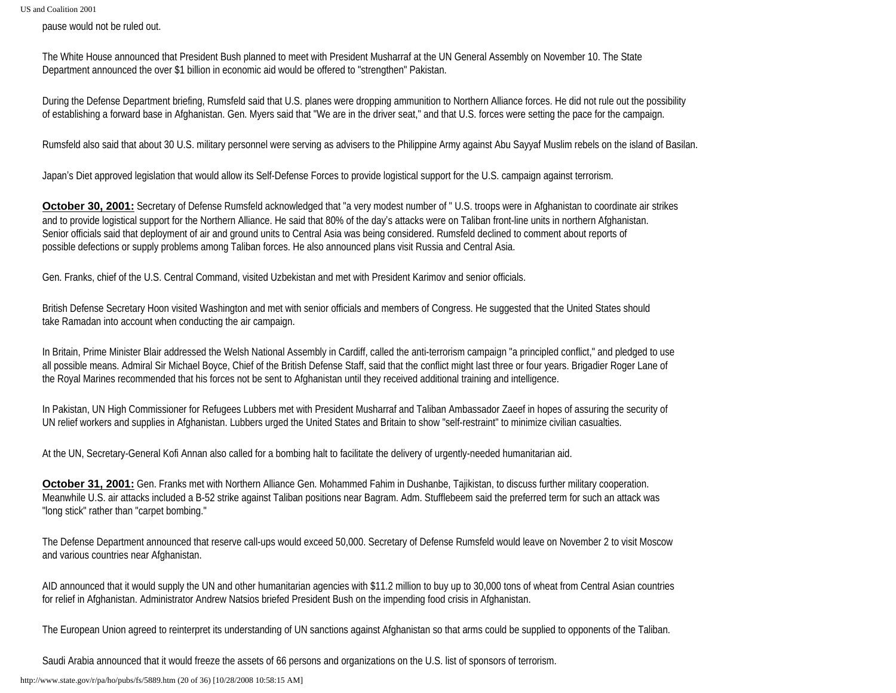pause would not be ruled out.

The White House announced that President Bush planned to meet with President Musharraf at the UN General Assembly on November 10. The State Department announced the over $1 billion in economic aid would be offered to "strengthen" Pakistan.

During the Defense Department briefing, Rumsfeld said that U.S. planes were dropping ammunition to Northern Alliance forces. He did not rule out the possibility of establishing a forward base in Afghanistan. Gen. Myers said that "We are in the driver seat," and that U.S. forces were setting the pace for the campaign.

Rumsfeld also said that about 30 U.S. military personnel were serving as advisers to the Philippine Army against Abu Sayyaf Muslim rebels on the island of Basilan.

Japan's Diet approved legislation that would allow its Self-Defense Forces to provide logistical support for the U.S. campaign against terrorism.

**October 30, 2001:** Secretary of Defense Rumsfeld acknowledged that "a very modest number of " U.S. troops were in Afghanistan to coordinate air strikes and to provide logistical support for the Northern Alliance. He said that 80% of the day's attacks were on Taliban front-line units in northern Afghanistan. Senior officials said that deployment of air and ground units to Central Asia was being considered. Rumsfeld declined to comment about reports of possible defections or supply problems among Taliban forces. He also announced plans visit Russia and Central Asia.

Gen. Franks, chief of the U.S. Central Command, visited Uzbekistan and met with President Karimov and senior officials.

British Defense Secretary Hoon visited Washington and met with senior officials and members of Congress. He suggested that the United States should take Ramadan into account when conducting the air campaign.

In Britain, Prime Minister Blair addressed the Welsh National Assembly in Cardiff, called the anti-terrorism campaign "a principled conflict," and pledged to use all possible means. Admiral Sir Michael Boyce, Chief of the British Defense Staff, said that the conflict might last three or four years. Brigadier Roger Lane of the Royal Marines recommended that his forces not be sent to Afghanistan until they received additional training and intelligence.

In Pakistan, UN High Commissioner for Refugees Lubbers met with President Musharraf and Taliban Ambassador Zaeef in hopes of assuring the security of UN relief workers and supplies in Afghanistan. Lubbers urged the United States and Britain to show "self-restraint" to minimize civilian casualties.

At the UN, Secretary-General Kofi Annan also called for a bombing halt to facilitate the delivery of urgently-needed humanitarian aid.

**October 31, 2001:** Gen. Franks met with Northern Alliance Gen. Mohammed Fahim in Dushanbe, Tajikistan, to discuss further military cooperation. Meanwhile U.S. air attacks included a B-52 strike against Taliban positions near Bagram. Adm. Stufflebeem said the preferred term for such an attack was "long stick" rather than "carpet bombing."

The Defense Department announced that reserve call-ups would exceed 50,000. Secretary of Defense Rumsfeld would leave on November 2 to visit Moscow and various countries near Afghanistan.

AID announced that it would supply the UN and other humanitarian agencies with $11.2 million to buy up to 30,000 tons of wheat from Central Asian countries for relief in Afghanistan. Administrator Andrew Natsios briefed President Bush on the impending food crisis in Afghanistan.

The European Union agreed to reinterpret its understanding of UN sanctions against Afghanistan so that arms could be supplied to opponents of the Taliban.

Saudi Arabia announced that it would freeze the assets of 66 persons and organizations on the U.S. list of sponsors of terrorism.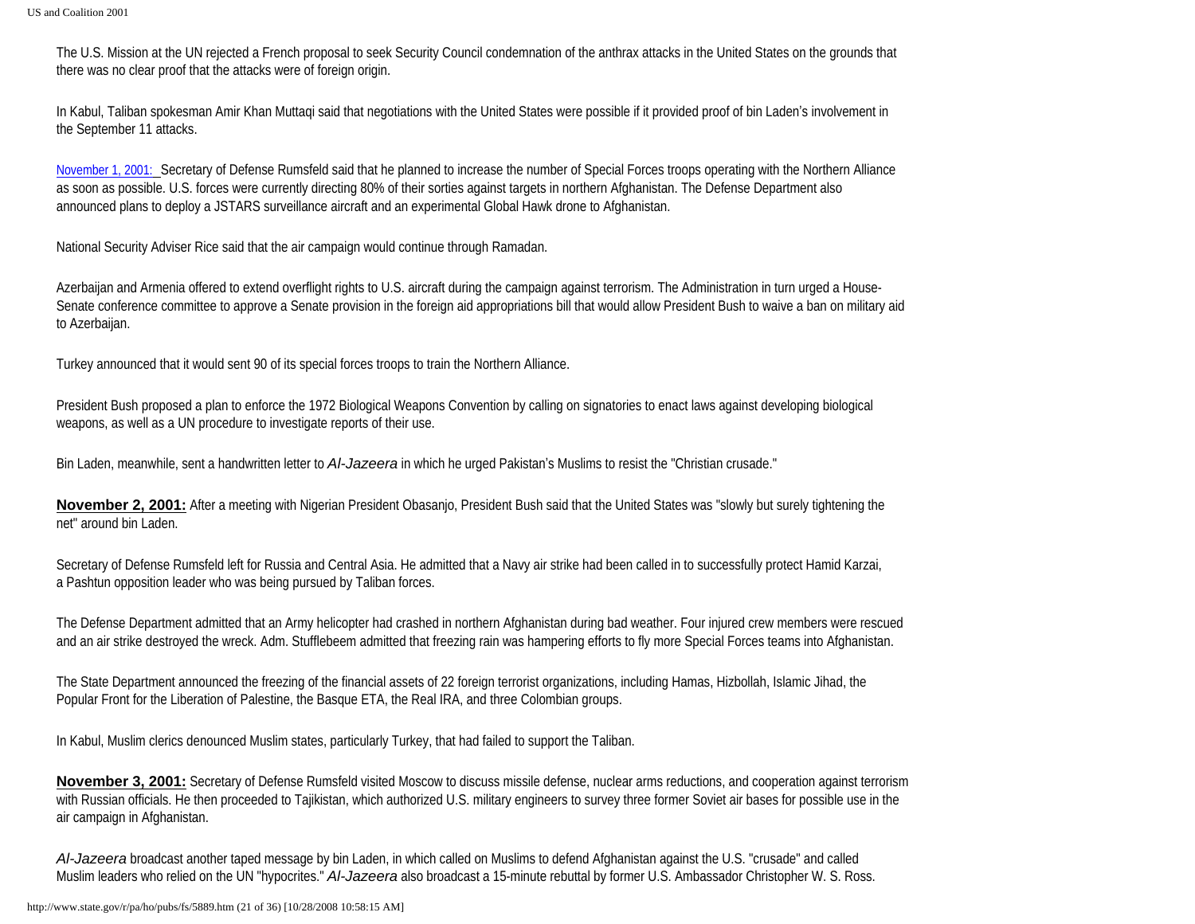The U.S. Mission at the UN rejected a French proposal to seek Security Council condemnation of the anthrax attacks in the United States on the grounds that there was no clear proof that the attacks were of foreign origin.

In Kabul, Taliban spokesman Amir Khan Muttaqi said that negotiations with the United States were possible if it provided proof of bin Laden's involvement in the September 11 attacks.

November 1, 2001: Secretary of Defense Rumsfeld said that he planned to increase the number of Special Forces troops operating with the Northern Alliance as soon as possible. U.S. forces were currently directing 80% of their sorties against targets in northern Afghanistan. The Defense Department also announced plans to deploy a JSTARS surveillance aircraft and an experimental Global Hawk drone to Afghanistan.

National Security Adviser Rice said that the air campaign would continue through Ramadan.

Azerbaijan and Armenia offered to extend overflight rights to U.S. aircraft during the campaign against terrorism. The Administration in turn urged a House-Senate conference committee to approve a Senate provision in the foreign aid appropriations bill that would allow President Bush to waive a ban on military aid to Azerbaijan.

Turkey announced that it would sent 90 of its special forces troops to train the Northern Alliance.

President Bush proposed a plan to enforce the 1972 Biological Weapons Convention by calling on signatories to enact laws against developing biological weapons, as well as a UN procedure to investigate reports of their use.

Bin Laden, meanwhile, sent a handwritten letter to *Al-Jazeera* in which he urged Pakistan's Muslims to resist the "Christian crusade."

**November 2, 2001:** After a meeting with Nigerian President Obasanjo, President Bush said that the United States was "slowly but surely tightening the net" around bin Laden.

Secretary of Defense Rumsfeld left for Russia and Central Asia. He admitted that a Navy air strike had been called in to successfully protect Hamid Karzai, a Pashtun opposition leader who was being pursued by Taliban forces.

The Defense Department admitted that an Army helicopter had crashed in northern Afghanistan during bad weather. Four injured crew members were rescued and an air strike destroyed the wreck. Adm. Stufflebeem admitted that freezing rain was hampering efforts to fly more Special Forces teams into Afghanistan.

The State Department announced the freezing of the financial assets of 22 foreign terrorist organizations, including Hamas, Hizbollah, Islamic Jihad, the Popular Front for the Liberation of Palestine, the Basque ETA, the Real IRA, and three Colombian groups.

In Kabul, Muslim clerics denounced Muslim states, particularly Turkey, that had failed to support the Taliban.

**November 3, 2001:** Secretary of Defense Rumsfeld visited Moscow to discuss missile defense, nuclear arms reductions, and cooperation against terrorism with Russian officials. He then proceeded to Tajikistan, which authorized U.S. military engineers to survey three former Soviet air bases for possible use in the air campaign in Afghanistan.

*Al-Jazeera* broadcast another taped message by bin Laden, in which called on Muslims to defend Afghanistan against the U.S. "crusade" and called Muslim leaders who relied on the UN "hypocrites." *Al-Jazeera* also broadcast a 15-minute rebuttal by former U.S. Ambassador Christopher W. S. Ross.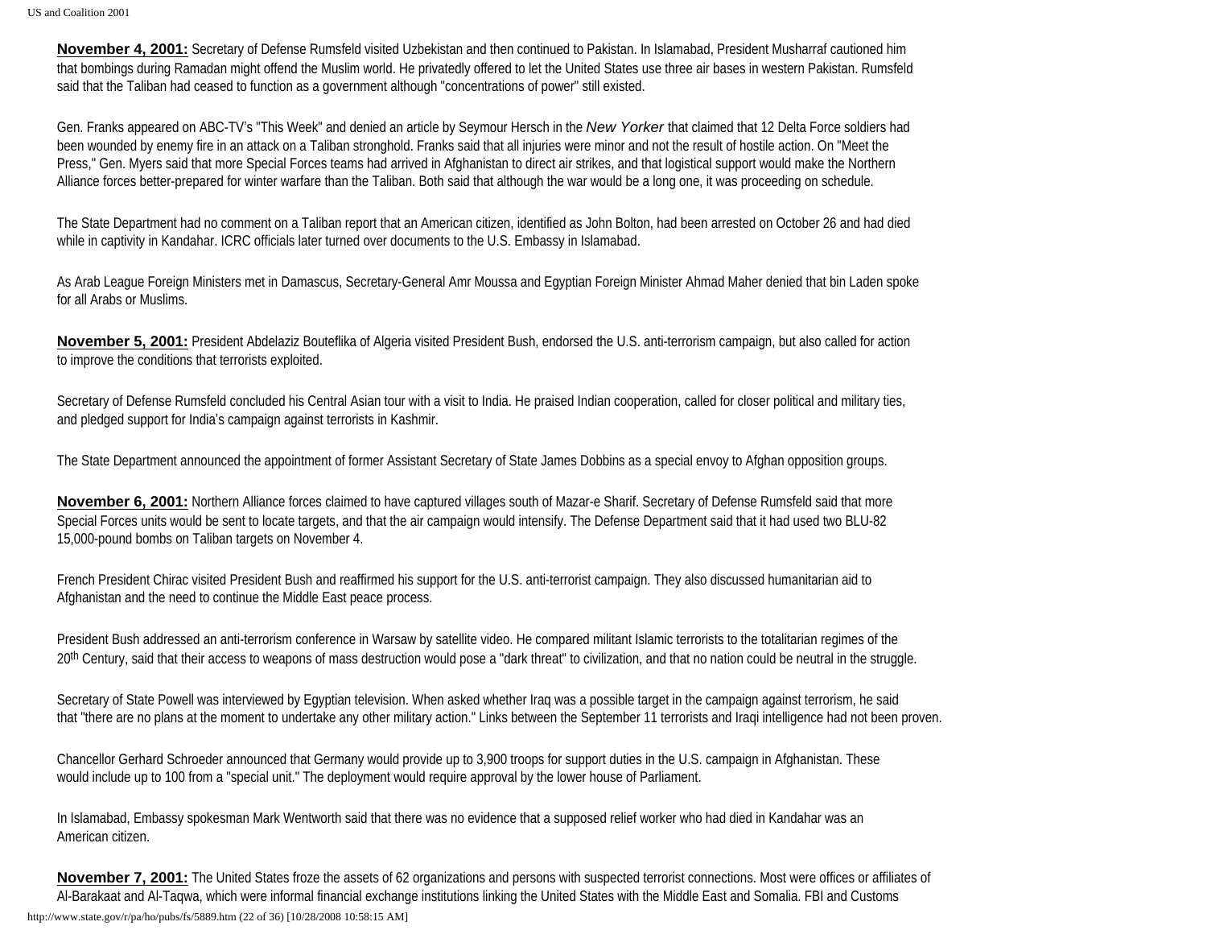**November 4, 2001:** Secretary of Defense Rumsfeld visited Uzbekistan and then continued to Pakistan. In Islamabad, President Musharraf cautioned him that bombings during Ramadan might offend the Muslim world. He privatedly offered to let the United States use three air bases in western Pakistan. Rumsfeld said that the Taliban had ceased to function as a government although "concentrations of power" still existed.

Gen. Franks appeared on ABC-TV's "This Week" and denied an article by Seymour Hersch in the *New Yorker* that claimed that 12 Delta Force soldiers had been wounded by enemy fire in an attack on a Taliban stronghold. Franks said that all injuries were minor and not the result of hostile action. On "Meet the Press," Gen. Myers said that more Special Forces teams had arrived in Afghanistan to direct air strikes, and that logistical support would make the Northern Alliance forces better-prepared for winter warfare than the Taliban. Both said that although the war would be a long one, it was proceeding on schedule.

The State Department had no comment on a Taliban report that an American citizen, identified as John Bolton, had been arrested on October 26 and had died while in captivity in Kandahar. ICRC officials later turned over documents to the U.S. Embassy in Islamabad.

As Arab League Foreign Ministers met in Damascus, Secretary-General Amr Moussa and Egyptian Foreign Minister Ahmad Maher denied that bin Laden spoke for all Arabs or Muslims.

**November 5, 2001:** President Abdelaziz Bouteflika of Algeria visited President Bush, endorsed the U.S. anti-terrorism campaign, but also called for action to improve the conditions that terrorists exploited.

Secretary of Defense Rumsfeld concluded his Central Asian tour with a visit to India. He praised Indian cooperation, called for closer political and military ties, and pledged support for India's campaign against terrorists in Kashmir.

The State Department announced the appointment of former Assistant Secretary of State James Dobbins as a special envoy to Afghan opposition groups.

**November 6, 2001:** Northern Alliance forces claimed to have captured villages south of Mazar-e Sharif. Secretary of Defense Rumsfeld said that more Special Forces units would be sent to locate targets, and that the air campaign would intensify. The Defense Department said that it had used two BLU-82 15,000-pound bombs on Taliban targets on November 4.

French President Chirac visited President Bush and reaffirmed his support for the U.S. anti-terrorist campaign. They also discussed humanitarian aid to Afghanistan and the need to continue the Middle East peace process.

President Bush addressed an anti-terrorism conference in Warsaw by satellite video. He compared militant Islamic terrorists to the totalitarian regimes of the 20th Century, said that their access to weapons of mass destruction would pose a "dark threat" to civilization, and that no nation could be neutral in the struggle.

Secretary of State Powell was interviewed by Egyptian television. When asked whether Iraq was a possible target in the campaign against terrorism, he said that "there are no plans at the moment to undertake any other military action." Links between the September 11 terrorists and Iraqi intelligence had not been proven.

Chancellor Gerhard Schroeder announced that Germany would provide up to 3,900 troops for support duties in the U.S. campaign in Afghanistan. These would include up to 100 from a "special unit." The deployment would require approval by the lower house of Parliament.

In Islamabad, Embassy spokesman Mark Wentworth said that there was no evidence that a supposed relief worker who had died in Kandahar was an American citizen.

**November 7, 2001:** The United States froze the assets of 62 organizations and persons with suspected terrorist connections. Most were offices or affiliates of Al-Barakaat and Al-Taqwa, which were informal financial exchange institutions linking the United States with the Middle East and Somalia. FBI and Customs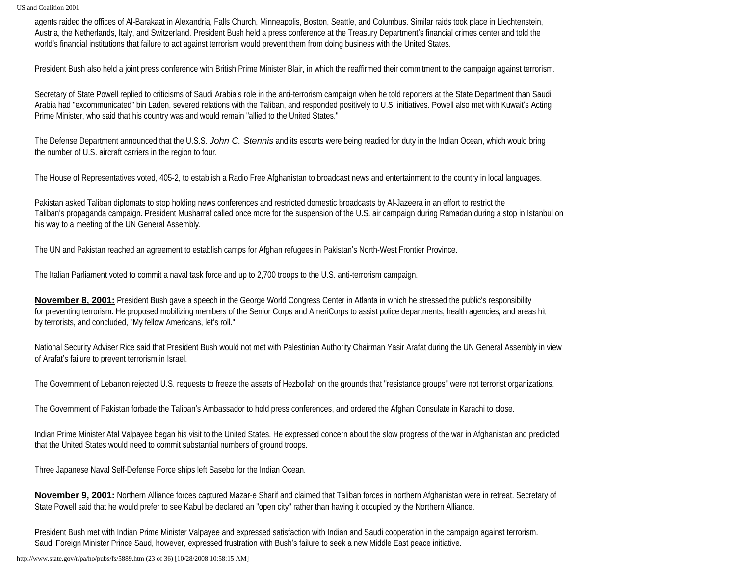agents raided the offices of Al-Barakaat in Alexandria, Falls Church, Minneapolis, Boston, Seattle, and Columbus. Similar raids took place in Liechtenstein, Austria, the Netherlands, Italy, and Switzerland. President Bush held a press conference at the Treasury Department's financial crimes center and told the world's financial institutions that failure to act against terrorism would prevent them from doing business with the United States.

President Bush also held a joint press conference with British Prime Minister Blair, in which the reaffirmed their commitment to the campaign against terrorism.

Secretary of State Powell replied to criticisms of Saudi Arabia's role in the anti-terrorism campaign when he told reporters at the State Department than Saudi Arabia had "excommunicated" bin Laden, severed relations with the Taliban, and responded positively to U.S. initiatives. Powell also met with Kuwait's Acting Prime Minister, who said that his country was and would remain "allied to the United States."

The Defense Department announced that the U.S.S. *John C. Stennis* and its escorts were being readied for duty in the Indian Ocean, which would bring the number of U.S. aircraft carriers in the region to four.

The House of Representatives voted, 405-2, to establish a Radio Free Afghanistan to broadcast news and entertainment to the country in local languages.

Pakistan asked Taliban diplomats to stop holding news conferences and restricted domestic broadcasts by Al-Jazeera in an effort to restrict the Taliban's propaganda campaign. President Musharraf called once more for the suspension of the U.S. air campaign during Ramadan during a stop in Istanbul on his way to a meeting of the UN General Assembly.

The UN and Pakistan reached an agreement to establish camps for Afghan refugees in Pakistan's North-West Frontier Province.

The Italian Parliament voted to commit a naval task force and up to 2,700 troops to the U.S. anti-terrorism campaign.

**November 8, 2001:** President Bush gave a speech in the George World Congress Center in Atlanta in which he stressed the public's responsibility for preventing terrorism. He proposed mobilizing members of the Senior Corps and AmeriCorps to assist police departments, health agencies, and areas hit by terrorists, and concluded, "My fellow Americans, let's roll."

National Security Adviser Rice said that President Bush would not met with Palestinian Authority Chairman Yasir Arafat during the UN General Assembly in view of Arafat's failure to prevent terrorism in Israel.

The Government of Lebanon rejected U.S. requests to freeze the assets of Hezbollah on the grounds that "resistance groups" were not terrorist organizations.

The Government of Pakistan forbade the Taliban's Ambassador to hold press conferences, and ordered the Afghan Consulate in Karachi to close.

Indian Prime Minister Atal Valpayee began his visit to the United States. He expressed concern about the slow progress of the war in Afghanistan and predicted that the United States would need to commit substantial numbers of ground troops.

Three Japanese Naval Self-Defense Force ships left Sasebo for the Indian Ocean.

**November 9, 2001:** Northern Alliance forces captured Mazar-e Sharif and claimed that Taliban forces in northern Afghanistan were in retreat. Secretary of State Powell said that he would prefer to see Kabul be declared an "open city" rather than having it occupied by the Northern Alliance.

President Bush met with Indian Prime Minister Valpayee and expressed satisfaction with Indian and Saudi cooperation in the campaign against terrorism. Saudi Foreign Minister Prince Saud, however, expressed frustration with Bush's failure to seek a new Middle East peace initiative.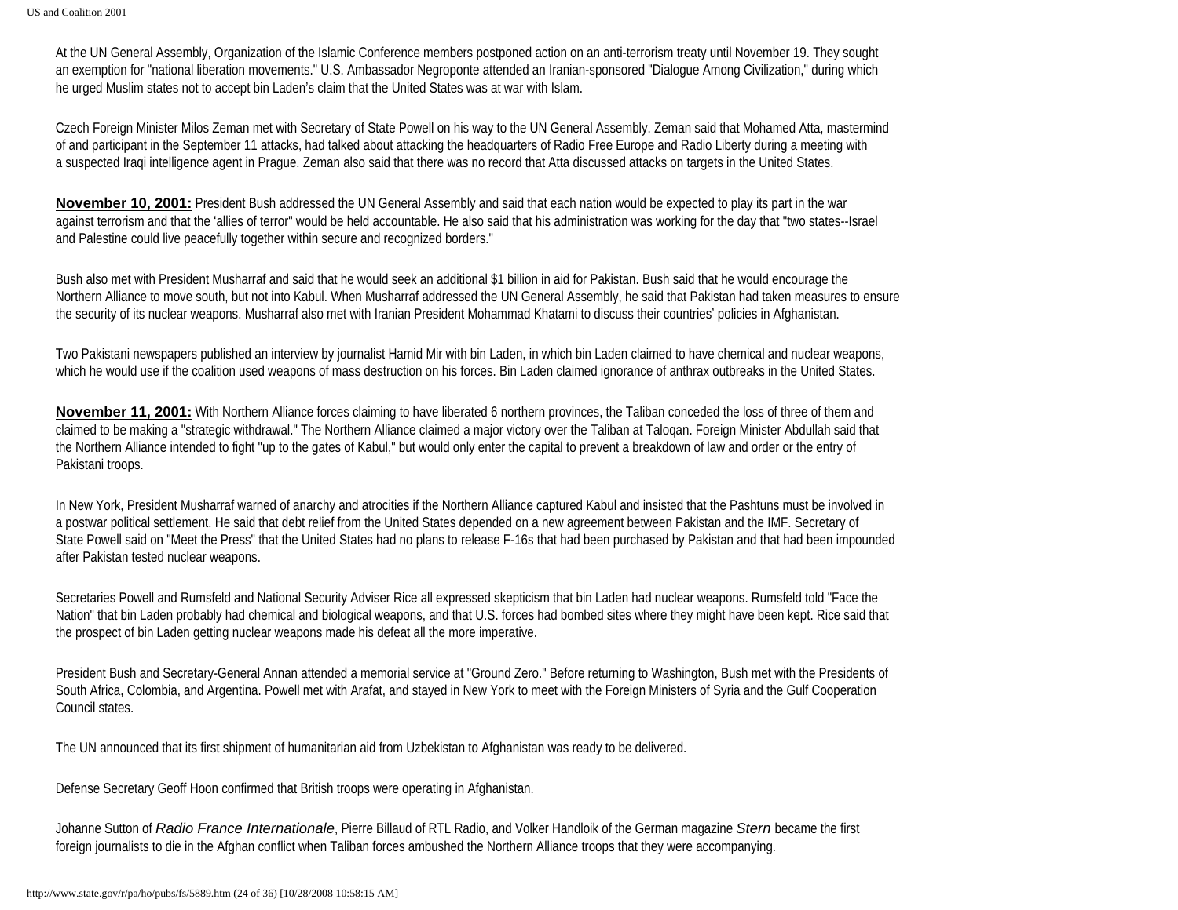At the UN General Assembly, Organization of the Islamic Conference members postponed action on an anti-terrorism treaty until November 19. They sought an exemption for "national liberation movements." U.S. Ambassador Negroponte attended an Iranian-sponsored "Dialogue Among Civilization," during which he urged Muslim states not to accept bin Laden's claim that the United States was at war with Islam.

Czech Foreign Minister Milos Zeman met with Secretary of State Powell on his way to the UN General Assembly. Zeman said that Mohamed Atta, mastermind of and participant in the September 11 attacks, had talked about attacking the headquarters of Radio Free Europe and Radio Liberty during a meeting with a suspected Iraqi intelligence agent in Prague. Zeman also said that there was no record that Atta discussed attacks on targets in the United States.

**November 10, 2001:** President Bush addressed the UN General Assembly and said that each nation would be expected to play its part in the war against terrorism and that the 'allies of terror" would be held accountable. He also said that his administration was working for the day that "two states--Israel and Palestine could live peacefully together within secure and recognized borders."

Bush also met with President Musharraf and said that he would seek an additional $1 billion in aid for Pakistan. Bush said that he would encourage the Northern Alliance to move south, but not into Kabul. When Musharraf addressed the UN General Assembly, he said that Pakistan had taken measures to ensure the security of its nuclear weapons. Musharraf also met with Iranian President Mohammad Khatami to discuss their countries' policies in Afghanistan.

Two Pakistani newspapers published an interview by journalist Hamid Mir with bin Laden, in which bin Laden claimed to have chemical and nuclear weapons, which he would use if the coalition used weapons of mass destruction on his forces. Bin Laden claimed ignorance of anthrax outbreaks in the United States.

**November 11, 2001:** With Northern Alliance forces claiming to have liberated 6 northern provinces, the Taliban conceded the loss of three of them and claimed to be making a "strategic withdrawal." The Northern Alliance claimed a major victory over the Taliban at Taloqan. Foreign Minister Abdullah said that the Northern Alliance intended to fight "up to the gates of Kabul," but would only enter the capital to prevent a breakdown of law and order or the entry of Pakistani troops.

In New York, President Musharraf warned of anarchy and atrocities if the Northern Alliance captured Kabul and insisted that the Pashtuns must be involved in a postwar political settlement. He said that debt relief from the United States depended on a new agreement between Pakistan and the IMF. Secretary of State Powell said on "Meet the Press" that the United States had no plans to release F-16s that had been purchased by Pakistan and that had been impounded after Pakistan tested nuclear weapons.

Secretaries Powell and Rumsfeld and National Security Adviser Rice all expressed skepticism that bin Laden had nuclear weapons. Rumsfeld told "Face the Nation" that bin Laden probably had chemical and biological weapons, and that U.S. forces had bombed sites where they might have been kept. Rice said that the prospect of bin Laden getting nuclear weapons made his defeat all the more imperative.

President Bush and Secretary-General Annan attended a memorial service at "Ground Zero." Before returning to Washington, Bush met with the Presidents of South Africa, Colombia, and Argentina. Powell met with Arafat, and stayed in New York to meet with the Foreign Ministers of Syria and the Gulf Cooperation Council states.

The UN announced that its first shipment of humanitarian aid from Uzbekistan to Afghanistan was ready to be delivered.

Defense Secretary Geoff Hoon confirmed that British troops were operating in Afghanistan.

Johanne Sutton of *Radio France Internationale*, Pierre Billaud of RTL Radio, and Volker Handloik of the German magazine *Stern* became the first foreign journalists to die in the Afghan conflict when Taliban forces ambushed the Northern Alliance troops that they were accompanying.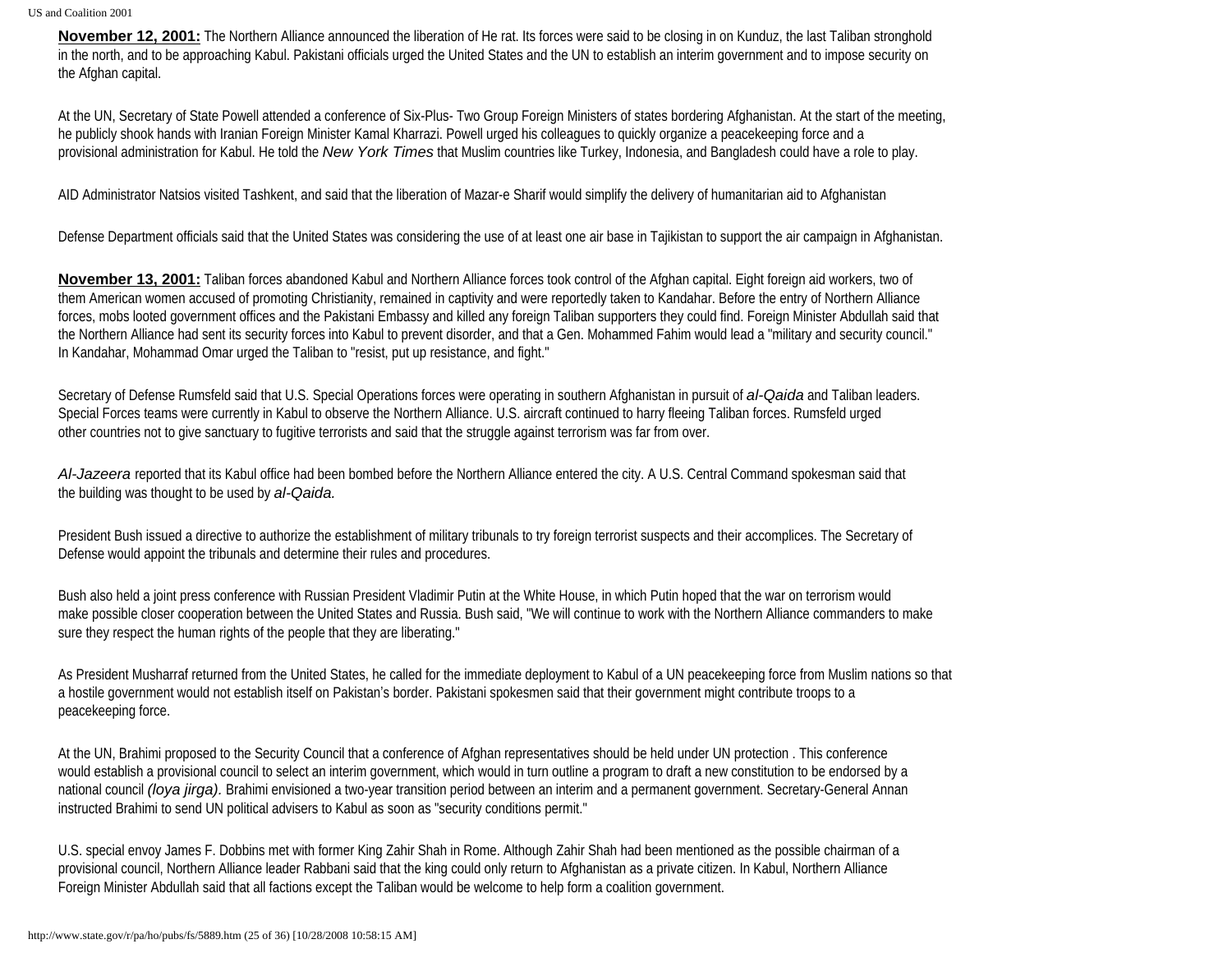**November 12, 2001:** The Northern Alliance announced the liberation of He rat. Its forces were said to be closing in on Kunduz, the last Taliban stronghold in the north, and to be approaching Kabul. Pakistani officials urged the United States and the UN to establish an interim government and to impose security on the Afghan capital.

At the UN, Secretary of State Powell attended a conference of Six-Plus- Two Group Foreign Ministers of states bordering Afghanistan. At the start of the meeting, he publicly shook hands with Iranian Foreign Minister Kamal Kharrazi. Powell urged his colleagues to quickly organize a peacekeeping force and a provisional administration for Kabul. He told the *New York Times* that Muslim countries like Turkey, Indonesia, and Bangladesh could have a role to play.

AID Administrator Natsios visited Tashkent, and said that the liberation of Mazar-e Sharif would simplify the delivery of humanitarian aid to Afghanistan

Defense Department officials said that the United States was considering the use of at least one air base in Tajikistan to support the air campaign in Afghanistan.

**November 13, 2001:** Taliban forces abandoned Kabul and Northern Alliance forces took control of the Afghan capital. Eight foreign aid workers, two of them American women accused of promoting Christianity, remained in captivity and were reportedly taken to Kandahar. Before the entry of Northern Alliance forces, mobs looted government offices and the Pakistani Embassy and killed any foreign Taliban supporters they could find. Foreign Minister Abdullah said that the Northern Alliance had sent its security forces into Kabul to prevent disorder, and that a Gen. Mohammed Fahim would lead a "military and security council." In Kandahar, Mohammad Omar urged the Taliban to "resist, put up resistance, and fight."

Secretary of Defense Rumsfeld said that U.S. Special Operations forces were operating in southern Afghanistan in pursuit of *al-Qaida* and Taliban leaders. Special Forces teams were currently in Kabul to observe the Northern Alliance. U.S. aircraft continued to harry fleeing Taliban forces. Rumsfeld urged other countries not to give sanctuary to fugitive terrorists and said that the struggle against terrorism was far from over.

*Al-Jazeera* reported that its Kabul office had been bombed before the Northern Alliance entered the city. A U.S. Central Command spokesman said that the building was thought to be used by *al-Qaida.*

President Bush issued a directive to authorize the establishment of military tribunals to try foreign terrorist suspects and their accomplices. The Secretary of Defense would appoint the tribunals and determine their rules and procedures.

Bush also held a joint press conference with Russian President Vladimir Putin at the White House, in which Putin hoped that the war on terrorism would make possible closer cooperation between the United States and Russia. Bush said, "We will continue to work with the Northern Alliance commanders to make sure they respect the human rights of the people that they are liberating."

As President Musharraf returned from the United States, he called for the immediate deployment to Kabul of a UN peacekeeping force from Muslim nations so that a hostile government would not establish itself on Pakistan's border. Pakistani spokesmen said that their government might contribute troops to a peacekeeping force.

At the UN, Brahimi proposed to the Security Council that a conference of Afghan representatives should be held under UN protection . This conference would establish a provisional council to select an interim government, which would in turn outline a program to draft a new constitution to be endorsed by a national council *(loya jirga).* Brahimi envisioned a two-year transition period between an interim and a permanent government. Secretary-General Annan instructed Brahimi to send UN political advisers to Kabul as soon as "security conditions permit."

U.S. special envoy James F. Dobbins met with former King Zahir Shah in Rome. Although Zahir Shah had been mentioned as the possible chairman of a provisional council, Northern Alliance leader Rabbani said that the king could only return to Afghanistan as a private citizen. In Kabul, Northern Alliance Foreign Minister Abdullah said that all factions except the Taliban would be welcome to help form a coalition government.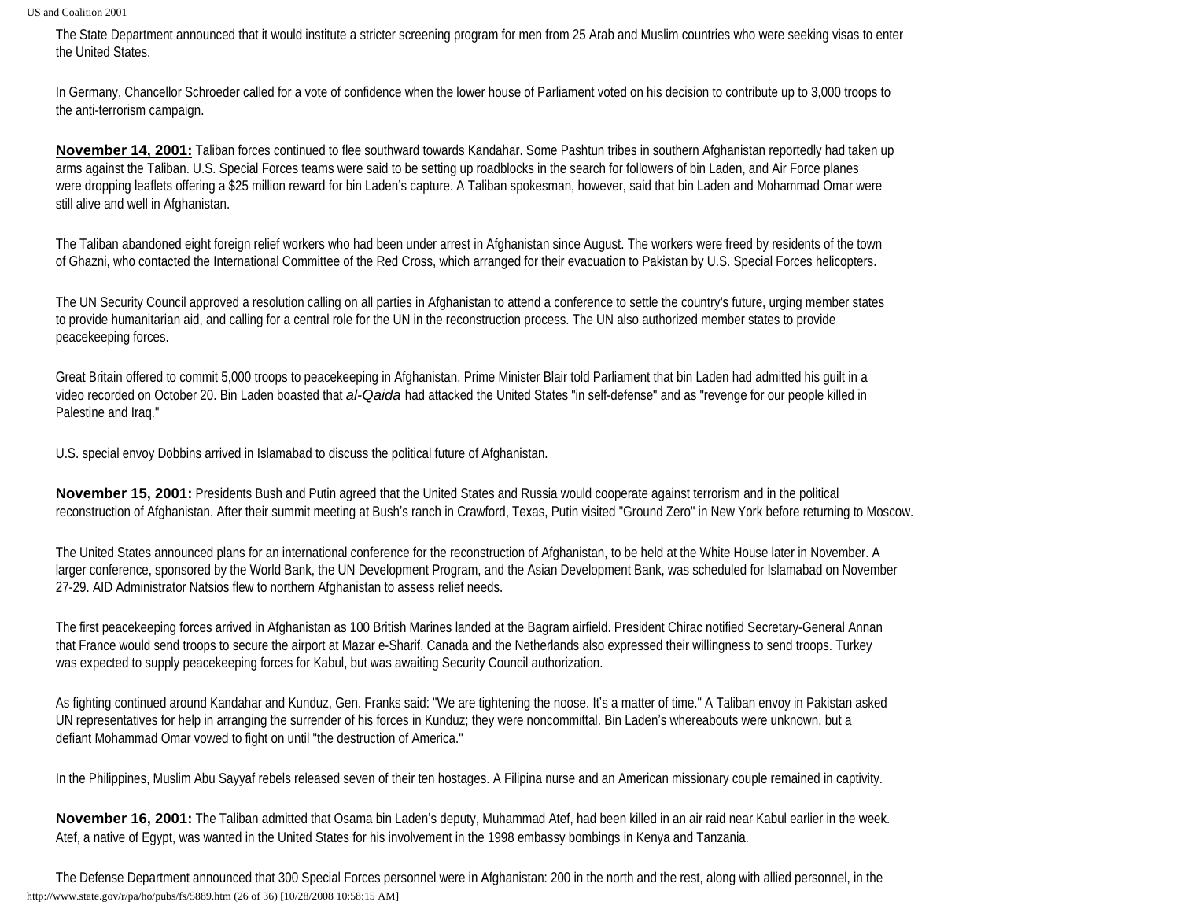The State Department announced that it would institute a stricter screening program for men from 25 Arab and Muslim countries who were seeking visas to enter the United States.

In Germany, Chancellor Schroeder called for a vote of confidence when the lower house of Parliament voted on his decision to contribute up to 3,000 troops to the anti-terrorism campaign.

**November 14, 2001:** Taliban forces continued to flee southward towards Kandahar. Some Pashtun tribes in southern Afghanistan reportedly had taken up arms against the Taliban. U.S. Special Forces teams were said to be setting up roadblocks in the search for followers of bin Laden, and Air Force planes were dropping leaflets offering a $25 million reward for bin Laden's capture. A Taliban spokesman, however, said that bin Laden and Mohammad Omar were still alive and well in Afghanistan.

The Taliban abandoned eight foreign relief workers who had been under arrest in Afghanistan since August. The workers were freed by residents of the town of Ghazni, who contacted the International Committee of the Red Cross, which arranged for their evacuation to Pakistan by U.S. Special Forces helicopters.

The UN Security Council approved a resolution calling on all parties in Afghanistan to attend a conference to settle the country's future, urging member states to provide humanitarian aid, and calling for a central role for the UN in the reconstruction process. The UN also authorized member states to provide peacekeeping forces.

Great Britain offered to commit 5,000 troops to peacekeeping in Afghanistan. Prime Minister Blair told Parliament that bin Laden had admitted his guilt in a video recorded on October 20. Bin Laden boasted that *al-Qaida* had attacked the United States "in self-defense" and as "revenge for our people killed in Palestine and Iraq."

U.S. special envoy Dobbins arrived in Islamabad to discuss the political future of Afghanistan.

**November 15, 2001:** Presidents Bush and Putin agreed that the United States and Russia would cooperate against terrorism and in the political reconstruction of Afghanistan. After their summit meeting at Bush's ranch in Crawford, Texas, Putin visited "Ground Zero" in New York before returning to Moscow.

The United States announced plans for an international conference for the reconstruction of Afghanistan, to be held at the White House later in November. A larger conference, sponsored by the World Bank, the UN Development Program, and the Asian Development Bank, was scheduled for Islamabad on November 27-29. AID Administrator Natsios flew to northern Afghanistan to assess relief needs.

The first peacekeeping forces arrived in Afghanistan as 100 British Marines landed at the Bagram airfield. President Chirac notified Secretary-General Annan that France would send troops to secure the airport at Mazar e-Sharif. Canada and the Netherlands also expressed their willingness to send troops. Turkey was expected to supply peacekeeping forces for Kabul, but was awaiting Security Council authorization.

As fighting continued around Kandahar and Kunduz, Gen. Franks said: "We are tightening the noose. It's a matter of time." A Taliban envoy in Pakistan asked UN representatives for help in arranging the surrender of his forces in Kunduz; they were noncommittal. Bin Laden's whereabouts were unknown, but a defiant Mohammad Omar vowed to fight on until "the destruction of America."

In the Philippines, Muslim Abu Sayyaf rebels released seven of their ten hostages. A Filipina nurse and an American missionary couple remained in captivity.

**November 16, 2001:** The Taliban admitted that Osama bin Laden's deputy, Muhammad Atef, had been killed in an air raid near Kabul earlier in the week. Atef, a native of Egypt, was wanted in the United States for his involvement in the 1998 embassy bombings in Kenya and Tanzania.

The Defense Department announced that 300 Special Forces personnel were in Afghanistan: 200 in the north and the rest, along with allied personnel, in the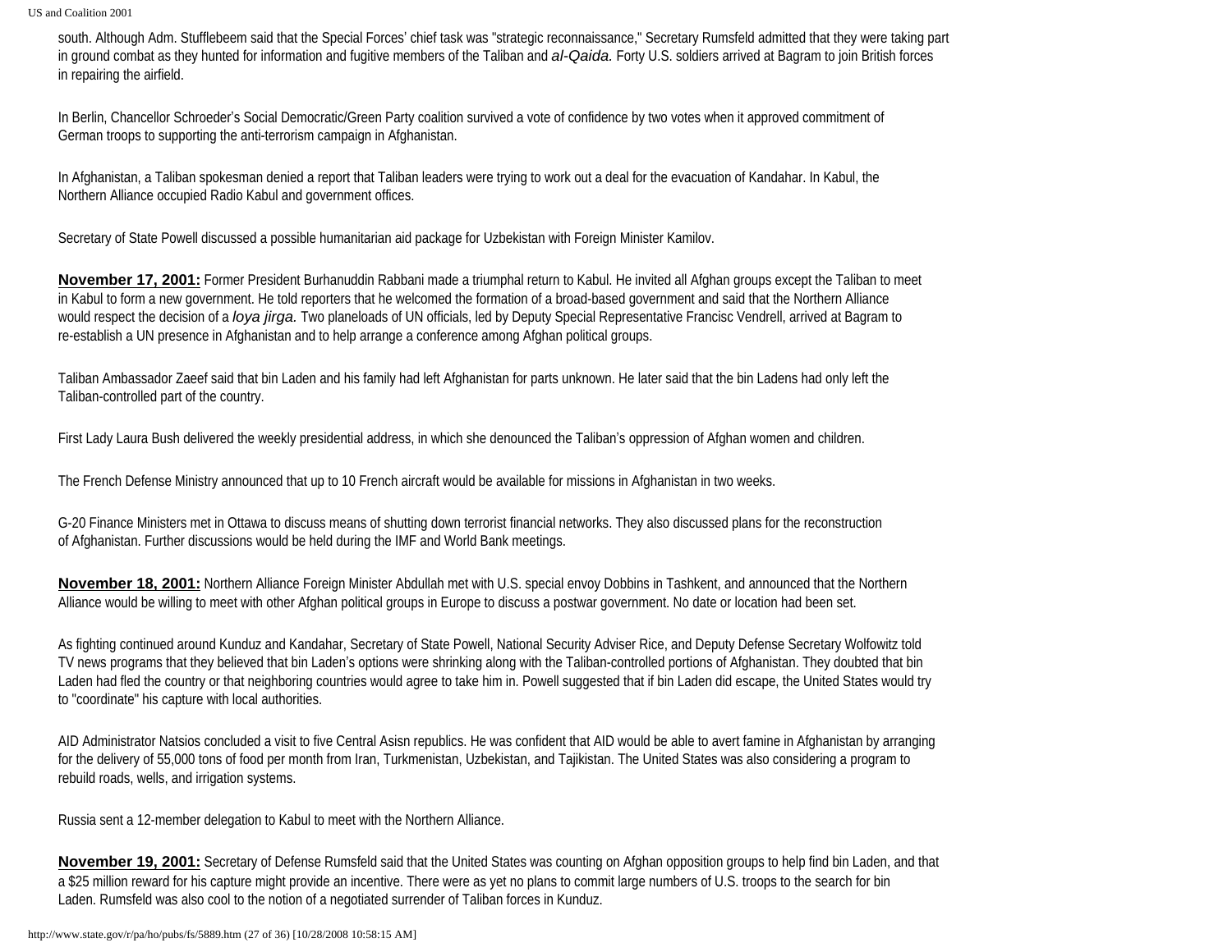south. Although Adm. Stufflebeem said that the Special Forces' chief task was "strategic reconnaissance," Secretary Rumsfeld admitted that they were taking part in ground combat as they hunted for information and fugitive members of the Taliban and *al-Qaida.* Forty U.S. soldiers arrived at Bagram to join British forces in repairing the airfield.

In Berlin, Chancellor Schroeder's Social Democratic/Green Party coalition survived a vote of confidence by two votes when it approved commitment of German troops to supporting the anti-terrorism campaign in Afghanistan.

In Afghanistan, a Taliban spokesman denied a report that Taliban leaders were trying to work out a deal for the evacuation of Kandahar. In Kabul, the Northern Alliance occupied Radio Kabul and government offices.

Secretary of State Powell discussed a possible humanitarian aid package for Uzbekistan with Foreign Minister Kamilov.

**November 17, 2001:** Former President Burhanuddin Rabbani made a triumphal return to Kabul. He invited all Afghan groups except the Taliban to meet in Kabul to form a new government. He told reporters that he welcomed the formation of a broad-based government and said that the Northern Alliance would respect the decision of a *loya jirga.* Two planeloads of UN officials, led by Deputy Special Representative Francisc Vendrell, arrived at Bagram to re-establish a UN presence in Afghanistan and to help arrange a conference among Afghan political groups.

Taliban Ambassador Zaeef said that bin Laden and his family had left Afghanistan for parts unknown. He later said that the bin Ladens had only left the Taliban-controlled part of the country.

First Lady Laura Bush delivered the weekly presidential address, in which she denounced the Taliban's oppression of Afghan women and children.

The French Defense Ministry announced that up to 10 French aircraft would be available for missions in Afghanistan in two weeks.

G-20 Finance Ministers met in Ottawa to discuss means of shutting down terrorist financial networks. They also discussed plans for the reconstruction of Afghanistan. Further discussions would be held during the IMF and World Bank meetings.

**November 18, 2001:** Northern Alliance Foreign Minister Abdullah met with U.S. special envoy Dobbins in Tashkent, and announced that the Northern Alliance would be willing to meet with other Afghan political groups in Europe to discuss a postwar government. No date or location had been set.

As fighting continued around Kunduz and Kandahar, Secretary of State Powell, National Security Adviser Rice, and Deputy Defense Secretary Wolfowitz told TV news programs that they believed that bin Laden's options were shrinking along with the Taliban-controlled portions of Afghanistan. They doubted that bin Laden had fled the country or that neighboring countries would agree to take him in. Powell suggested that if bin Laden did escape, the United States would try to "coordinate" his capture with local authorities.

AID Administrator Natsios concluded a visit to five Central Asisn republics. He was confident that AID would be able to avert famine in Afghanistan by arranging for the delivery of 55,000 tons of food per month from Iran, Turkmenistan, Uzbekistan, and Tajikistan. The United States was also considering a program to rebuild roads, wells, and irrigation systems.

Russia sent a 12-member delegation to Kabul to meet with the Northern Alliance.

**November 19, 2001:** Secretary of Defense Rumsfeld said that the United States was counting on Afghan opposition groups to help find bin Laden, and that a $25 million reward for his capture might provide an incentive. There were as yet no plans to commit large numbers of U.S. troops to the search for bin Laden. Rumsfeld was also cool to the notion of a negotiated surrender of Taliban forces in Kunduz.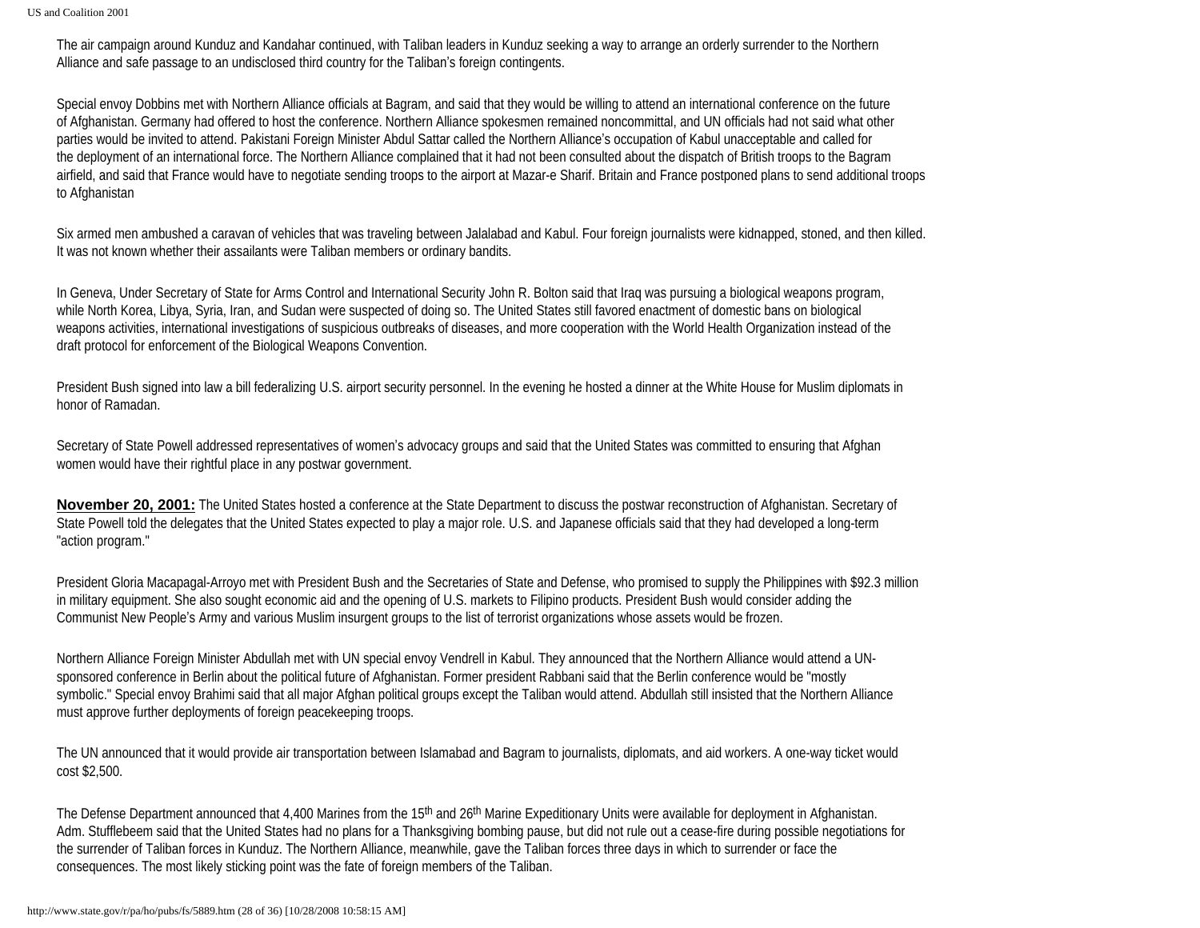The air campaign around Kunduz and Kandahar continued, with Taliban leaders in Kunduz seeking a way to arrange an orderly surrender to the Northern Alliance and safe passage to an undisclosed third country for the Taliban's foreign contingents.

Special envoy Dobbins met with Northern Alliance officials at Bagram, and said that they would be willing to attend an international conference on the future of Afghanistan. Germany had offered to host the conference. Northern Alliance spokesmen remained noncommittal, and UN officials had not said what other parties would be invited to attend. Pakistani Foreign Minister Abdul Sattar called the Northern Alliance's occupation of Kabul unacceptable and called for the deployment of an international force. The Northern Alliance complained that it had not been consulted about the dispatch of British troops to the Bagram airfield, and said that France would have to negotiate sending troops to the airport at Mazar-e Sharif. Britain and France postponed plans to send additional troops to Afghanistan

Six armed men ambushed a caravan of vehicles that was traveling between Jalalabad and Kabul. Four foreign journalists were kidnapped, stoned, and then killed. It was not known whether their assailants were Taliban members or ordinary bandits.

In Geneva, Under Secretary of State for Arms Control and International Security John R. Bolton said that Iraq was pursuing a biological weapons program, while North Korea, Libya, Syria, Iran, and Sudan were suspected of doing so. The United States still favored enactment of domestic bans on biological weapons activities, international investigations of suspicious outbreaks of diseases, and more cooperation with the World Health Organization instead of the draft protocol for enforcement of the Biological Weapons Convention.

President Bush signed into law a bill federalizing U.S. airport security personnel. In the evening he hosted a dinner at the White House for Muslim diplomats in honor of Ramadan.

Secretary of State Powell addressed representatives of women's advocacy groups and said that the United States was committed to ensuring that Afghan women would have their rightful place in any postwar government.

**November 20, 2001:** The United States hosted a conference at the State Department to discuss the postwar reconstruction of Afghanistan. Secretary of State Powell told the delegates that the United States expected to play a major role. U.S. and Japanese officials said that they had developed a long-term "action program."

President Gloria Macapagal-Arroyo met with President Bush and the Secretaries of State and Defense, who promised to supply the Philippines with $92.3 million in military equipment. She also sought economic aid and the opening of U.S. markets to Filipino products. President Bush would consider adding the Communist New People's Army and various Muslim insurgent groups to the list of terrorist organizations whose assets would be frozen.

Northern Alliance Foreign Minister Abdullah met with UN special envoy Vendrell in Kabul. They announced that the Northern Alliance would attend a UN-sponsored conference in Berlin about the political future of Afghanistan. Former president Rabbani said that the Berlin conference would be "mostly symbolic." Special envoy Brahimi said that all major Afghan political groups except the Taliban would attend. Abdullah still insisted that the Northern Alliance must approve further deployments of foreign peacekeeping troops.

The UN announced that it would provide air transportation between Islamabad and Bagram to journalists, diplomats, and aid workers. A one-way ticket would cost $2,500.

The Defense Department announced that 4,400 Marines from the 15th and 26th Marine Expeditionary Units were available for deployment in Afghanistan. Adm. Stufflebeem said that the United States had no plans for a Thanksgiving bombing pause, but did not rule out a cease-fire during possible negotiations for the surrender of Taliban forces in Kunduz. The Northern Alliance, meanwhile, gave the Taliban forces three days in which to surrender or face the consequences. The most likely sticking point was the fate of foreign members of the Taliban.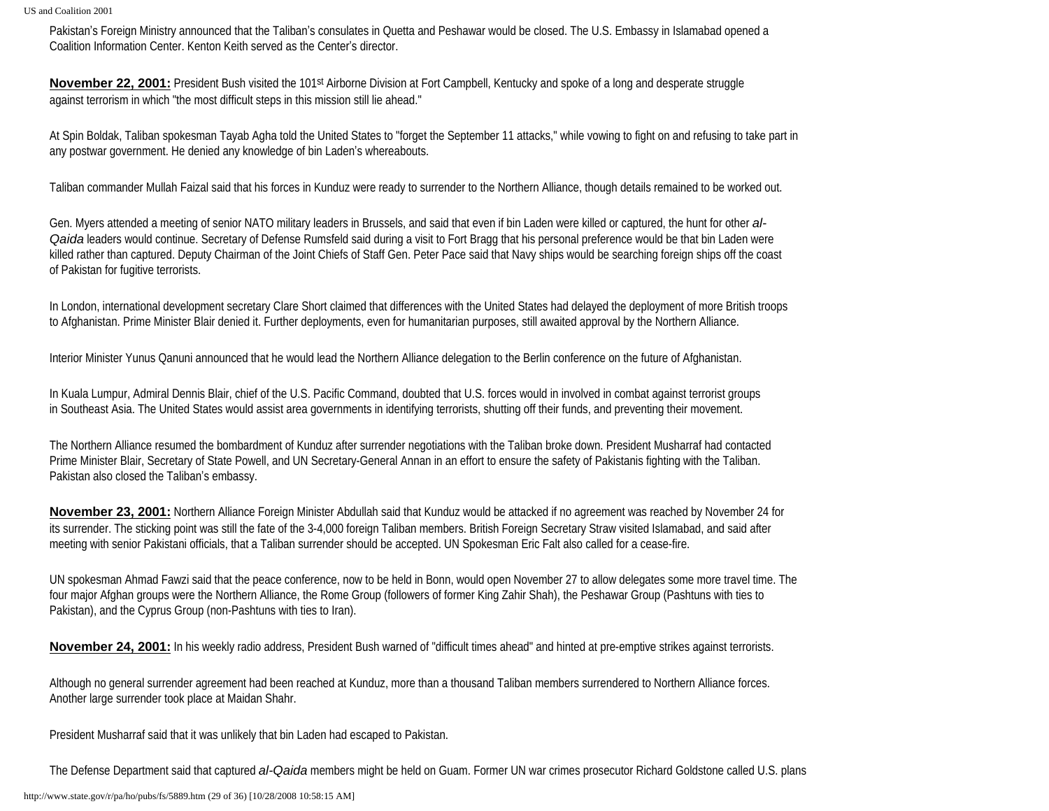Pakistan's Foreign Ministry announced that the Taliban's consulates in Quetta and Peshawar would be closed. The U.S. Embassy in Islamabad opened a Coalition Information Center. Kenton Keith served as the Center's director.

**November 22, 2001:** President Bush visited the 101st Airborne Division at Fort Campbell, Kentucky and spoke of a long and desperate struggle against terrorism in which "the most difficult steps in this mission still lie ahead."

At Spin Boldak, Taliban spokesman Tayab Agha told the United States to "forget the September 11 attacks," while vowing to fight on and refusing to take part in any postwar government. He denied any knowledge of bin Laden's whereabouts.

Taliban commander Mullah Faizal said that his forces in Kunduz were ready to surrender to the Northern Alliance, though details remained to be worked out.

Gen. Myers attended a meeting of senior NATO military leaders in Brussels, and said that even if bin Laden were killed or captured, the hunt for other *al-Qaida* leaders would continue. Secretary of Defense Rumsfeld said during a visit to Fort Bragg that his personal preference would be that bin Laden were killed rather than captured. Deputy Chairman of the Joint Chiefs of Staff Gen. Peter Pace said that Navy ships would be searching foreign ships off the coast of Pakistan for fugitive terrorists.

In London, international development secretary Clare Short claimed that differences with the United States had delayed the deployment of more British troops to Afghanistan. Prime Minister Blair denied it. Further deployments, even for humanitarian purposes, still awaited approval by the Northern Alliance.

Interior Minister Yunus Qanuni announced that he would lead the Northern Alliance delegation to the Berlin conference on the future of Afghanistan.

In Kuala Lumpur, Admiral Dennis Blair, chief of the U.S. Pacific Command, doubted that U.S. forces would in involved in combat against terrorist groups in Southeast Asia. The United States would assist area governments in identifying terrorists, shutting off their funds, and preventing their movement.

The Northern Alliance resumed the bombardment of Kunduz after surrender negotiations with the Taliban broke down. President Musharraf had contacted Prime Minister Blair, Secretary of State Powell, and UN Secretary-General Annan in an effort to ensure the safety of Pakistanis fighting with the Taliban. Pakistan also closed the Taliban's embassy.

**November 23, 2001:** Northern Alliance Foreign Minister Abdullah said that Kunduz would be attacked if no agreement was reached by November 24 for its surrender. The sticking point was still the fate of the 3-4,000 foreign Taliban members. British Foreign Secretary Straw visited Islamabad, and said after meeting with senior Pakistani officials, that a Taliban surrender should be accepted. UN Spokesman Eric Falt also called for a cease-fire.

UN spokesman Ahmad Fawzi said that the peace conference, now to be held in Bonn, would open November 27 to allow delegates some more travel time. The four major Afghan groups were the Northern Alliance, the Rome Group (followers of former King Zahir Shah), the Peshawar Group (Pashtuns with ties to Pakistan), and the Cyprus Group (non-Pashtuns with ties to Iran).

**November 24, 2001:** In his weekly radio address, President Bush warned of "difficult times ahead" and hinted at pre-emptive strikes against terrorists.

Although no general surrender agreement had been reached at Kunduz, more than a thousand Taliban members surrendered to Northern Alliance forces. Another large surrender took place at Maidan Shahr.

President Musharraf said that it was unlikely that bin Laden had escaped to Pakistan.

The Defense Department said that captured *al-Qaida* members might be held on Guam. Former UN war crimes prosecutor Richard Goldstone called U.S. plans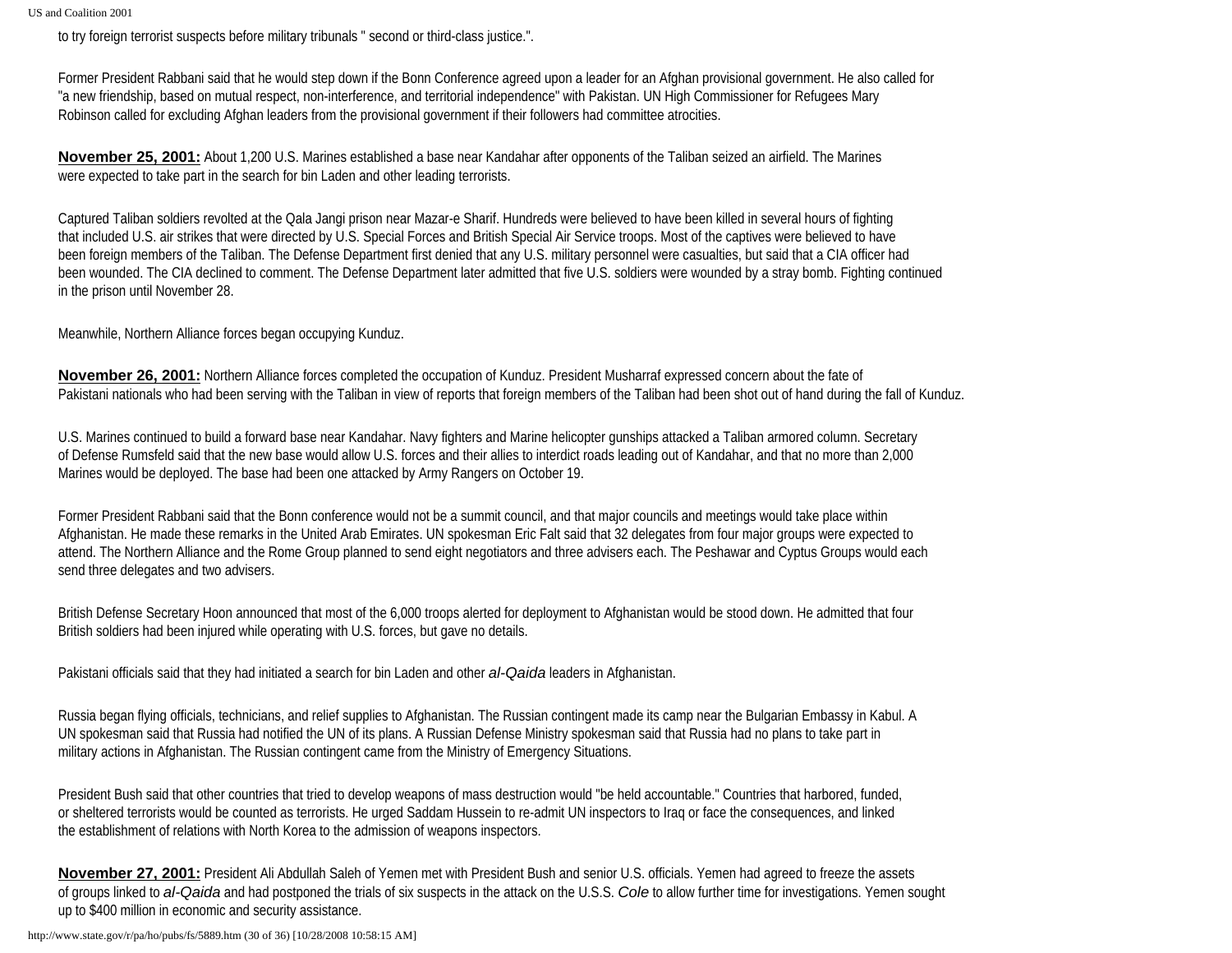to try foreign terrorist suspects before military tribunals " second or third-class justice.".

Former President Rabbani said that he would step down if the Bonn Conference agreed upon a leader for an Afghan provisional government. He also called for "a new friendship, based on mutual respect, non-interference, and territorial independence" with Pakistan. UN High Commissioner for Refugees Mary Robinson called for excluding Afghan leaders from the provisional government if their followers had committee atrocities.

**November 25, 2001:** About 1,200 U.S. Marines established a base near Kandahar after opponents of the Taliban seized an airfield. The Marines were expected to take part in the search for bin Laden and other leading terrorists.

Captured Taliban soldiers revolted at the Qala Jangi prison near Mazar-e Sharif. Hundreds were believed to have been killed in several hours of fighting that included U.S. air strikes that were directed by U.S. Special Forces and British Special Air Service troops. Most of the captives were believed to have been foreign members of the Taliban. The Defense Department first denied that any U.S. military personnel were casualties, but said that a CIA officer had been wounded. The CIA declined to comment. The Defense Department later admitted that five U.S. soldiers were wounded by a stray bomb. Fighting continued in the prison until November 28.

Meanwhile, Northern Alliance forces began occupying Kunduz.

**November 26, 2001:** Northern Alliance forces completed the occupation of Kunduz. President Musharraf expressed concern about the fate of Pakistani nationals who had been serving with the Taliban in view of reports that foreign members of the Taliban had been shot out of hand during the fall of Kunduz.

U.S. Marines continued to build a forward base near Kandahar. Navy fighters and Marine helicopter gunships attacked a Taliban armored column. Secretary of Defense Rumsfeld said that the new base would allow U.S. forces and their allies to interdict roads leading out of Kandahar, and that no more than 2,000 Marines would be deployed. The base had been one attacked by Army Rangers on October 19.

Former President Rabbani said that the Bonn conference would not be a summit council, and that major councils and meetings would take place within Afghanistan. He made these remarks in the United Arab Emirates. UN spokesman Eric Falt said that 32 delegates from four major groups were expected to attend. The Northern Alliance and the Rome Group planned to send eight negotiators and three advisers each. The Peshawar and Cyptus Groups would each send three delegates and two advisers.

British Defense Secretary Hoon announced that most of the 6,000 troops alerted for deployment to Afghanistan would be stood down. He admitted that four British soldiers had been injured while operating with U.S. forces, but gave no details.

Pakistani officials said that they had initiated a search for bin Laden and other *al-Qaida* leaders in Afghanistan.

Russia began flying officials, technicians, and relief supplies to Afghanistan. The Russian contingent made its camp near the Bulgarian Embassy in Kabul. A UN spokesman said that Russia had notified the UN of its plans. A Russian Defense Ministry spokesman said that Russia had no plans to take part in military actions in Afghanistan. The Russian contingent came from the Ministry of Emergency Situations.

President Bush said that other countries that tried to develop weapons of mass destruction would "be held accountable." Countries that harbored, funded, or sheltered terrorists would be counted as terrorists. He urged Saddam Hussein to re-admit UN inspectors to Iraq or face the consequences, and linked the establishment of relations with North Korea to the admission of weapons inspectors.

**November 27, 2001:** President Ali Abdullah Saleh of Yemen met with President Bush and senior U.S. officials. Yemen had agreed to freeze the assets of groups linked to *al-Qaida* and had postponed the trials of six suspects in the attack on the U.S.S. *Cole* to allow further time for investigations. Yemen sought up to $400 million in economic and security assistance.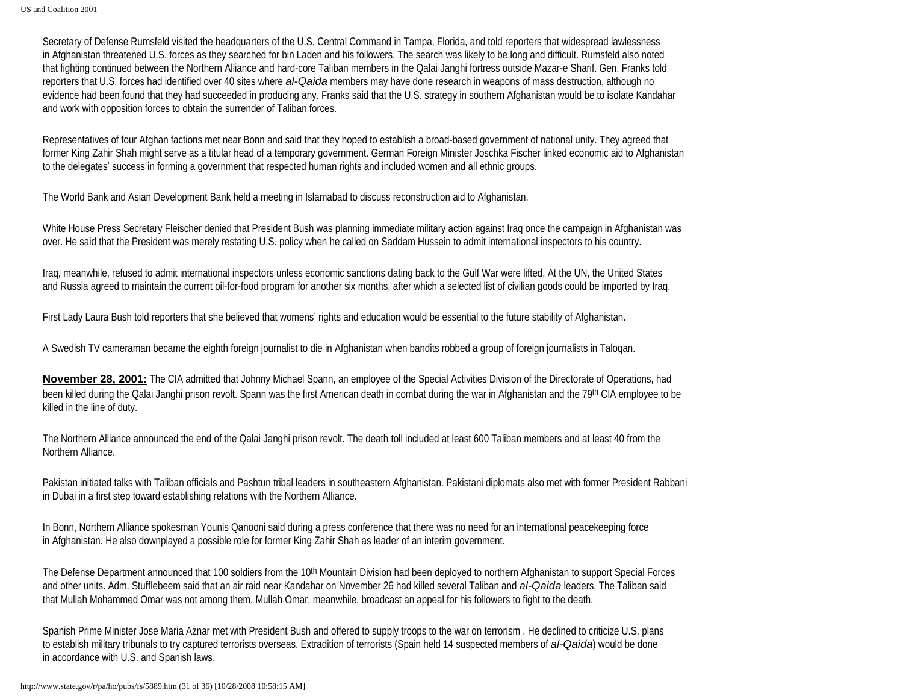Secretary of Defense Rumsfeld visited the headquarters of the U.S. Central Command in Tampa, Florida, and told reporters that widespread lawlessness in Afghanistan threatened U.S. forces as they searched for bin Laden and his followers. The search was likely to be long and difficult. Rumsfeld also noted that fighting continued between the Northern Alliance and hard-core Taliban members in the Qalai Janghi fortress outside Mazar-e Sharif. Gen. Franks told reporters that U.S. forces had identified over 40 sites where *al-Qaida* members may have done research in weapons of mass destruction, although no evidence had been found that they had succeeded in producing any. Franks said that the U.S. strategy in southern Afghanistan would be to isolate Kandahar and work with opposition forces to obtain the surrender of Taliban forces.

Representatives of four Afghan factions met near Bonn and said that they hoped to establish a broad-based government of national unity. They agreed that former King Zahir Shah might serve as a titular head of a temporary government. German Foreign Minister Joschka Fischer linked economic aid to Afghanistan to the delegates' success in forming a government that respected human rights and included women and all ethnic groups.

The World Bank and Asian Development Bank held a meeting in Islamabad to discuss reconstruction aid to Afghanistan.

White House Press Secretary Fleischer denied that President Bush was planning immediate military action against Iraq once the campaign in Afghanistan was over. He said that the President was merely restating U.S. policy when he called on Saddam Hussein to admit international inspectors to his country.

Iraq, meanwhile, refused to admit international inspectors unless economic sanctions dating back to the Gulf War were lifted. At the UN, the United States and Russia agreed to maintain the current oil-for-food program for another six months, after which a selected list of civilian goods could be imported by Iraq.

First Lady Laura Bush told reporters that she believed that womens' rights and education would be essential to the future stability of Afghanistan.

A Swedish TV cameraman became the eighth foreign journalist to die in Afghanistan when bandits robbed a group of foreign journalists in Taloqan.

**November 28, 2001:** The CIA admitted that Johnny Michael Spann, an employee of the Special Activities Division of the Directorate of Operations, had been killed during the Qalai Janghi prison revolt. Spann was the first American death in combat during the war in Afghanistan and the 79th CIA employee to be killed in the line of duty.

The Northern Alliance announced the end of the Qalai Janghi prison revolt. The death toll included at least 600 Taliban members and at least 40 from the Northern Alliance.

Pakistan initiated talks with Taliban officials and Pashtun tribal leaders in southeastern Afghanistan. Pakistani diplomats also met with former President Rabbani in Dubai in a first step toward establishing relations with the Northern Alliance.

In Bonn, Northern Alliance spokesman Younis Qanooni said during a press conference that there was no need for an international peacekeeping force in Afghanistan. He also downplayed a possible role for former King Zahir Shah as leader of an interim government.

The Defense Department announced that 100 soldiers from the 10th Mountain Division had been deployed to northern Afghanistan to support Special Forces and other units. Adm. Stufflebeem said that an air raid near Kandahar on November 26 had killed several Taliban and *al-Qaida* leaders. The Taliban said that Mullah Mohammed Omar was not among them. Mullah Omar, meanwhile, broadcast an appeal for his followers to fight to the death.

Spanish Prime Minister Jose Maria Aznar met with President Bush and offered to supply troops to the war on terrorism . He declined to criticize U.S. plans to establish military tribunals to try captured terrorists overseas. Extradition of terrorists (Spain held 14 suspected members of *al-Qaida*) would be done in accordance with U.S. and Spanish laws.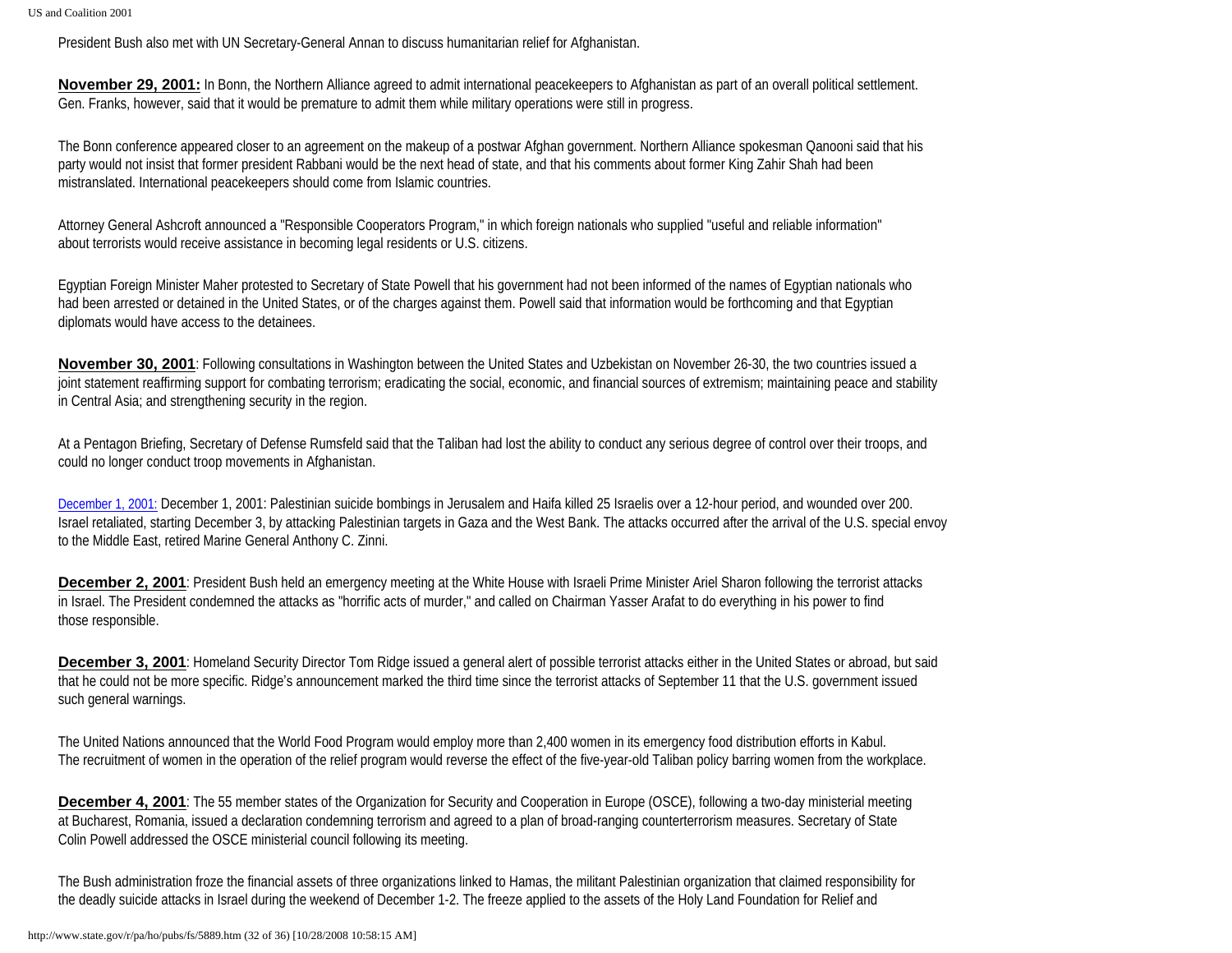President Bush also met with UN Secretary-General Annan to discuss humanitarian relief for Afghanistan.

**November 29, 2001:** In Bonn, the Northern Alliance agreed to admit international peacekeepers to Afghanistan as part of an overall political settlement. Gen. Franks, however, said that it would be premature to admit them while military operations were still in progress.

The Bonn conference appeared closer to an agreement on the makeup of a postwar Afghan government. Northern Alliance spokesman Qanooni said that his party would not insist that former president Rabbani would be the next head of state, and that his comments about former King Zahir Shah had been mistranslated. International peacekeepers should come from Islamic countries.

Attorney General Ashcroft announced a "Responsible Cooperators Program," in which foreign nationals who supplied "useful and reliable information" about terrorists would receive assistance in becoming legal residents or U.S. citizens.

Egyptian Foreign Minister Maher protested to Secretary of State Powell that his government had not been informed of the names of Egyptian nationals who had been arrested or detained in the United States, or of the charges against them. Powell said that information would be forthcoming and that Egyptian diplomats would have access to the detainees.

**November 30, 2001**: Following consultations in Washington between the United States and Uzbekistan on November 26-30, the two countries issued a joint statement reaffirming support for combating terrorism; eradicating the social, economic, and financial sources of extremism; maintaining peace and stability in Central Asia; and strengthening security in the region.

At a Pentagon Briefing, Secretary of Defense Rumsfeld said that the Taliban had lost the ability to conduct any serious degree of control over their troops, and could no longer conduct troop movements in Afghanistan.

December 1, 2001: December 1, 2001: Palestinian suicide bombings in Jerusalem and Haifa killed 25 Israelis over a 12-hour period, and wounded over 200. Israel retaliated, starting December 3, by attacking Palestinian targets in Gaza and the West Bank. The attacks occurred after the arrival of the U.S. special envoy to the Middle East, retired Marine General Anthony C. Zinni.

**December 2, 2001**: President Bush held an emergency meeting at the White House with Israeli Prime Minister Ariel Sharon following the terrorist attacks in Israel. The President condemned the attacks as "horrific acts of murder," and called on Chairman Yasser Arafat to do everything in his power to find those responsible.

**December 3, 2001**: Homeland Security Director Tom Ridge issued a general alert of possible terrorist attacks either in the United States or abroad, but said that he could not be more specific. Ridge's announcement marked the third time since the terrorist attacks of September 11 that the U.S. government issued such general warnings.

The United Nations announced that the World Food Program would employ more than 2,400 women in its emergency food distribution efforts in Kabul. The recruitment of women in the operation of the relief program would reverse the effect of the five-year-old Taliban policy barring women from the workplace.

**December 4, 2001**: The 55 member states of the Organization for Security and Cooperation in Europe (OSCE), following a two-day ministerial meeting at Bucharest, Romania, issued a declaration condemning terrorism and agreed to a plan of broad-ranging counterterrorism measures. Secretary of State Colin Powell addressed the OSCE ministerial council following its meeting.

The Bush administration froze the financial assets of three organizations linked to Hamas, the militant Palestinian organization that claimed responsibility for the deadly suicide attacks in Israel during the weekend of December 1-2. The freeze applied to the assets of the Holy Land Foundation for Relief and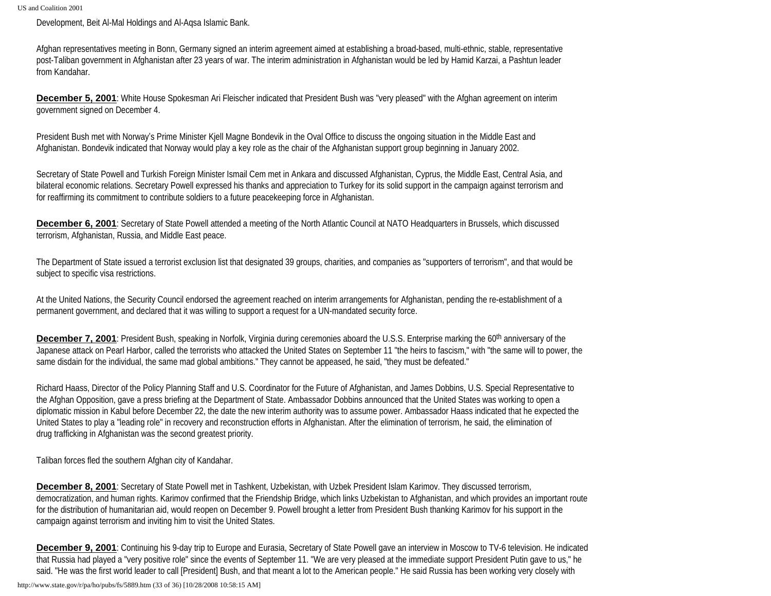Development, Beit Al-Mal Holdings and Al-Aqsa Islamic Bank.

Afghan representatives meeting in Bonn, Germany signed an interim agreement aimed at establishing a broad-based, multi-ethnic, stable, representative post-Taliban government in Afghanistan after 23 years of war. The interim administration in Afghanistan would be led by Hamid Karzai, a Pashtun leader from Kandahar.

**December 5, 2001**: White House Spokesman Ari Fleischer indicated that President Bush was "very pleased" with the Afghan agreement on interim government signed on December 4.

President Bush met with Norway's Prime Minister Kjell Magne Bondevik in the Oval Office to discuss the ongoing situation in the Middle East and Afghanistan. Bondevik indicated that Norway would play a key role as the chair of the Afghanistan support group beginning in January 2002.

Secretary of State Powell and Turkish Foreign Minister Ismail Cem met in Ankara and discussed Afghanistan, Cyprus, the Middle East, Central Asia, and bilateral economic relations. Secretary Powell expressed his thanks and appreciation to Turkey for its solid support in the campaign against terrorism and for reaffirming its commitment to contribute soldiers to a future peacekeeping force in Afghanistan.

**December 6, 2001**: Secretary of State Powell attended a meeting of the North Atlantic Council at NATO Headquarters in Brussels, which discussed terrorism, Afghanistan, Russia, and Middle East peace.

The Department of State issued a terrorist exclusion list that designated 39 groups, charities, and companies as "supporters of terrorism", and that would be subject to specific visa restrictions.

At the United Nations, the Security Council endorsed the agreement reached on interim arrangements for Afghanistan, pending the re-establishment of a permanent government, and declared that it was willing to support a request for a UN-mandated security force.

**December 7, 2001**: President Bush, speaking in Norfolk, Virginia during ceremonies aboard the U.S.S. Enterprise marking the 60th anniversary of the Japanese attack on Pearl Harbor, called the terrorists who attacked the United States on September 11 "the heirs to fascism," with "the same will to power, the same disdain for the individual, the same mad global ambitions." They cannot be appeased, he said, "they must be defeated."

Richard Haass, Director of the Policy Planning Staff and U.S. Coordinator for the Future of Afghanistan, and James Dobbins, U.S. Special Representative to the Afghan Opposition, gave a press briefing at the Department of State. Ambassador Dobbins announced that the United States was working to open a diplomatic mission in Kabul before December 22, the date the new interim authority was to assume power. Ambassador Haass indicated that he expected the United States to play a "leading role" in recovery and reconstruction efforts in Afghanistan. After the elimination of terrorism, he said, the elimination of drug trafficking in Afghanistan was the second greatest priority.

Taliban forces fled the southern Afghan city of Kandahar.

**December 8, 2001**: Secretary of State Powell met in Tashkent, Uzbekistan, with Uzbek President Islam Karimov. They discussed terrorism, democratization, and human rights. Karimov confirmed that the Friendship Bridge, which links Uzbekistan to Afghanistan, and which provides an important route for the distribution of humanitarian aid, would reopen on December 9. Powell brought a letter from President Bush thanking Karimov for his support in the campaign against terrorism and inviting him to visit the United States.

**December 9, 2001**: Continuing his 9-day trip to Europe and Eurasia, Secretary of State Powell gave an interview in Moscow to TV-6 television. He indicated that Russia had played a "very positive role" since the events of September 11. "We are very pleased at the immediate support President Putin gave to us," he said. "He was the first world leader to call [President] Bush, and that meant a lot to the American people." He said Russia has been working very closely with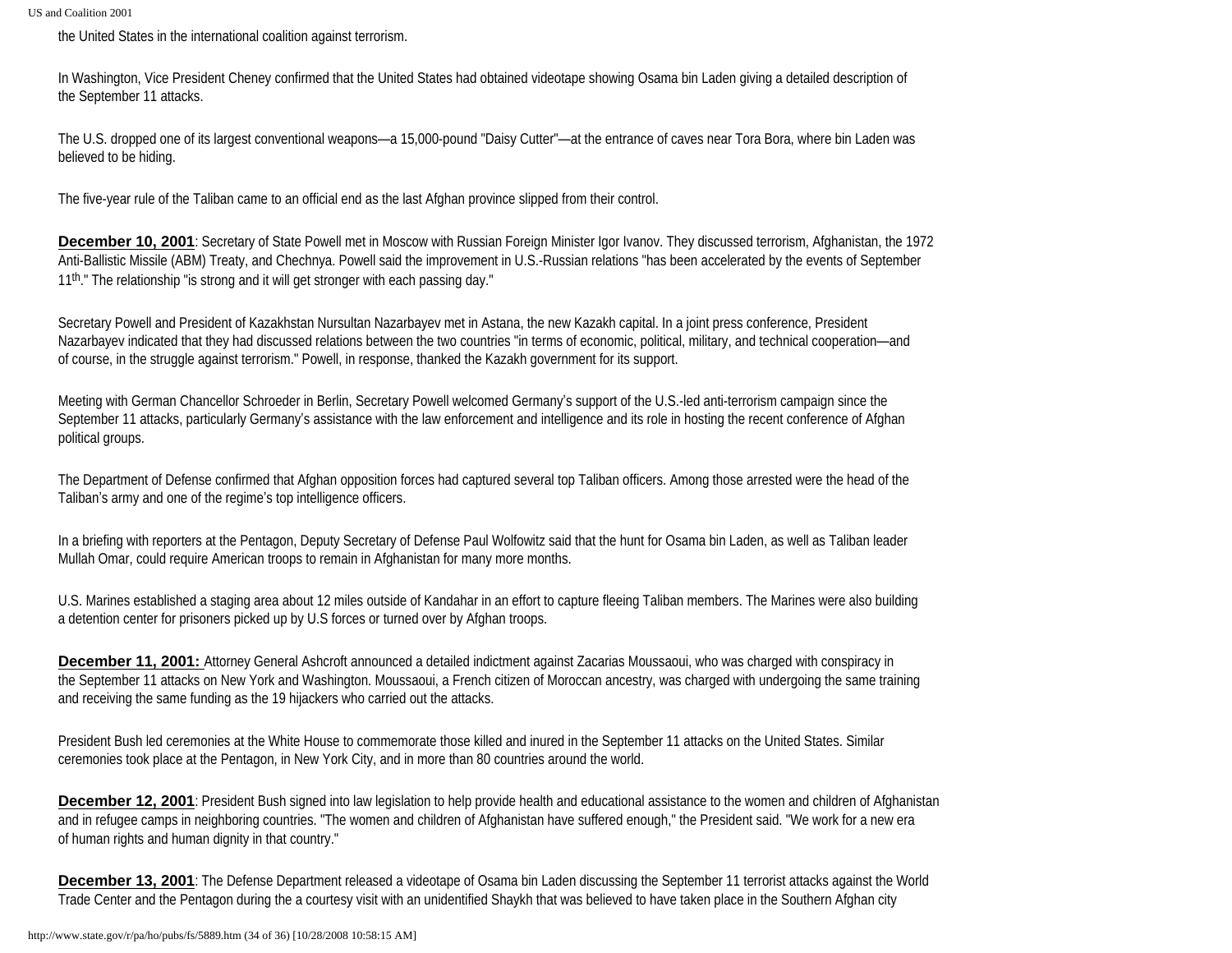the United States in the international coalition against terrorism.

In Washington, Vice President Cheney confirmed that the United States had obtained videotape showing Osama bin Laden giving a detailed description of the September 11 attacks.

The U.S. dropped one of its largest conventional weapons—a 15,000-pound "Daisy Cutter"—at the entrance of caves near Tora Bora, where bin Laden was believed to be hiding.

The five-year rule of the Taliban came to an official end as the last Afghan province slipped from their control.

**December 10, 2001**: Secretary of State Powell met in Moscow with Russian Foreign Minister Igor Ivanov. They discussed terrorism, Afghanistan, the 1972 Anti-Ballistic Missile (ABM) Treaty, and Chechnya. Powell said the improvement in U.S.-Russian relations "has been accelerated by the events of September 11th." The relationship "is strong and it will get stronger with each passing day."

Secretary Powell and President of Kazakhstan Nursultan Nazarbayev met in Astana, the new Kazakh capital. In a joint press conference, President Nazarbayev indicated that they had discussed relations between the two countries "in terms of economic, political, military, and technical cooperation—and of course, in the struggle against terrorism." Powell, in response, thanked the Kazakh government for its support.

Meeting with German Chancellor Schroeder in Berlin, Secretary Powell welcomed Germany's support of the U.S.-led anti-terrorism campaign since the September 11 attacks, particularly Germany's assistance with the law enforcement and intelligence and its role in hosting the recent conference of Afghan political groups.

The Department of Defense confirmed that Afghan opposition forces had captured several top Taliban officers. Among those arrested were the head of the Taliban's army and one of the regime's top intelligence officers.

In a briefing with reporters at the Pentagon, Deputy Secretary of Defense Paul Wolfowitz said that the hunt for Osama bin Laden, as well as Taliban leader Mullah Omar, could require American troops to remain in Afghanistan for many more months.

U.S. Marines established a staging area about 12 miles outside of Kandahar in an effort to capture fleeing Taliban members. The Marines were also building a detention center for prisoners picked up by U.S forces or turned over by Afghan troops.

**December 11, 2001:** Attorney General Ashcroft announced a detailed indictment against Zacarias Moussaoui, who was charged with conspiracy in the September 11 attacks on New York and Washington. Moussaoui, a French citizen of Moroccan ancestry, was charged with undergoing the same training and receiving the same funding as the 19 hijackers who carried out the attacks.

President Bush led ceremonies at the White House to commemorate those killed and inured in the September 11 attacks on the United States. Similar ceremonies took place at the Pentagon, in New York City, and in more than 80 countries around the world.

**December 12, 2001**: President Bush signed into law legislation to help provide health and educational assistance to the women and children of Afghanistan and in refugee camps in neighboring countries. "The women and children of Afghanistan have suffered enough," the President said. "We work for a new era of human rights and human dignity in that country."

**December 13, 2001**: The Defense Department released a videotape of Osama bin Laden discussing the September 11 terrorist attacks against the World Trade Center and the Pentagon during the a courtesy visit with an unidentified Shaykh that was believed to have taken place in the Southern Afghan city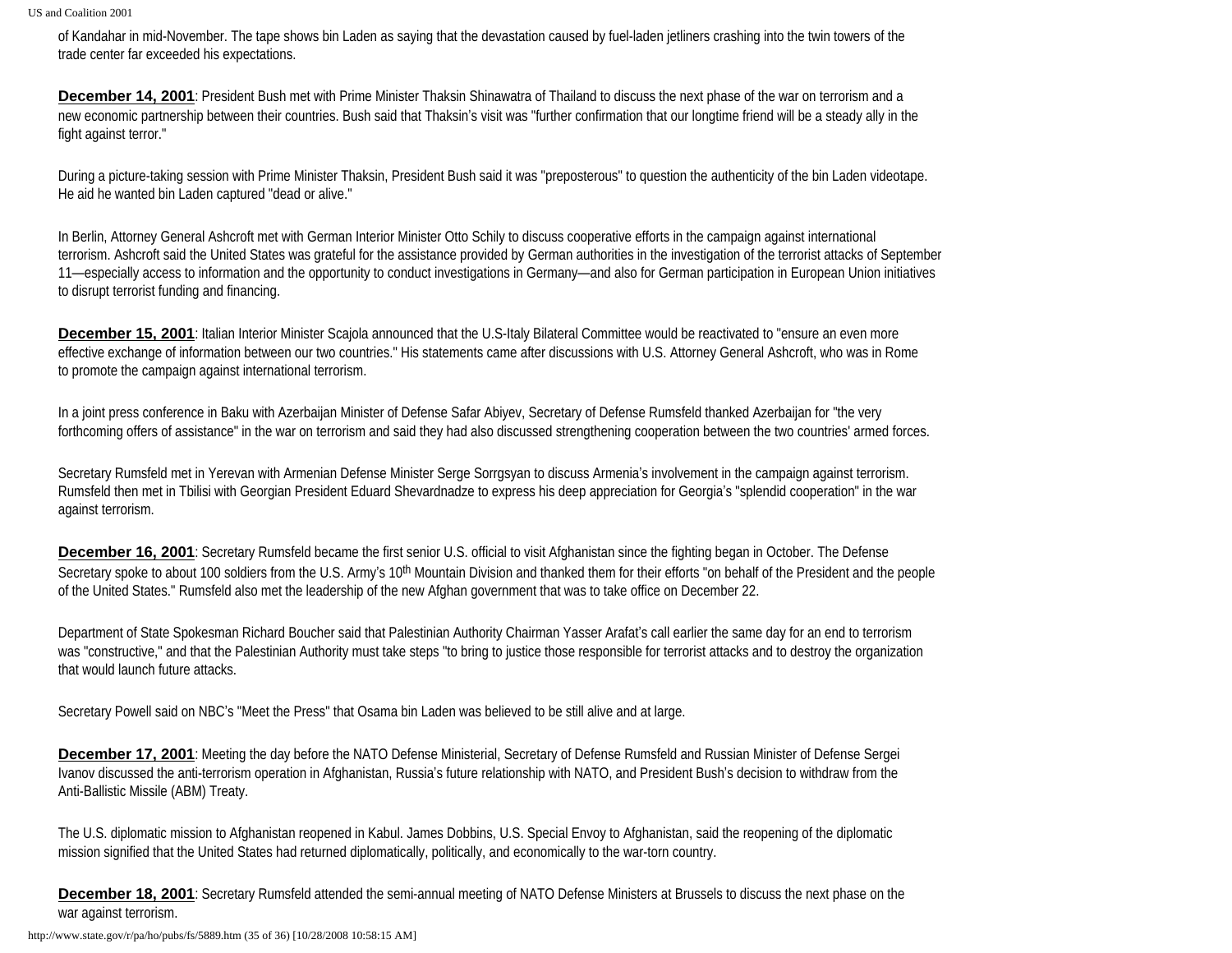of Kandahar in mid-November. The tape shows bin Laden as saying that the devastation caused by fuel-laden jetliners crashing into the twin towers of the trade center far exceeded his expectations.

**December 14, 2001**: President Bush met with Prime Minister Thaksin Shinawatra of Thailand to discuss the next phase of the war on terrorism and a new economic partnership between their countries. Bush said that Thaksin's visit was "further confirmation that our longtime friend will be a steady ally in the fight against terror."

During a picture-taking session with Prime Minister Thaksin, President Bush said it was "preposterous" to question the authenticity of the bin Laden videotape. He aid he wanted bin Laden captured "dead or alive."

In Berlin, Attorney General Ashcroft met with German Interior Minister Otto Schily to discuss cooperative efforts in the campaign against international terrorism. Ashcroft said the United States was grateful for the assistance provided by German authorities in the investigation of the terrorist attacks of September 11—especially access to information and the opportunity to conduct investigations in Germany—and also for German participation in European Union initiatives to disrupt terrorist funding and financing.

**December 15, 2001**: Italian Interior Minister Scajola announced that the U.S-Italy Bilateral Committee would be reactivated to "ensure an even more effective exchange of information between our two countries." His statements came after discussions with U.S. Attorney General Ashcroft, who was in Rome to promote the campaign against international terrorism.

In a joint press conference in Baku with Azerbaijan Minister of Defense Safar Abiyev, Secretary of Defense Rumsfeld thanked Azerbaijan for "the very forthcoming offers of assistance" in the war on terrorism and said they had also discussed strengthening cooperation between the two countries' armed forces.

Secretary Rumsfeld met in Yerevan with Armenian Defense Minister Serge Sorrgsyan to discuss Armenia's involvement in the campaign against terrorism. Rumsfeld then met in Tbilisi with Georgian President Eduard Shevardnadze to express his deep appreciation for Georgia's "splendid cooperation" in the war against terrorism.

**December 16, 2001**: Secretary Rumsfeld became the first senior U.S. official to visit Afghanistan since the fighting began in October. The Defense Secretary spoke to about 100 soldiers from the U.S. Army's 10th Mountain Division and thanked them for their efforts "on behalf of the President and the people of the United States." Rumsfeld also met the leadership of the new Afghan government that was to take office on December 22.

Department of State Spokesman Richard Boucher said that Palestinian Authority Chairman Yasser Arafat's call earlier the same day for an end to terrorism was "constructive," and that the Palestinian Authority must take steps "to bring to justice those responsible for terrorist attacks and to destroy the organization that would launch future attacks.

Secretary Powell said on NBC's "Meet the Press" that Osama bin Laden was believed to be still alive and at large.

**December 17, 2001**: Meeting the day before the NATO Defense Ministerial, Secretary of Defense Rumsfeld and Russian Minister of Defense Sergei Ivanov discussed the anti-terrorism operation in Afghanistan, Russia's future relationship with NATO, and President Bush's decision to withdraw from the Anti-Ballistic Missile (ABM) Treaty.

The U.S. diplomatic mission to Afghanistan reopened in Kabul. James Dobbins, U.S. Special Envoy to Afghanistan, said the reopening of the diplomatic mission signified that the United States had returned diplomatically, politically, and economically to the war-torn country.

**December 18, 2001**: Secretary Rumsfeld attended the semi-annual meeting of NATO Defense Ministers at Brussels to discuss the next phase on the war against terrorism.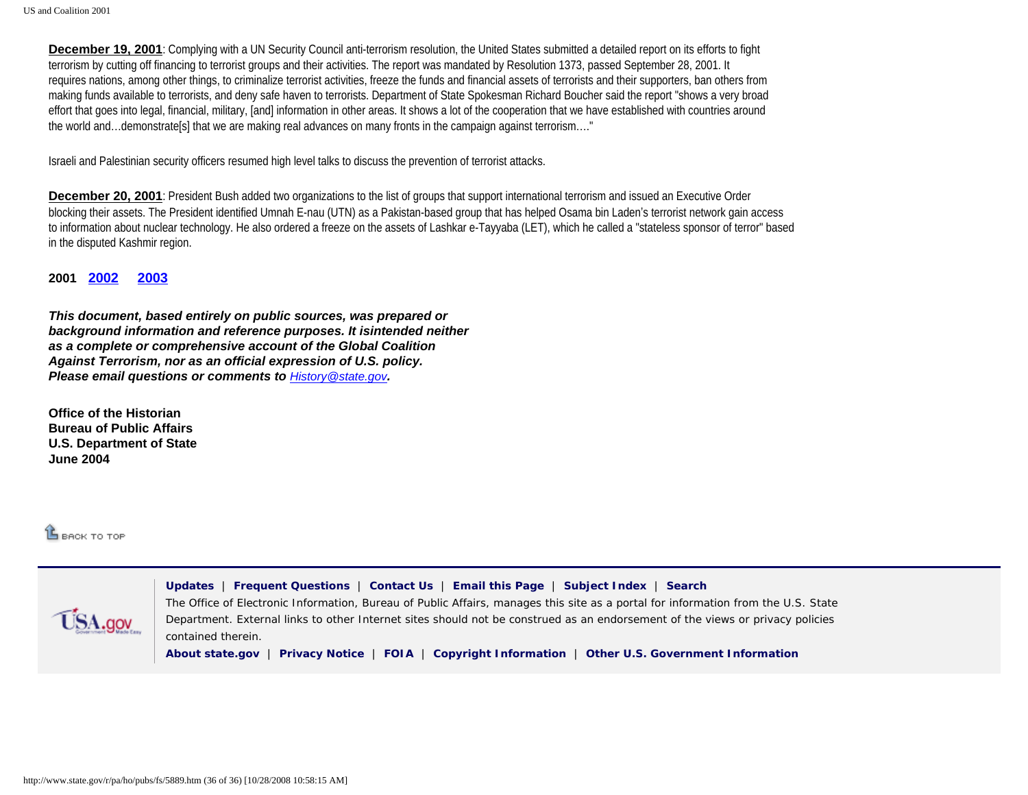**December 19, 2001**: Complying with a UN Security Council anti-terrorism resolution, the United States submitted a detailed report on its efforts to fight terrorism by cutting off financing to terrorist groups and their activities. The report was mandated by Resolution 1373, passed September 28, 2001. It requires nations, among other things, to criminalize terrorist activities, freeze the funds and financial assets of terrorists and their supporters, ban others from making funds available to terrorists, and deny safe haven to terrorists. Department of State Spokesman Richard Boucher said the report "shows a very broad effort that goes into legal, financial, military, [and] information in other areas. It shows a lot of the cooperation that we have established with countries around the world and…demonstrate[s] that we are making real advances on many fronts in the campaign against terrorism…."

Israeli and Palestinian security officers resumed high level talks to discuss the prevention of terrorist attacks.

**December 20, 2001**: President Bush added two organizations to the list of groups that support international terrorism and issued an Executive Order blocking their assets. The President identified Umnah E-nau (UTN) as a Pakistan-based group that has helped Osama bin Laden's terrorist network gain access to information about nuclear technology. He also ordered a freeze on the assets of Lashkar e-Tayyaba (LET), which he called a "stateless sponsor of terror" based in the disputed Kashmir region.

**2001 2002 2003**

***This document, based entirely on public sources, was prepared or background information and reference purposes. It isintended neither as a complete or comprehensive account of the Global Coalition Against Terrorism, nor as an official expression of U.S. policy. Please email questions or comments to History@state.gov.***

**Office of the Historian**
**Bureau of Public Affairs**
**U.S. Department of State**
**June 2004**

BACK TO TOP

**Updates** | **Frequent Questions** | **Contact Us** | **Email this Page** | **Subject Index** | **Search**

The Office of Electronic Information, Bureau of Public Affairs, manages this site as a portal for information from the U.S. State Department. External links to other Internet sites should not be construed as an endorsement of the views or privacy policies contained therein.

**About state.gov** | **Privacy Notice** | **FOIA** | **Copyright Information** | **Other U.S. Government Information**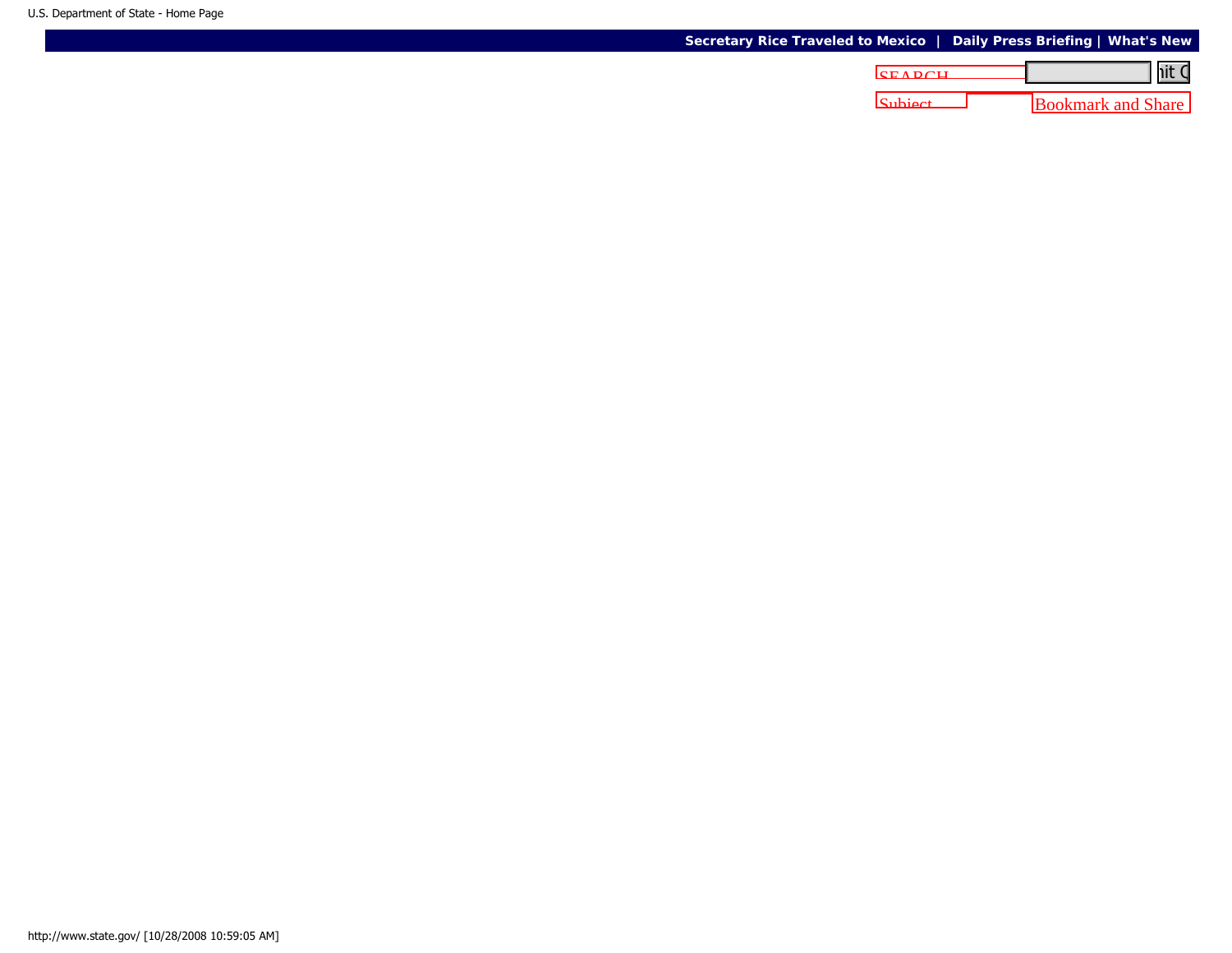Secretary Rice Traveled to Mexico | Daily Press Briefing | What's New

SEARCH

Subject

Bookmark and Share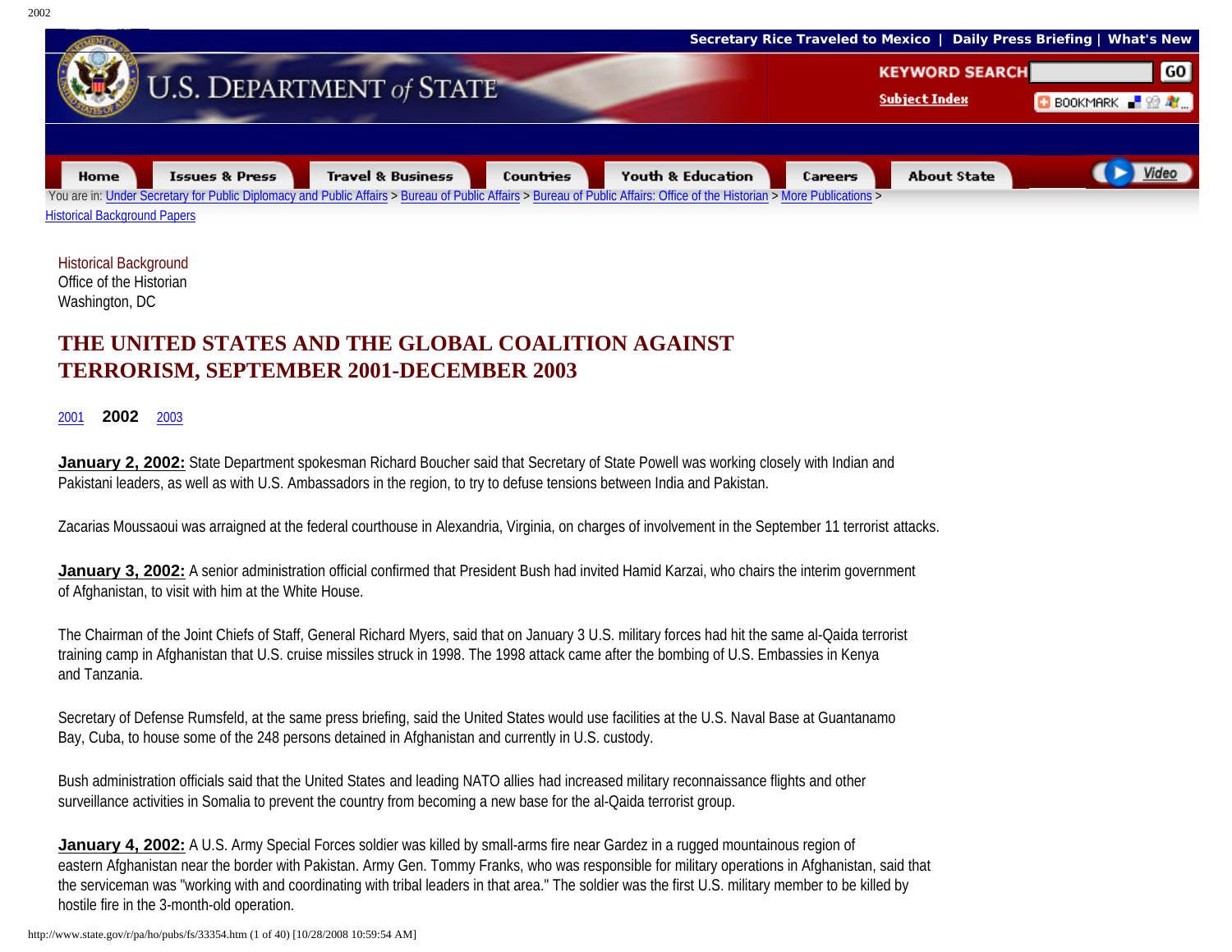Secretary Rice Traveled to Mexico | Daily Press Briefing | What's New

U.S. DEPARTMENT of STATE

KEYWORD SEARCH GO

Subject Index

BOOKMARK

Home | Issues & Press | Travel & Business | Countries | Youth & Education | Careers | About State | Video

You are in: Under Secretary for Public Diplomacy and Public Affairs > Bureau of Public Affairs > Bureau of Public Affairs: Office of the Historian > More Publications > Historical Background Papers

Historical Background
Office of the Historian
Washington, DC

# THE UNITED STATES AND THE GLOBAL COALITION AGAINST TERRORISM, SEPTEMBER 2001-DECEMBER 2003

2001 **2002** 2003

**January 2, 2002:** State Department spokesman Richard Boucher said that Secretary of State Powell was working closely with Indian and Pakistani leaders, as well as with U.S. Ambassadors in the region, to try to defuse tensions between India and Pakistan.

Zacarias Moussaoui was arraigned at the federal courthouse in Alexandria, Virginia, on charges of involvement in the September 11 terrorist attacks.

**January 3, 2002:** A senior administration official confirmed that President Bush had invited Hamid Karzai, who chairs the interim government of Afghanistan, to visit with him at the White House.

The Chairman of the Joint Chiefs of Staff, General Richard Myers, said that on January 3 U.S. military forces had hit the same al-Qaida terrorist training camp in Afghanistan that U.S. cruise missiles struck in 1998. The 1998 attack came after the bombing of U.S. Embassies in Kenya and Tanzania.

Secretary of Defense Rumsfeld, at the same press briefing, said the United States would use facilities at the U.S. Naval Base at Guantanamo Bay, Cuba, to house some of the 248 persons detained in Afghanistan and currently in U.S. custody.

Bush administration officials said that the United States and leading NATO allies had increased military reconnaissance flights and other surveillance activities in Somalia to prevent the country from becoming a new base for the al-Qaida terrorist group.

**January 4, 2002:** A U.S. Army Special Forces soldier was killed by small-arms fire near Gardez in a rugged mountainous region of eastern Afghanistan near the border with Pakistan. Army Gen. Tommy Franks, who was responsible for military operations in Afghanistan, said that the serviceman was "working with and coordinating with tribal leaders in that area." The soldier was the first U.S. military member to be killed by hostile fire in the 3-month-old operation.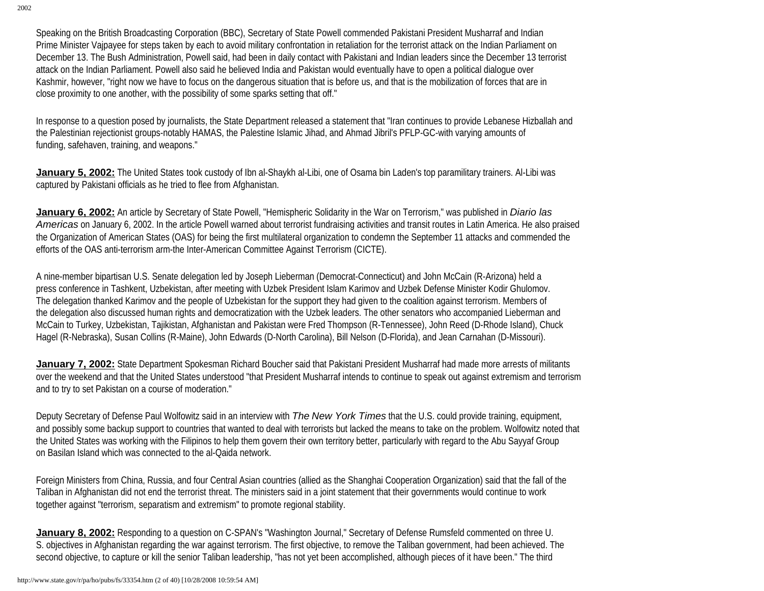Speaking on the British Broadcasting Corporation (BBC), Secretary of State Powell commended Pakistani President Musharraf and Indian Prime Minister Vajpayee for steps taken by each to avoid military confrontation in retaliation for the terrorist attack on the Indian Parliament on December 13. The Bush Administration, Powell said, had been in daily contact with Pakistani and Indian leaders since the December 13 terrorist attack on the Indian Parliament. Powell also said he believed India and Pakistan would eventually have to open a political dialogue over Kashmir, however, "right now we have to focus on the dangerous situation that is before us, and that is the mobilization of forces that are in close proximity to one another, with the possibility of some sparks setting that off."

In response to a question posed by journalists, the State Department released a statement that "Iran continues to provide Lebanese Hizballah and the Palestinian rejectionist groups-notably HAMAS, the Palestine Islamic Jihad, and Ahmad Jibril's PFLP-GC-with varying amounts of funding, safehaven, training, and weapons."

**January 5, 2002:** The United States took custody of Ibn al-Shaykh al-Libi, one of Osama bin Laden's top paramilitary trainers. Al-Libi was captured by Pakistani officials as he tried to flee from Afghanistan.

**January 6, 2002:** An article by Secretary of State Powell, "Hemispheric Solidarity in the War on Terrorism," was published in *Diario las Americas* on January 6, 2002. In the article Powell warned about terrorist fundraising activities and transit routes in Latin America. He also praised the Organization of American States (OAS) for being the first multilateral organization to condemn the September 11 attacks and commended the efforts of the OAS anti-terrorism arm-the Inter-American Committee Against Terrorism (CICTE).

A nine-member bipartisan U.S. Senate delegation led by Joseph Lieberman (Democrat-Connecticut) and John McCain (R-Arizona) held a press conference in Tashkent, Uzbekistan, after meeting with Uzbek President Islam Karimov and Uzbek Defense Minister Kodir Ghulomov. The delegation thanked Karimov and the people of Uzbekistan for the support they had given to the coalition against terrorism. Members of the delegation also discussed human rights and democratization with the Uzbek leaders. The other senators who accompanied Lieberman and McCain to Turkey, Uzbekistan, Tajikistan, Afghanistan and Pakistan were Fred Thompson (R-Tennessee), John Reed (D-Rhode Island), Chuck Hagel (R-Nebraska), Susan Collins (R-Maine), John Edwards (D-North Carolina), Bill Nelson (D-Florida), and Jean Carnahan (D-Missouri).

**January 7, 2002:** State Department Spokesman Richard Boucher said that Pakistani President Musharraf had made more arrests of militants over the weekend and that the United States understood "that President Musharraf intends to continue to speak out against extremism and terrorism and to try to set Pakistan on a course of moderation."

Deputy Secretary of Defense Paul Wolfowitz said in an interview with *The New York Times* that the U.S. could provide training, equipment, and possibly some backup support to countries that wanted to deal with terrorists but lacked the means to take on the problem. Wolfowitz noted that the United States was working with the Filipinos to help them govern their own territory better, particularly with regard to the Abu Sayyaf Group on Basilan Island which was connected to the al-Qaida network.

Foreign Ministers from China, Russia, and four Central Asian countries (allied as the Shanghai Cooperation Organization) said that the fall of the Taliban in Afghanistan did not end the terrorist threat. The ministers said in a joint statement that their governments would continue to work together against "terrorism, separatism and extremism" to promote regional stability.

**January 8, 2002:** Responding to a question on C-SPAN's "Washington Journal," Secretary of Defense Rumsfeld commented on three U. S. objectives in Afghanistan regarding the war against terrorism. The first objective, to remove the Taliban government, had been achieved. The second objective, to capture or kill the senior Taliban leadership, "has not yet been accomplished, although pieces of it have been." The third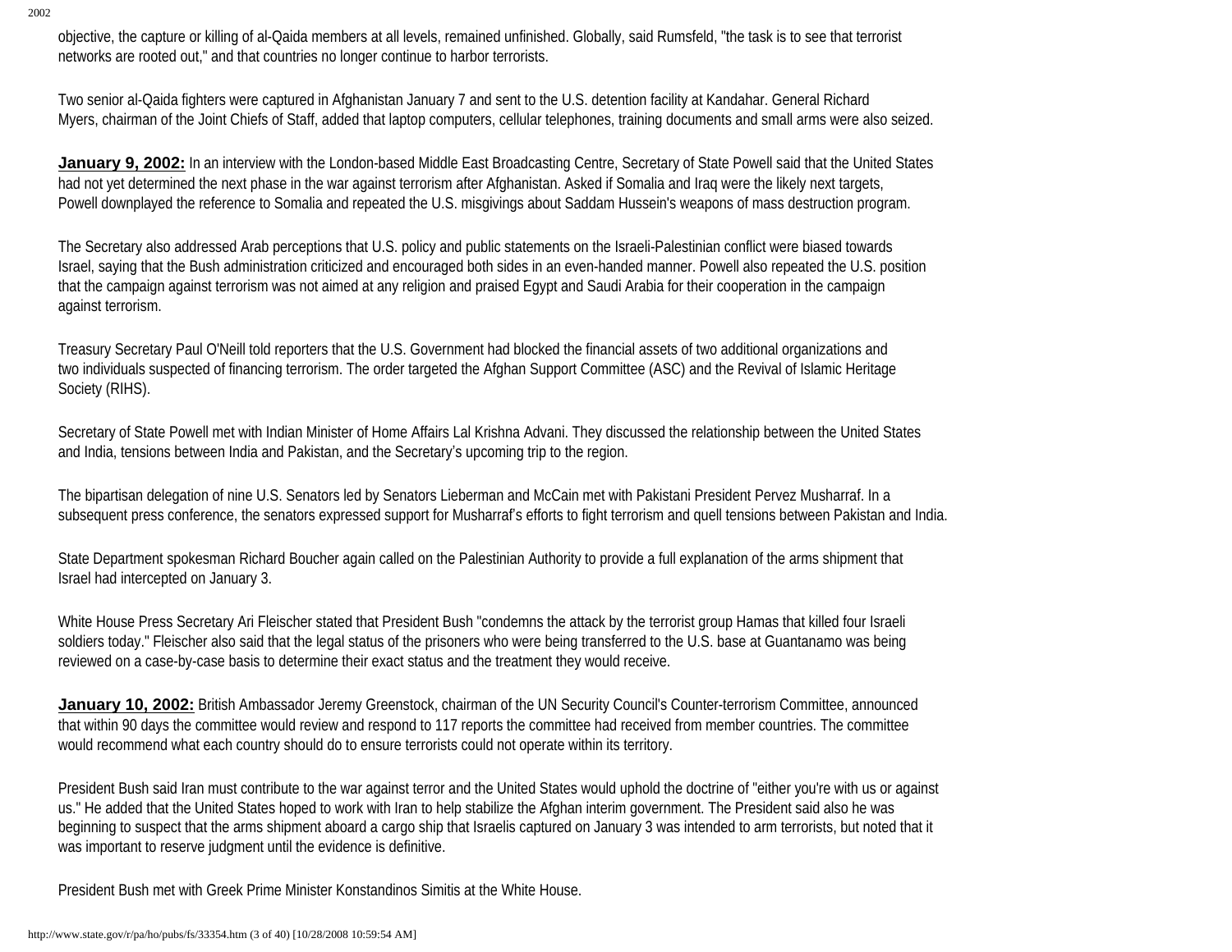objective, the capture or killing of al-Qaida members at all levels, remained unfinished. Globally, said Rumsfeld, "the task is to see that terrorist networks are rooted out," and that countries no longer continue to harbor terrorists.

Two senior al-Qaida fighters were captured in Afghanistan January 7 and sent to the U.S. detention facility at Kandahar. General Richard Myers, chairman of the Joint Chiefs of Staff, added that laptop computers, cellular telephones, training documents and small arms were also seized.

**January 9, 2002:** In an interview with the London-based Middle East Broadcasting Centre, Secretary of State Powell said that the United States had not yet determined the next phase in the war against terrorism after Afghanistan. Asked if Somalia and Iraq were the likely next targets, Powell downplayed the reference to Somalia and repeated the U.S. misgivings about Saddam Hussein's weapons of mass destruction program.

The Secretary also addressed Arab perceptions that U.S. policy and public statements on the Israeli-Palestinian conflict were biased towards Israel, saying that the Bush administration criticized and encouraged both sides in an even-handed manner. Powell also repeated the U.S. position that the campaign against terrorism was not aimed at any religion and praised Egypt and Saudi Arabia for their cooperation in the campaign against terrorism.

Treasury Secretary Paul O'Neill told reporters that the U.S. Government had blocked the financial assets of two additional organizations and two individuals suspected of financing terrorism. The order targeted the Afghan Support Committee (ASC) and the Revival of Islamic Heritage Society (RIHS).

Secretary of State Powell met with Indian Minister of Home Affairs Lal Krishna Advani. They discussed the relationship between the United States and India, tensions between India and Pakistan, and the Secretary's upcoming trip to the region.

The bipartisan delegation of nine U.S. Senators led by Senators Lieberman and McCain met with Pakistani President Pervez Musharraf. In a subsequent press conference, the senators expressed support for Musharraf's efforts to fight terrorism and quell tensions between Pakistan and India.

State Department spokesman Richard Boucher again called on the Palestinian Authority to provide a full explanation of the arms shipment that Israel had intercepted on January 3.

White House Press Secretary Ari Fleischer stated that President Bush "condemns the attack by the terrorist group Hamas that killed four Israeli soldiers today." Fleischer also said that the legal status of the prisoners who were being transferred to the U.S. base at Guantanamo was being reviewed on a case-by-case basis to determine their exact status and the treatment they would receive.

**January 10, 2002:** British Ambassador Jeremy Greenstock, chairman of the UN Security Council's Counter-terrorism Committee, announced that within 90 days the committee would review and respond to 117 reports the committee had received from member countries. The committee would recommend what each country should do to ensure terrorists could not operate within its territory.

President Bush said Iran must contribute to the war against terror and the United States would uphold the doctrine of "either you're with us or against us." He added that the United States hoped to work with Iran to help stabilize the Afghan interim government. The President said also he was beginning to suspect that the arms shipment aboard a cargo ship that Israelis captured on January 3 was intended to arm terrorists, but noted that it was important to reserve judgment until the evidence is definitive.

President Bush met with Greek Prime Minister Konstandinos Simitis at the White House.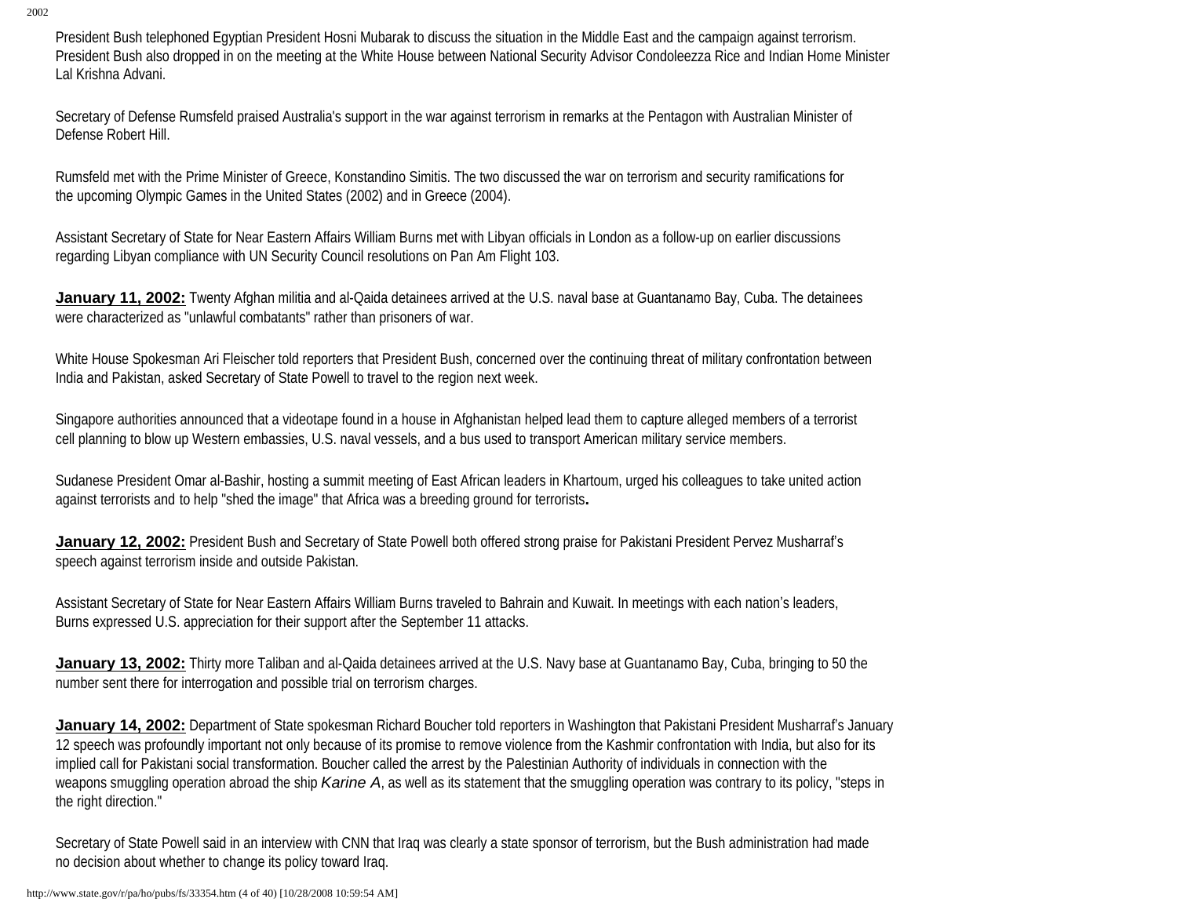President Bush telephoned Egyptian President Hosni Mubarak to discuss the situation in the Middle East and the campaign against terrorism. President Bush also dropped in on the meeting at the White House between National Security Advisor Condoleezza Rice and Indian Home Minister Lal Krishna Advani.

Secretary of Defense Rumsfeld praised Australia's support in the war against terrorism in remarks at the Pentagon with Australian Minister of Defense Robert Hill.

Rumsfeld met with the Prime Minister of Greece, Konstandino Simitis. The two discussed the war on terrorism and security ramifications for the upcoming Olympic Games in the United States (2002) and in Greece (2004).

Assistant Secretary of State for Near Eastern Affairs William Burns met with Libyan officials in London as a follow-up on earlier discussions regarding Libyan compliance with UN Security Council resolutions on Pan Am Flight 103.

**January 11, 2002:** Twenty Afghan militia and al-Qaida detainees arrived at the U.S. naval base at Guantanamo Bay, Cuba. The detainees were characterized as "unlawful combatants" rather than prisoners of war.

White House Spokesman Ari Fleischer told reporters that President Bush, concerned over the continuing threat of military confrontation between India and Pakistan, asked Secretary of State Powell to travel to the region next week.

Singapore authorities announced that a videotape found in a house in Afghanistan helped lead them to capture alleged members of a terrorist cell planning to blow up Western embassies, U.S. naval vessels, and a bus used to transport American military service members.

Sudanese President Omar al-Bashir, hosting a summit meeting of East African leaders in Khartoum, urged his colleagues to take united action against terrorists and to help "shed the image" that Africa was a breeding ground for terrorists**.**

**January 12, 2002:** President Bush and Secretary of State Powell both offered strong praise for Pakistani President Pervez Musharraf's speech against terrorism inside and outside Pakistan.

Assistant Secretary of State for Near Eastern Affairs William Burns traveled to Bahrain and Kuwait. In meetings with each nation's leaders, Burns expressed U.S. appreciation for their support after the September 11 attacks.

**January 13, 2002:** Thirty more Taliban and al-Qaida detainees arrived at the U.S. Navy base at Guantanamo Bay, Cuba, bringing to 50 the number sent there for interrogation and possible trial on terrorism charges.

**January 14, 2002:** Department of State spokesman Richard Boucher told reporters in Washington that Pakistani President Musharraf's January 12 speech was profoundly important not only because of its promise to remove violence from the Kashmir confrontation with India, but also for its implied call for Pakistani social transformation. Boucher called the arrest by the Palestinian Authority of individuals in connection with the weapons smuggling operation abroad the ship *Karine A*, as well as its statement that the smuggling operation was contrary to its policy, "steps in the right direction."

Secretary of State Powell said in an interview with CNN that Iraq was clearly a state sponsor of terrorism, but the Bush administration had made no decision about whether to change its policy toward Iraq.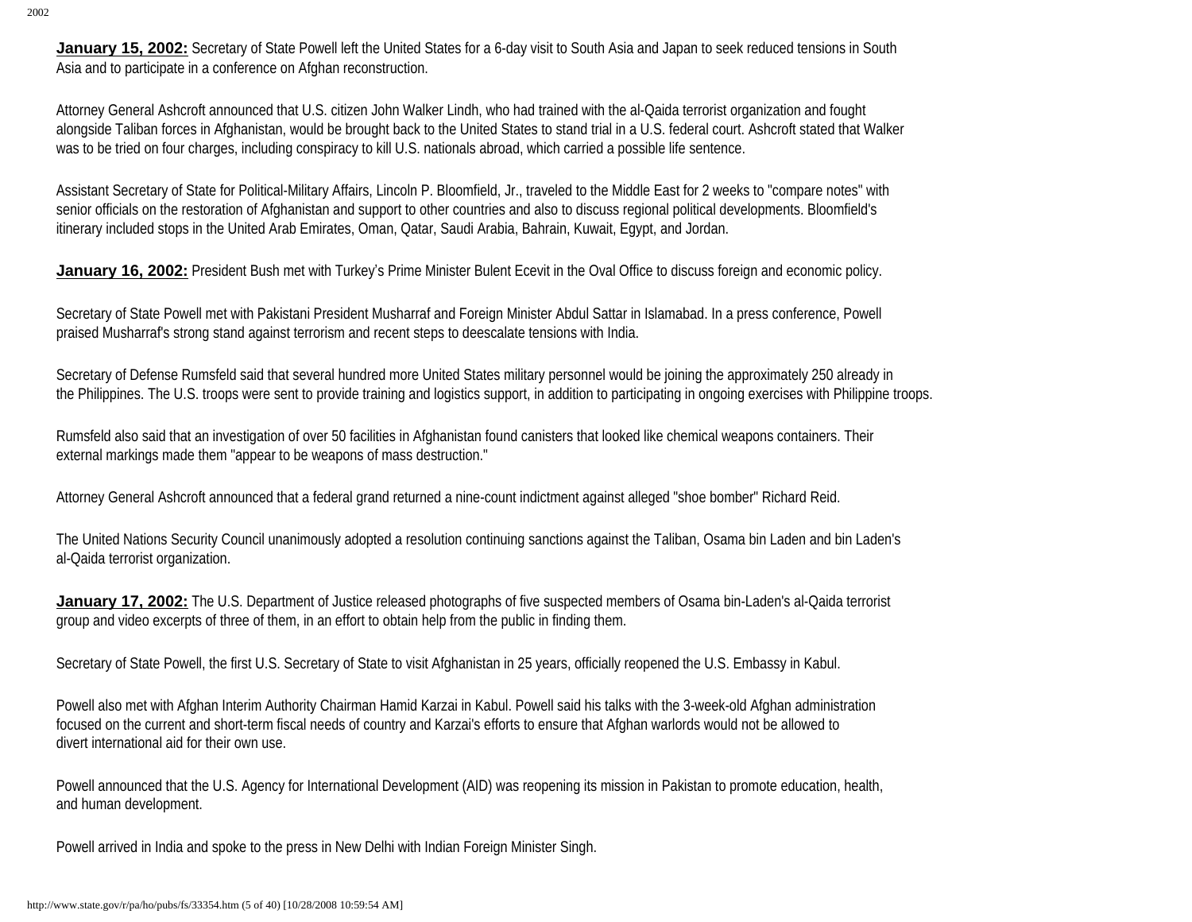**January 15, 2002:** Secretary of State Powell left the United States for a 6-day visit to South Asia and Japan to seek reduced tensions in South Asia and to participate in a conference on Afghan reconstruction.

Attorney General Ashcroft announced that U.S. citizen John Walker Lindh, who had trained with the al-Qaida terrorist organization and fought alongside Taliban forces in Afghanistan, would be brought back to the United States to stand trial in a U.S. federal court. Ashcroft stated that Walker was to be tried on four charges, including conspiracy to kill U.S. nationals abroad, which carried a possible life sentence.

Assistant Secretary of State for Political-Military Affairs, Lincoln P. Bloomfield, Jr., traveled to the Middle East for 2 weeks to "compare notes" with senior officials on the restoration of Afghanistan and support to other countries and also to discuss regional political developments. Bloomfield's itinerary included stops in the United Arab Emirates, Oman, Qatar, Saudi Arabia, Bahrain, Kuwait, Egypt, and Jordan.

**January 16, 2002:** President Bush met with Turkey's Prime Minister Bulent Ecevit in the Oval Office to discuss foreign and economic policy.

Secretary of State Powell met with Pakistani President Musharraf and Foreign Minister Abdul Sattar in Islamabad. In a press conference, Powell praised Musharraf's strong stand against terrorism and recent steps to deescalate tensions with India.

Secretary of Defense Rumsfeld said that several hundred more United States military personnel would be joining the approximately 250 already in the Philippines. The U.S. troops were sent to provide training and logistics support, in addition to participating in ongoing exercises with Philippine troops.

Rumsfeld also said that an investigation of over 50 facilities in Afghanistan found canisters that looked like chemical weapons containers. Their external markings made them "appear to be weapons of mass destruction."

Attorney General Ashcroft announced that a federal grand returned a nine-count indictment against alleged "shoe bomber" Richard Reid.

The United Nations Security Council unanimously adopted a resolution continuing sanctions against the Taliban, Osama bin Laden and bin Laden's al-Qaida terrorist organization.

**January 17, 2002:** The U.S. Department of Justice released photographs of five suspected members of Osama bin-Laden's al-Qaida terrorist group and video excerpts of three of them, in an effort to obtain help from the public in finding them.

Secretary of State Powell, the first U.S. Secretary of State to visit Afghanistan in 25 years, officially reopened the U.S. Embassy in Kabul.

Powell also met with Afghan Interim Authority Chairman Hamid Karzai in Kabul. Powell said his talks with the 3-week-old Afghan administration focused on the current and short-term fiscal needs of country and Karzai's efforts to ensure that Afghan warlords would not be allowed to divert international aid for their own use.

Powell announced that the U.S. Agency for International Development (AID) was reopening its mission in Pakistan to promote education, health, and human development.

Powell arrived in India and spoke to the press in New Delhi with Indian Foreign Minister Singh.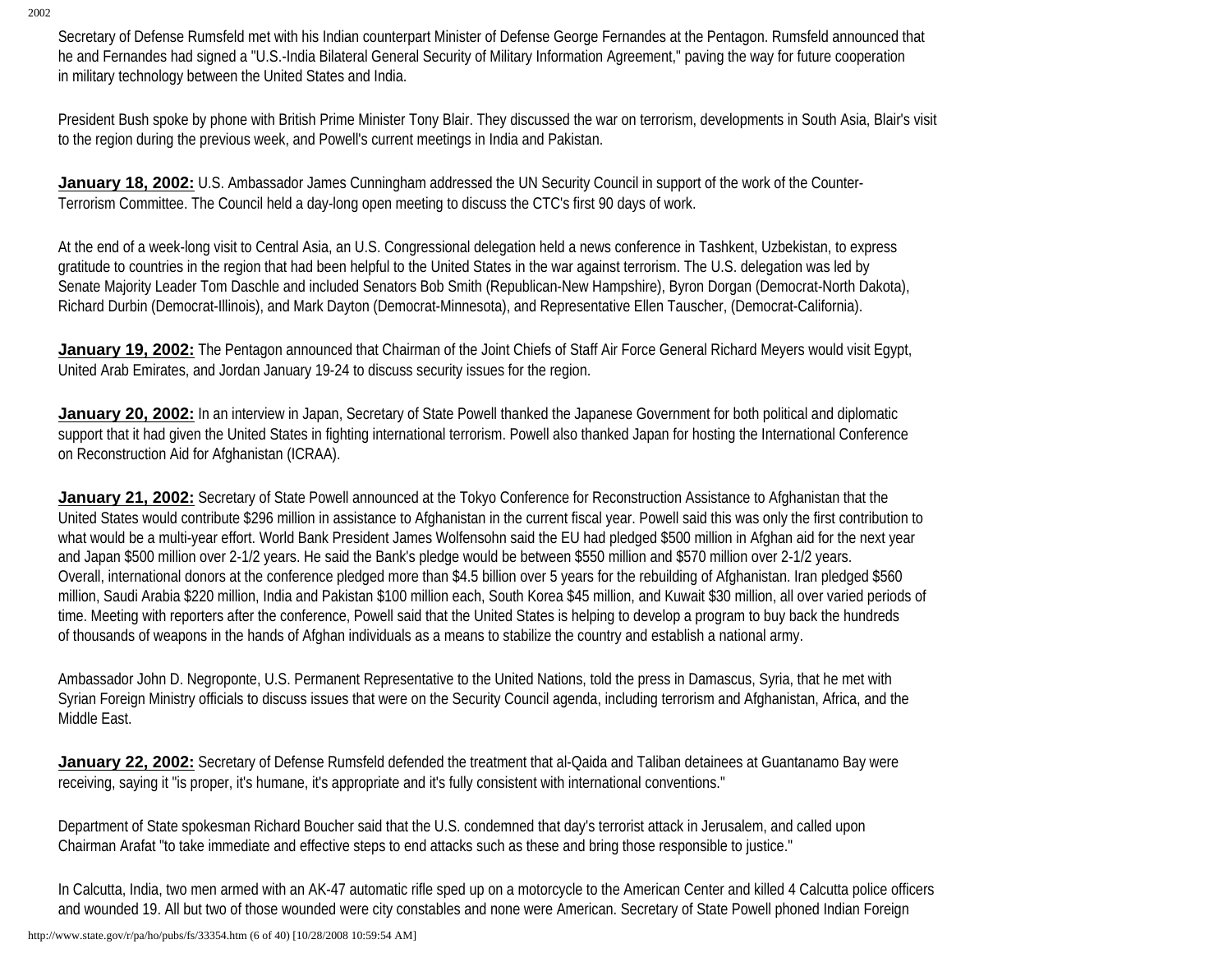Secretary of Defense Rumsfeld met with his Indian counterpart Minister of Defense George Fernandes at the Pentagon. Rumsfeld announced that he and Fernandes had signed a "U.S.-India Bilateral General Security of Military Information Agreement," paving the way for future cooperation in military technology between the United States and India.

President Bush spoke by phone with British Prime Minister Tony Blair. They discussed the war on terrorism, developments in South Asia, Blair's visit to the region during the previous week, and Powell's current meetings in India and Pakistan.

**January 18, 2002:** U.S. Ambassador James Cunningham addressed the UN Security Council in support of the work of the Counter-Terrorism Committee. The Council held a day-long open meeting to discuss the CTC's first 90 days of work.

At the end of a week-long visit to Central Asia, an U.S. Congressional delegation held a news conference in Tashkent, Uzbekistan, to express gratitude to countries in the region that had been helpful to the United States in the war against terrorism. The U.S. delegation was led by Senate Majority Leader Tom Daschle and included Senators Bob Smith (Republican-New Hampshire), Byron Dorgan (Democrat-North Dakota), Richard Durbin (Democrat-Illinois), and Mark Dayton (Democrat-Minnesota), and Representative Ellen Tauscher, (Democrat-California).

**January 19, 2002:** The Pentagon announced that Chairman of the Joint Chiefs of Staff Air Force General Richard Meyers would visit Egypt, United Arab Emirates, and Jordan January 19-24 to discuss security issues for the region.

**January 20, 2002:** In an interview in Japan, Secretary of State Powell thanked the Japanese Government for both political and diplomatic support that it had given the United States in fighting international terrorism. Powell also thanked Japan for hosting the International Conference on Reconstruction Aid for Afghanistan (ICRAA).

**January 21, 2002:** Secretary of State Powell announced at the Tokyo Conference for Reconstruction Assistance to Afghanistan that the United States would contribute $296 million in assistance to Afghanistan in the current fiscal year. Powell said this was only the first contribution to what would be a multi-year effort. World Bank President James Wolfensohn said the EU had pledged $500 million in Afghan aid for the next year and Japan $500 million over 2-1/2 years. He said the Bank's pledge would be between $550 million and $570 million over 2-1/2 years. Overall, international donors at the conference pledged more than $4.5 billion over 5 years for the rebuilding of Afghanistan. Iran pledged $560 million, Saudi Arabia $220 million, India and Pakistan $100 million each, South Korea $45 million, and Kuwait $30 million, all over varied periods of time. Meeting with reporters after the conference, Powell said that the United States is helping to develop a program to buy back the hundreds of thousands of weapons in the hands of Afghan individuals as a means to stabilize the country and establish a national army.

Ambassador John D. Negroponte, U.S. Permanent Representative to the United Nations, told the press in Damascus, Syria, that he met with Syrian Foreign Ministry officials to discuss issues that were on the Security Council agenda, including terrorism and Afghanistan, Africa, and the Middle East.

**January 22, 2002:** Secretary of Defense Rumsfeld defended the treatment that al-Qaida and Taliban detainees at Guantanamo Bay were receiving, saying it "is proper, it's humane, it's appropriate and it's fully consistent with international conventions."

Department of State spokesman Richard Boucher said that the U.S. condemned that day's terrorist attack in Jerusalem, and called upon Chairman Arafat "to take immediate and effective steps to end attacks such as these and bring those responsible to justice."

In Calcutta, India, two men armed with an AK-47 automatic rifle sped up on a motorcycle to the American Center and killed 4 Calcutta police officers and wounded 19. All but two of those wounded were city constables and none were American. Secretary of State Powell phoned Indian Foreign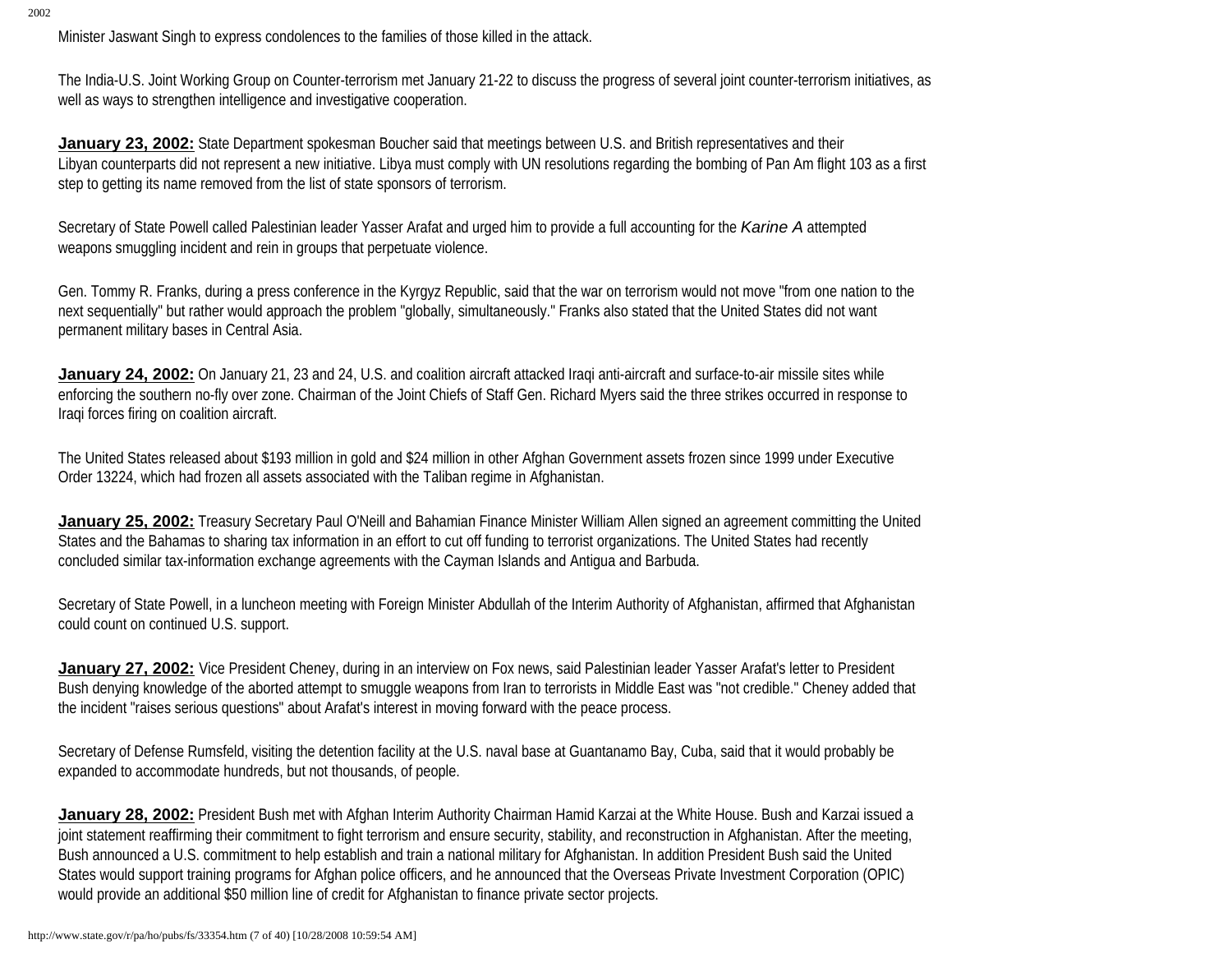Minister Jaswant Singh to express condolences to the families of those killed in the attack.

The India-U.S. Joint Working Group on Counter-terrorism met January 21-22 to discuss the progress of several joint counter-terrorism initiatives, as well as ways to strengthen intelligence and investigative cooperation.

**January 23, 2002:** State Department spokesman Boucher said that meetings between U.S. and British representatives and their Libyan counterparts did not represent a new initiative. Libya must comply with UN resolutions regarding the bombing of Pan Am flight 103 as a first step to getting its name removed from the list of state sponsors of terrorism.

Secretary of State Powell called Palestinian leader Yasser Arafat and urged him to provide a full accounting for the *Karine A* attempted weapons smuggling incident and rein in groups that perpetuate violence.

Gen. Tommy R. Franks, during a press conference in the Kyrgyz Republic, said that the war on terrorism would not move "from one nation to the next sequentially" but rather would approach the problem "globally, simultaneously." Franks also stated that the United States did not want permanent military bases in Central Asia.

**January 24, 2002:** On January 21, 23 and 24, U.S. and coalition aircraft attacked Iraqi anti-aircraft and surface-to-air missile sites while enforcing the southern no-fly over zone. Chairman of the Joint Chiefs of Staff Gen. Richard Myers said the three strikes occurred in response to Iraqi forces firing on coalition aircraft.

The United States released about $193 million in gold and $24 million in other Afghan Government assets frozen since 1999 under Executive Order 13224, which had frozen all assets associated with the Taliban regime in Afghanistan.

**January 25, 2002:** Treasury Secretary Paul O'Neill and Bahamian Finance Minister William Allen signed an agreement committing the United States and the Bahamas to sharing tax information in an effort to cut off funding to terrorist organizations. The United States had recently concluded similar tax-information exchange agreements with the Cayman Islands and Antigua and Barbuda.

Secretary of State Powell, in a luncheon meeting with Foreign Minister Abdullah of the Interim Authority of Afghanistan, affirmed that Afghanistan could count on continued U.S. support.

**January 27, 2002:** Vice President Cheney, during in an interview on Fox news, said Palestinian leader Yasser Arafat's letter to President Bush denying knowledge of the aborted attempt to smuggle weapons from Iran to terrorists in Middle East was "not credible." Cheney added that the incident "raises serious questions" about Arafat's interest in moving forward with the peace process.

Secretary of Defense Rumsfeld, visiting the detention facility at the U.S. naval base at Guantanamo Bay, Cuba, said that it would probably be expanded to accommodate hundreds, but not thousands, of people.

**January 28, 2002:** President Bush met with Afghan Interim Authority Chairman Hamid Karzai at the White House. Bush and Karzai issued a joint statement reaffirming their commitment to fight terrorism and ensure security, stability, and reconstruction in Afghanistan. After the meeting, Bush announced a U.S. commitment to help establish and train a national military for Afghanistan. In addition President Bush said the United States would support training programs for Afghan police officers, and he announced that the Overseas Private Investment Corporation (OPIC) would provide an additional $50 million line of credit for Afghanistan to finance private sector projects.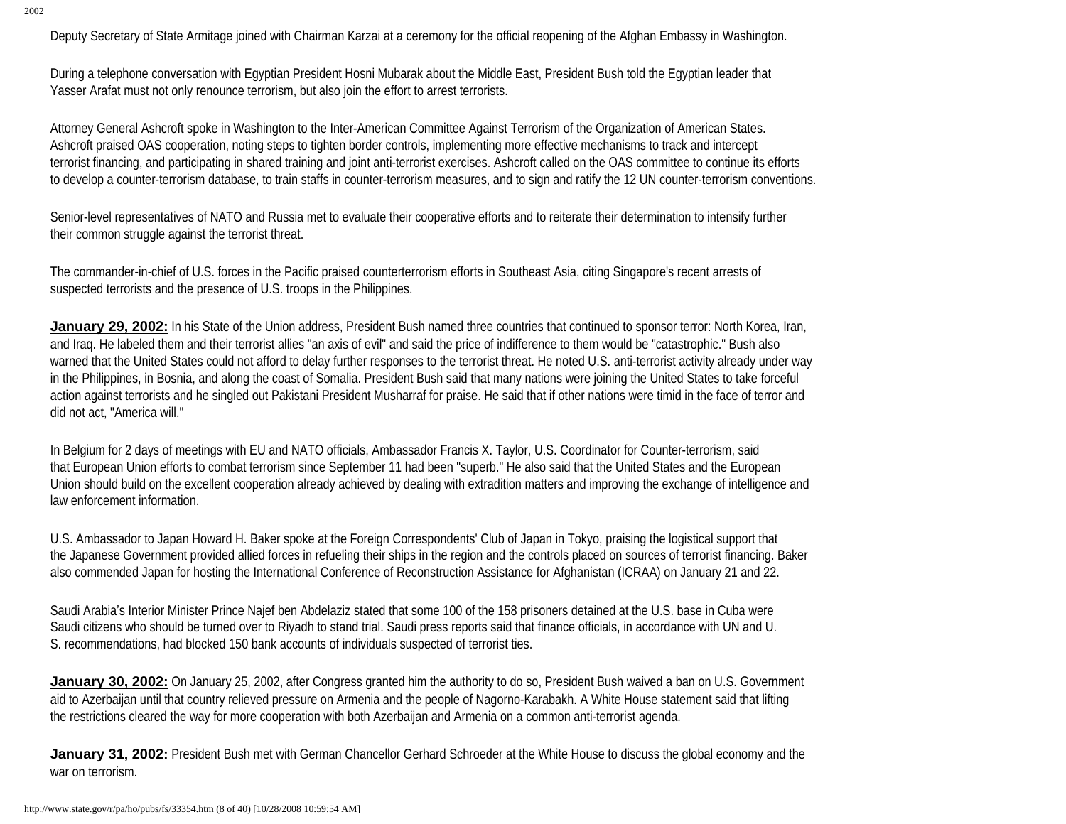Deputy Secretary of State Armitage joined with Chairman Karzai at a ceremony for the official reopening of the Afghan Embassy in Washington.

During a telephone conversation with Egyptian President Hosni Mubarak about the Middle East, President Bush told the Egyptian leader that Yasser Arafat must not only renounce terrorism, but also join the effort to arrest terrorists.

Attorney General Ashcroft spoke in Washington to the Inter-American Committee Against Terrorism of the Organization of American States. Ashcroft praised OAS cooperation, noting steps to tighten border controls, implementing more effective mechanisms to track and intercept terrorist financing, and participating in shared training and joint anti-terrorist exercises. Ashcroft called on the OAS committee to continue its efforts to develop a counter-terrorism database, to train staffs in counter-terrorism measures, and to sign and ratify the 12 UN counter-terrorism conventions.

Senior-level representatives of NATO and Russia met to evaluate their cooperative efforts and to reiterate their determination to intensify further their common struggle against the terrorist threat.

The commander-in-chief of U.S. forces in the Pacific praised counterterrorism efforts in Southeast Asia, citing Singapore's recent arrests of suspected terrorists and the presence of U.S. troops in the Philippines.

**January 29, 2002:** In his State of the Union address, President Bush named three countries that continued to sponsor terror: North Korea, Iran, and Iraq. He labeled them and their terrorist allies "an axis of evil" and said the price of indifference to them would be "catastrophic." Bush also warned that the United States could not afford to delay further responses to the terrorist threat. He noted U.S. anti-terrorist activity already under way in the Philippines, in Bosnia, and along the coast of Somalia. President Bush said that many nations were joining the United States to take forceful action against terrorists and he singled out Pakistani President Musharraf for praise. He said that if other nations were timid in the face of terror and did not act, "America will."

In Belgium for 2 days of meetings with EU and NATO officials, Ambassador Francis X. Taylor, U.S. Coordinator for Counter-terrorism, said that European Union efforts to combat terrorism since September 11 had been "superb." He also said that the United States and the European Union should build on the excellent cooperation already achieved by dealing with extradition matters and improving the exchange of intelligence and law enforcement information.

U.S. Ambassador to Japan Howard H. Baker spoke at the Foreign Correspondents' Club of Japan in Tokyo, praising the logistical support that the Japanese Government provided allied forces in refueling their ships in the region and the controls placed on sources of terrorist financing. Baker also commended Japan for hosting the International Conference of Reconstruction Assistance for Afghanistan (ICRAA) on January 21 and 22.

Saudi Arabia's Interior Minister Prince Najef ben Abdelaziz stated that some 100 of the 158 prisoners detained at the U.S. base in Cuba were Saudi citizens who should be turned over to Riyadh to stand trial. Saudi press reports said that finance officials, in accordance with UN and U.S. recommendations, had blocked 150 bank accounts of individuals suspected of terrorist ties.

**January 30, 2002:** On January 25, 2002, after Congress granted him the authority to do so, President Bush waived a ban on U.S. Government aid to Azerbaijan until that country relieved pressure on Armenia and the people of Nagorno-Karabakh. A White House statement said that lifting the restrictions cleared the way for more cooperation with both Azerbaijan and Armenia on a common anti-terrorist agenda.

**January 31, 2002:** President Bush met with German Chancellor Gerhard Schroeder at the White House to discuss the global economy and the war on terrorism.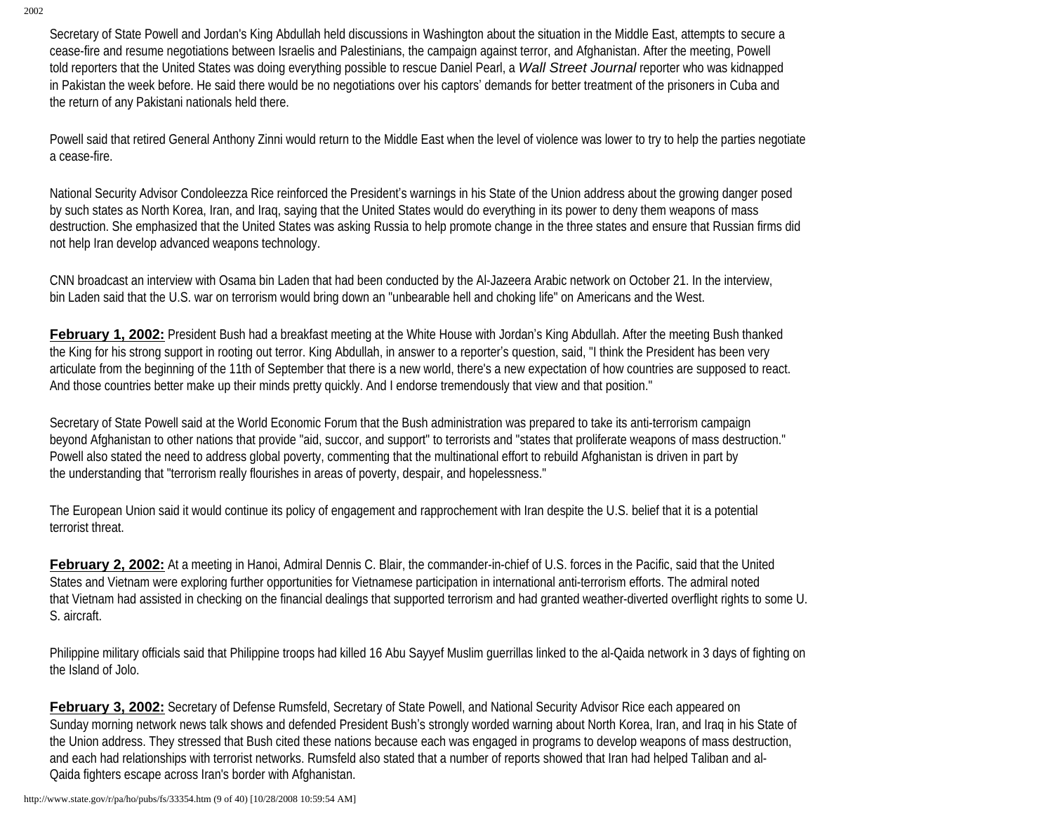Secretary of State Powell and Jordan's King Abdullah held discussions in Washington about the situation in the Middle East, attempts to secure a cease-fire and resume negotiations between Israelis and Palestinians, the campaign against terror, and Afghanistan. After the meeting, Powell told reporters that the United States was doing everything possible to rescue Daniel Pearl, a *Wall Street Journal* reporter who was kidnapped in Pakistan the week before. He said there would be no negotiations over his captors' demands for better treatment of the prisoners in Cuba and the return of any Pakistani nationals held there.

Powell said that retired General Anthony Zinni would return to the Middle East when the level of violence was lower to try to help the parties negotiate a cease-fire.

National Security Advisor Condoleezza Rice reinforced the President's warnings in his State of the Union address about the growing danger posed by such states as North Korea, Iran, and Iraq, saying that the United States would do everything in its power to deny them weapons of mass destruction. She emphasized that the United States was asking Russia to help promote change in the three states and ensure that Russian firms did not help Iran develop advanced weapons technology.

CNN broadcast an interview with Osama bin Laden that had been conducted by the Al-Jazeera Arabic network on October 21. In the interview, bin Laden said that the U.S. war on terrorism would bring down an "unbearable hell and choking life" on Americans and the West.

**February 1, 2002:** President Bush had a breakfast meeting at the White House with Jordan's King Abdullah. After the meeting Bush thanked the King for his strong support in rooting out terror. King Abdullah, in answer to a reporter's question, said, "I think the President has been very articulate from the beginning of the 11th of September that there is a new world, there's a new expectation of how countries are supposed to react. And those countries better make up their minds pretty quickly. And I endorse tremendously that view and that position."

Secretary of State Powell said at the World Economic Forum that the Bush administration was prepared to take its anti-terrorism campaign beyond Afghanistan to other nations that provide "aid, succor, and support" to terrorists and "states that proliferate weapons of mass destruction." Powell also stated the need to address global poverty, commenting that the multinational effort to rebuild Afghanistan is driven in part by the understanding that "terrorism really flourishes in areas of poverty, despair, and hopelessness."

The European Union said it would continue its policy of engagement and rapprochement with Iran despite the U.S. belief that it is a potential terrorist threat.

**February 2, 2002:** At a meeting in Hanoi, Admiral Dennis C. Blair, the commander-in-chief of U.S. forces in the Pacific, said that the United States and Vietnam were exploring further opportunities for Vietnamese participation in international anti-terrorism efforts. The admiral noted that Vietnam had assisted in checking on the financial dealings that supported terrorism and had granted weather-diverted overflight rights to some U.S. aircraft.

Philippine military officials said that Philippine troops had killed 16 Abu Sayyef Muslim guerrillas linked to the al-Qaida network in 3 days of fighting on the Island of Jolo.

**February 3, 2002:** Secretary of Defense Rumsfeld, Secretary of State Powell, and National Security Advisor Rice each appeared on Sunday morning network news talk shows and defended President Bush's strongly worded warning about North Korea, Iran, and Iraq in his State of the Union address. They stressed that Bush cited these nations because each was engaged in programs to develop weapons of mass destruction, and each had relationships with terrorist networks. Rumsfeld also stated that a number of reports showed that Iran had helped Taliban and al-Qaida fighters escape across Iran's border with Afghanistan.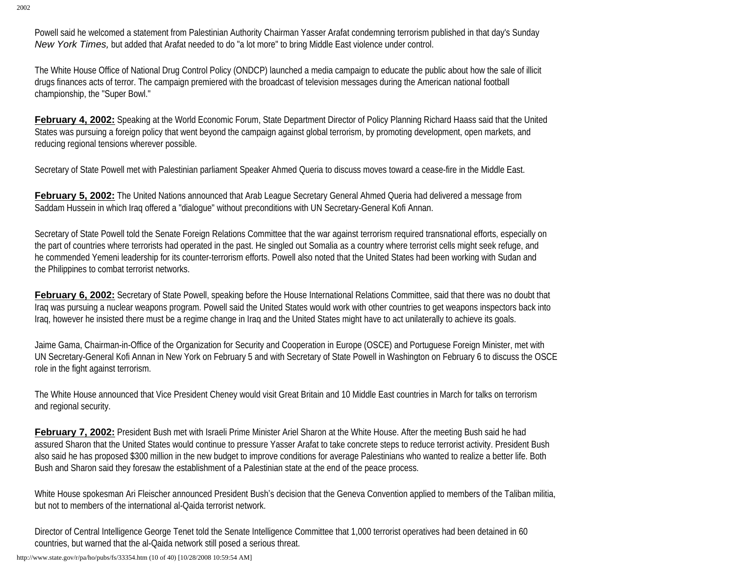Powell said he welcomed a statement from Palestinian Authority Chairman Yasser Arafat condemning terrorism published in that day's Sunday *New York Times,* but added that Arafat needed to do "a lot more" to bring Middle East violence under control.

The White House Office of National Drug Control Policy (ONDCP) launched a media campaign to educate the public about how the sale of illicit drugs finances acts of terror. The campaign premiered with the broadcast of television messages during the American national football championship, the "Super Bowl."

**February 4, 2002:** Speaking at the World Economic Forum, State Department Director of Policy Planning Richard Haass said that the United States was pursuing a foreign policy that went beyond the campaign against global terrorism, by promoting development, open markets, and reducing regional tensions wherever possible.

Secretary of State Powell met with Palestinian parliament Speaker Ahmed Queria to discuss moves toward a cease-fire in the Middle East.

**February 5, 2002:** The United Nations announced that Arab League Secretary General Ahmed Queria had delivered a message from Saddam Hussein in which Iraq offered a "dialogue" without preconditions with UN Secretary-General Kofi Annan.

Secretary of State Powell told the Senate Foreign Relations Committee that the war against terrorism required transnational efforts, especially on the part of countries where terrorists had operated in the past. He singled out Somalia as a country where terrorist cells might seek refuge, and he commended Yemeni leadership for its counter-terrorism efforts. Powell also noted that the United States had been working with Sudan and the Philippines to combat terrorist networks.

**February 6, 2002:** Secretary of State Powell, speaking before the House International Relations Committee, said that there was no doubt that Iraq was pursuing a nuclear weapons program. Powell said the United States would work with other countries to get weapons inspectors back into Iraq, however he insisted there must be a regime change in Iraq and the United States might have to act unilaterally to achieve its goals.

Jaime Gama, Chairman-in-Office of the Organization for Security and Cooperation in Europe (OSCE) and Portuguese Foreign Minister, met with UN Secretary-General Kofi Annan in New York on February 5 and with Secretary of State Powell in Washington on February 6 to discuss the OSCE role in the fight against terrorism.

The White House announced that Vice President Cheney would visit Great Britain and 10 Middle East countries in March for talks on terrorism and regional security.

**February 7, 2002:** President Bush met with Israeli Prime Minister Ariel Sharon at the White House. After the meeting Bush said he had assured Sharon that the United States would continue to pressure Yasser Arafat to take concrete steps to reduce terrorist activity. President Bush also said he has proposed $300 million in the new budget to improve conditions for average Palestinians who wanted to realize a better life. Both Bush and Sharon said they foresaw the establishment of a Palestinian state at the end of the peace process.

White House spokesman Ari Fleischer announced President Bush's decision that the Geneva Convention applied to members of the Taliban militia, but not to members of the international al-Qaida terrorist network.

Director of Central Intelligence George Tenet told the Senate Intelligence Committee that 1,000 terrorist operatives had been detained in 60 countries, but warned that the al-Qaida network still posed a serious threat.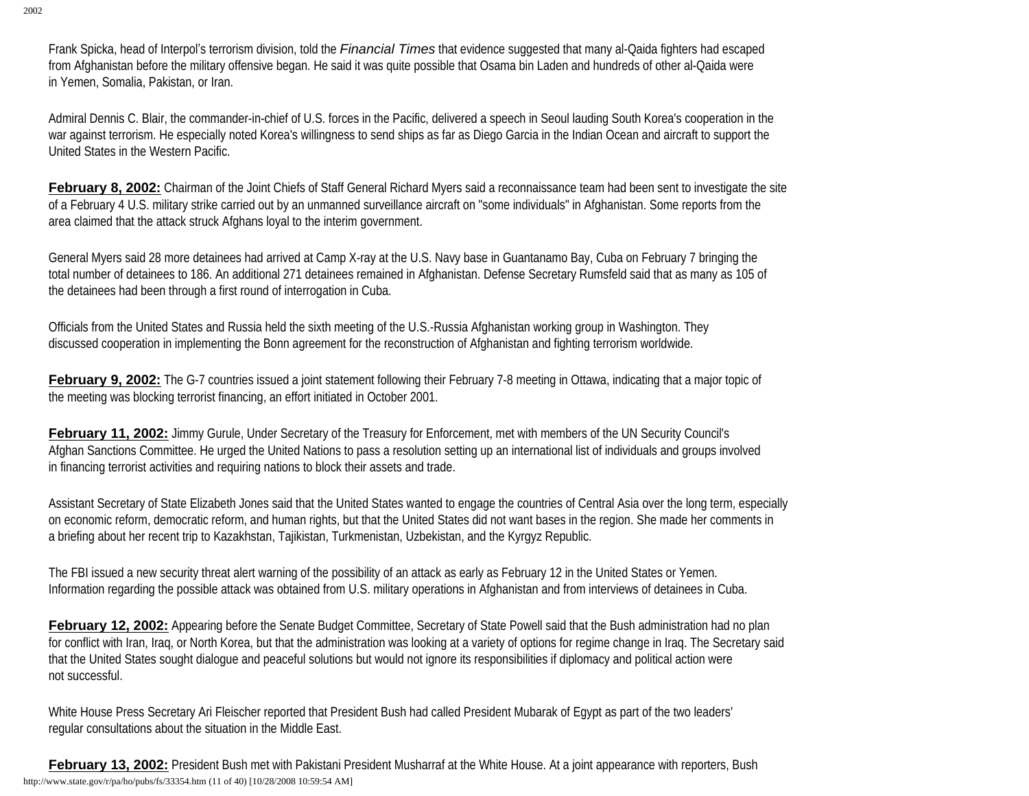Frank Spicka, head of Interpol's terrorism division, told the *Financial Times* that evidence suggested that many al-Qaida fighters had escaped from Afghanistan before the military offensive began. He said it was quite possible that Osama bin Laden and hundreds of other al-Qaida were in Yemen, Somalia, Pakistan, or Iran.

Admiral Dennis C. Blair, the commander-in-chief of U.S. forces in the Pacific, delivered a speech in Seoul lauding South Korea's cooperation in the war against terrorism. He especially noted Korea's willingness to send ships as far as Diego Garcia in the Indian Ocean and aircraft to support the United States in the Western Pacific.

**February 8, 2002:** Chairman of the Joint Chiefs of Staff General Richard Myers said a reconnaissance team had been sent to investigate the site of a February 4 U.S. military strike carried out by an unmanned surveillance aircraft on "some individuals" in Afghanistan. Some reports from the area claimed that the attack struck Afghans loyal to the interim government.

General Myers said 28 more detainees had arrived at Camp X-ray at the U.S. Navy base in Guantanamo Bay, Cuba on February 7 bringing the total number of detainees to 186. An additional 271 detainees remained in Afghanistan. Defense Secretary Rumsfeld said that as many as 105 of the detainees had been through a first round of interrogation in Cuba.

Officials from the United States and Russia held the sixth meeting of the U.S.-Russia Afghanistan working group in Washington. They discussed cooperation in implementing the Bonn agreement for the reconstruction of Afghanistan and fighting terrorism worldwide.

**February 9, 2002:** The G-7 countries issued a joint statement following their February 7-8 meeting in Ottawa, indicating that a major topic of the meeting was blocking terrorist financing, an effort initiated in October 2001.

**February 11, 2002:** Jimmy Gurule, Under Secretary of the Treasury for Enforcement, met with members of the UN Security Council's Afghan Sanctions Committee. He urged the United Nations to pass a resolution setting up an international list of individuals and groups involved in financing terrorist activities and requiring nations to block their assets and trade.

Assistant Secretary of State Elizabeth Jones said that the United States wanted to engage the countries of Central Asia over the long term, especially on economic reform, democratic reform, and human rights, but that the United States did not want bases in the region. She made her comments in a briefing about her recent trip to Kazakhstan, Tajikistan, Turkmenistan, Uzbekistan, and the Kyrgyz Republic.

The FBI issued a new security threat alert warning of the possibility of an attack as early as February 12 in the United States or Yemen. Information regarding the possible attack was obtained from U.S. military operations in Afghanistan and from interviews of detainees in Cuba.

**February 12, 2002:** Appearing before the Senate Budget Committee, Secretary of State Powell said that the Bush administration had no plan for conflict with Iran, Iraq, or North Korea, but that the administration was looking at a variety of options for regime change in Iraq. The Secretary said that the United States sought dialogue and peaceful solutions but would not ignore its responsibilities if diplomacy and political action were not successful.

White House Press Secretary Ari Fleischer reported that President Bush had called President Mubarak of Egypt as part of the two leaders' regular consultations about the situation in the Middle East.

**February 13, 2002:** President Bush met with Pakistani President Musharraf at the White House. At a joint appearance with reporters, Bush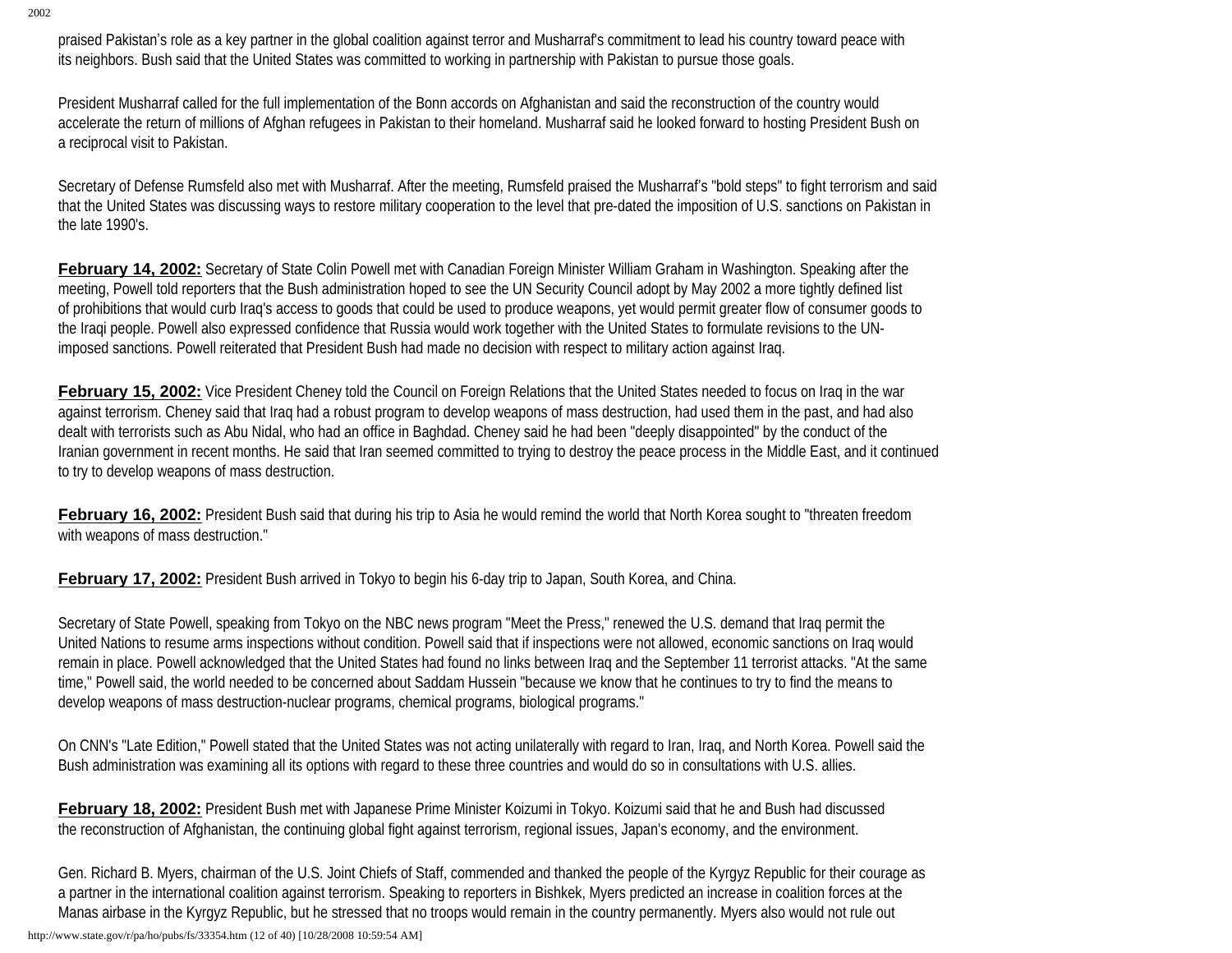praised Pakistan's role as a key partner in the global coalition against terror and Musharraf's commitment to lead his country toward peace with its neighbors. Bush said that the United States was committed to working in partnership with Pakistan to pursue those goals.

President Musharraf called for the full implementation of the Bonn accords on Afghanistan and said the reconstruction of the country would accelerate the return of millions of Afghan refugees in Pakistan to their homeland. Musharraf said he looked forward to hosting President Bush on a reciprocal visit to Pakistan.

Secretary of Defense Rumsfeld also met with Musharraf. After the meeting, Rumsfeld praised the Musharraf's "bold steps" to fight terrorism and said that the United States was discussing ways to restore military cooperation to the level that pre-dated the imposition of U.S. sanctions on Pakistan in the late 1990's.

**February 14, 2002:** Secretary of State Colin Powell met with Canadian Foreign Minister William Graham in Washington. Speaking after the meeting, Powell told reporters that the Bush administration hoped to see the UN Security Council adopt by May 2002 a more tightly defined list of prohibitions that would curb Iraq's access to goods that could be used to produce weapons, yet would permit greater flow of consumer goods to the Iraqi people. Powell also expressed confidence that Russia would work together with the United States to formulate revisions to the UN-imposed sanctions. Powell reiterated that President Bush had made no decision with respect to military action against Iraq.

**February 15, 2002:** Vice President Cheney told the Council on Foreign Relations that the United States needed to focus on Iraq in the war against terrorism. Cheney said that Iraq had a robust program to develop weapons of mass destruction, had used them in the past, and had also dealt with terrorists such as Abu Nidal, who had an office in Baghdad. Cheney said he had been "deeply disappointed" by the conduct of the Iranian government in recent months. He said that Iran seemed committed to trying to destroy the peace process in the Middle East, and it continued to try to develop weapons of mass destruction.

**February 16, 2002:** President Bush said that during his trip to Asia he would remind the world that North Korea sought to "threaten freedom with weapons of mass destruction."

**February 17, 2002:** President Bush arrived in Tokyo to begin his 6-day trip to Japan, South Korea, and China.

Secretary of State Powell, speaking from Tokyo on the NBC news program "Meet the Press," renewed the U.S. demand that Iraq permit the United Nations to resume arms inspections without condition. Powell said that if inspections were not allowed, economic sanctions on Iraq would remain in place. Powell acknowledged that the United States had found no links between Iraq and the September 11 terrorist attacks. "At the same time," Powell said, the world needed to be concerned about Saddam Hussein "because we know that he continues to try to find the means to develop weapons of mass destruction-nuclear programs, chemical programs, biological programs."

On CNN's "Late Edition," Powell stated that the United States was not acting unilaterally with regard to Iran, Iraq, and North Korea. Powell said the Bush administration was examining all its options with regard to these three countries and would do so in consultations with U.S. allies.

**February 18, 2002:** President Bush met with Japanese Prime Minister Koizumi in Tokyo. Koizumi said that he and Bush had discussed the reconstruction of Afghanistan, the continuing global fight against terrorism, regional issues, Japan's economy, and the environment.

Gen. Richard B. Myers, chairman of the U.S. Joint Chiefs of Staff, commended and thanked the people of the Kyrgyz Republic for their courage as a partner in the international coalition against terrorism. Speaking to reporters in Bishkek, Myers predicted an increase in coalition forces at the Manas airbase in the Kyrgyz Republic, but he stressed that no troops would remain in the country permanently. Myers also would not rule out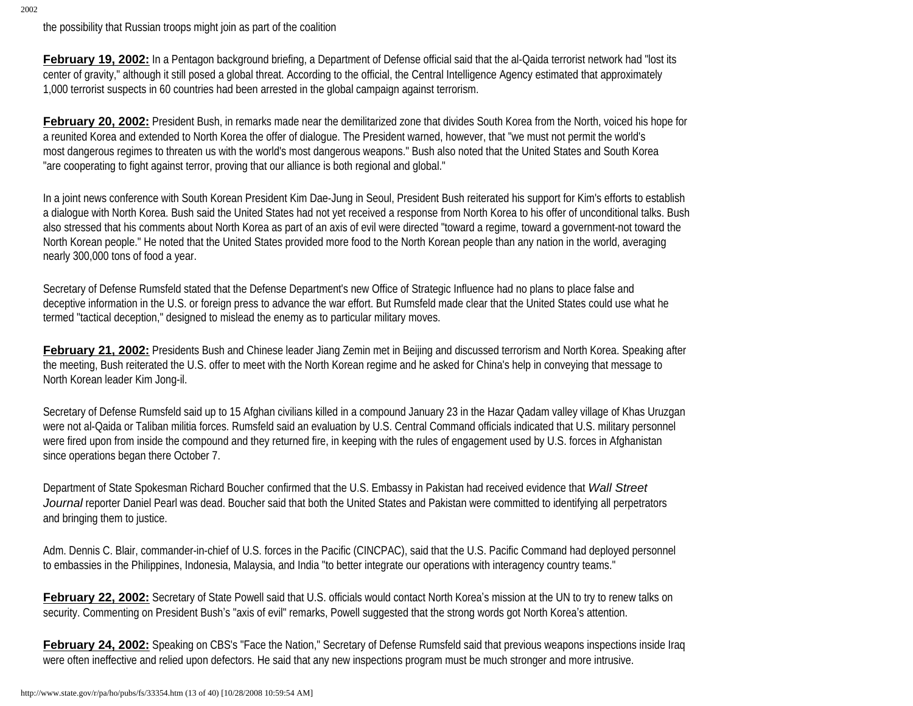the possibility that Russian troops might join as part of the coalition

**February 19, 2002:** In a Pentagon background briefing, a Department of Defense official said that the al-Qaida terrorist network had "lost its center of gravity," although it still posed a global threat. According to the official, the Central Intelligence Agency estimated that approximately 1,000 terrorist suspects in 60 countries had been arrested in the global campaign against terrorism.

**February 20, 2002:** President Bush, in remarks made near the demilitarized zone that divides South Korea from the North, voiced his hope for a reunited Korea and extended to North Korea the offer of dialogue. The President warned, however, that "we must not permit the world's most dangerous regimes to threaten us with the world's most dangerous weapons." Bush also noted that the United States and South Korea "are cooperating to fight against terror, proving that our alliance is both regional and global."

In a joint news conference with South Korean President Kim Dae-Jung in Seoul, President Bush reiterated his support for Kim's efforts to establish a dialogue with North Korea. Bush said the United States had not yet received a response from North Korea to his offer of unconditional talks. Bush also stressed that his comments about North Korea as part of an axis of evil were directed "toward a regime, toward a government-not toward the North Korean people." He noted that the United States provided more food to the North Korean people than any nation in the world, averaging nearly 300,000 tons of food a year.

Secretary of Defense Rumsfeld stated that the Defense Department's new Office of Strategic Influence had no plans to place false and deceptive information in the U.S. or foreign press to advance the war effort. But Rumsfeld made clear that the United States could use what he termed "tactical deception," designed to mislead the enemy as to particular military moves.

**February 21, 2002:** Presidents Bush and Chinese leader Jiang Zemin met in Beijing and discussed terrorism and North Korea. Speaking after the meeting, Bush reiterated the U.S. offer to meet with the North Korean regime and he asked for China's help in conveying that message to North Korean leader Kim Jong-il.

Secretary of Defense Rumsfeld said up to 15 Afghan civilians killed in a compound January 23 in the Hazar Qadam valley village of Khas Uruzgan were not al-Qaida or Taliban militia forces. Rumsfeld said an evaluation by U.S. Central Command officials indicated that U.S. military personnel were fired upon from inside the compound and they returned fire, in keeping with the rules of engagement used by U.S. forces in Afghanistan since operations began there October 7.

Department of State Spokesman Richard Boucher confirmed that the U.S. Embassy in Pakistan had received evidence that *Wall Street Journal* reporter Daniel Pearl was dead. Boucher said that both the United States and Pakistan were committed to identifying all perpetrators and bringing them to justice.

Adm. Dennis C. Blair, commander-in-chief of U.S. forces in the Pacific (CINCPAC), said that the U.S. Pacific Command had deployed personnel to embassies in the Philippines, Indonesia, Malaysia, and India "to better integrate our operations with interagency country teams."

**February 22, 2002:** Secretary of State Powell said that U.S. officials would contact North Korea's mission at the UN to try to renew talks on security. Commenting on President Bush's "axis of evil" remarks, Powell suggested that the strong words got North Korea's attention.

**February 24, 2002:** Speaking on CBS's "Face the Nation," Secretary of Defense Rumsfeld said that previous weapons inspections inside Iraq were often ineffective and relied upon defectors. He said that any new inspections program must be much stronger and more intrusive.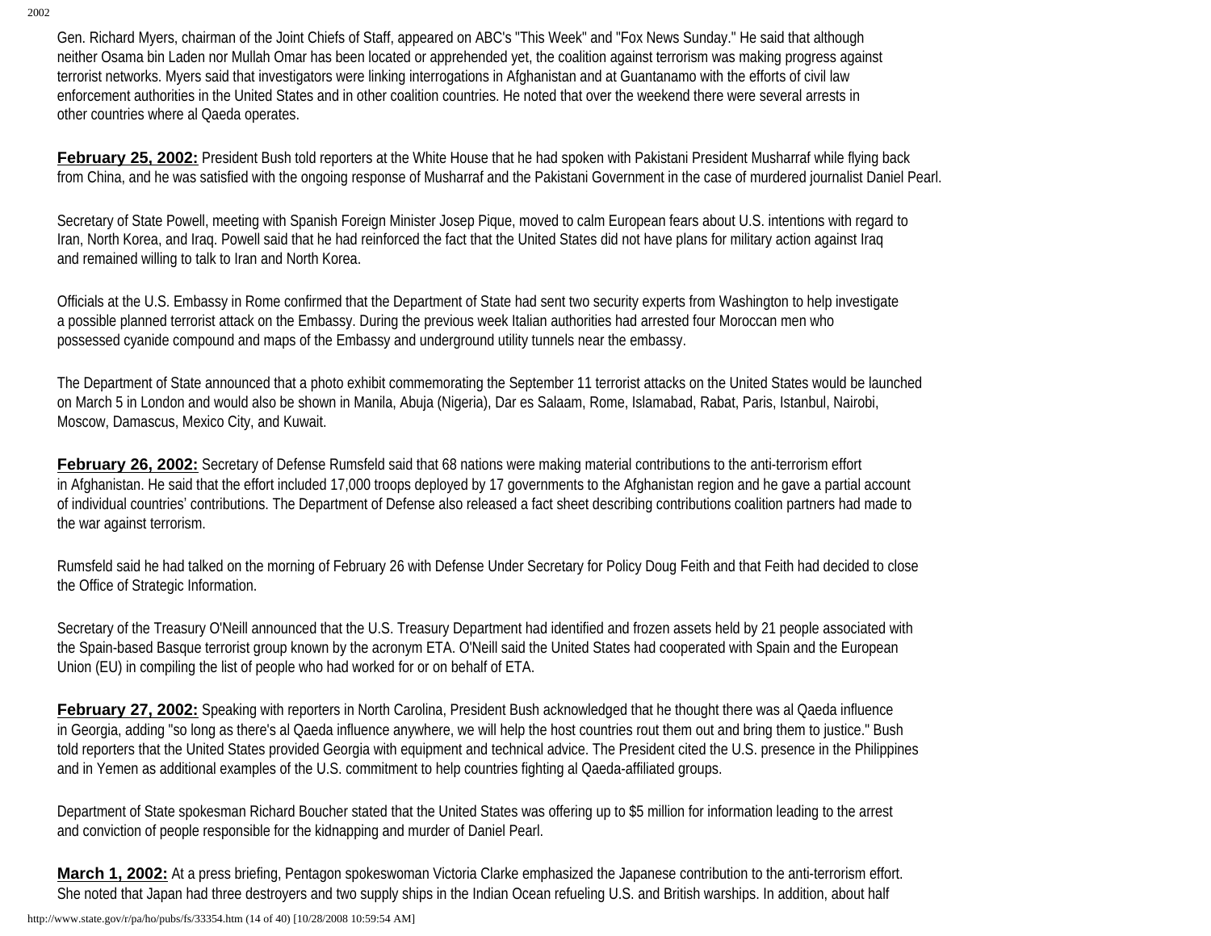Gen. Richard Myers, chairman of the Joint Chiefs of Staff, appeared on ABC's "This Week" and "Fox News Sunday." He said that although neither Osama bin Laden nor Mullah Omar has been located or apprehended yet, the coalition against terrorism was making progress against terrorist networks. Myers said that investigators were linking interrogations in Afghanistan and at Guantanamo with the efforts of civil law enforcement authorities in the United States and in other coalition countries. He noted that over the weekend there were several arrests in other countries where al Qaeda operates.

**February 25, 2002:** President Bush told reporters at the White House that he had spoken with Pakistani President Musharraf while flying back from China, and he was satisfied with the ongoing response of Musharraf and the Pakistani Government in the case of murdered journalist Daniel Pearl.

Secretary of State Powell, meeting with Spanish Foreign Minister Josep Pique, moved to calm European fears about U.S. intentions with regard to Iran, North Korea, and Iraq. Powell said that he had reinforced the fact that the United States did not have plans for military action against Iraq and remained willing to talk to Iran and North Korea.

Officials at the U.S. Embassy in Rome confirmed that the Department of State had sent two security experts from Washington to help investigate a possible planned terrorist attack on the Embassy. During the previous week Italian authorities had arrested four Moroccan men who possessed cyanide compound and maps of the Embassy and underground utility tunnels near the embassy.

The Department of State announced that a photo exhibit commemorating the September 11 terrorist attacks on the United States would be launched on March 5 in London and would also be shown in Manila, Abuja (Nigeria), Dar es Salaam, Rome, Islamabad, Rabat, Paris, Istanbul, Nairobi, Moscow, Damascus, Mexico City, and Kuwait.

**February 26, 2002:** Secretary of Defense Rumsfeld said that 68 nations were making material contributions to the anti-terrorism effort in Afghanistan. He said that the effort included 17,000 troops deployed by 17 governments to the Afghanistan region and he gave a partial account of individual countries' contributions. The Department of Defense also released a fact sheet describing contributions coalition partners had made to the war against terrorism.

Rumsfeld said he had talked on the morning of February 26 with Defense Under Secretary for Policy Doug Feith and that Feith had decided to close the Office of Strategic Information.

Secretary of the Treasury O'Neill announced that the U.S. Treasury Department had identified and frozen assets held by 21 people associated with the Spain-based Basque terrorist group known by the acronym ETA. O'Neill said the United States had cooperated with Spain and the European Union (EU) in compiling the list of people who had worked for or on behalf of ETA.

**February 27, 2002:** Speaking with reporters in North Carolina, President Bush acknowledged that he thought there was al Qaeda influence in Georgia, adding "so long as there's al Qaeda influence anywhere, we will help the host countries rout them out and bring them to justice." Bush told reporters that the United States provided Georgia with equipment and technical advice. The President cited the U.S. presence in the Philippines and in Yemen as additional examples of the U.S. commitment to help countries fighting al Qaeda-affiliated groups.

Department of State spokesman Richard Boucher stated that the United States was offering up to $5 million for information leading to the arrest and conviction of people responsible for the kidnapping and murder of Daniel Pearl.

**March 1, 2002:** At a press briefing, Pentagon spokeswoman Victoria Clarke emphasized the Japanese contribution to the anti-terrorism effort. She noted that Japan had three destroyers and two supply ships in the Indian Ocean refueling U.S. and British warships. In addition, about half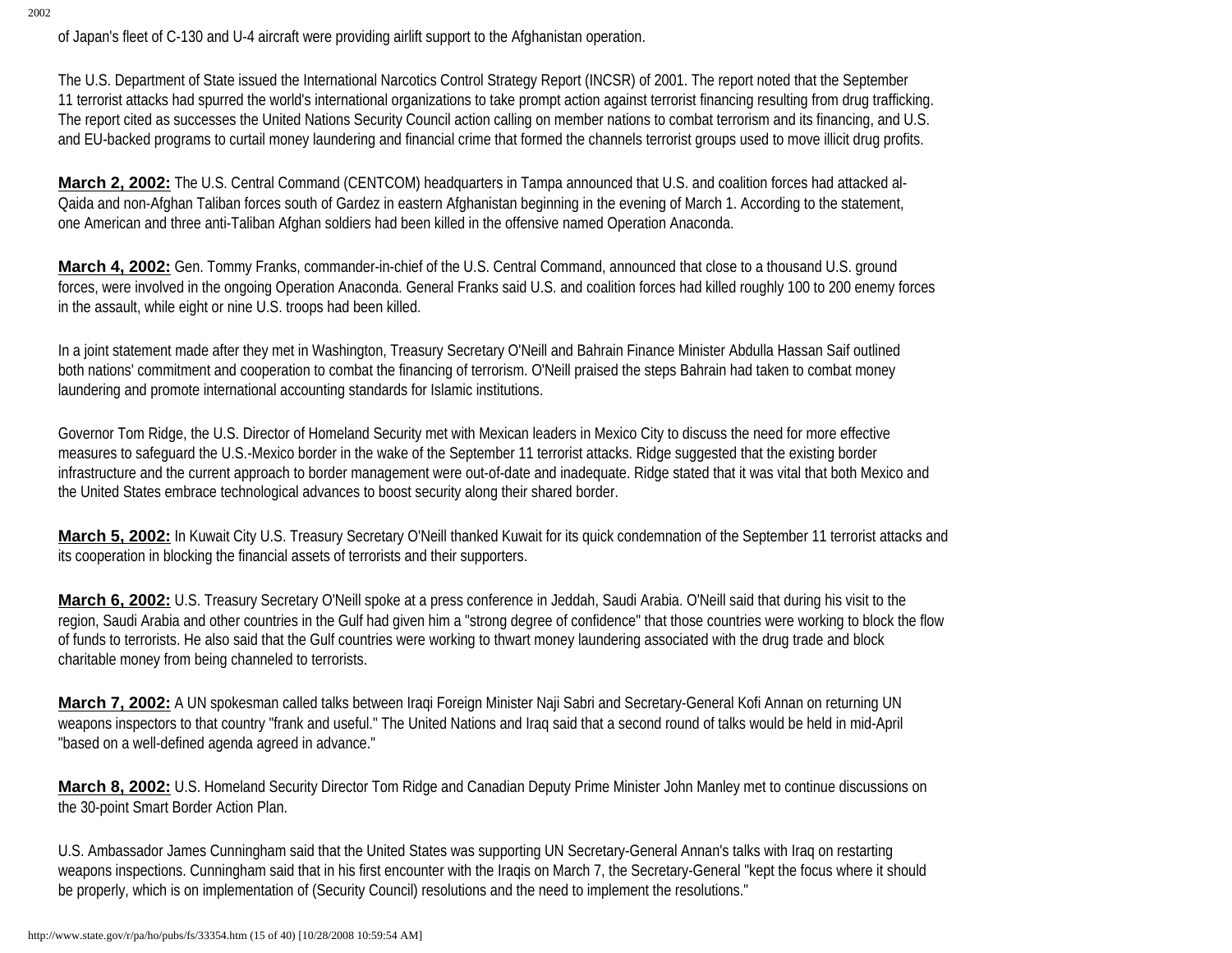of Japan's fleet of C-130 and U-4 aircraft were providing airlift support to the Afghanistan operation.

The U.S. Department of State issued the International Narcotics Control Strategy Report (INCSR) of 2001. The report noted that the September 11 terrorist attacks had spurred the world's international organizations to take prompt action against terrorist financing resulting from drug trafficking. The report cited as successes the United Nations Security Council action calling on member nations to combat terrorism and its financing, and U.S. and EU-backed programs to curtail money laundering and financial crime that formed the channels terrorist groups used to move illicit drug profits.

**March 2, 2002:** The U.S. Central Command (CENTCOM) headquarters in Tampa announced that U.S. and coalition forces had attacked al-Qaida and non-Afghan Taliban forces south of Gardez in eastern Afghanistan beginning in the evening of March 1. According to the statement, one American and three anti-Taliban Afghan soldiers had been killed in the offensive named Operation Anaconda.

**March 4, 2002:** Gen. Tommy Franks, commander-in-chief of the U.S. Central Command, announced that close to a thousand U.S. ground forces, were involved in the ongoing Operation Anaconda. General Franks said U.S. and coalition forces had killed roughly 100 to 200 enemy forces in the assault, while eight or nine U.S. troops had been killed.

In a joint statement made after they met in Washington, Treasury Secretary O'Neill and Bahrain Finance Minister Abdulla Hassan Saif outlined both nations' commitment and cooperation to combat the financing of terrorism. O'Neill praised the steps Bahrain had taken to combat money laundering and promote international accounting standards for Islamic institutions.

Governor Tom Ridge, the U.S. Director of Homeland Security met with Mexican leaders in Mexico City to discuss the need for more effective measures to safeguard the U.S.-Mexico border in the wake of the September 11 terrorist attacks. Ridge suggested that the existing border infrastructure and the current approach to border management were out-of-date and inadequate. Ridge stated that it was vital that both Mexico and the United States embrace technological advances to boost security along their shared border.

**March 5, 2002:** In Kuwait City U.S. Treasury Secretary O'Neill thanked Kuwait for its quick condemnation of the September 11 terrorist attacks and its cooperation in blocking the financial assets of terrorists and their supporters.

**March 6, 2002:** U.S. Treasury Secretary O'Neill spoke at a press conference in Jeddah, Saudi Arabia. O'Neill said that during his visit to the region, Saudi Arabia and other countries in the Gulf had given him a "strong degree of confidence" that those countries were working to block the flow of funds to terrorists. He also said that the Gulf countries were working to thwart money laundering associated with the drug trade and block charitable money from being channeled to terrorists.

**March 7, 2002:** A UN spokesman called talks between Iraqi Foreign Minister Naji Sabri and Secretary-General Kofi Annan on returning UN weapons inspectors to that country "frank and useful." The United Nations and Iraq said that a second round of talks would be held in mid-April "based on a well-defined agenda agreed in advance."

**March 8, 2002:** U.S. Homeland Security Director Tom Ridge and Canadian Deputy Prime Minister John Manley met to continue discussions on the 30-point Smart Border Action Plan.

U.S. Ambassador James Cunningham said that the United States was supporting UN Secretary-General Annan's talks with Iraq on restarting weapons inspections. Cunningham said that in his first encounter with the Iraqis on March 7, the Secretary-General "kept the focus where it should be properly, which is on implementation of (Security Council) resolutions and the need to implement the resolutions."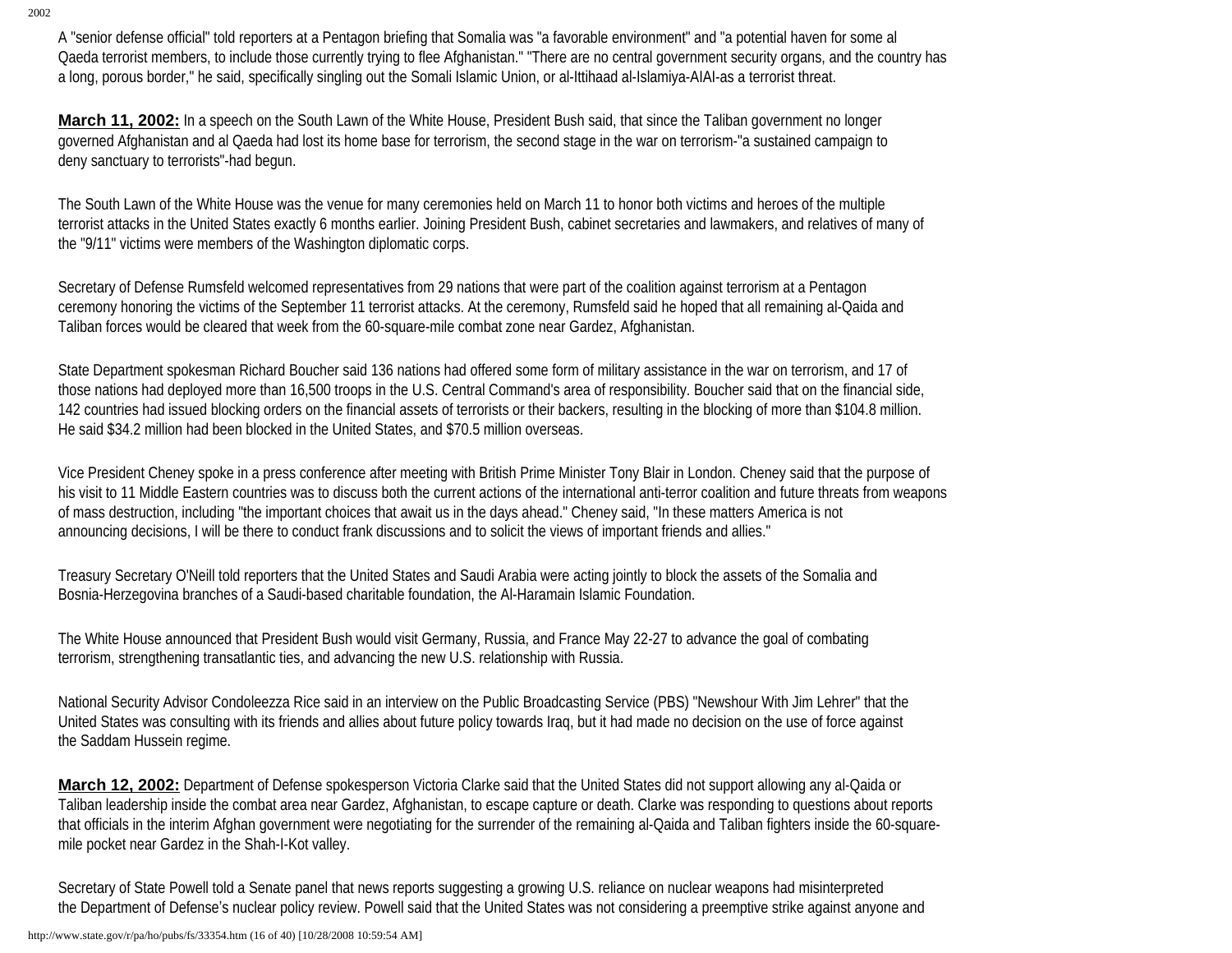A "senior defense official" told reporters at a Pentagon briefing that Somalia was "a favorable environment" and "a potential haven for some al Qaeda terrorist members, to include those currently trying to flee Afghanistan." "There are no central government security organs, and the country has a long, porous border," he said, specifically singling out the Somali Islamic Union, or al-Ittihaad al-Islamiya-AIAI-as a terrorist threat.

**March 11, 2002:** In a speech on the South Lawn of the White House, President Bush said, that since the Taliban government no longer governed Afghanistan and al Qaeda had lost its home base for terrorism, the second stage in the war on terrorism-"a sustained campaign to deny sanctuary to terrorists"-had begun.

The South Lawn of the White House was the venue for many ceremonies held on March 11 to honor both victims and heroes of the multiple terrorist attacks in the United States exactly 6 months earlier. Joining President Bush, cabinet secretaries and lawmakers, and relatives of many of the "9/11" victims were members of the Washington diplomatic corps.

Secretary of Defense Rumsfeld welcomed representatives from 29 nations that were part of the coalition against terrorism at a Pentagon ceremony honoring the victims of the September 11 terrorist attacks. At the ceremony, Rumsfeld said he hoped that all remaining al-Qaida and Taliban forces would be cleared that week from the 60-square-mile combat zone near Gardez, Afghanistan.

State Department spokesman Richard Boucher said 136 nations had offered some form of military assistance in the war on terrorism, and 17 of those nations had deployed more than 16,500 troops in the U.S. Central Command's area of responsibility. Boucher said that on the financial side, 142 countries had issued blocking orders on the financial assets of terrorists or their backers, resulting in the blocking of more than $104.8 million. He said $34.2 million had been blocked in the United States, and $70.5 million overseas.

Vice President Cheney spoke in a press conference after meeting with British Prime Minister Tony Blair in London. Cheney said that the purpose of his visit to 11 Middle Eastern countries was to discuss both the current actions of the international anti-terror coalition and future threats from weapons of mass destruction, including "the important choices that await us in the days ahead." Cheney said, "In these matters America is not announcing decisions, I will be there to conduct frank discussions and to solicit the views of important friends and allies."

Treasury Secretary O'Neill told reporters that the United States and Saudi Arabia were acting jointly to block the assets of the Somalia and Bosnia-Herzegovina branches of a Saudi-based charitable foundation, the Al-Haramain Islamic Foundation.

The White House announced that President Bush would visit Germany, Russia, and France May 22-27 to advance the goal of combating terrorism, strengthening transatlantic ties, and advancing the new U.S. relationship with Russia.

National Security Advisor Condoleezza Rice said in an interview on the Public Broadcasting Service (PBS) "Newshour With Jim Lehrer" that the United States was consulting with its friends and allies about future policy towards Iraq, but it had made no decision on the use of force against the Saddam Hussein regime.

**March 12, 2002:** Department of Defense spokesperson Victoria Clarke said that the United States did not support allowing any al-Qaida or Taliban leadership inside the combat area near Gardez, Afghanistan, to escape capture or death. Clarke was responding to questions about reports that officials in the interim Afghan government were negotiating for the surrender of the remaining al-Qaida and Taliban fighters inside the 60-square-mile pocket near Gardez in the Shah-I-Kot valley.

Secretary of State Powell told a Senate panel that news reports suggesting a growing U.S. reliance on nuclear weapons had misinterpreted the Department of Defense's nuclear policy review. Powell said that the United States was not considering a preemptive strike against anyone and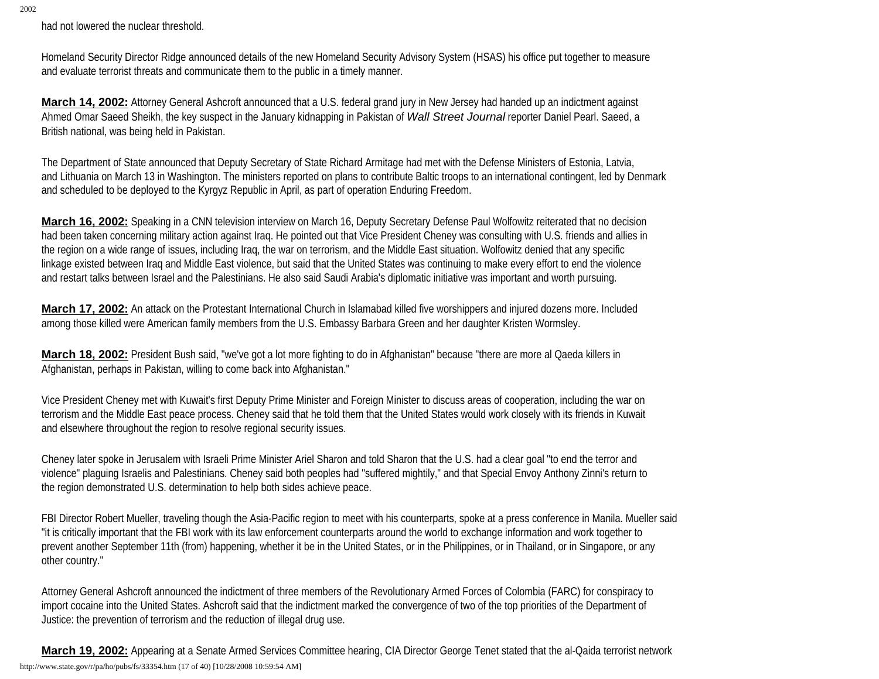had not lowered the nuclear threshold.

Homeland Security Director Ridge announced details of the new Homeland Security Advisory System (HSAS) his office put together to measure and evaluate terrorist threats and communicate them to the public in a timely manner.

**March 14, 2002:** Attorney General Ashcroft announced that a U.S. federal grand jury in New Jersey had handed up an indictment against Ahmed Omar Saeed Sheikh, the key suspect in the January kidnapping in Pakistan of *Wall Street Journal* reporter Daniel Pearl. Saeed, a British national, was being held in Pakistan.

The Department of State announced that Deputy Secretary of State Richard Armitage had met with the Defense Ministers of Estonia, Latvia, and Lithuania on March 13 in Washington. The ministers reported on plans to contribute Baltic troops to an international contingent, led by Denmark and scheduled to be deployed to the Kyrgyz Republic in April, as part of operation Enduring Freedom.

**March 16, 2002:** Speaking in a CNN television interview on March 16, Deputy Secretary Defense Paul Wolfowitz reiterated that no decision had been taken concerning military action against Iraq. He pointed out that Vice President Cheney was consulting with U.S. friends and allies in the region on a wide range of issues, including Iraq, the war on terrorism, and the Middle East situation. Wolfowitz denied that any specific linkage existed between Iraq and Middle East violence, but said that the United States was continuing to make every effort to end the violence and restart talks between Israel and the Palestinians. He also said Saudi Arabia's diplomatic initiative was important and worth pursuing.

**March 17, 2002:** An attack on the Protestant International Church in Islamabad killed five worshippers and injured dozens more. Included among those killed were American family members from the U.S. Embassy Barbara Green and her daughter Kristen Wormsley.

**March 18, 2002:** President Bush said, "we've got a lot more fighting to do in Afghanistan" because "there are more al Qaeda killers in Afghanistan, perhaps in Pakistan, willing to come back into Afghanistan."

Vice President Cheney met with Kuwait's first Deputy Prime Minister and Foreign Minister to discuss areas of cooperation, including the war on terrorism and the Middle East peace process. Cheney said that he told them that the United States would work closely with its friends in Kuwait and elsewhere throughout the region to resolve regional security issues.

Cheney later spoke in Jerusalem with Israeli Prime Minister Ariel Sharon and told Sharon that the U.S. had a clear goal "to end the terror and violence" plaguing Israelis and Palestinians. Cheney said both peoples had "suffered mightily," and that Special Envoy Anthony Zinni's return to the region demonstrated U.S. determination to help both sides achieve peace.

FBI Director Robert Mueller, traveling though the Asia-Pacific region to meet with his counterparts, spoke at a press conference in Manila. Mueller said "it is critically important that the FBI work with its law enforcement counterparts around the world to exchange information and work together to prevent another September 11th (from) happening, whether it be in the United States, or in the Philippines, or in Thailand, or in Singapore, or any other country."

Attorney General Ashcroft announced the indictment of three members of the Revolutionary Armed Forces of Colombia (FARC) for conspiracy to import cocaine into the United States. Ashcroft said that the indictment marked the convergence of two of the top priorities of the Department of Justice: the prevention of terrorism and the reduction of illegal drug use.

**March 19, 2002:** Appearing at a Senate Armed Services Committee hearing, CIA Director George Tenet stated that the al-Qaida terrorist network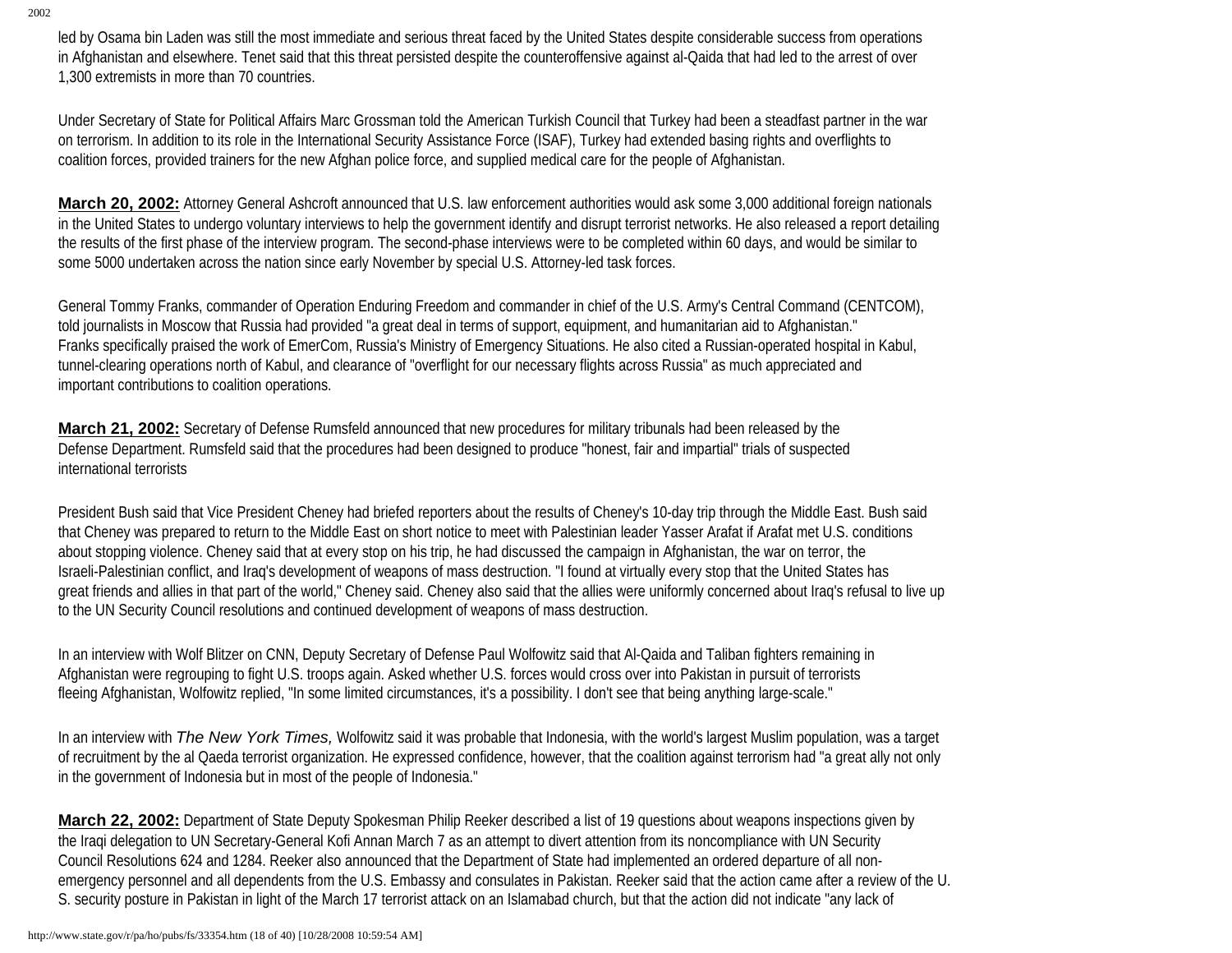led by Osama bin Laden was still the most immediate and serious threat faced by the United States despite considerable success from operations in Afghanistan and elsewhere. Tenet said that this threat persisted despite the counteroffensive against al-Qaida that had led to the arrest of over 1,300 extremists in more than 70 countries.

Under Secretary of State for Political Affairs Marc Grossman told the American Turkish Council that Turkey had been a steadfast partner in the war on terrorism. In addition to its role in the International Security Assistance Force (ISAF), Turkey had extended basing rights and overflights to coalition forces, provided trainers for the new Afghan police force, and supplied medical care for the people of Afghanistan.

**March 20, 2002:** Attorney General Ashcroft announced that U.S. law enforcement authorities would ask some 3,000 additional foreign nationals in the United States to undergo voluntary interviews to help the government identify and disrupt terrorist networks. He also released a report detailing the results of the first phase of the interview program. The second-phase interviews were to be completed within 60 days, and would be similar to some 5000 undertaken across the nation since early November by special U.S. Attorney-led task forces.

General Tommy Franks, commander of Operation Enduring Freedom and commander in chief of the U.S. Army's Central Command (CENTCOM), told journalists in Moscow that Russia had provided "a great deal in terms of support, equipment, and humanitarian aid to Afghanistan." Franks specifically praised the work of EmerCom, Russia's Ministry of Emergency Situations. He also cited a Russian-operated hospital in Kabul, tunnel-clearing operations north of Kabul, and clearance of "overflight for our necessary flights across Russia" as much appreciated and important contributions to coalition operations.

**March 21, 2002:** Secretary of Defense Rumsfeld announced that new procedures for military tribunals had been released by the Defense Department. Rumsfeld said that the procedures had been designed to produce "honest, fair and impartial" trials of suspected international terrorists

President Bush said that Vice President Cheney had briefed reporters about the results of Cheney's 10-day trip through the Middle East. Bush said that Cheney was prepared to return to the Middle East on short notice to meet with Palestinian leader Yasser Arafat if Arafat met U.S. conditions about stopping violence. Cheney said that at every stop on his trip, he had discussed the campaign in Afghanistan, the war on terror, the Israeli-Palestinian conflict, and Iraq's development of weapons of mass destruction. "I found at virtually every stop that the United States has great friends and allies in that part of the world," Cheney said. Cheney also said that the allies were uniformly concerned about Iraq's refusal to live up to the UN Security Council resolutions and continued development of weapons of mass destruction.

In an interview with Wolf Blitzer on CNN, Deputy Secretary of Defense Paul Wolfowitz said that Al-Qaida and Taliban fighters remaining in Afghanistan were regrouping to fight U.S. troops again. Asked whether U.S. forces would cross over into Pakistan in pursuit of terrorists fleeing Afghanistan, Wolfowitz replied, "In some limited circumstances, it's a possibility. I don't see that being anything large-scale."

In an interview with *The New York Times,* Wolfowitz said it was probable that Indonesia, with the world's largest Muslim population, was a target of recruitment by the al Qaeda terrorist organization. He expressed confidence, however, that the coalition against terrorism had "a great ally not only in the government of Indonesia but in most of the people of Indonesia."

**March 22, 2002:** Department of State Deputy Spokesman Philip Reeker described a list of 19 questions about weapons inspections given by the Iraqi delegation to UN Secretary-General Kofi Annan March 7 as an attempt to divert attention from its noncompliance with UN Security Council Resolutions 624 and 1284. Reeker also announced that the Department of State had implemented an ordered departure of all non-emergency personnel and all dependents from the U.S. Embassy and consulates in Pakistan. Reeker said that the action came after a review of the U.S. security posture in Pakistan in light of the March 17 terrorist attack on an Islamabad church, but that the action did not indicate "any lack of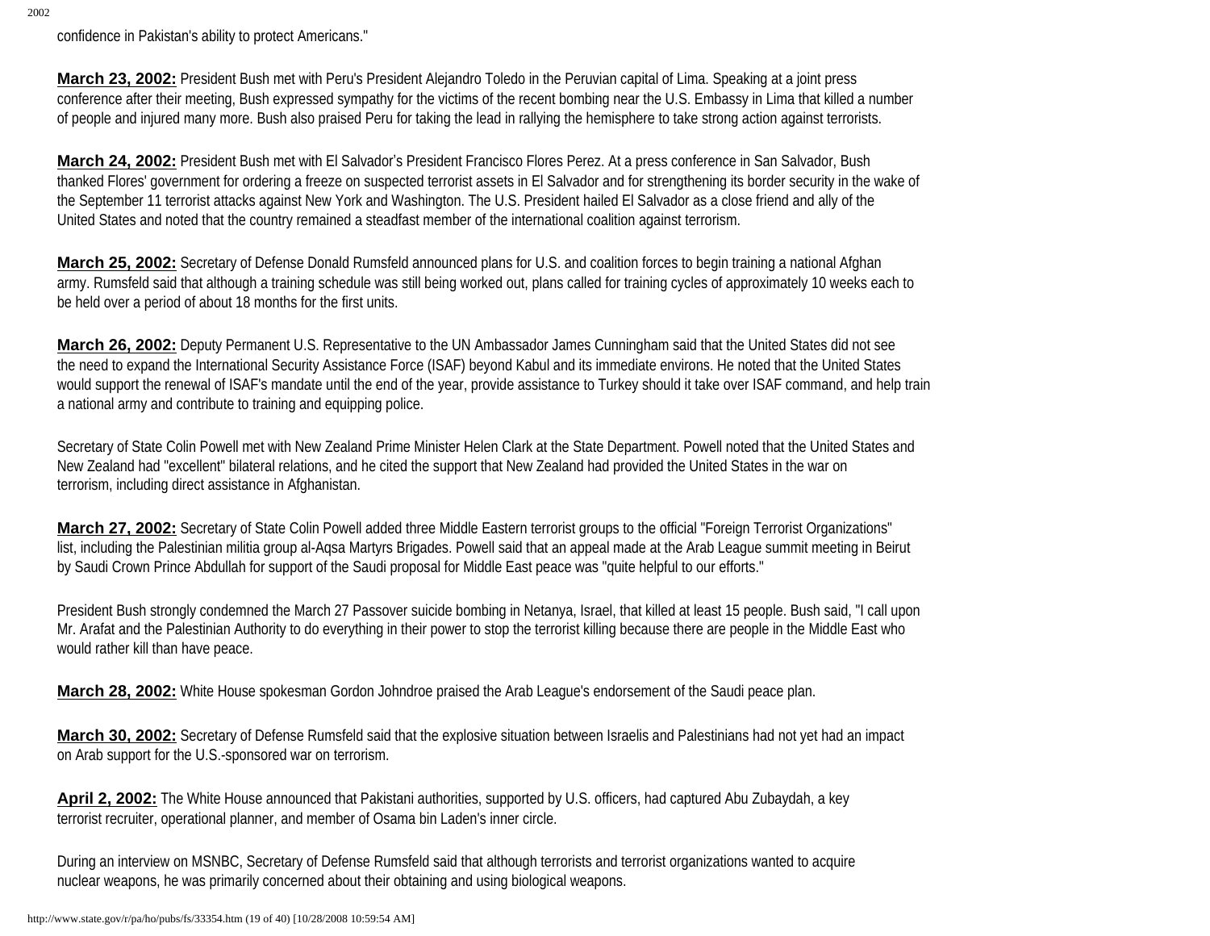confidence in Pakistan's ability to protect Americans."

**March 23, 2002:** President Bush met with Peru's President Alejandro Toledo in the Peruvian capital of Lima. Speaking at a joint press conference after their meeting, Bush expressed sympathy for the victims of the recent bombing near the U.S. Embassy in Lima that killed a number of people and injured many more. Bush also praised Peru for taking the lead in rallying the hemisphere to take strong action against terrorists.

**March 24, 2002:** President Bush met with El Salvador's President Francisco Flores Perez. At a press conference in San Salvador, Bush thanked Flores' government for ordering a freeze on suspected terrorist assets in El Salvador and for strengthening its border security in the wake of the September 11 terrorist attacks against New York and Washington. The U.S. President hailed El Salvador as a close friend and ally of the United States and noted that the country remained a steadfast member of the international coalition against terrorism.

**March 25, 2002:** Secretary of Defense Donald Rumsfeld announced plans for U.S. and coalition forces to begin training a national Afghan army. Rumsfeld said that although a training schedule was still being worked out, plans called for training cycles of approximately 10 weeks each to be held over a period of about 18 months for the first units.

**March 26, 2002:** Deputy Permanent U.S. Representative to the UN Ambassador James Cunningham said that the United States did not see the need to expand the International Security Assistance Force (ISAF) beyond Kabul and its immediate environs. He noted that the United States would support the renewal of ISAF's mandate until the end of the year, provide assistance to Turkey should it take over ISAF command, and help train a national army and contribute to training and equipping police.

Secretary of State Colin Powell met with New Zealand Prime Minister Helen Clark at the State Department. Powell noted that the United States and New Zealand had "excellent" bilateral relations, and he cited the support that New Zealand had provided the United States in the war on terrorism, including direct assistance in Afghanistan.

**March 27, 2002:** Secretary of State Colin Powell added three Middle Eastern terrorist groups to the official "Foreign Terrorist Organizations" list, including the Palestinian militia group al-Aqsa Martyrs Brigades. Powell said that an appeal made at the Arab League summit meeting in Beirut by Saudi Crown Prince Abdullah for support of the Saudi proposal for Middle East peace was "quite helpful to our efforts."

President Bush strongly condemned the March 27 Passover suicide bombing in Netanya, Israel, that killed at least 15 people. Bush said, "I call upon Mr. Arafat and the Palestinian Authority to do everything in their power to stop the terrorist killing because there are people in the Middle East who would rather kill than have peace.

**March 28, 2002:** White House spokesman Gordon Johndroe praised the Arab League's endorsement of the Saudi peace plan.

**March 30, 2002:** Secretary of Defense Rumsfeld said that the explosive situation between Israelis and Palestinians had not yet had an impact on Arab support for the U.S.-sponsored war on terrorism.

**April 2, 2002:** The White House announced that Pakistani authorities, supported by U.S. officers, had captured Abu Zubaydah, a key terrorist recruiter, operational planner, and member of Osama bin Laden's inner circle.

During an interview on MSNBC, Secretary of Defense Rumsfeld said that although terrorists and terrorist organizations wanted to acquire nuclear weapons, he was primarily concerned about their obtaining and using biological weapons.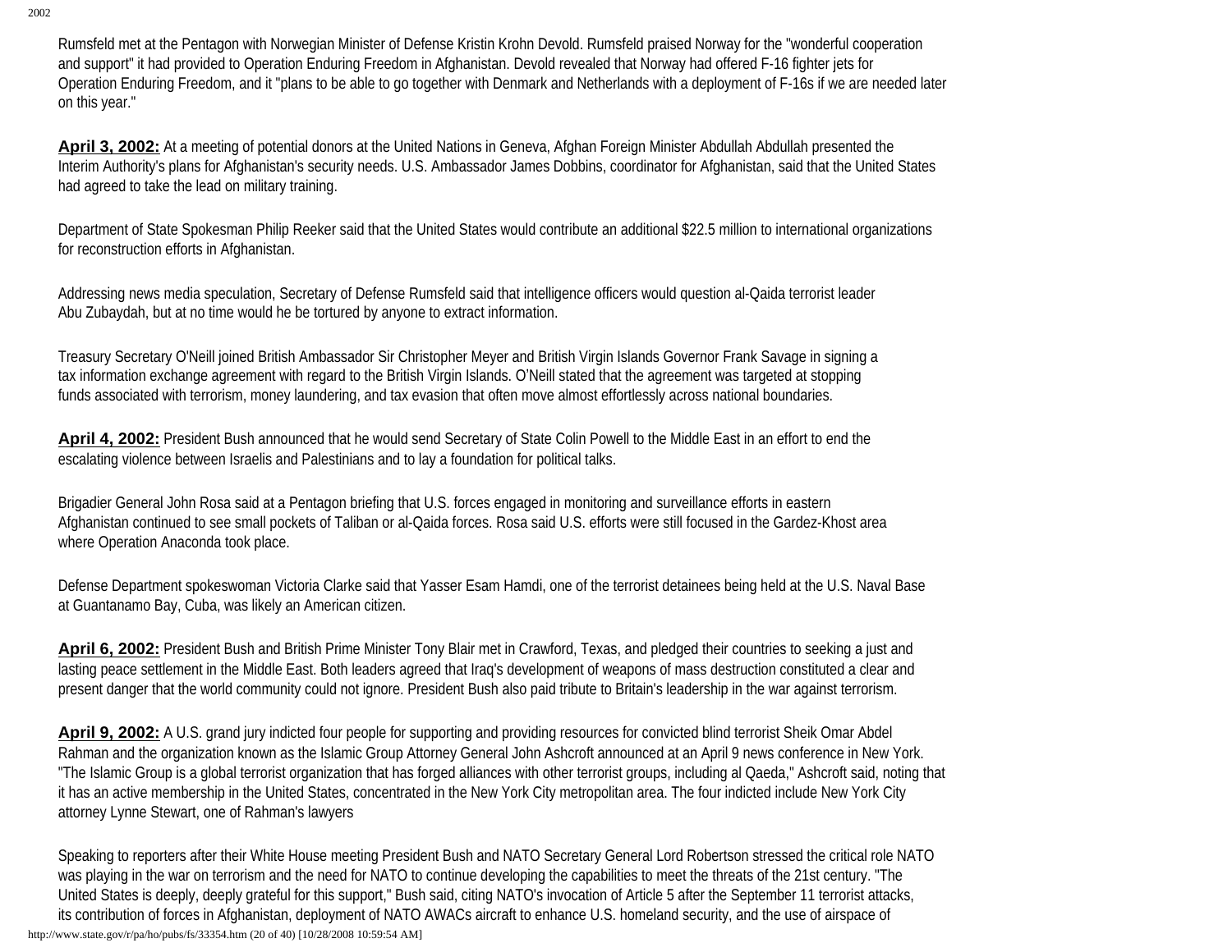Rumsfeld met at the Pentagon with Norwegian Minister of Defense Kristin Krohn Devold. Rumsfeld praised Norway for the "wonderful cooperation and support" it had provided to Operation Enduring Freedom in Afghanistan. Devold revealed that Norway had offered F-16 fighter jets for Operation Enduring Freedom, and it "plans to be able to go together with Denmark and Netherlands with a deployment of F-16s if we are needed later on this year."

**April 3, 2002:** At a meeting of potential donors at the United Nations in Geneva, Afghan Foreign Minister Abdullah Abdullah presented the Interim Authority's plans for Afghanistan's security needs. U.S. Ambassador James Dobbins, coordinator for Afghanistan, said that the United States had agreed to take the lead on military training.

Department of State Spokesman Philip Reeker said that the United States would contribute an additional $22.5 million to international organizations for reconstruction efforts in Afghanistan.

Addressing news media speculation, Secretary of Defense Rumsfeld said that intelligence officers would question al-Qaida terrorist leader Abu Zubaydah, but at no time would he be tortured by anyone to extract information.

Treasury Secretary O'Neill joined British Ambassador Sir Christopher Meyer and British Virgin Islands Governor Frank Savage in signing a tax information exchange agreement with regard to the British Virgin Islands. O'Neill stated that the agreement was targeted at stopping funds associated with terrorism, money laundering, and tax evasion that often move almost effortlessly across national boundaries.

**April 4, 2002:** President Bush announced that he would send Secretary of State Colin Powell to the Middle East in an effort to end the escalating violence between Israelis and Palestinians and to lay a foundation for political talks.

Brigadier General John Rosa said at a Pentagon briefing that U.S. forces engaged in monitoring and surveillance efforts in eastern Afghanistan continued to see small pockets of Taliban or al-Qaida forces. Rosa said U.S. efforts were still focused in the Gardez-Khost area where Operation Anaconda took place.

Defense Department spokeswoman Victoria Clarke said that Yasser Esam Hamdi, one of the terrorist detainees being held at the U.S. Naval Base at Guantanamo Bay, Cuba, was likely an American citizen.

**April 6, 2002:** President Bush and British Prime Minister Tony Blair met in Crawford, Texas, and pledged their countries to seeking a just and lasting peace settlement in the Middle East. Both leaders agreed that Iraq's development of weapons of mass destruction constituted a clear and present danger that the world community could not ignore. President Bush also paid tribute to Britain's leadership in the war against terrorism.

**April 9, 2002:** A U.S. grand jury indicted four people for supporting and providing resources for convicted blind terrorist Sheik Omar Abdel Rahman and the organization known as the Islamic Group Attorney General John Ashcroft announced at an April 9 news conference in New York. "The Islamic Group is a global terrorist organization that has forged alliances with other terrorist groups, including al Qaeda," Ashcroft said, noting that it has an active membership in the United States, concentrated in the New York City metropolitan area. The four indicted include New York City attorney Lynne Stewart, one of Rahman's lawyers

Speaking to reporters after their White House meeting President Bush and NATO Secretary General Lord Robertson stressed the critical role NATO was playing in the war on terrorism and the need for NATO to continue developing the capabilities to meet the threats of the 21st century. "The United States is deeply, deeply grateful for this support," Bush said, citing NATO's invocation of Article 5 after the September 11 terrorist attacks, its contribution of forces in Afghanistan, deployment of NATO AWACs aircraft to enhance U.S. homeland security, and the use of airspace of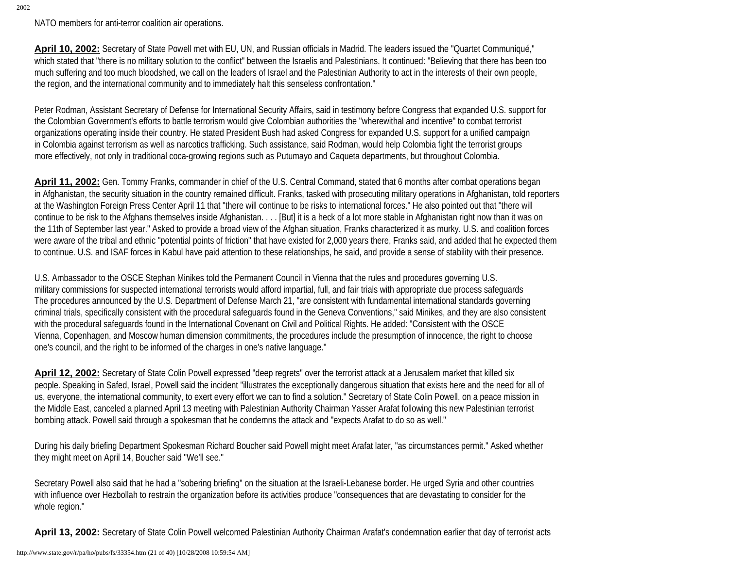NATO members for anti-terror coalition air operations.

**April 10, 2002:** Secretary of State Powell met with EU, UN, and Russian officials in Madrid. The leaders issued the "Quartet Communiqué," which stated that "there is no military solution to the conflict" between the Israelis and Palestinians. It continued: "Believing that there has been too much suffering and too much bloodshed, we call on the leaders of Israel and the Palestinian Authority to act in the interests of their own people, the region, and the international community and to immediately halt this senseless confrontation."

Peter Rodman, Assistant Secretary of Defense for International Security Affairs, said in testimony before Congress that expanded U.S. support for the Colombian Government's efforts to battle terrorism would give Colombian authorities the "wherewithal and incentive" to combat terrorist organizations operating inside their country. He stated President Bush had asked Congress for expanded U.S. support for a unified campaign in Colombia against terrorism as well as narcotics trafficking. Such assistance, said Rodman, would help Colombia fight the terrorist groups more effectively, not only in traditional coca-growing regions such as Putumayo and Caqueta departments, but throughout Colombia.

**April 11, 2002:** Gen. Tommy Franks, commander in chief of the U.S. Central Command, stated that 6 months after combat operations began in Afghanistan, the security situation in the country remained difficult. Franks, tasked with prosecuting military operations in Afghanistan, told reporters at the Washington Foreign Press Center April 11 that "there will continue to be risks to international forces." He also pointed out that "there will continue to be risk to the Afghans themselves inside Afghanistan. . . . [But] it is a heck of a lot more stable in Afghanistan right now than it was on the 11th of September last year." Asked to provide a broad view of the Afghan situation, Franks characterized it as murky. U.S. and coalition forces were aware of the tribal and ethnic "potential points of friction" that have existed for 2,000 years there, Franks said, and added that he expected them to continue. U.S. and ISAF forces in Kabul have paid attention to these relationships, he said, and provide a sense of stability with their presence.

U.S. Ambassador to the OSCE Stephan Minikes told the Permanent Council in Vienna that the rules and procedures governing U.S. military commissions for suspected international terrorists would afford impartial, full, and fair trials with appropriate due process safeguards The procedures announced by the U.S. Department of Defense March 21, "are consistent with fundamental international standards governing criminal trials, specifically consistent with the procedural safeguards found in the Geneva Conventions," said Minikes, and they are also consistent with the procedural safeguards found in the International Covenant on Civil and Political Rights. He added: "Consistent with the OSCE Vienna, Copenhagen, and Moscow human dimension commitments, the procedures include the presumption of innocence, the right to choose one's council, and the right to be informed of the charges in one's native language."

**April 12, 2002:** Secretary of State Colin Powell expressed "deep regrets" over the terrorist attack at a Jerusalem market that killed six people. Speaking in Safed, Israel, Powell said the incident "illustrates the exceptionally dangerous situation that exists here and the need for all of us, everyone, the international community, to exert every effort we can to find a solution." Secretary of State Colin Powell, on a peace mission in the Middle East, canceled a planned April 13 meeting with Palestinian Authority Chairman Yasser Arafat following this new Palestinian terrorist bombing attack. Powell said through a spokesman that he condemns the attack and "expects Arafat to do so as well."

During his daily briefing Department Spokesman Richard Boucher said Powell might meet Arafat later, "as circumstances permit." Asked whether they might meet on April 14, Boucher said "We'll see."

Secretary Powell also said that he had a "sobering briefing" on the situation at the Israeli-Lebanese border. He urged Syria and other countries with influence over Hezbollah to restrain the organization before its activities produce "consequences that are devastating to consider for the whole region."

**April 13, 2002:** Secretary of State Colin Powell welcomed Palestinian Authority Chairman Arafat's condemnation earlier that day of terrorist acts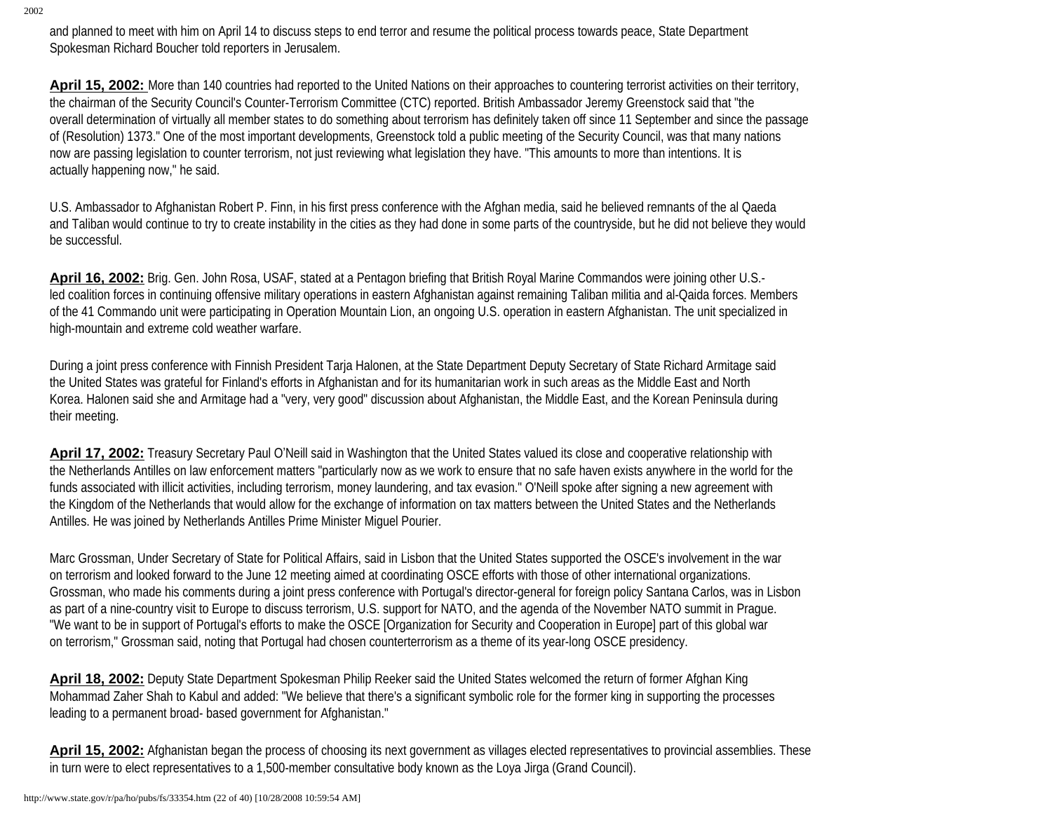and planned to meet with him on April 14 to discuss steps to end terror and resume the political process towards peace, State Department Spokesman Richard Boucher told reporters in Jerusalem.

**April 15, 2002:** More than 140 countries had reported to the United Nations on their approaches to countering terrorist activities on their territory, the chairman of the Security Council's Counter-Terrorism Committee (CTC) reported. British Ambassador Jeremy Greenstock said that "the overall determination of virtually all member states to do something about terrorism has definitely taken off since 11 September and since the passage of (Resolution) 1373." One of the most important developments, Greenstock told a public meeting of the Security Council, was that many nations now are passing legislation to counter terrorism, not just reviewing what legislation they have. "This amounts to more than intentions. It is actually happening now," he said.

U.S. Ambassador to Afghanistan Robert P. Finn, in his first press conference with the Afghan media, said he believed remnants of the al Qaeda and Taliban would continue to try to create instability in the cities as they had done in some parts of the countryside, but he did not believe they would be successful.

**April 16, 2002:** Brig. Gen. John Rosa, USAF, stated at a Pentagon briefing that British Royal Marine Commandos were joining other U.S.-led coalition forces in continuing offensive military operations in eastern Afghanistan against remaining Taliban militia and al-Qaida forces. Members of the 41 Commando unit were participating in Operation Mountain Lion, an ongoing U.S. operation in eastern Afghanistan. The unit specialized in high-mountain and extreme cold weather warfare.

During a joint press conference with Finnish President Tarja Halonen, at the State Department Deputy Secretary of State Richard Armitage said the United States was grateful for Finland's efforts in Afghanistan and for its humanitarian work in such areas as the Middle East and North Korea. Halonen said she and Armitage had a "very, very good" discussion about Afghanistan, the Middle East, and the Korean Peninsula during their meeting.

**April 17, 2002:** Treasury Secretary Paul O'Neill said in Washington that the United States valued its close and cooperative relationship with the Netherlands Antilles on law enforcement matters "particularly now as we work to ensure that no safe haven exists anywhere in the world for the funds associated with illicit activities, including terrorism, money laundering, and tax evasion." O'Neill spoke after signing a new agreement with the Kingdom of the Netherlands that would allow for the exchange of information on tax matters between the United States and the Netherlands Antilles. He was joined by Netherlands Antilles Prime Minister Miguel Pourier.

Marc Grossman, Under Secretary of State for Political Affairs, said in Lisbon that the United States supported the OSCE's involvement in the war on terrorism and looked forward to the June 12 meeting aimed at coordinating OSCE efforts with those of other international organizations. Grossman, who made his comments during a joint press conference with Portugal's director-general for foreign policy Santana Carlos, was in Lisbon as part of a nine-country visit to Europe to discuss terrorism, U.S. support for NATO, and the agenda of the November NATO summit in Prague. "We want to be in support of Portugal's efforts to make the OSCE [Organization for Security and Cooperation in Europe] part of this global war on terrorism," Grossman said, noting that Portugal had chosen counterterrorism as a theme of its year-long OSCE presidency.

**April 18, 2002:** Deputy State Department Spokesman Philip Reeker said the United States welcomed the return of former Afghan King Mohammad Zaher Shah to Kabul and added: "We believe that there's a significant symbolic role for the former king in supporting the processes leading to a permanent broad- based government for Afghanistan."

**April 15, 2002:** Afghanistan began the process of choosing its next government as villages elected representatives to provincial assemblies. These in turn were to elect representatives to a 1,500-member consultative body known as the Loya Jirga (Grand Council).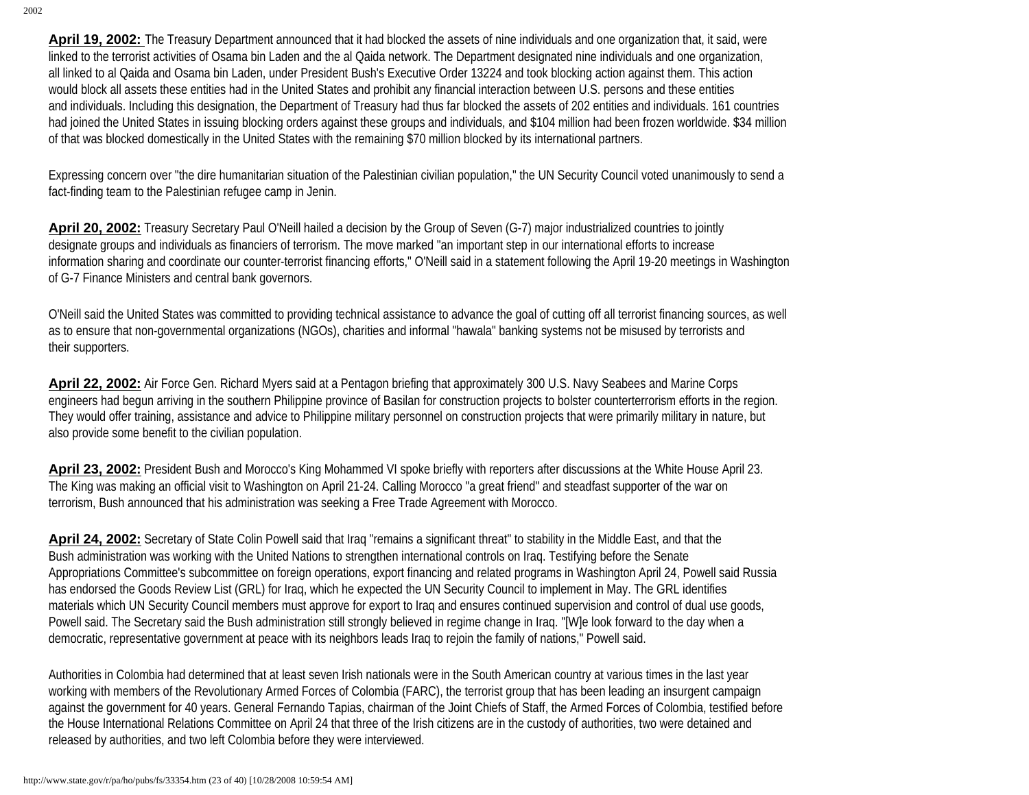**April 19, 2002:** The Treasury Department announced that it had blocked the assets of nine individuals and one organization that, it said, were linked to the terrorist activities of Osama bin Laden and the al Qaida network. The Department designated nine individuals and one organization, all linked to al Qaida and Osama bin Laden, under President Bush's Executive Order 13224 and took blocking action against them. This action would block all assets these entities had in the United States and prohibit any financial interaction between U.S. persons and these entities and individuals. Including this designation, the Department of Treasury had thus far blocked the assets of 202 entities and individuals. 161 countries had joined the United States in issuing blocking orders against these groups and individuals, and $104 million had been frozen worldwide. $34 million of that was blocked domestically in the United States with the remaining $70 million blocked by its international partners.

Expressing concern over "the dire humanitarian situation of the Palestinian civilian population," the UN Security Council voted unanimously to send a fact-finding team to the Palestinian refugee camp in Jenin.

**April 20, 2002:** Treasury Secretary Paul O'Neill hailed a decision by the Group of Seven (G-7) major industrialized countries to jointly designate groups and individuals as financiers of terrorism. The move marked "an important step in our international efforts to increase information sharing and coordinate our counter-terrorist financing efforts," O'Neill said in a statement following the April 19-20 meetings in Washington of G-7 Finance Ministers and central bank governors.

O'Neill said the United States was committed to providing technical assistance to advance the goal of cutting off all terrorist financing sources, as well as to ensure that non-governmental organizations (NGOs), charities and informal "hawala" banking systems not be misused by terrorists and their supporters.

**April 22, 2002:** Air Force Gen. Richard Myers said at a Pentagon briefing that approximately 300 U.S. Navy Seabees and Marine Corps engineers had begun arriving in the southern Philippine province of Basilan for construction projects to bolster counterterrorism efforts in the region. They would offer training, assistance and advice to Philippine military personnel on construction projects that were primarily military in nature, but also provide some benefit to the civilian population.

**April 23, 2002:** President Bush and Morocco's King Mohammed VI spoke briefly with reporters after discussions at the White House April 23. The King was making an official visit to Washington on April 21-24. Calling Morocco "a great friend" and steadfast supporter of the war on terrorism, Bush announced that his administration was seeking a Free Trade Agreement with Morocco.

**April 24, 2002:** Secretary of State Colin Powell said that Iraq "remains a significant threat" to stability in the Middle East, and that the Bush administration was working with the United Nations to strengthen international controls on Iraq. Testifying before the Senate Appropriations Committee's subcommittee on foreign operations, export financing and related programs in Washington April 24, Powell said Russia has endorsed the Goods Review List (GRL) for Iraq, which he expected the UN Security Council to implement in May. The GRL identifies materials which UN Security Council members must approve for export to Iraq and ensures continued supervision and control of dual use goods, Powell said. The Secretary said the Bush administration still strongly believed in regime change in Iraq. "[W]e look forward to the day when a democratic, representative government at peace with its neighbors leads Iraq to rejoin the family of nations," Powell said.

Authorities in Colombia had determined that at least seven Irish nationals were in the South American country at various times in the last year working with members of the Revolutionary Armed Forces of Colombia (FARC), the terrorist group that has been leading an insurgent campaign against the government for 40 years. General Fernando Tapias, chairman of the Joint Chiefs of Staff, the Armed Forces of Colombia, testified before the House International Relations Committee on April 24 that three of the Irish citizens are in the custody of authorities, two were detained and released by authorities, and two left Colombia before they were interviewed.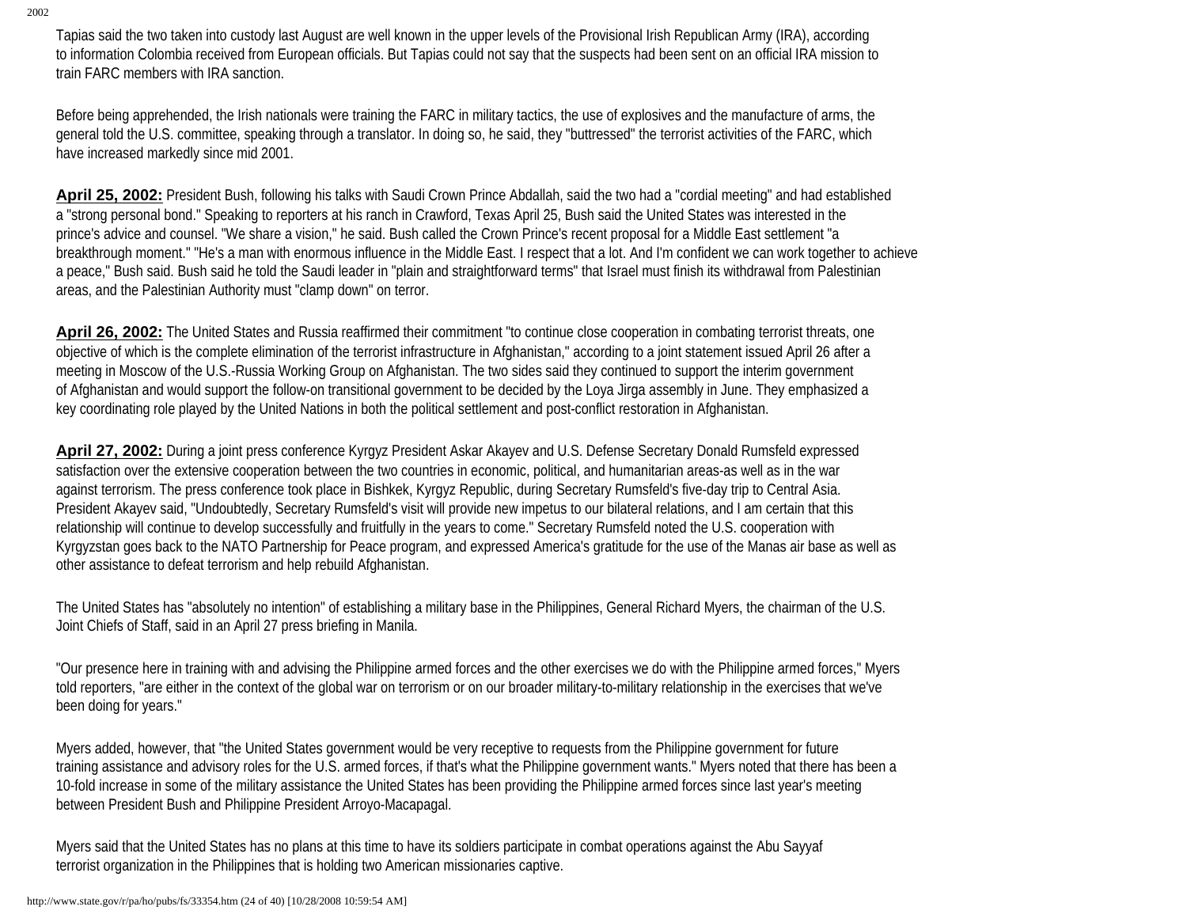Tapias said the two taken into custody last August are well known in the upper levels of the Provisional Irish Republican Army (IRA), according to information Colombia received from European officials. But Tapias could not say that the suspects had been sent on an official IRA mission to train FARC members with IRA sanction.

Before being apprehended, the Irish nationals were training the FARC in military tactics, the use of explosives and the manufacture of arms, the general told the U.S. committee, speaking through a translator. In doing so, he said, they "buttressed" the terrorist activities of the FARC, which have increased markedly since mid 2001.

**April 25, 2002:** President Bush, following his talks with Saudi Crown Prince Abdallah, said the two had a "cordial meeting" and had established a "strong personal bond." Speaking to reporters at his ranch in Crawford, Texas April 25, Bush said the United States was interested in the prince's advice and counsel. "We share a vision," he said. Bush called the Crown Prince's recent proposal for a Middle East settlement "a breakthrough moment." "He's a man with enormous influence in the Middle East. I respect that a lot. And I'm confident we can work together to achieve a peace," Bush said. Bush said he told the Saudi leader in "plain and straightforward terms" that Israel must finish its withdrawal from Palestinian areas, and the Palestinian Authority must "clamp down" on terror.

**April 26, 2002:** The United States and Russia reaffirmed their commitment "to continue close cooperation in combating terrorist threats, one objective of which is the complete elimination of the terrorist infrastructure in Afghanistan," according to a joint statement issued April 26 after a meeting in Moscow of the U.S.-Russia Working Group on Afghanistan. The two sides said they continued to support the interim government of Afghanistan and would support the follow-on transitional government to be decided by the Loya Jirga assembly in June. They emphasized a key coordinating role played by the United Nations in both the political settlement and post-conflict restoration in Afghanistan.

**April 27, 2002:** During a joint press conference Kyrgyz President Askar Akayev and U.S. Defense Secretary Donald Rumsfeld expressed satisfaction over the extensive cooperation between the two countries in economic, political, and humanitarian areas-as well as in the war against terrorism. The press conference took place in Bishkek, Kyrgyz Republic, during Secretary Rumsfeld's five-day trip to Central Asia. President Akayev said, "Undoubtedly, Secretary Rumsfeld's visit will provide new impetus to our bilateral relations, and I am certain that this relationship will continue to develop successfully and fruitfully in the years to come." Secretary Rumsfeld noted the U.S. cooperation with Kyrgyzstan goes back to the NATO Partnership for Peace program, and expressed America's gratitude for the use of the Manas air base as well as other assistance to defeat terrorism and help rebuild Afghanistan.

The United States has "absolutely no intention" of establishing a military base in the Philippines, General Richard Myers, the chairman of the U.S. Joint Chiefs of Staff, said in an April 27 press briefing in Manila.

"Our presence here in training with and advising the Philippine armed forces and the other exercises we do with the Philippine armed forces," Myers told reporters, "are either in the context of the global war on terrorism or on our broader military-to-military relationship in the exercises that we've been doing for years."

Myers added, however, that "the United States government would be very receptive to requests from the Philippine government for future training assistance and advisory roles for the U.S. armed forces, if that's what the Philippine government wants." Myers noted that there has been a 10-fold increase in some of the military assistance the United States has been providing the Philippine armed forces since last year's meeting between President Bush and Philippine President Arroyo-Macapagal.

Myers said that the United States has no plans at this time to have its soldiers participate in combat operations against the Abu Sayyaf terrorist organization in the Philippines that is holding two American missionaries captive.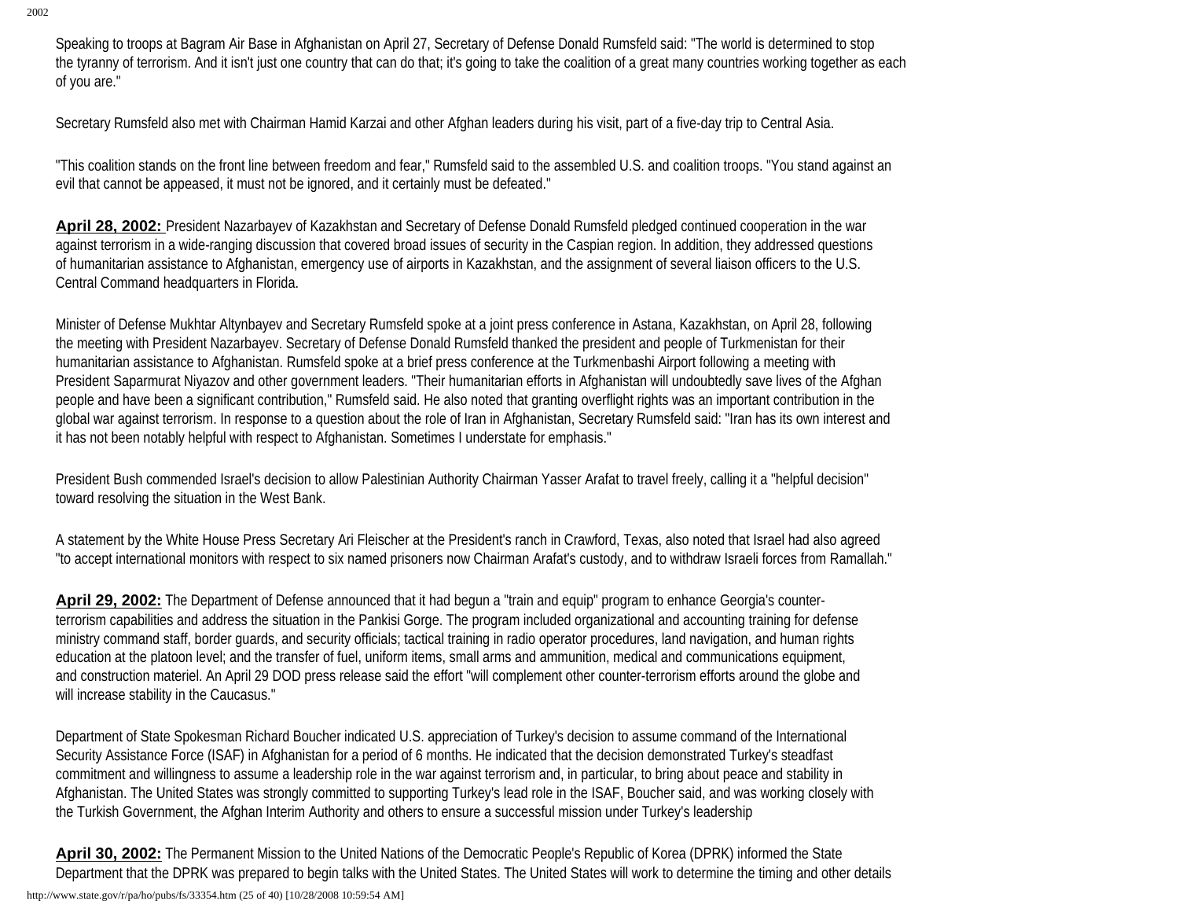Speaking to troops at Bagram Air Base in Afghanistan on April 27, Secretary of Defense Donald Rumsfeld said: "The world is determined to stop the tyranny of terrorism. And it isn't just one country that can do that; it's going to take the coalition of a great many countries working together as each of you are."

Secretary Rumsfeld also met with Chairman Hamid Karzai and other Afghan leaders during his visit, part of a five-day trip to Central Asia.

"This coalition stands on the front line between freedom and fear," Rumsfeld said to the assembled U.S. and coalition troops. "You stand against an evil that cannot be appeased, it must not be ignored, and it certainly must be defeated."

**April 28, 2002:** President Nazarbayev of Kazakhstan and Secretary of Defense Donald Rumsfeld pledged continued cooperation in the war against terrorism in a wide-ranging discussion that covered broad issues of security in the Caspian region. In addition, they addressed questions of humanitarian assistance to Afghanistan, emergency use of airports in Kazakhstan, and the assignment of several liaison officers to the U.S. Central Command headquarters in Florida.

Minister of Defense Mukhtar Altynbayev and Secretary Rumsfeld spoke at a joint press conference in Astana, Kazakhstan, on April 28, following the meeting with President Nazarbayev. Secretary of Defense Donald Rumsfeld thanked the president and people of Turkmenistan for their humanitarian assistance to Afghanistan. Rumsfeld spoke at a brief press conference at the Turkmenbashi Airport following a meeting with President Saparmurat Niyazov and other government leaders. "Their humanitarian efforts in Afghanistan will undoubtedly save lives of the Afghan people and have been a significant contribution," Rumsfeld said. He also noted that granting overflight rights was an important contribution in the global war against terrorism. In response to a question about the role of Iran in Afghanistan, Secretary Rumsfeld said: "Iran has its own interest and it has not been notably helpful with respect to Afghanistan. Sometimes I understate for emphasis."

President Bush commended Israel's decision to allow Palestinian Authority Chairman Yasser Arafat to travel freely, calling it a "helpful decision" toward resolving the situation in the West Bank.

A statement by the White House Press Secretary Ari Fleischer at the President's ranch in Crawford, Texas, also noted that Israel had also agreed "to accept international monitors with respect to six named prisoners now Chairman Arafat's custody, and to withdraw Israeli forces from Ramallah."

**April 29, 2002:** The Department of Defense announced that it had begun a "train and equip" program to enhance Georgia's counter-terrorism capabilities and address the situation in the Pankisi Gorge. The program included organizational and accounting training for defense ministry command staff, border guards, and security officials; tactical training in radio operator procedures, land navigation, and human rights education at the platoon level; and the transfer of fuel, uniform items, small arms and ammunition, medical and communications equipment, and construction materiel. An April 29 DOD press release said the effort "will complement other counter-terrorism efforts around the globe and will increase stability in the Caucasus."

Department of State Spokesman Richard Boucher indicated U.S. appreciation of Turkey's decision to assume command of the International Security Assistance Force (ISAF) in Afghanistan for a period of 6 months. He indicated that the decision demonstrated Turkey's steadfast commitment and willingness to assume a leadership role in the war against terrorism and, in particular, to bring about peace and stability in Afghanistan. The United States was strongly committed to supporting Turkey's lead role in the ISAF, Boucher said, and was working closely with the Turkish Government, the Afghan Interim Authority and others to ensure a successful mission under Turkey's leadership

**April 30, 2002:** The Permanent Mission to the United Nations of the Democratic People's Republic of Korea (DPRK) informed the State Department that the DPRK was prepared to begin talks with the United States. The United States will work to determine the timing and other details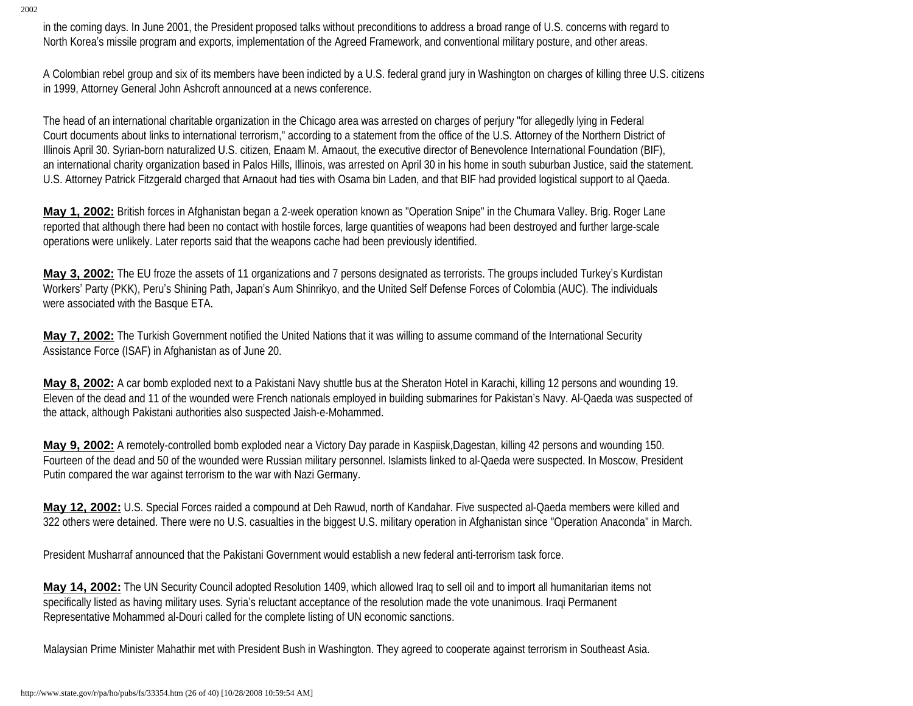in the coming days. In June 2001, the President proposed talks without preconditions to address a broad range of U.S. concerns with regard to North Korea's missile program and exports, implementation of the Agreed Framework, and conventional military posture, and other areas.

A Colombian rebel group and six of its members have been indicted by a U.S. federal grand jury in Washington on charges of killing three U.S. citizens in 1999, Attorney General John Ashcroft announced at a news conference.

The head of an international charitable organization in the Chicago area was arrested on charges of perjury "for allegedly lying in Federal Court documents about links to international terrorism," according to a statement from the office of the U.S. Attorney of the Northern District of Illinois April 30. Syrian-born naturalized U.S. citizen, Enaam M. Arnaout, the executive director of Benevolence International Foundation (BIF), an international charity organization based in Palos Hills, Illinois, was arrested on April 30 in his home in south suburban Justice, said the statement. U.S. Attorney Patrick Fitzgerald charged that Arnaout had ties with Osama bin Laden, and that BIF had provided logistical support to al Qaeda.

**May 1, 2002:** British forces in Afghanistan began a 2-week operation known as "Operation Snipe" in the Chumara Valley. Brig. Roger Lane reported that although there had been no contact with hostile forces, large quantities of weapons had been destroyed and further large-scale operations were unlikely. Later reports said that the weapons cache had been previously identified.

**May 3, 2002:** The EU froze the assets of 11 organizations and 7 persons designated as terrorists. The groups included Turkey's Kurdistan Workers' Party (PKK), Peru's Shining Path, Japan's Aum Shinrikyo, and the United Self Defense Forces of Colombia (AUC). The individuals were associated with the Basque ETA.

**May 7, 2002:** The Turkish Government notified the United Nations that it was willing to assume command of the International Security Assistance Force (ISAF) in Afghanistan as of June 20.

**May 8, 2002:** A car bomb exploded next to a Pakistani Navy shuttle bus at the Sheraton Hotel in Karachi, killing 12 persons and wounding 19. Eleven of the dead and 11 of the wounded were French nationals employed in building submarines for Pakistan's Navy. Al-Qaeda was suspected of the attack, although Pakistani authorities also suspected Jaish-e-Mohammed.

**May 9, 2002:** A remotely-controlled bomb exploded near a Victory Day parade in Kaspiisk,Dagestan, killing 42 persons and wounding 150. Fourteen of the dead and 50 of the wounded were Russian military personnel. Islamists linked to al-Qaeda were suspected. In Moscow, President Putin compared the war against terrorism to the war with Nazi Germany.

**May 12, 2002:** U.S. Special Forces raided a compound at Deh Rawud, north of Kandahar. Five suspected al-Qaeda members were killed and 322 others were detained. There were no U.S. casualties in the biggest U.S. military operation in Afghanistan since "Operation Anaconda" in March.

President Musharraf announced that the Pakistani Government would establish a new federal anti-terrorism task force.

**May 14, 2002:** The UN Security Council adopted Resolution 1409, which allowed Iraq to sell oil and to import all humanitarian items not specifically listed as having military uses. Syria's reluctant acceptance of the resolution made the vote unanimous. Iraqi Permanent Representative Mohammed al-Douri called for the complete listing of UN economic sanctions.

Malaysian Prime Minister Mahathir met with President Bush in Washington. They agreed to cooperate against terrorism in Southeast Asia.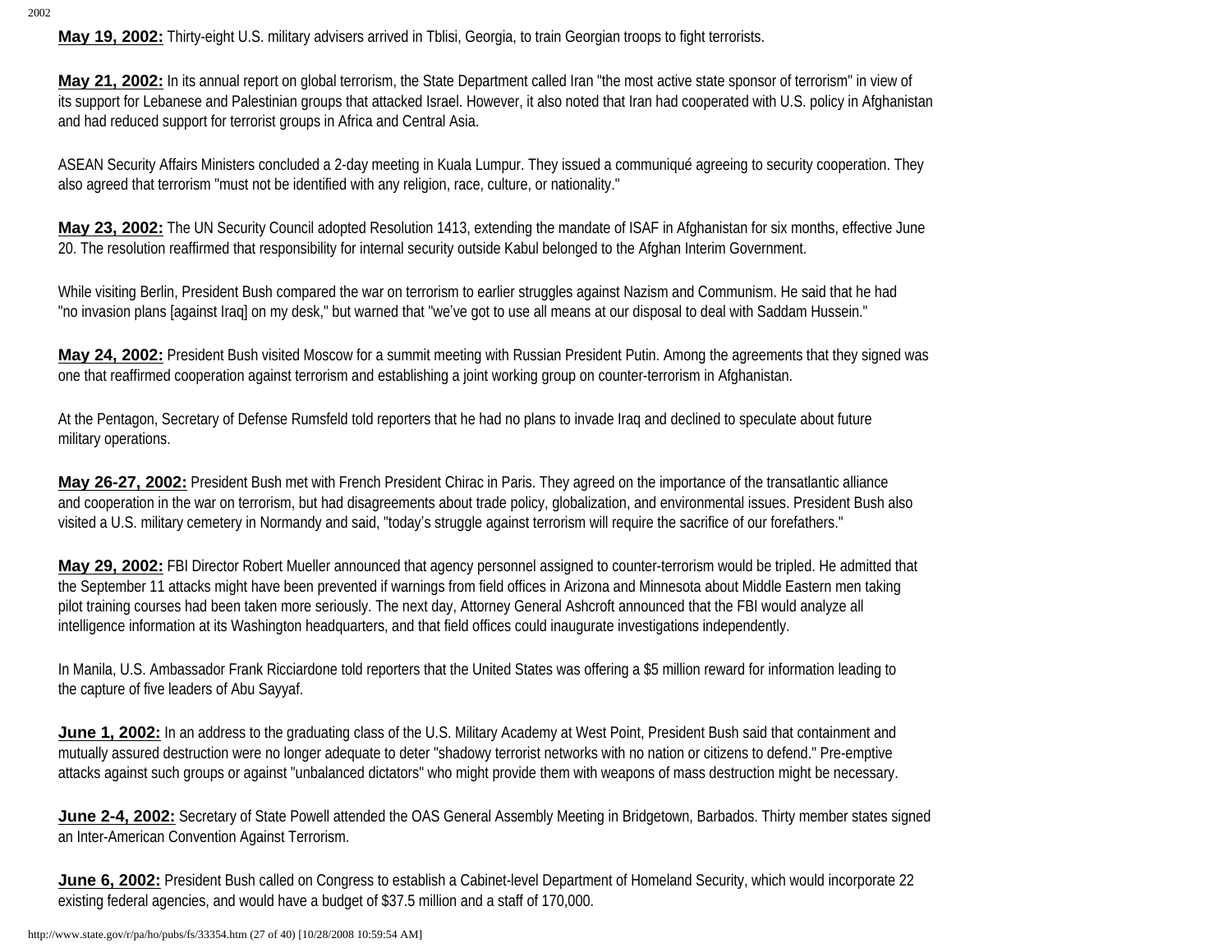**May 19, 2002:** Thirty-eight U.S. military advisers arrived in Tblisi, Georgia, to train Georgian troops to fight terrorists.

**May 21, 2002:** In its annual report on global terrorism, the State Department called Iran "the most active state sponsor of terrorism" in view of its support for Lebanese and Palestinian groups that attacked Israel. However, it also noted that Iran had cooperated with U.S. policy in Afghanistan and had reduced support for terrorist groups in Africa and Central Asia.

ASEAN Security Affairs Ministers concluded a 2-day meeting in Kuala Lumpur. They issued a communiqué agreeing to security cooperation. They also agreed that terrorism "must not be identified with any religion, race, culture, or nationality."

**May 23, 2002:** The UN Security Council adopted Resolution 1413, extending the mandate of ISAF in Afghanistan for six months, effective June 20. The resolution reaffirmed that responsibility for internal security outside Kabul belonged to the Afghan Interim Government.

While visiting Berlin, President Bush compared the war on terrorism to earlier struggles against Nazism and Communism. He said that he had "no invasion plans [against Iraq] on my desk," but warned that "we've got to use all means at our disposal to deal with Saddam Hussein."

**May 24, 2002:** President Bush visited Moscow for a summit meeting with Russian President Putin. Among the agreements that they signed was one that reaffirmed cooperation against terrorism and establishing a joint working group on counter-terrorism in Afghanistan.

At the Pentagon, Secretary of Defense Rumsfeld told reporters that he had no plans to invade Iraq and declined to speculate about future military operations.

**May 26-27, 2002:** President Bush met with French President Chirac in Paris. They agreed on the importance of the transatlantic alliance and cooperation in the war on terrorism, but had disagreements about trade policy, globalization, and environmental issues. President Bush also visited a U.S. military cemetery in Normandy and said, "today's struggle against terrorism will require the sacrifice of our forefathers."

**May 29, 2002:** FBI Director Robert Mueller announced that agency personnel assigned to counter-terrorism would be tripled. He admitted that the September 11 attacks might have been prevented if warnings from field offices in Arizona and Minnesota about Middle Eastern men taking pilot training courses had been taken more seriously. The next day, Attorney General Ashcroft announced that the FBI would analyze all intelligence information at its Washington headquarters, and that field offices could inaugurate investigations independently.

In Manila, U.S. Ambassador Frank Ricciardone told reporters that the United States was offering a $5 million reward for information leading to the capture of five leaders of Abu Sayyaf.

**June 1, 2002:** In an address to the graduating class of the U.S. Military Academy at West Point, President Bush said that containment and mutually assured destruction were no longer adequate to deter "shadowy terrorist networks with no nation or citizens to defend." Pre-emptive attacks against such groups or against "unbalanced dictators" who might provide them with weapons of mass destruction might be necessary.

**June 2-4, 2002:** Secretary of State Powell attended the OAS General Assembly Meeting in Bridgetown, Barbados. Thirty member states signed an Inter-American Convention Against Terrorism.

**June 6, 2002:** President Bush called on Congress to establish a Cabinet-level Department of Homeland Security, which would incorporate 22 existing federal agencies, and would have a budget of $37.5 million and a staff of 170,000.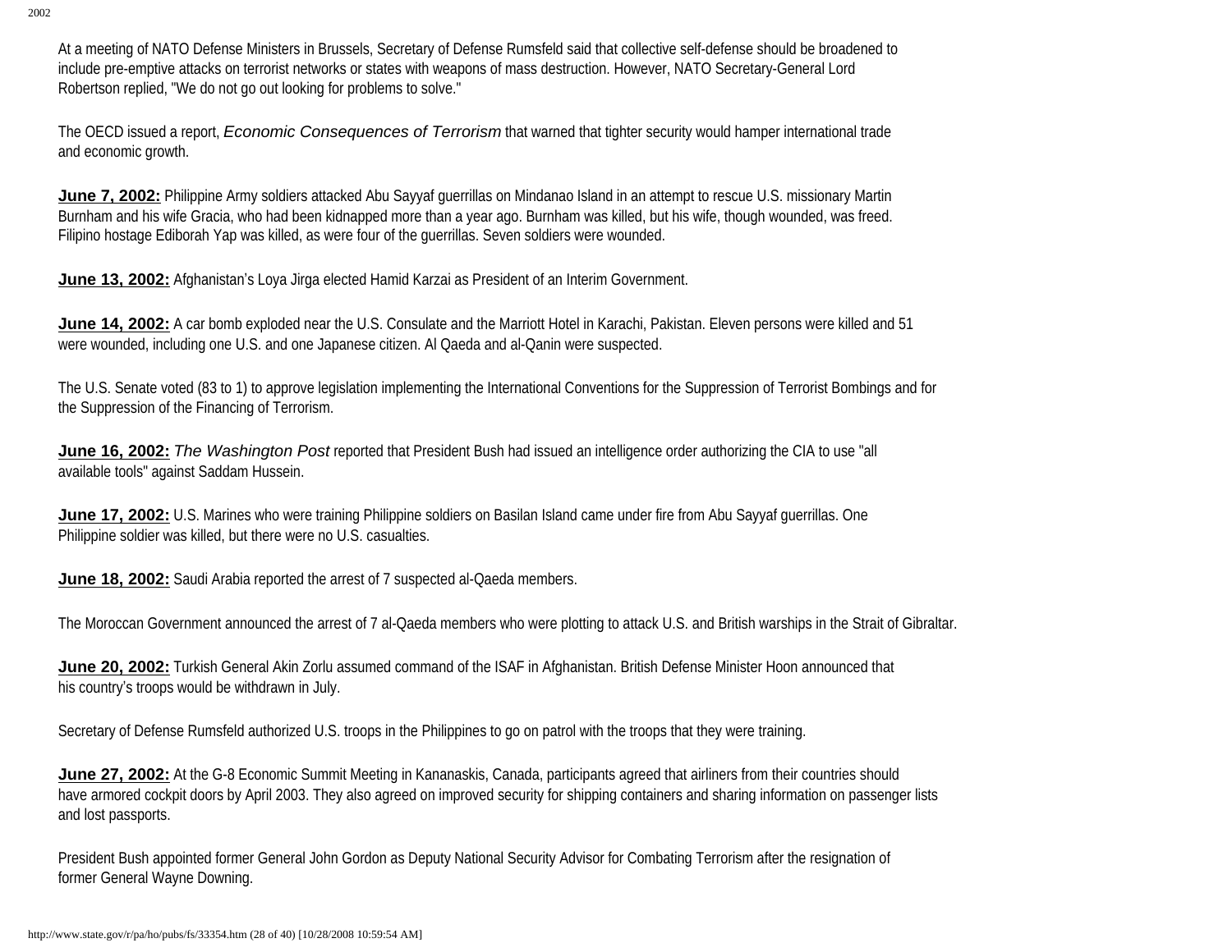At a meeting of NATO Defense Ministers in Brussels, Secretary of Defense Rumsfeld said that collective self-defense should be broadened to include pre-emptive attacks on terrorist networks or states with weapons of mass destruction. However, NATO Secretary-General Lord Robertson replied, "We do not go out looking for problems to solve."

The OECD issued a report, *Economic Consequences of Terrorism* that warned that tighter security would hamper international trade and economic growth.

**June 7, 2002:** Philippine Army soldiers attacked Abu Sayyaf guerrillas on Mindanao Island in an attempt to rescue U.S. missionary Martin Burnham and his wife Gracia, who had been kidnapped more than a year ago. Burnham was killed, but his wife, though wounded, was freed. Filipino hostage Ediborah Yap was killed, as were four of the guerrillas. Seven soldiers were wounded.

**June 13, 2002:** Afghanistan's Loya Jirga elected Hamid Karzai as President of an Interim Government.

**June 14, 2002:** A car bomb exploded near the U.S. Consulate and the Marriott Hotel in Karachi, Pakistan. Eleven persons were killed and 51 were wounded, including one U.S. and one Japanese citizen. Al Qaeda and al-Qanin were suspected.

The U.S. Senate voted (83 to 1) to approve legislation implementing the International Conventions for the Suppression of Terrorist Bombings and for the Suppression of the Financing of Terrorism.

**June 16, 2002:** *The Washington Post* reported that President Bush had issued an intelligence order authorizing the CIA to use "all available tools" against Saddam Hussein.

**June 17, 2002:** U.S. Marines who were training Philippine soldiers on Basilan Island came under fire from Abu Sayyaf guerrillas. One Philippine soldier was killed, but there were no U.S. casualties.

**June 18, 2002:** Saudi Arabia reported the arrest of 7 suspected al-Qaeda members.

The Moroccan Government announced the arrest of 7 al-Qaeda members who were plotting to attack U.S. and British warships in the Strait of Gibraltar.

**June 20, 2002:** Turkish General Akin Zorlu assumed command of the ISAF in Afghanistan. British Defense Minister Hoon announced that his country's troops would be withdrawn in July.

Secretary of Defense Rumsfeld authorized U.S. troops in the Philippines to go on patrol with the troops that they were training.

**June 27, 2002:** At the G-8 Economic Summit Meeting in Kananaskis, Canada, participants agreed that airliners from their countries should have armored cockpit doors by April 2003. They also agreed on improved security for shipping containers and sharing information on passenger lists and lost passports.

President Bush appointed former General John Gordon as Deputy National Security Advisor for Combating Terrorism after the resignation of former General Wayne Downing.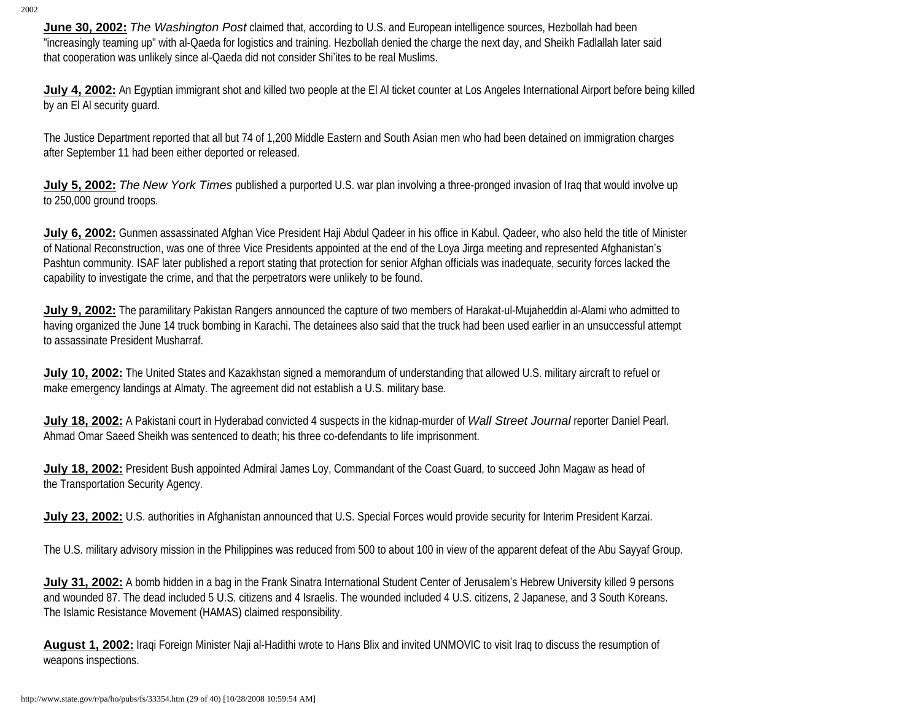**June 30, 2002:** *The Washington Post* claimed that, according to U.S. and European intelligence sources, Hezbollah had been "increasingly teaming up" with al-Qaeda for logistics and training. Hezbollah denied the charge the next day, and Sheikh Fadlallah later said that cooperation was unlikely since al-Qaeda did not consider Shi'ites to be real Muslims.

**July 4, 2002:** An Egyptian immigrant shot and killed two people at the El Al ticket counter at Los Angeles International Airport before being killed by an El Al security guard.

The Justice Department reported that all but 74 of 1,200 Middle Eastern and South Asian men who had been detained on immigration charges after September 11 had been either deported or released.

**July 5, 2002:** *The New York Times* published a purported U.S. war plan involving a three-pronged invasion of Iraq that would involve up to 250,000 ground troops.

**July 6, 2002:** Gunmen assassinated Afghan Vice President Haji Abdul Qadeer in his office in Kabul. Qadeer, who also held the title of Minister of National Reconstruction, was one of three Vice Presidents appointed at the end of the Loya Jirga meeting and represented Afghanistan's Pashtun community. ISAF later published a report stating that protection for senior Afghan officials was inadequate, security forces lacked the capability to investigate the crime, and that the perpetrators were unlikely to be found.

**July 9, 2002:** The paramilitary Pakistan Rangers announced the capture of two members of Harakat-ul-Mujaheddin al-Alami who admitted to having organized the June 14 truck bombing in Karachi. The detainees also said that the truck had been used earlier in an unsuccessful attempt to assassinate President Musharraf.

**July 10, 2002:** The United States and Kazakhstan signed a memorandum of understanding that allowed U.S. military aircraft to refuel or make emergency landings at Almaty. The agreement did not establish a U.S. military base.

**July 18, 2002:** A Pakistani court in Hyderabad convicted 4 suspects in the kidnap-murder of *Wall Street Journal* reporter Daniel Pearl. Ahmad Omar Saeed Sheikh was sentenced to death; his three co-defendants to life imprisonment.

**July 18, 2002:** President Bush appointed Admiral James Loy, Commandant of the Coast Guard, to succeed John Magaw as head of the Transportation Security Agency.

**July 23, 2002:** U.S. authorities in Afghanistan announced that U.S. Special Forces would provide security for Interim President Karzai.

The U.S. military advisory mission in the Philippines was reduced from 500 to about 100 in view of the apparent defeat of the Abu Sayyaf Group.

**July 31, 2002:** A bomb hidden in a bag in the Frank Sinatra International Student Center of Jerusalem's Hebrew University killed 9 persons and wounded 87. The dead included 5 U.S. citizens and 4 Israelis. The wounded included 4 U.S. citizens, 2 Japanese, and 3 South Koreans. The Islamic Resistance Movement (HAMAS) claimed responsibility.

**August 1, 2002:** Iraqi Foreign Minister Naji al-Hadithi wrote to Hans Blix and invited UNMOVIC to visit Iraq to discuss the resumption of weapons inspections.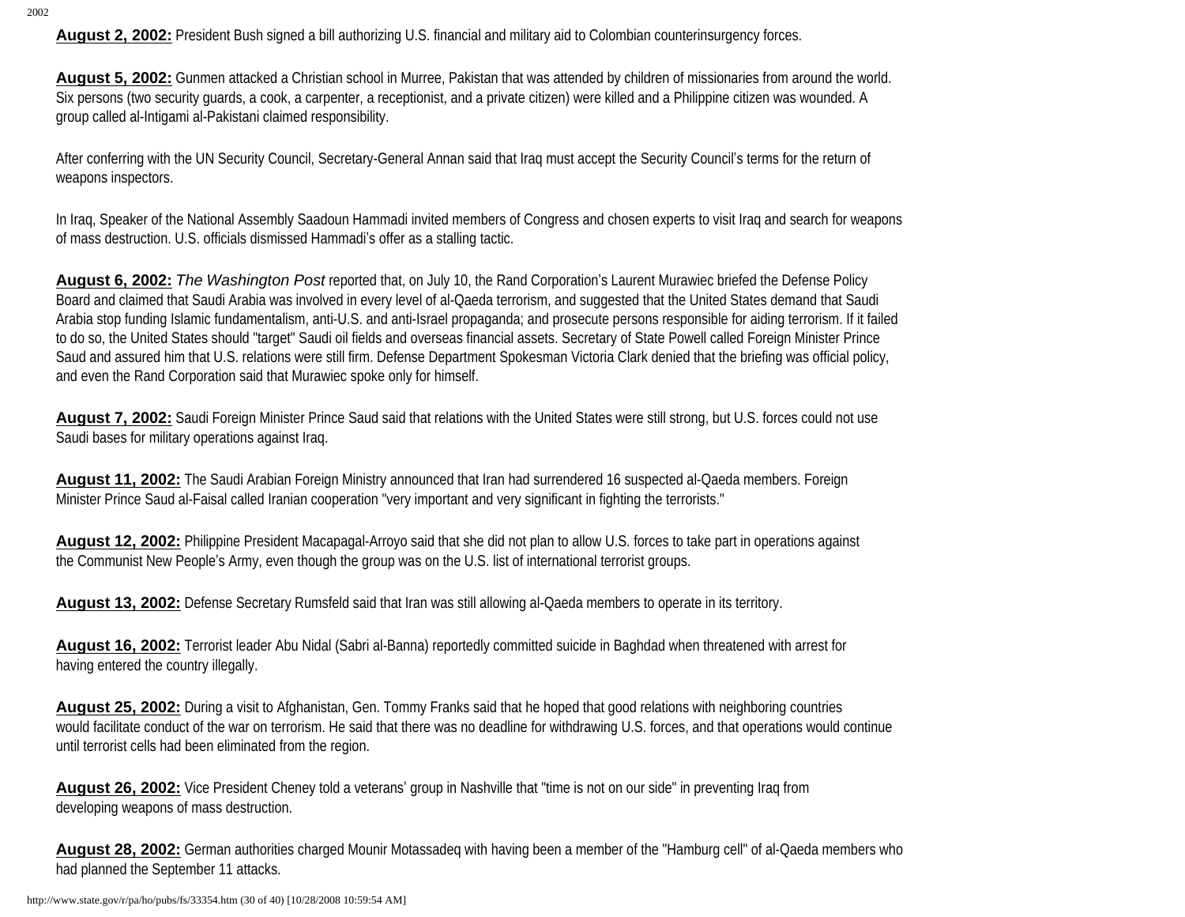**August 2, 2002:** President Bush signed a bill authorizing U.S. financial and military aid to Colombian counterinsurgency forces.

**August 5, 2002:** Gunmen attacked a Christian school in Murree, Pakistan that was attended by children of missionaries from around the world. Six persons (two security guards, a cook, a carpenter, a receptionist, and a private citizen) were killed and a Philippine citizen was wounded. A group called al-Intigami al-Pakistani claimed responsibility.

After conferring with the UN Security Council, Secretary-General Annan said that Iraq must accept the Security Council's terms for the return of weapons inspectors.

In Iraq, Speaker of the National Assembly Saadoun Hammadi invited members of Congress and chosen experts to visit Iraq and search for weapons of mass destruction. U.S. officials dismissed Hammadi's offer as a stalling tactic.

**August 6, 2002:** *The Washington Post* reported that, on July 10, the Rand Corporation's Laurent Murawiec briefed the Defense Policy Board and claimed that Saudi Arabia was involved in every level of al-Qaeda terrorism, and suggested that the United States demand that Saudi Arabia stop funding Islamic fundamentalism, anti-U.S. and anti-Israel propaganda; and prosecute persons responsible for aiding terrorism. If it failed to do so, the United States should "target" Saudi oil fields and overseas financial assets. Secretary of State Powell called Foreign Minister Prince Saud and assured him that U.S. relations were still firm. Defense Department Spokesman Victoria Clark denied that the briefing was official policy, and even the Rand Corporation said that Murawiec spoke only for himself.

**August 7, 2002:** Saudi Foreign Minister Prince Saud said that relations with the United States were still strong, but U.S. forces could not use Saudi bases for military operations against Iraq.

**August 11, 2002:** The Saudi Arabian Foreign Ministry announced that Iran had surrendered 16 suspected al-Qaeda members. Foreign Minister Prince Saud al-Faisal called Iranian cooperation "very important and very significant in fighting the terrorists."

**August 12, 2002:** Philippine President Macapagal-Arroyo said that she did not plan to allow U.S. forces to take part in operations against the Communist New People's Army, even though the group was on the U.S. list of international terrorist groups.

**August 13, 2002:** Defense Secretary Rumsfeld said that Iran was still allowing al-Qaeda members to operate in its territory.

**August 16, 2002:** Terrorist leader Abu Nidal (Sabri al-Banna) reportedly committed suicide in Baghdad when threatened with arrest for having entered the country illegally.

**August 25, 2002:** During a visit to Afghanistan, Gen. Tommy Franks said that he hoped that good relations with neighboring countries would facilitate conduct of the war on terrorism. He said that there was no deadline for withdrawing U.S. forces, and that operations would continue until terrorist cells had been eliminated from the region.

**August 26, 2002:** Vice President Cheney told a veterans' group in Nashville that "time is not on our side" in preventing Iraq from developing weapons of mass destruction.

**August 28, 2002:** German authorities charged Mounir Motassadeq with having been a member of the "Hamburg cell" of al-Qaeda members who had planned the September 11 attacks.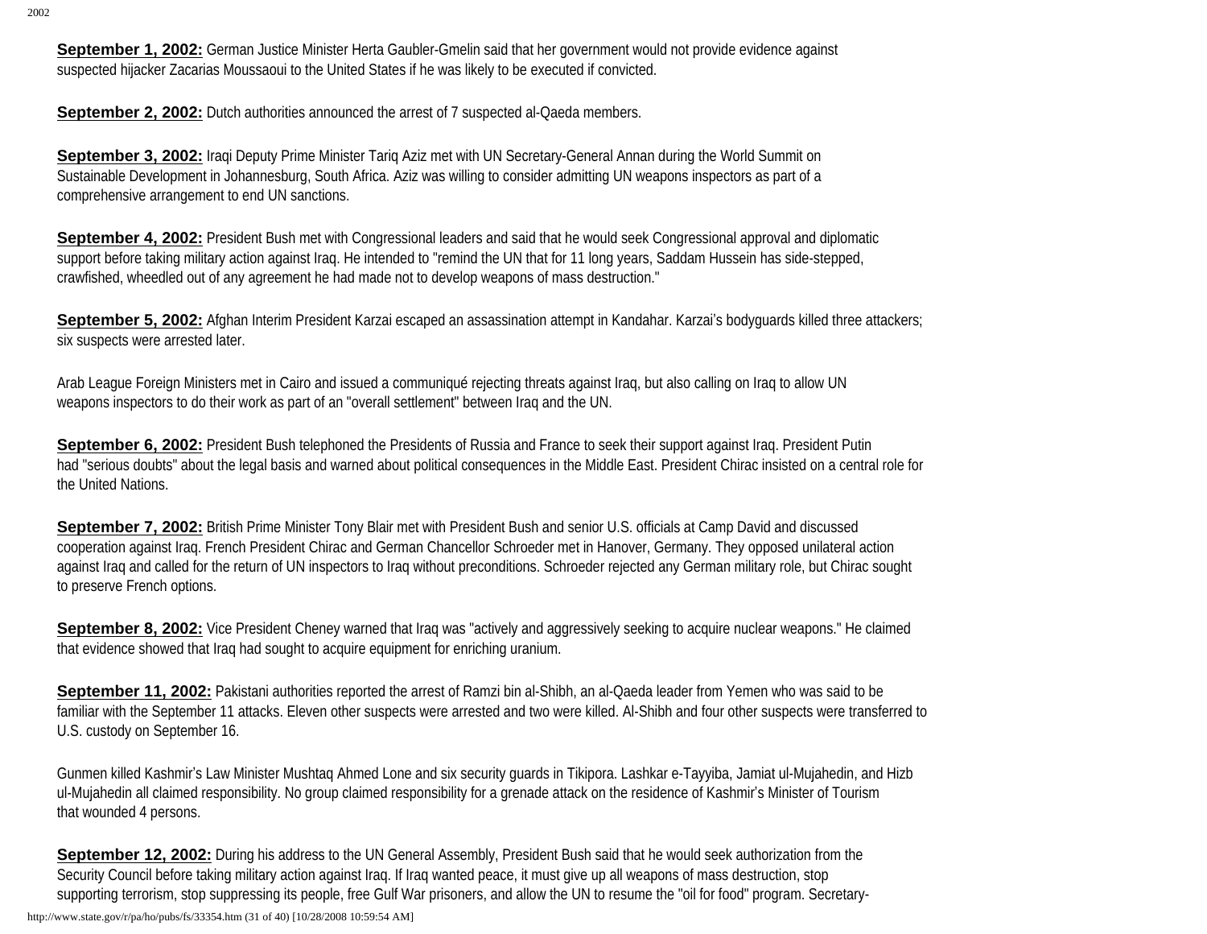**September 1, 2002:** German Justice Minister Herta Gaubler-Gmelin said that her government would not provide evidence against suspected hijacker Zacarias Moussaoui to the United States if he was likely to be executed if convicted.

**September 2, 2002:** Dutch authorities announced the arrest of 7 suspected al-Qaeda members.

**September 3, 2002:** Iraqi Deputy Prime Minister Tariq Aziz met with UN Secretary-General Annan during the World Summit on Sustainable Development in Johannesburg, South Africa. Aziz was willing to consider admitting UN weapons inspectors as part of a comprehensive arrangement to end UN sanctions.

**September 4, 2002:** President Bush met with Congressional leaders and said that he would seek Congressional approval and diplomatic support before taking military action against Iraq. He intended to "remind the UN that for 11 long years, Saddam Hussein has side-stepped, crawfished, wheedled out of any agreement he had made not to develop weapons of mass destruction."

**September 5, 2002:** Afghan Interim President Karzai escaped an assassination attempt in Kandahar. Karzai's bodyguards killed three attackers; six suspects were arrested later.

Arab League Foreign Ministers met in Cairo and issued a communiqué rejecting threats against Iraq, but also calling on Iraq to allow UN weapons inspectors to do their work as part of an "overall settlement" between Iraq and the UN.

**September 6, 2002:** President Bush telephoned the Presidents of Russia and France to seek their support against Iraq. President Putin had "serious doubts" about the legal basis and warned about political consequences in the Middle East. President Chirac insisted on a central role for the United Nations.

**September 7, 2002:** British Prime Minister Tony Blair met with President Bush and senior U.S. officials at Camp David and discussed cooperation against Iraq. French President Chirac and German Chancellor Schroeder met in Hanover, Germany. They opposed unilateral action against Iraq and called for the return of UN inspectors to Iraq without preconditions. Schroeder rejected any German military role, but Chirac sought to preserve French options.

**September 8, 2002:** Vice President Cheney warned that Iraq was "actively and aggressively seeking to acquire nuclear weapons." He claimed that evidence showed that Iraq had sought to acquire equipment for enriching uranium.

**September 11, 2002:** Pakistani authorities reported the arrest of Ramzi bin al-Shibh, an al-Qaeda leader from Yemen who was said to be familiar with the September 11 attacks. Eleven other suspects were arrested and two were killed. Al-Shibh and four other suspects were transferred to U.S. custody on September 16.

Gunmen killed Kashmir's Law Minister Mushtaq Ahmed Lone and six security guards in Tikipora. Lashkar e-Tayyiba, Jamiat ul-Mujahedin, and Hizb ul-Mujahedin all claimed responsibility. No group claimed responsibility for a grenade attack on the residence of Kashmir's Minister of Tourism that wounded 4 persons.

**September 12, 2002:** During his address to the UN General Assembly, President Bush said that he would seek authorization from the Security Council before taking military action against Iraq. If Iraq wanted peace, it must give up all weapons of mass destruction, stop supporting terrorism, stop suppressing its people, free Gulf War prisoners, and allow the UN to resume the "oil for food" program. Secretary-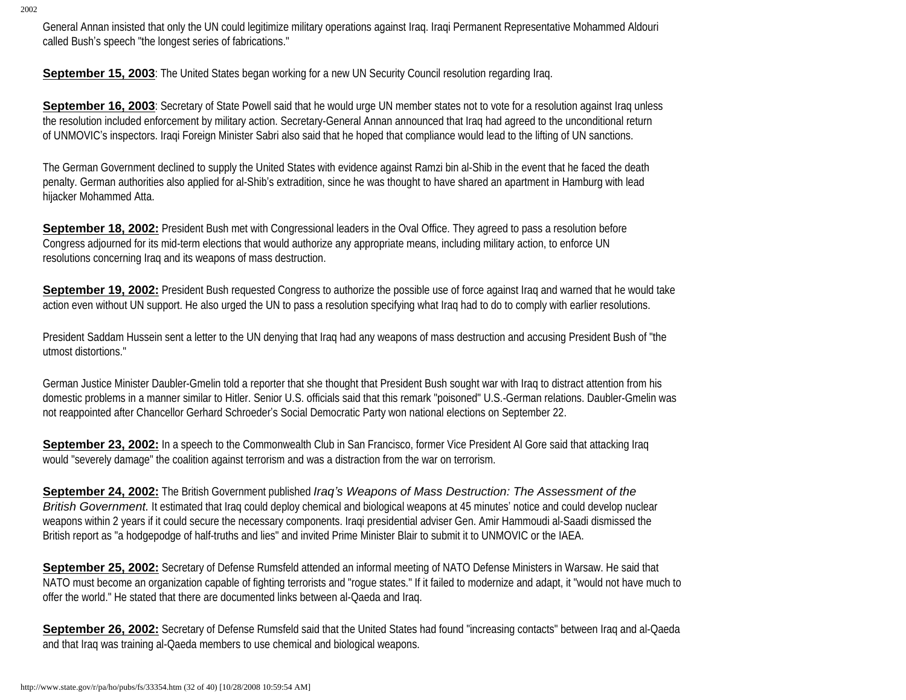General Annan insisted that only the UN could legitimize military operations against Iraq. Iraqi Permanent Representative Mohammed Aldouri called Bush's speech "the longest series of fabrications."

**September 15, 2003**: The United States began working for a new UN Security Council resolution regarding Iraq.

**September 16, 2003**: Secretary of State Powell said that he would urge UN member states not to vote for a resolution against Iraq unless the resolution included enforcement by military action. Secretary-General Annan announced that Iraq had agreed to the unconditional return of UNMOVIC's inspectors. Iraqi Foreign Minister Sabri also said that he hoped that compliance would lead to the lifting of UN sanctions.

The German Government declined to supply the United States with evidence against Ramzi bin al-Shib in the event that he faced the death penalty. German authorities also applied for al-Shib's extradition, since he was thought to have shared an apartment in Hamburg with lead hijacker Mohammed Atta.

**September 18, 2002:** President Bush met with Congressional leaders in the Oval Office. They agreed to pass a resolution before Congress adjourned for its mid-term elections that would authorize any appropriate means, including military action, to enforce UN resolutions concerning Iraq and its weapons of mass destruction.

**September 19, 2002:** President Bush requested Congress to authorize the possible use of force against Iraq and warned that he would take action even without UN support. He also urged the UN to pass a resolution specifying what Iraq had to do to comply with earlier resolutions.

President Saddam Hussein sent a letter to the UN denying that Iraq had any weapons of mass destruction and accusing President Bush of "the utmost distortions."

German Justice Minister Daubler-Gmelin told a reporter that she thought that President Bush sought war with Iraq to distract attention from his domestic problems in a manner similar to Hitler. Senior U.S. officials said that this remark "poisoned" U.S.-German relations. Daubler-Gmelin was not reappointed after Chancellor Gerhard Schroeder's Social Democratic Party won national elections on September 22.

**September 23, 2002:** In a speech to the Commonwealth Club in San Francisco, former Vice President Al Gore said that attacking Iraq would "severely damage" the coalition against terrorism and was a distraction from the war on terrorism.

**September 24, 2002:** The British Government published *Iraq's Weapons of Mass Destruction: The Assessment of the British Government.* It estimated that Iraq could deploy chemical and biological weapons at 45 minutes' notice and could develop nuclear weapons within 2 years if it could secure the necessary components. Iraqi presidential adviser Gen. Amir Hammoudi al-Saadi dismissed the British report as "a hodgepodge of half-truths and lies" and invited Prime Minister Blair to submit it to UNMOVIC or the IAEA.

**September 25, 2002:** Secretary of Defense Rumsfeld attended an informal meeting of NATO Defense Ministers in Warsaw. He said that NATO must become an organization capable of fighting terrorists and "rogue states." If it failed to modernize and adapt, it "would not have much to offer the world." He stated that there are documented links between al-Qaeda and Iraq.

**September 26, 2002:** Secretary of Defense Rumsfeld said that the United States had found "increasing contacts" between Iraq and al-Qaeda and that Iraq was training al-Qaeda members to use chemical and biological weapons.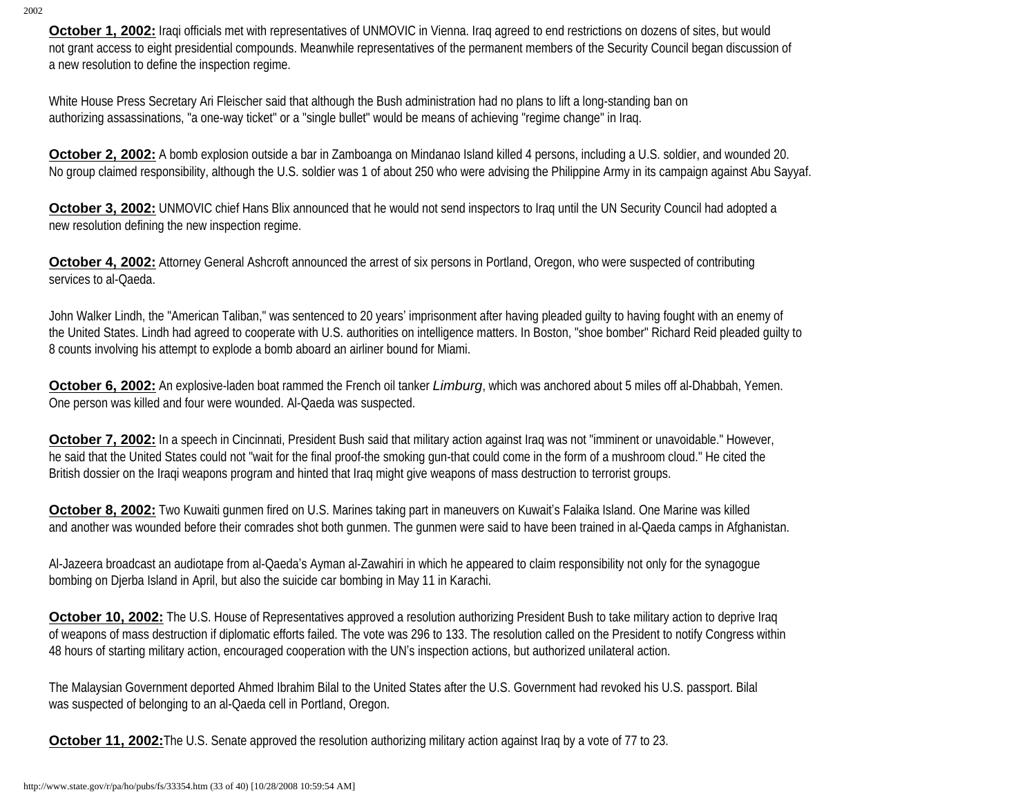**October 1, 2002:** Iraqi officials met with representatives of UNMOVIC in Vienna. Iraq agreed to end restrictions on dozens of sites, but would not grant access to eight presidential compounds. Meanwhile representatives of the permanent members of the Security Council began discussion of a new resolution to define the inspection regime.

White House Press Secretary Ari Fleischer said that although the Bush administration had no plans to lift a long-standing ban on authorizing assassinations, "a one-way ticket" or a "single bullet" would be means of achieving "regime change" in Iraq.

**October 2, 2002:** A bomb explosion outside a bar in Zamboanga on Mindanao Island killed 4 persons, including a U.S. soldier, and wounded 20. No group claimed responsibility, although the U.S. soldier was 1 of about 250 who were advising the Philippine Army in its campaign against Abu Sayyaf.

**October 3, 2002:** UNMOVIC chief Hans Blix announced that he would not send inspectors to Iraq until the UN Security Council had adopted a new resolution defining the new inspection regime.

**October 4, 2002:** Attorney General Ashcroft announced the arrest of six persons in Portland, Oregon, who were suspected of contributing services to al-Qaeda.

John Walker Lindh, the "American Taliban," was sentenced to 20 years' imprisonment after having pleaded guilty to having fought with an enemy of the United States. Lindh had agreed to cooperate with U.S. authorities on intelligence matters. In Boston, "shoe bomber" Richard Reid pleaded guilty to 8 counts involving his attempt to explode a bomb aboard an airliner bound for Miami.

**October 6, 2002:** An explosive-laden boat rammed the French oil tanker *Limburg*, which was anchored about 5 miles off al-Dhabbah, Yemen. One person was killed and four were wounded. Al-Qaeda was suspected.

**October 7, 2002:** In a speech in Cincinnati, President Bush said that military action against Iraq was not "imminent or unavoidable." However, he said that the United States could not "wait for the final proof-the smoking gun-that could come in the form of a mushroom cloud." He cited the British dossier on the Iraqi weapons program and hinted that Iraq might give weapons of mass destruction to terrorist groups.

**October 8, 2002:** Two Kuwaiti gunmen fired on U.S. Marines taking part in maneuvers on Kuwait's Falaika Island. One Marine was killed and another was wounded before their comrades shot both gunmen. The gunmen were said to have been trained in al-Qaeda camps in Afghanistan.

Al-Jazeera broadcast an audiotape from al-Qaeda's Ayman al-Zawahiri in which he appeared to claim responsibility not only for the synagogue bombing on Djerba Island in April, but also the suicide car bombing in May 11 in Karachi.

**October 10, 2002:** The U.S. House of Representatives approved a resolution authorizing President Bush to take military action to deprive Iraq of weapons of mass destruction if diplomatic efforts failed. The vote was 296 to 133. The resolution called on the President to notify Congress within 48 hours of starting military action, encouraged cooperation with the UN's inspection actions, but authorized unilateral action.

The Malaysian Government deported Ahmed Ibrahim Bilal to the United States after the U.S. Government had revoked his U.S. passport. Bilal was suspected of belonging to an al-Qaeda cell in Portland, Oregon.

**October 11, 2002:** The U.S. Senate approved the resolution authorizing military action against Iraq by a vote of 77 to 23.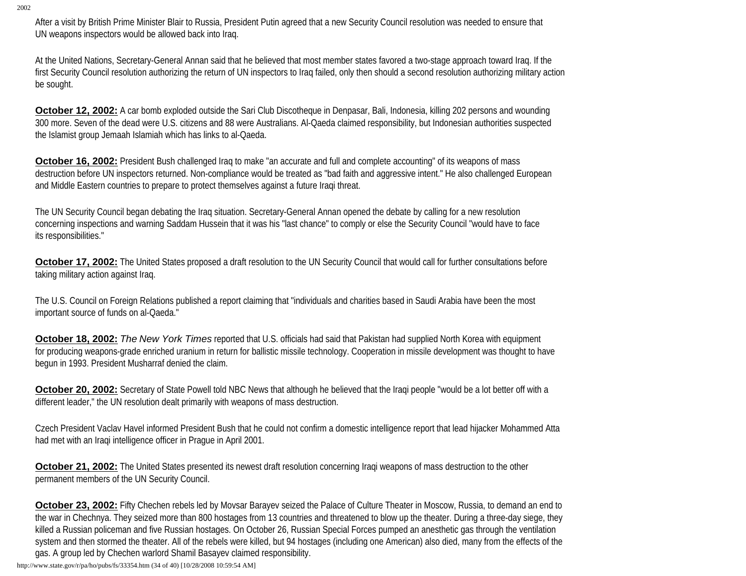After a visit by British Prime Minister Blair to Russia, President Putin agreed that a new Security Council resolution was needed to ensure that UN weapons inspectors would be allowed back into Iraq.

At the United Nations, Secretary-General Annan said that he believed that most member states favored a two-stage approach toward Iraq. If the first Security Council resolution authorizing the return of UN inspectors to Iraq failed, only then should a second resolution authorizing military action be sought.

**October 12, 2002:** A car bomb exploded outside the Sari Club Discotheque in Denpasar, Bali, Indonesia, killing 202 persons and wounding 300 more. Seven of the dead were U.S. citizens and 88 were Australians. Al-Qaeda claimed responsibility, but Indonesian authorities suspected the Islamist group Jemaah Islamiah which has links to al-Qaeda.

**October 16, 2002:** President Bush challenged Iraq to make "an accurate and full and complete accounting" of its weapons of mass destruction before UN inspectors returned. Non-compliance would be treated as "bad faith and aggressive intent." He also challenged European and Middle Eastern countries to prepare to protect themselves against a future Iraqi threat.

The UN Security Council began debating the Iraq situation. Secretary-General Annan opened the debate by calling for a new resolution concerning inspections and warning Saddam Hussein that it was his "last chance" to comply or else the Security Council "would have to face its responsibilities."

**October 17, 2002:** The United States proposed a draft resolution to the UN Security Council that would call for further consultations before taking military action against Iraq.

The U.S. Council on Foreign Relations published a report claiming that "individuals and charities based in Saudi Arabia have been the most important source of funds on al-Qaeda."

**October 18, 2002:** *The New York Times* reported that U.S. officials had said that Pakistan had supplied North Korea with equipment for producing weapons-grade enriched uranium in return for ballistic missile technology. Cooperation in missile development was thought to have begun in 1993. President Musharraf denied the claim.

**October 20, 2002:** Secretary of State Powell told NBC News that although he believed that the Iraqi people "would be a lot better off with a different leader," the UN resolution dealt primarily with weapons of mass destruction.

Czech President Vaclav Havel informed President Bush that he could not confirm a domestic intelligence report that lead hijacker Mohammed Atta had met with an Iraqi intelligence officer in Prague in April 2001.

**October 21, 2002:** The United States presented its newest draft resolution concerning Iraqi weapons of mass destruction to the other permanent members of the UN Security Council.

**October 23, 2002:** Fifty Chechen rebels led by Movsar Barayev seized the Palace of Culture Theater in Moscow, Russia, to demand an end to the war in Chechnya. They seized more than 800 hostages from 13 countries and threatened to blow up the theater. During a three-day siege, they killed a Russian policeman and five Russian hostages. On October 26, Russian Special Forces pumped an anesthetic gas through the ventilation system and then stormed the theater. All of the rebels were killed, but 94 hostages (including one American) also died, many from the effects of the gas. A group led by Chechen warlord Shamil Basayev claimed responsibility.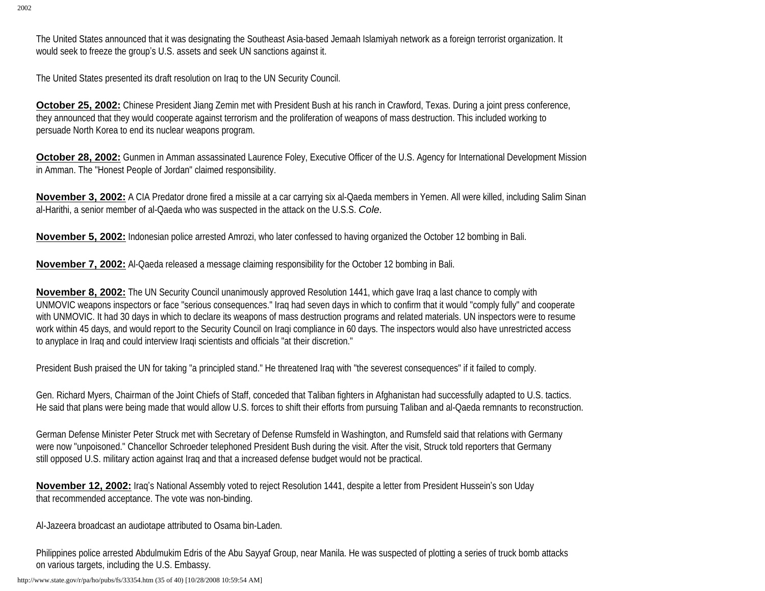The United States announced that it was designating the Southeast Asia-based Jemaah Islamiyah network as a foreign terrorist organization. It would seek to freeze the group's U.S. assets and seek UN sanctions against it.

The United States presented its draft resolution on Iraq to the UN Security Council.

**October 25, 2002:** Chinese President Jiang Zemin met with President Bush at his ranch in Crawford, Texas. During a joint press conference, they announced that they would cooperate against terrorism and the proliferation of weapons of mass destruction. This included working to persuade North Korea to end its nuclear weapons program.

**October 28, 2002:** Gunmen in Amman assassinated Laurence Foley, Executive Officer of the U.S. Agency for International Development Mission in Amman. The "Honest People of Jordan" claimed responsibility.

**November 3, 2002:** A CIA Predator drone fired a missile at a car carrying six al-Qaeda members in Yemen. All were killed, including Salim Sinan al-Harithi, a senior member of al-Qaeda who was suspected in the attack on the U.S.S. *Cole*.

**November 5, 2002:** Indonesian police arrested Amrozi, who later confessed to having organized the October 12 bombing in Bali.

**November 7, 2002:** Al-Qaeda released a message claiming responsibility for the October 12 bombing in Bali.

**November 8, 2002:** The UN Security Council unanimously approved Resolution 1441, which gave Iraq a last chance to comply with UNMOVIC weapons inspectors or face "serious consequences." Iraq had seven days in which to confirm that it would "comply fully" and cooperate with UNMOVIC. It had 30 days in which to declare its weapons of mass destruction programs and related materials. UN inspectors were to resume work within 45 days, and would report to the Security Council on Iraqi compliance in 60 days. The inspectors would also have unrestricted access to anyplace in Iraq and could interview Iraqi scientists and officials "at their discretion."

President Bush praised the UN for taking "a principled stand." He threatened Iraq with "the severest consequences" if it failed to comply.

Gen. Richard Myers, Chairman of the Joint Chiefs of Staff, conceded that Taliban fighters in Afghanistan had successfully adapted to U.S. tactics. He said that plans were being made that would allow U.S. forces to shift their efforts from pursuing Taliban and al-Qaeda remnants to reconstruction.

German Defense Minister Peter Struck met with Secretary of Defense Rumsfeld in Washington, and Rumsfeld said that relations with Germany were now "unpoisoned." Chancellor Schroeder telephoned President Bush during the visit. After the visit, Struck told reporters that Germany still opposed U.S. military action against Iraq and that a increased defense budget would not be practical.

**November 12, 2002:** Iraq's National Assembly voted to reject Resolution 1441, despite a letter from President Hussein's son Uday that recommended acceptance. The vote was non-binding.

Al-Jazeera broadcast an audiotape attributed to Osama bin-Laden.

Philippines police arrested Abdulmukim Edris of the Abu Sayyaf Group, near Manila. He was suspected of plotting a series of truck bomb attacks on various targets, including the U.S. Embassy.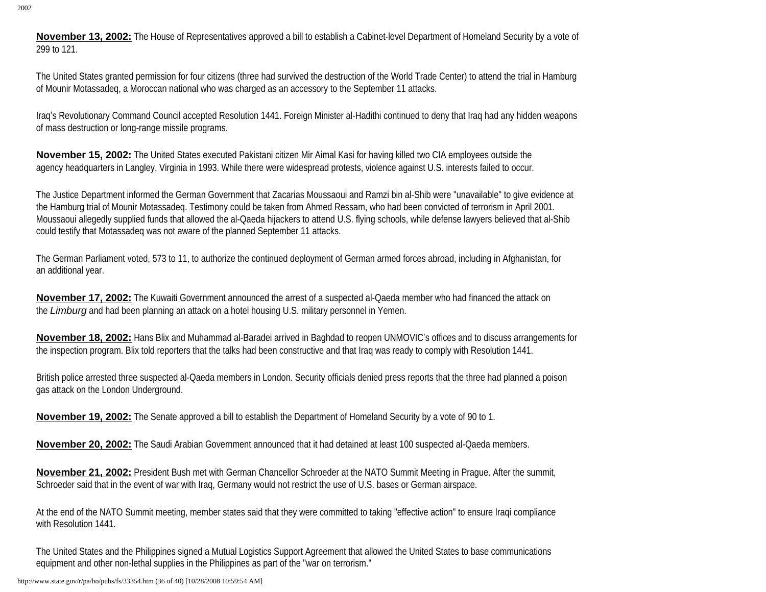**November 13, 2002:** The House of Representatives approved a bill to establish a Cabinet-level Department of Homeland Security by a vote of 299 to 121.

The United States granted permission for four citizens (three had survived the destruction of the World Trade Center) to attend the trial in Hamburg of Mounir Motassadeq, a Moroccan national who was charged as an accessory to the September 11 attacks.

Iraq's Revolutionary Command Council accepted Resolution 1441. Foreign Minister al-Hadithi continued to deny that Iraq had any hidden weapons of mass destruction or long-range missile programs.

**November 15, 2002:** The United States executed Pakistani citizen Mir Aimal Kasi for having killed two CIA employees outside the agency headquarters in Langley, Virginia in 1993. While there were widespread protests, violence against U.S. interests failed to occur.

The Justice Department informed the German Government that Zacarias Moussaoui and Ramzi bin al-Shib were "unavailable" to give evidence at the Hamburg trial of Mounir Motassadeq. Testimony could be taken from Ahmed Ressam, who had been convicted of terrorism in April 2001. Moussaoui allegedly supplied funds that allowed the al-Qaeda hijackers to attend U.S. flying schools, while defense lawyers believed that al-Shib could testify that Motassadeq was not aware of the planned September 11 attacks.

The German Parliament voted, 573 to 11, to authorize the continued deployment of German armed forces abroad, including in Afghanistan, for an additional year.

**November 17, 2002:** The Kuwaiti Government announced the arrest of a suspected al-Qaeda member who had financed the attack on the *Limburg* and had been planning an attack on a hotel housing U.S. military personnel in Yemen.

**November 18, 2002:** Hans Blix and Muhammad al-Baradei arrived in Baghdad to reopen UNMOVIC's offices and to discuss arrangements for the inspection program. Blix told reporters that the talks had been constructive and that Iraq was ready to comply with Resolution 1441.

British police arrested three suspected al-Qaeda members in London. Security officials denied press reports that the three had planned a poison gas attack on the London Underground.

**November 19, 2002:** The Senate approved a bill to establish the Department of Homeland Security by a vote of 90 to 1.

**November 20, 2002:** The Saudi Arabian Government announced that it had detained at least 100 suspected al-Qaeda members.

**November 21, 2002:** President Bush met with German Chancellor Schroeder at the NATO Summit Meeting in Prague. After the summit, Schroeder said that in the event of war with Iraq, Germany would not restrict the use of U.S. bases or German airspace.

At the end of the NATO Summit meeting, member states said that they were committed to taking "effective action" to ensure Iraqi compliance with Resolution 1441.

The United States and the Philippines signed a Mutual Logistics Support Agreement that allowed the United States to base communications equipment and other non-lethal supplies in the Philippines as part of the "war on terrorism."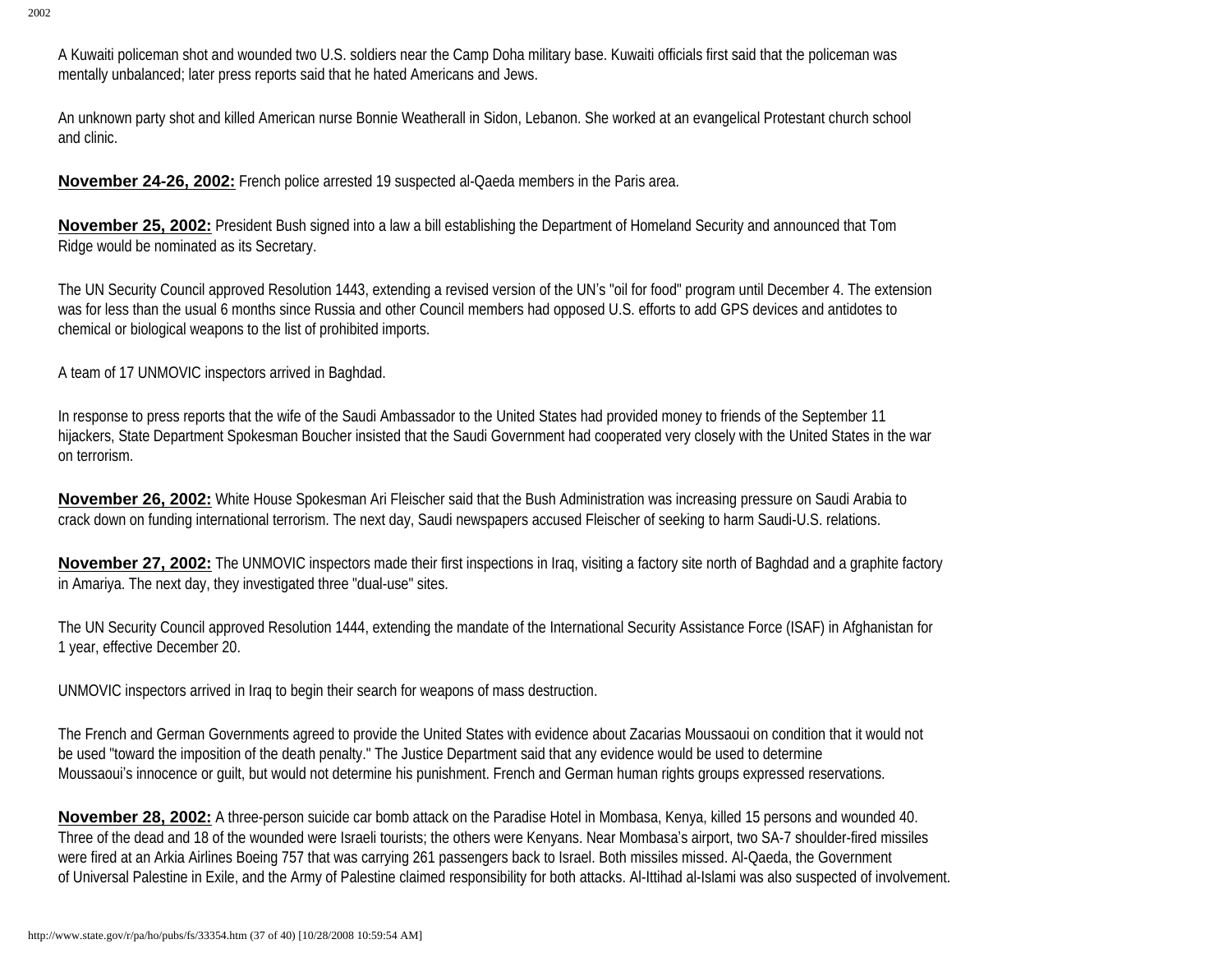A Kuwaiti policeman shot and wounded two U.S. soldiers near the Camp Doha military base. Kuwaiti officials first said that the policeman was mentally unbalanced; later press reports said that he hated Americans and Jews.

An unknown party shot and killed American nurse Bonnie Weatherall in Sidon, Lebanon. She worked at an evangelical Protestant church school and clinic.

**November 24-26, 2002:** French police arrested 19 suspected al-Qaeda members in the Paris area.

**November 25, 2002:** President Bush signed into a law a bill establishing the Department of Homeland Security and announced that Tom Ridge would be nominated as its Secretary.

The UN Security Council approved Resolution 1443, extending a revised version of the UN's "oil for food" program until December 4. The extension was for less than the usual 6 months since Russia and other Council members had opposed U.S. efforts to add GPS devices and antidotes to chemical or biological weapons to the list of prohibited imports.

A team of 17 UNMOVIC inspectors arrived in Baghdad.

In response to press reports that the wife of the Saudi Ambassador to the United States had provided money to friends of the September 11 hijackers, State Department Spokesman Boucher insisted that the Saudi Government had cooperated very closely with the United States in the war on terrorism.

**November 26, 2002:** White House Spokesman Ari Fleischer said that the Bush Administration was increasing pressure on Saudi Arabia to crack down on funding international terrorism. The next day, Saudi newspapers accused Fleischer of seeking to harm Saudi-U.S. relations.

**November 27, 2002:** The UNMOVIC inspectors made their first inspections in Iraq, visiting a factory site north of Baghdad and a graphite factory in Amariya. The next day, they investigated three "dual-use" sites.

The UN Security Council approved Resolution 1444, extending the mandate of the International Security Assistance Force (ISAF) in Afghanistan for 1 year, effective December 20.

UNMOVIC inspectors arrived in Iraq to begin their search for weapons of mass destruction.

The French and German Governments agreed to provide the United States with evidence about Zacarias Moussaoui on condition that it would not be used "toward the imposition of the death penalty." The Justice Department said that any evidence would be used to determine Moussaoui's innocence or guilt, but would not determine his punishment. French and German human rights groups expressed reservations.

**November 28, 2002:** A three-person suicide car bomb attack on the Paradise Hotel in Mombasa, Kenya, killed 15 persons and wounded 40. Three of the dead and 18 of the wounded were Israeli tourists; the others were Kenyans. Near Mombasa's airport, two SA-7 shoulder-fired missiles were fired at an Arkia Airlines Boeing 757 that was carrying 261 passengers back to Israel. Both missiles missed. Al-Qaeda, the Government of Universal Palestine in Exile, and the Army of Palestine claimed responsibility for both attacks. Al-Ittihad al-Islami was also suspected of involvement.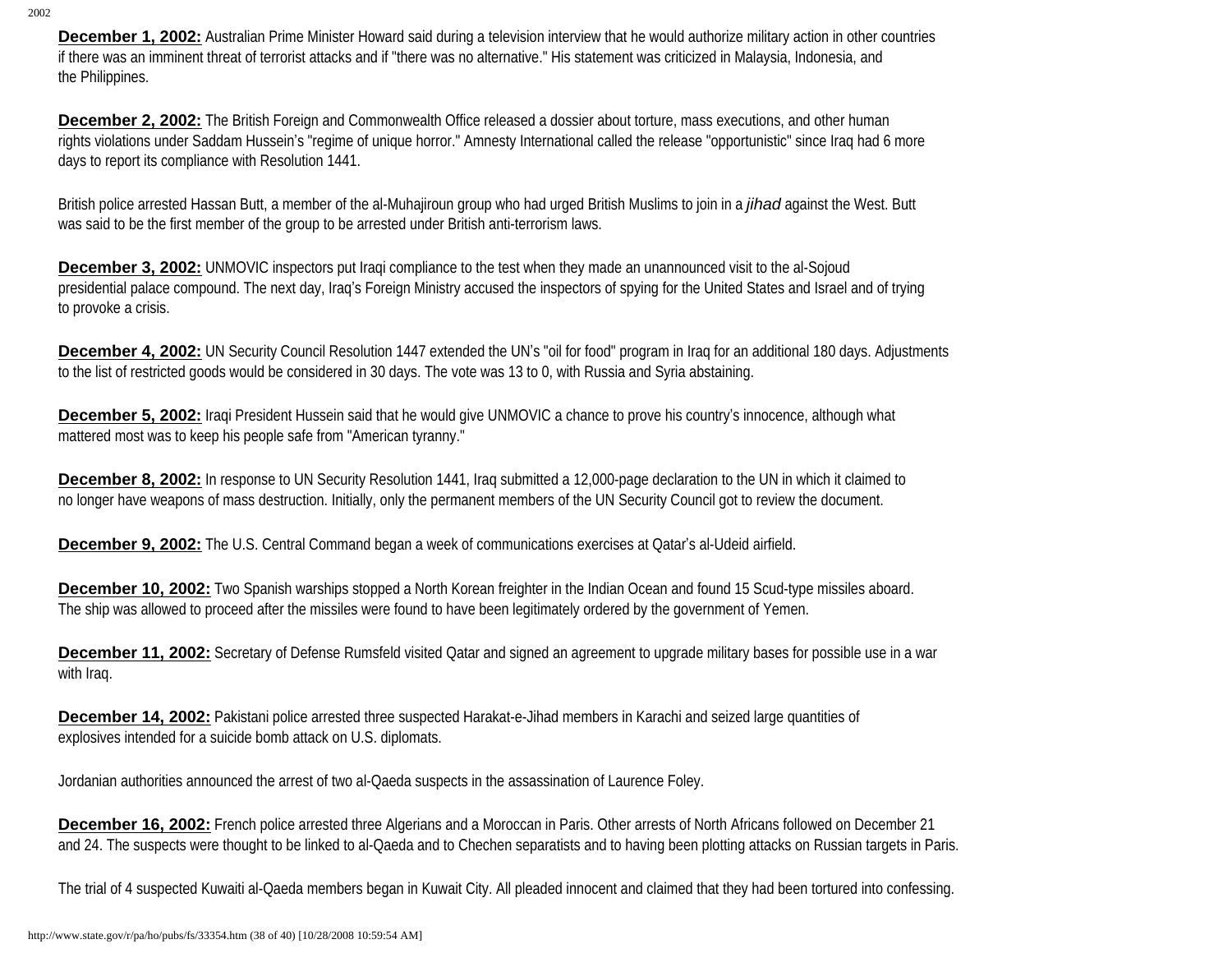**December 1, 2002:** Australian Prime Minister Howard said during a television interview that he would authorize military action in other countries if there was an imminent threat of terrorist attacks and if "there was no alternative." His statement was criticized in Malaysia, Indonesia, and the Philippines.

**December 2, 2002:** The British Foreign and Commonwealth Office released a dossier about torture, mass executions, and other human rights violations under Saddam Hussein's "regime of unique horror." Amnesty International called the release "opportunistic" since Iraq had 6 more days to report its compliance with Resolution 1441.

British police arrested Hassan Butt, a member of the al-Muhajiroun group who had urged British Muslims to join in a *jihad* against the West. Butt was said to be the first member of the group to be arrested under British anti-terrorism laws.

**December 3, 2002:** UNMOVIC inspectors put Iraqi compliance to the test when they made an unannounced visit to the al-Sojoud presidential palace compound. The next day, Iraq's Foreign Ministry accused the inspectors of spying for the United States and Israel and of trying to provoke a crisis.

**December 4, 2002:** UN Security Council Resolution 1447 extended the UN's "oil for food" program in Iraq for an additional 180 days. Adjustments to the list of restricted goods would be considered in 30 days. The vote was 13 to 0, with Russia and Syria abstaining.

**December 5, 2002:** Iraqi President Hussein said that he would give UNMOVIC a chance to prove his country's innocence, although what mattered most was to keep his people safe from "American tyranny."

**December 8, 2002:** In response to UN Security Resolution 1441, Iraq submitted a 12,000-page declaration to the UN in which it claimed to no longer have weapons of mass destruction. Initially, only the permanent members of the UN Security Council got to review the document.

**December 9, 2002:** The U.S. Central Command began a week of communications exercises at Qatar's al-Udeid airfield.

**December 10, 2002:** Two Spanish warships stopped a North Korean freighter in the Indian Ocean and found 15 Scud-type missiles aboard. The ship was allowed to proceed after the missiles were found to have been legitimately ordered by the government of Yemen.

**December 11, 2002:** Secretary of Defense Rumsfeld visited Qatar and signed an agreement to upgrade military bases for possible use in a war with Iraq.

**December 14, 2002:** Pakistani police arrested three suspected Harakat-e-Jihad members in Karachi and seized large quantities of explosives intended for a suicide bomb attack on U.S. diplomats.

Jordanian authorities announced the arrest of two al-Qaeda suspects in the assassination of Laurence Foley.

**December 16, 2002:** French police arrested three Algerians and a Moroccan in Paris. Other arrests of North Africans followed on December 21 and 24. The suspects were thought to be linked to al-Qaeda and to Chechen separatists and to having been plotting attacks on Russian targets in Paris.

The trial of 4 suspected Kuwaiti al-Qaeda members began in Kuwait City. All pleaded innocent and claimed that they had been tortured into confessing.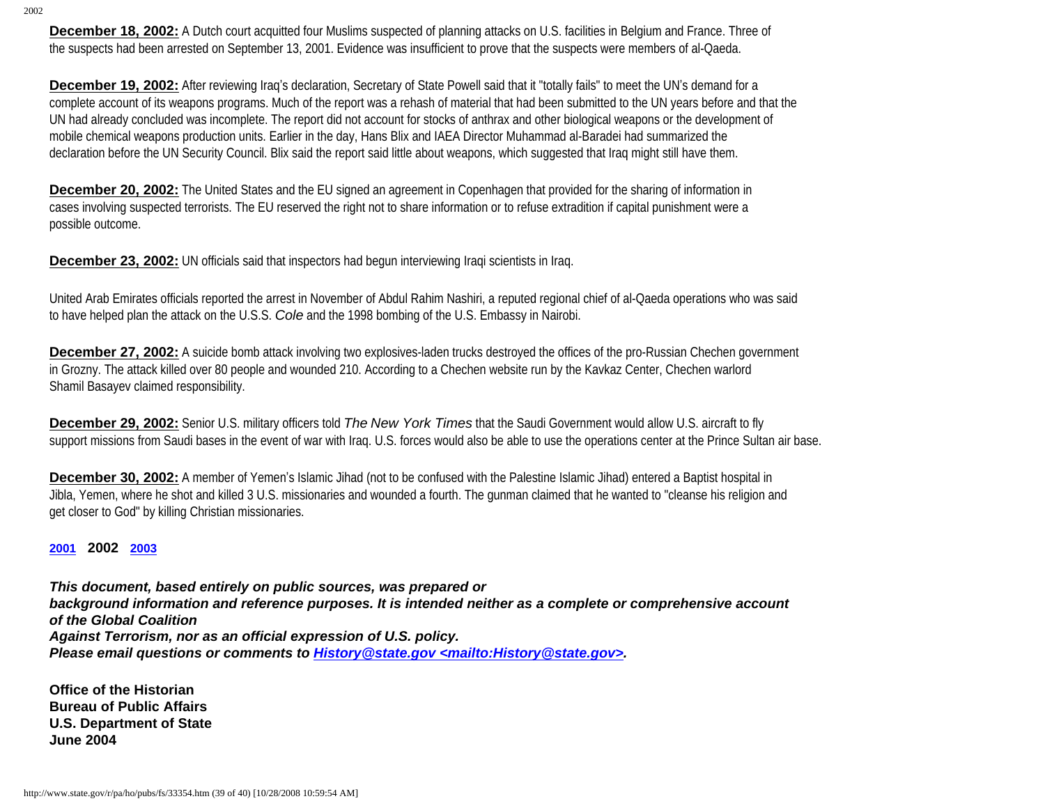**December 18, 2002:** A Dutch court acquitted four Muslims suspected of planning attacks on U.S. facilities in Belgium and France. Three of the suspects had been arrested on September 13, 2001. Evidence was insufficient to prove that the suspects were members of al-Qaeda.

**December 19, 2002:** After reviewing Iraq's declaration, Secretary of State Powell said that it "totally fails" to meet the UN's demand for a complete account of its weapons programs. Much of the report was a rehash of material that had been submitted to the UN years before and that the UN had already concluded was incomplete. The report did not account for stocks of anthrax and other biological weapons or the development of mobile chemical weapons production units. Earlier in the day, Hans Blix and IAEA Director Muhammad al-Baradei had summarized the declaration before the UN Security Council. Blix said the report said little about weapons, which suggested that Iraq might still have them.

**December 20, 2002:** The United States and the EU signed an agreement in Copenhagen that provided for the sharing of information in cases involving suspected terrorists. The EU reserved the right not to share information or to refuse extradition if capital punishment were a possible outcome.

**December 23, 2002:** UN officials said that inspectors had begun interviewing Iraqi scientists in Iraq.

United Arab Emirates officials reported the arrest in November of Abdul Rahim Nashiri, a reputed regional chief of al-Qaeda operations who was said to have helped plan the attack on the U.S.S. *Cole* and the 1998 bombing of the U.S. Embassy in Nairobi.

**December 27, 2002:** A suicide bomb attack involving two explosives-laden trucks destroyed the offices of the pro-Russian Chechen government in Grozny. The attack killed over 80 people and wounded 210. According to a Chechen website run by the Kavkaz Center, Chechen warlord Shamil Basayev claimed responsibility.

**December 29, 2002:** Senior U.S. military officers told *The New York Times* that the Saudi Government would allow U.S. aircraft to fly support missions from Saudi bases in the event of war with Iraq. U.S. forces would also be able to use the operations center at the Prince Sultan air base.

**December 30, 2002:** A member of Yemen's Islamic Jihad (not to be confused with the Palestine Islamic Jihad) entered a Baptist hospital in Jibla, Yemen, where he shot and killed 3 U.S. missionaries and wounded a fourth. The gunman claimed that he wanted to "cleanse his religion and get closer to God" by killing Christian missionaries.

**2001** **2002** **2003**

***This document, based entirely on public sources, was prepared or background information and reference purposes. It is intended neither as a complete or comprehensive account of the Global Coalition Against Terrorism, nor as an official expression of U.S. policy. Please email questions or comments to History@state.gov <mailto:History@state.gov>.***

**Office of the Historian**
**Bureau of Public Affairs**
**U.S. Department of State**
**June 2004**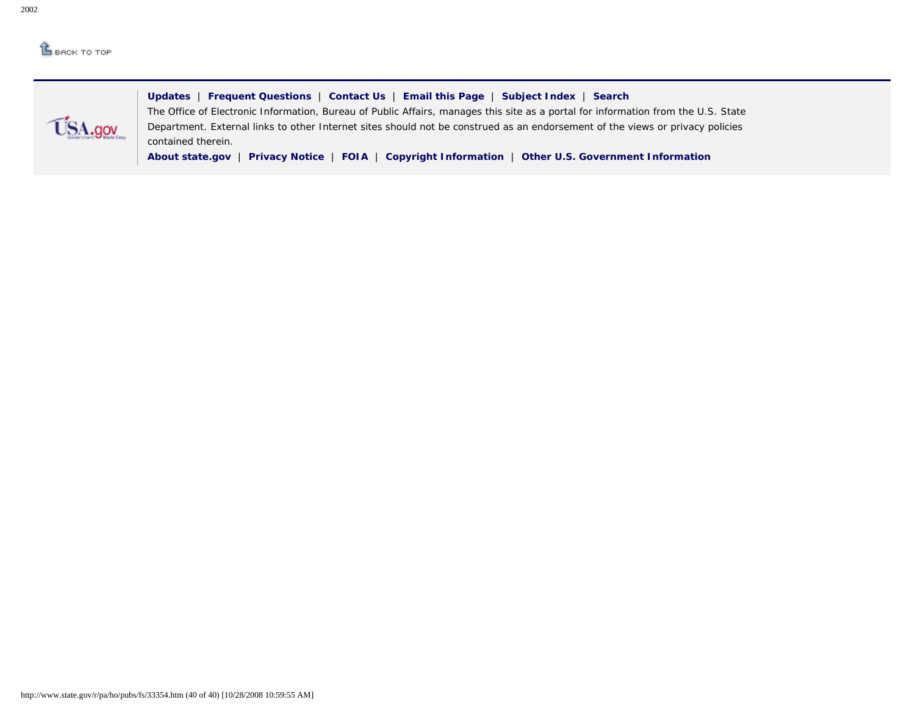2002

BACK TO TOP

**Updates** | **Frequent Questions** | **Contact Us** | **Email this Page** | **Subject Index** | **Search**

The Office of Electronic Information, Bureau of Public Affairs, manages this site as a portal for information from the U.S. State Department. External links to other Internet sites should not be construed as an endorsement of the views or privacy policies contained therein.

**About state.gov** | **Privacy Notice** | **FOIA** | **Copyright Information** | **Other U.S. Government Information**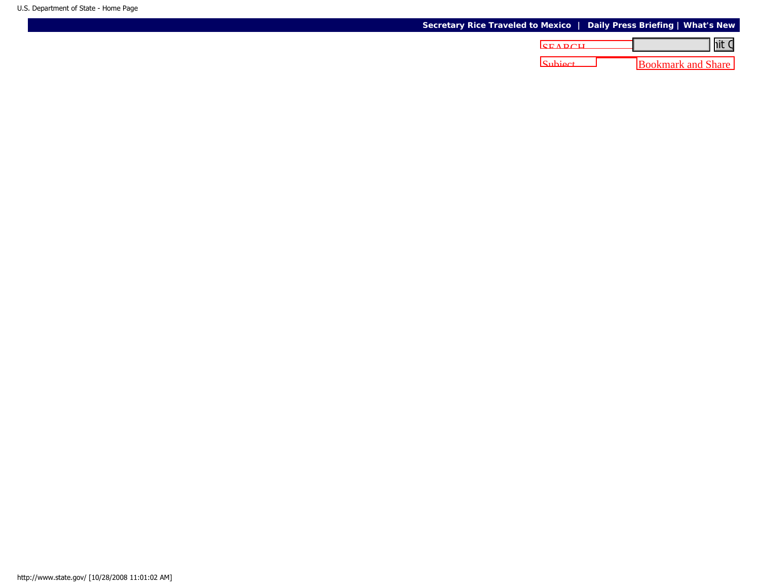Secretary Rice Traveled to Mexico | Daily Press Briefing | What's New

SEARCH

Subject

Bookmark and Share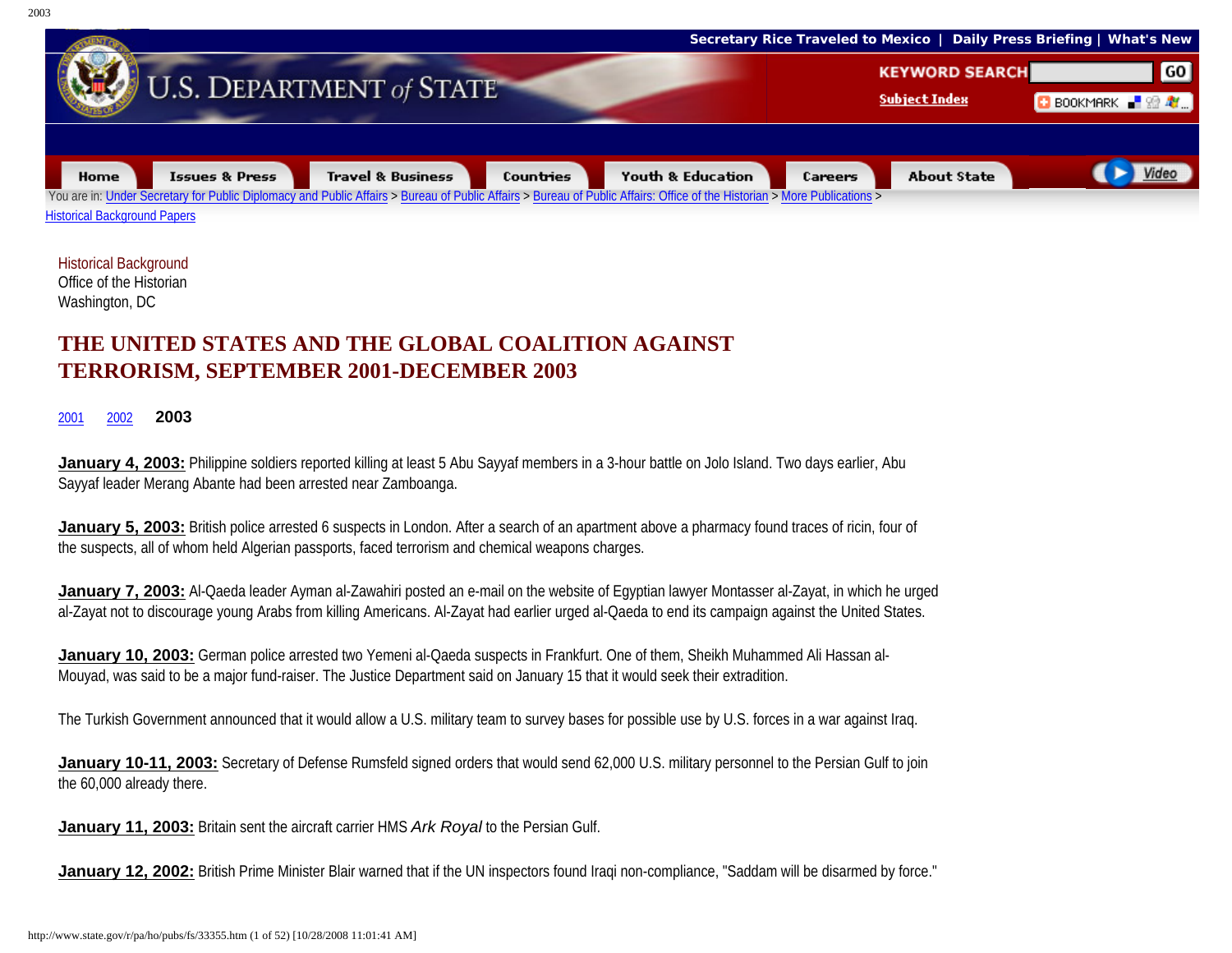Historical Background
Office of the Historian
Washington, DC

# THE UNITED STATES AND THE GLOBAL COALITION AGAINST TERRORISM, SEPTEMBER 2001-DECEMBER 2003

2001 2002 **2003**

**January 4, 2003:** Philippine soldiers reported killing at least 5 Abu Sayyaf members in a 3-hour battle on Jolo Island. Two days earlier, Abu Sayyaf leader Merang Abante had been arrested near Zamboanga.

**January 5, 2003:** British police arrested 6 suspects in London. After a search of an apartment above a pharmacy found traces of ricin, four of the suspects, all of whom held Algerian passports, faced terrorism and chemical weapons charges.

**January 7, 2003:** Al-Qaeda leader Ayman al-Zawahiri posted an e-mail on the website of Egyptian lawyer Montasser al-Zayat, in which he urged al-Zayat not to discourage young Arabs from killing Americans. Al-Zayat had earlier urged al-Qaeda to end its campaign against the United States.

**January 10, 2003:** German police arrested two Yemeni al-Qaeda suspects in Frankfurt. One of them, Sheikh Muhammed Ali Hassan al-Mouyad, was said to be a major fund-raiser. The Justice Department said on January 15 that it would seek their extradition.

The Turkish Government announced that it would allow a U.S. military team to survey bases for possible use by U.S. forces in a war against Iraq.

**January 10-11, 2003:** Secretary of Defense Rumsfeld signed orders that would send 62,000 U.S. military personnel to the Persian Gulf to join the 60,000 already there.

**January 11, 2003:** Britain sent the aircraft carrier HMS *Ark Royal* to the Persian Gulf.

**January 12, 2002:** British Prime Minister Blair warned that if the UN inspectors found Iraqi non-compliance, "Saddam will be disarmed by force."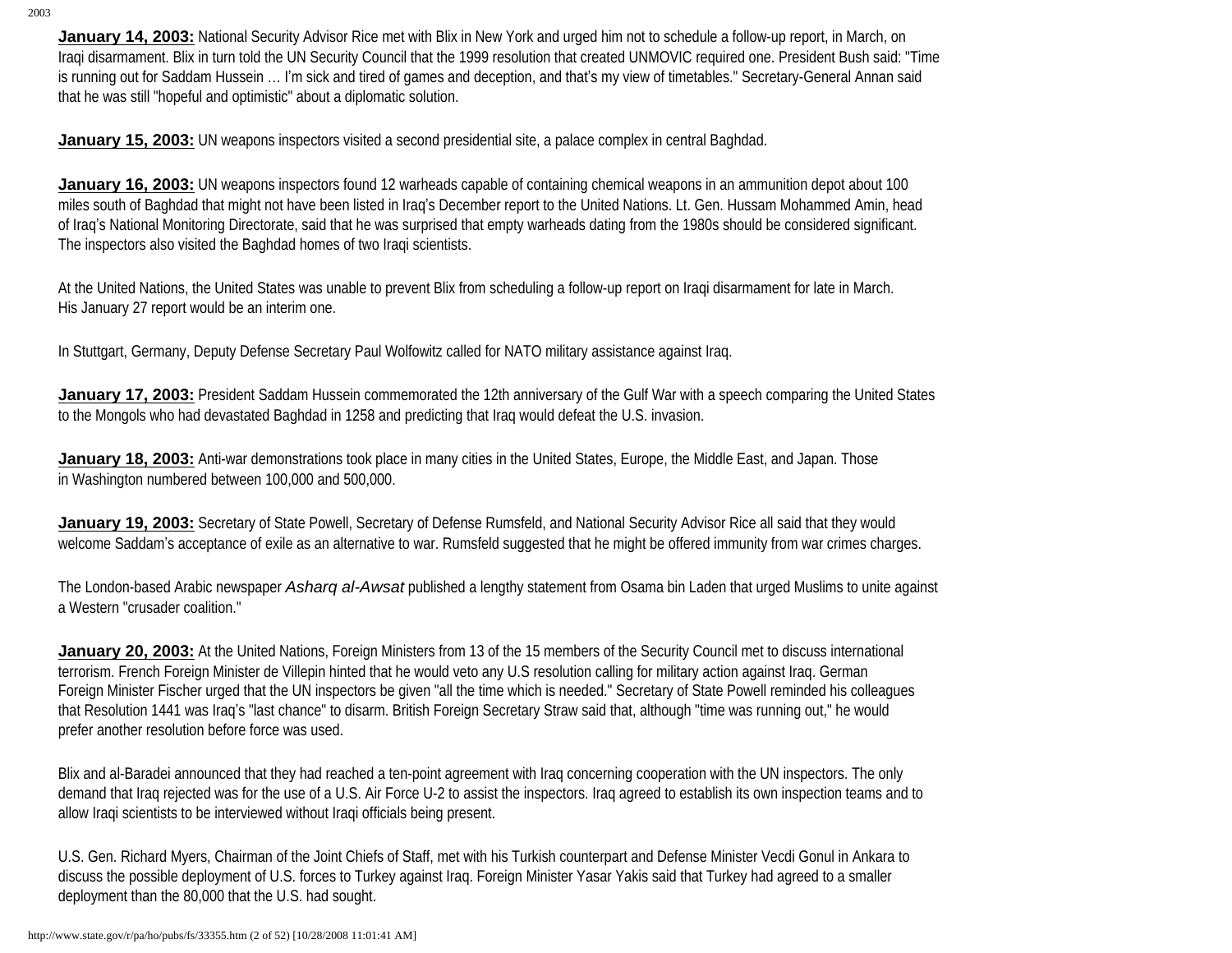**January 14, 2003:** National Security Advisor Rice met with Blix in New York and urged him not to schedule a follow-up report, in March, on Iraqi disarmament. Blix in turn told the UN Security Council that the 1999 resolution that created UNMOVIC required one. President Bush said: "Time is running out for Saddam Hussein … I'm sick and tired of games and deception, and that's my view of timetables." Secretary-General Annan said that he was still "hopeful and optimistic" about a diplomatic solution.

**January 15, 2003:** UN weapons inspectors visited a second presidential site, a palace complex in central Baghdad.

**January 16, 2003:** UN weapons inspectors found 12 warheads capable of containing chemical weapons in an ammunition depot about 100 miles south of Baghdad that might not have been listed in Iraq's December report to the United Nations. Lt. Gen. Hussam Mohammed Amin, head of Iraq's National Monitoring Directorate, said that he was surprised that empty warheads dating from the 1980s should be considered significant. The inspectors also visited the Baghdad homes of two Iraqi scientists.

At the United Nations, the United States was unable to prevent Blix from scheduling a follow-up report on Iraqi disarmament for late in March. His January 27 report would be an interim one.

In Stuttgart, Germany, Deputy Defense Secretary Paul Wolfowitz called for NATO military assistance against Iraq.

**January 17, 2003:** President Saddam Hussein commemorated the 12th anniversary of the Gulf War with a speech comparing the United States to the Mongols who had devastated Baghdad in 1258 and predicting that Iraq would defeat the U.S. invasion.

**January 18, 2003:** Anti-war demonstrations took place in many cities in the United States, Europe, the Middle East, and Japan. Those in Washington numbered between 100,000 and 500,000.

**January 19, 2003:** Secretary of State Powell, Secretary of Defense Rumsfeld, and National Security Advisor Rice all said that they would welcome Saddam's acceptance of exile as an alternative to war. Rumsfeld suggested that he might be offered immunity from war crimes charges.

The London-based Arabic newspaper *Asharq al-Awsat* published a lengthy statement from Osama bin Laden that urged Muslims to unite against a Western "crusader coalition."

**January 20, 2003:** At the United Nations, Foreign Ministers from 13 of the 15 members of the Security Council met to discuss international terrorism. French Foreign Minister de Villepin hinted that he would veto any U.S resolution calling for military action against Iraq. German Foreign Minister Fischer urged that the UN inspectors be given "all the time which is needed." Secretary of State Powell reminded his colleagues that Resolution 1441 was Iraq's "last chance" to disarm. British Foreign Secretary Straw said that, although "time was running out," he would prefer another resolution before force was used.

Blix and al-Baradei announced that they had reached a ten-point agreement with Iraq concerning cooperation with the UN inspectors. The only demand that Iraq rejected was for the use of a U.S. Air Force U-2 to assist the inspectors. Iraq agreed to establish its own inspection teams and to allow Iraqi scientists to be interviewed without Iraqi officials being present.

U.S. Gen. Richard Myers, Chairman of the Joint Chiefs of Staff, met with his Turkish counterpart and Defense Minister Vecdi Gonul in Ankara to discuss the possible deployment of U.S. forces to Turkey against Iraq. Foreign Minister Yasar Yakis said that Turkey had agreed to a smaller deployment than the 80,000 that the U.S. had sought.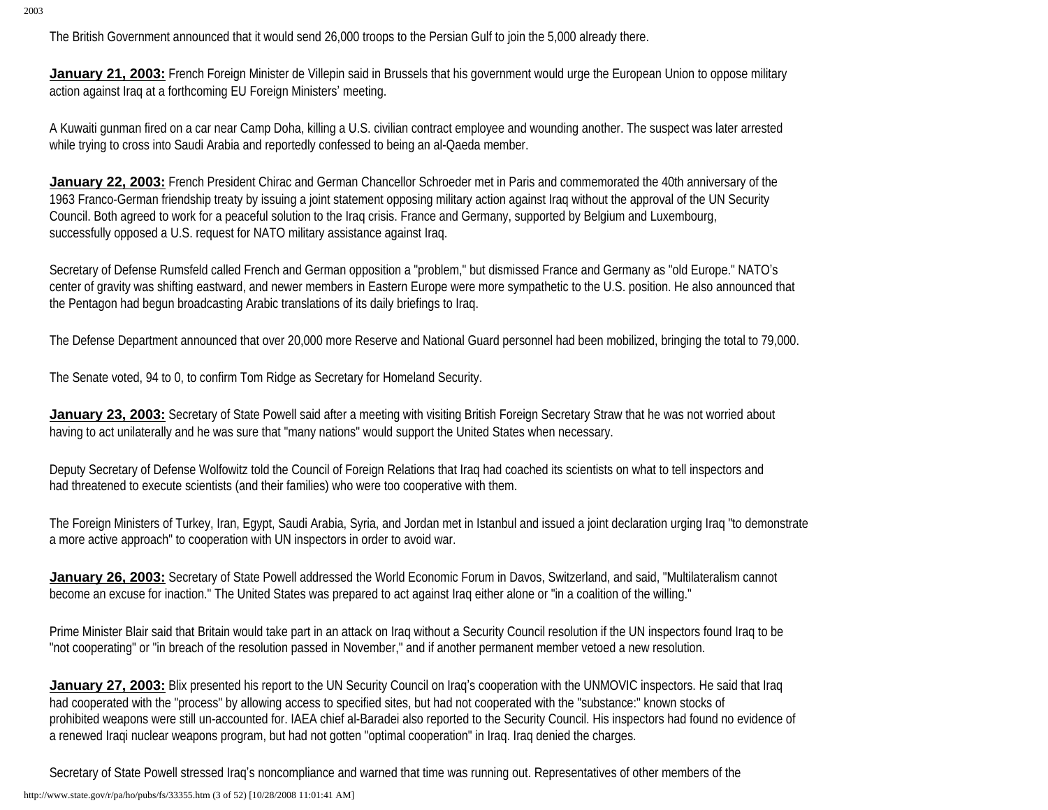The British Government announced that it would send 26,000 troops to the Persian Gulf to join the 5,000 already there.

**January 21, 2003:** French Foreign Minister de Villepin said in Brussels that his government would urge the European Union to oppose military action against Iraq at a forthcoming EU Foreign Ministers' meeting.

A Kuwaiti gunman fired on a car near Camp Doha, killing a U.S. civilian contract employee and wounding another. The suspect was later arrested while trying to cross into Saudi Arabia and reportedly confessed to being an al-Qaeda member.

**January 22, 2003:** French President Chirac and German Chancellor Schroeder met in Paris and commemorated the 40th anniversary of the 1963 Franco-German friendship treaty by issuing a joint statement opposing military action against Iraq without the approval of the UN Security Council. Both agreed to work for a peaceful solution to the Iraq crisis. France and Germany, supported by Belgium and Luxembourg, successfully opposed a U.S. request for NATO military assistance against Iraq.

Secretary of Defense Rumsfeld called French and German opposition a "problem," but dismissed France and Germany as "old Europe." NATO's center of gravity was shifting eastward, and newer members in Eastern Europe were more sympathetic to the U.S. position. He also announced that the Pentagon had begun broadcasting Arabic translations of its daily briefings to Iraq.

The Defense Department announced that over 20,000 more Reserve and National Guard personnel had been mobilized, bringing the total to 79,000.

The Senate voted, 94 to 0, to confirm Tom Ridge as Secretary for Homeland Security.

**January 23, 2003:** Secretary of State Powell said after a meeting with visiting British Foreign Secretary Straw that he was not worried about having to act unilaterally and he was sure that "many nations" would support the United States when necessary.

Deputy Secretary of Defense Wolfowitz told the Council of Foreign Relations that Iraq had coached its scientists on what to tell inspectors and had threatened to execute scientists (and their families) who were too cooperative with them.

The Foreign Ministers of Turkey, Iran, Egypt, Saudi Arabia, Syria, and Jordan met in Istanbul and issued a joint declaration urging Iraq "to demonstrate a more active approach" to cooperation with UN inspectors in order to avoid war.

**January 26, 2003:** Secretary of State Powell addressed the World Economic Forum in Davos, Switzerland, and said, "Multilateralism cannot become an excuse for inaction." The United States was prepared to act against Iraq either alone or "in a coalition of the willing."

Prime Minister Blair said that Britain would take part in an attack on Iraq without a Security Council resolution if the UN inspectors found Iraq to be "not cooperating" or "in breach of the resolution passed in November," and if another permanent member vetoed a new resolution.

**January 27, 2003:** Blix presented his report to the UN Security Council on Iraq's cooperation with the UNMOVIC inspectors. He said that Iraq had cooperated with the "process" by allowing access to specified sites, but had not cooperated with the "substance:" known stocks of prohibited weapons were still un-accounted for. IAEA chief al-Baradei also reported to the Security Council. His inspectors had found no evidence of a renewed Iraqi nuclear weapons program, but had not gotten "optimal cooperation" in Iraq. Iraq denied the charges.

Secretary of State Powell stressed Iraq's noncompliance and warned that time was running out. Representatives of other members of the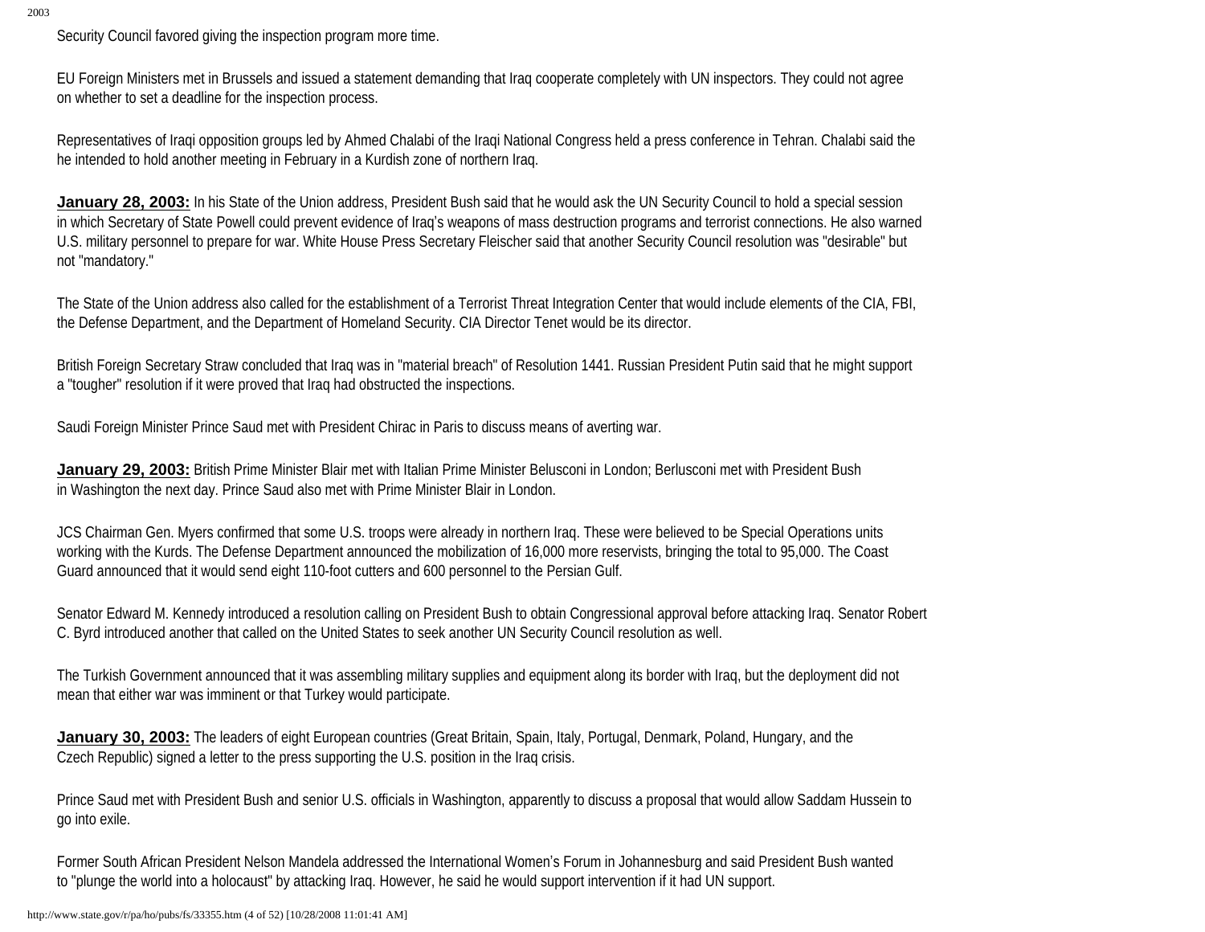Security Council favored giving the inspection program more time.

EU Foreign Ministers met in Brussels and issued a statement demanding that Iraq cooperate completely with UN inspectors. They could not agree on whether to set a deadline for the inspection process.

Representatives of Iraqi opposition groups led by Ahmed Chalabi of the Iraqi National Congress held a press conference in Tehran. Chalabi said the he intended to hold another meeting in February in a Kurdish zone of northern Iraq.

**January 28, 2003:** In his State of the Union address, President Bush said that he would ask the UN Security Council to hold a special session in which Secretary of State Powell could prevent evidence of Iraq's weapons of mass destruction programs and terrorist connections. He also warned U.S. military personnel to prepare for war. White House Press Secretary Fleischer said that another Security Council resolution was "desirable" but not "mandatory."

The State of the Union address also called for the establishment of a Terrorist Threat Integration Center that would include elements of the CIA, FBI, the Defense Department, and the Department of Homeland Security. CIA Director Tenet would be its director.

British Foreign Secretary Straw concluded that Iraq was in "material breach" of Resolution 1441. Russian President Putin said that he might support a "tougher" resolution if it were proved that Iraq had obstructed the inspections.

Saudi Foreign Minister Prince Saud met with President Chirac in Paris to discuss means of averting war.

**January 29, 2003:** British Prime Minister Blair met with Italian Prime Minister Belusconi in London; Berlusconi met with President Bush in Washington the next day. Prince Saud also met with Prime Minister Blair in London.

JCS Chairman Gen. Myers confirmed that some U.S. troops were already in northern Iraq. These were believed to be Special Operations units working with the Kurds. The Defense Department announced the mobilization of 16,000 more reservists, bringing the total to 95,000. The Coast Guard announced that it would send eight 110-foot cutters and 600 personnel to the Persian Gulf.

Senator Edward M. Kennedy introduced a resolution calling on President Bush to obtain Congressional approval before attacking Iraq. Senator Robert C. Byrd introduced another that called on the United States to seek another UN Security Council resolution as well.

The Turkish Government announced that it was assembling military supplies and equipment along its border with Iraq, but the deployment did not mean that either war was imminent or that Turkey would participate.

**January 30, 2003:** The leaders of eight European countries (Great Britain, Spain, Italy, Portugal, Denmark, Poland, Hungary, and the Czech Republic) signed a letter to the press supporting the U.S. position in the Iraq crisis.

Prince Saud met with President Bush and senior U.S. officials in Washington, apparently to discuss a proposal that would allow Saddam Hussein to go into exile.

Former South African President Nelson Mandela addressed the International Women's Forum in Johannesburg and said President Bush wanted to "plunge the world into a holocaust" by attacking Iraq. However, he said he would support intervention if it had UN support.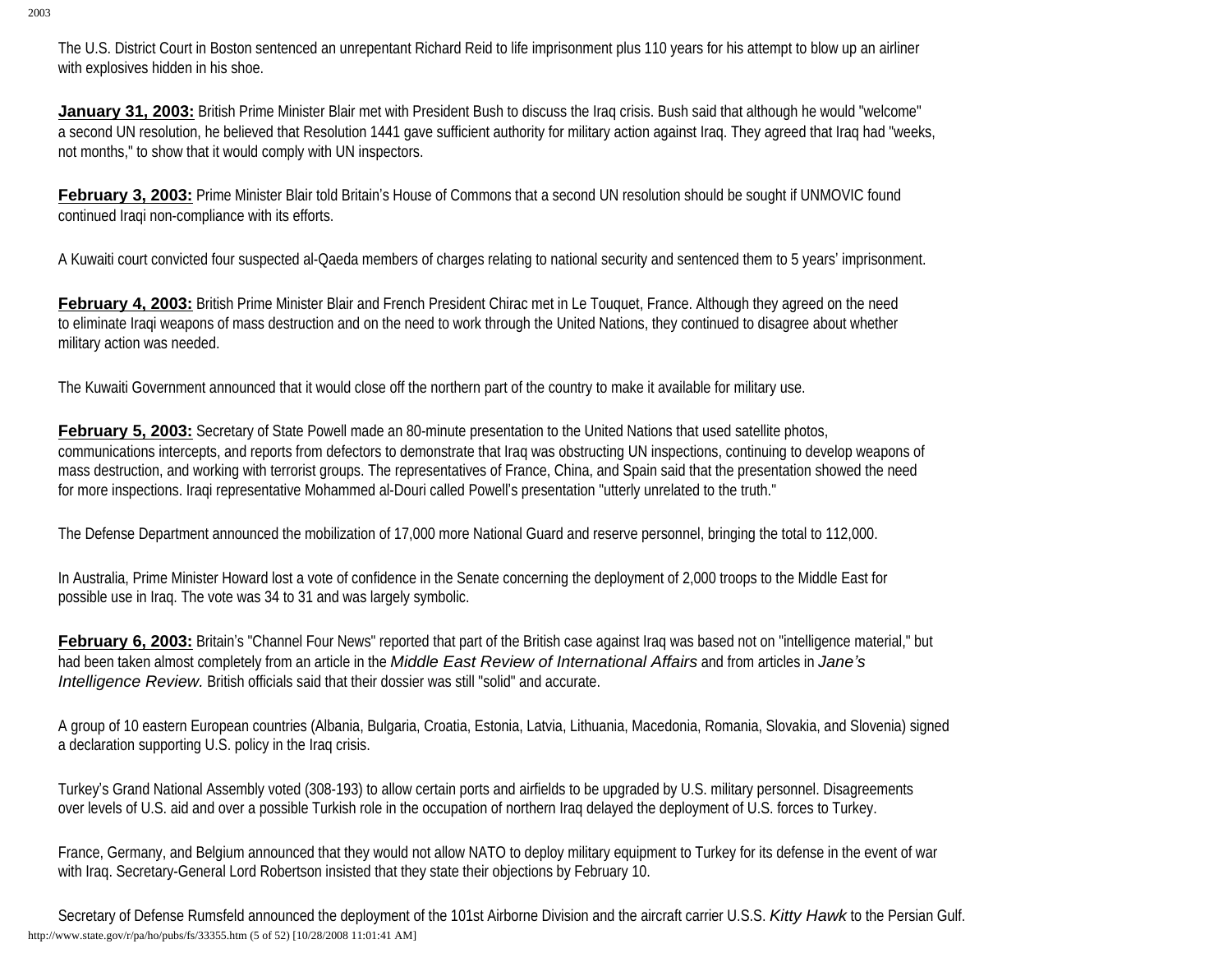The U.S. District Court in Boston sentenced an unrepentant Richard Reid to life imprisonment plus 110 years for his attempt to blow up an airliner with explosives hidden in his shoe.

**January 31, 2003:** British Prime Minister Blair met with President Bush to discuss the Iraq crisis. Bush said that although he would "welcome" a second UN resolution, he believed that Resolution 1441 gave sufficient authority for military action against Iraq. They agreed that Iraq had "weeks, not months," to show that it would comply with UN inspectors.

**February 3, 2003:** Prime Minister Blair told Britain's House of Commons that a second UN resolution should be sought if UNMOVIC found continued Iraqi non-compliance with its efforts.

A Kuwaiti court convicted four suspected al-Qaeda members of charges relating to national security and sentenced them to 5 years' imprisonment.

**February 4, 2003:** British Prime Minister Blair and French President Chirac met in Le Touquet, France. Although they agreed on the need to eliminate Iraqi weapons of mass destruction and on the need to work through the United Nations, they continued to disagree about whether military action was needed.

The Kuwaiti Government announced that it would close off the northern part of the country to make it available for military use.

**February 5, 2003:** Secretary of State Powell made an 80-minute presentation to the United Nations that used satellite photos, communications intercepts, and reports from defectors to demonstrate that Iraq was obstructing UN inspections, continuing to develop weapons of mass destruction, and working with terrorist groups. The representatives of France, China, and Spain said that the presentation showed the need for more inspections. Iraqi representative Mohammed al-Douri called Powell's presentation "utterly unrelated to the truth."

The Defense Department announced the mobilization of 17,000 more National Guard and reserve personnel, bringing the total to 112,000.

In Australia, Prime Minister Howard lost a vote of confidence in the Senate concerning the deployment of 2,000 troops to the Middle East for possible use in Iraq. The vote was 34 to 31 and was largely symbolic.

**February 6, 2003:** Britain's "Channel Four News" reported that part of the British case against Iraq was based not on "intelligence material," but had been taken almost completely from an article in the *Middle East Review of International Affairs* and from articles in *Jane's Intelligence Review.* British officials said that their dossier was still "solid" and accurate.

A group of 10 eastern European countries (Albania, Bulgaria, Croatia, Estonia, Latvia, Lithuania, Macedonia, Romania, Slovakia, and Slovenia) signed a declaration supporting U.S. policy in the Iraq crisis.

Turkey's Grand National Assembly voted (308-193) to allow certain ports and airfields to be upgraded by U.S. military personnel. Disagreements over levels of U.S. aid and over a possible Turkish role in the occupation of northern Iraq delayed the deployment of U.S. forces to Turkey.

France, Germany, and Belgium announced that they would not allow NATO to deploy military equipment to Turkey for its defense in the event of war with Iraq. Secretary-General Lord Robertson insisted that they state their objections by February 10.

Secretary of Defense Rumsfeld announced the deployment of the 101st Airborne Division and the aircraft carrier U.S.S. *Kitty Hawk* to the Persian Gulf.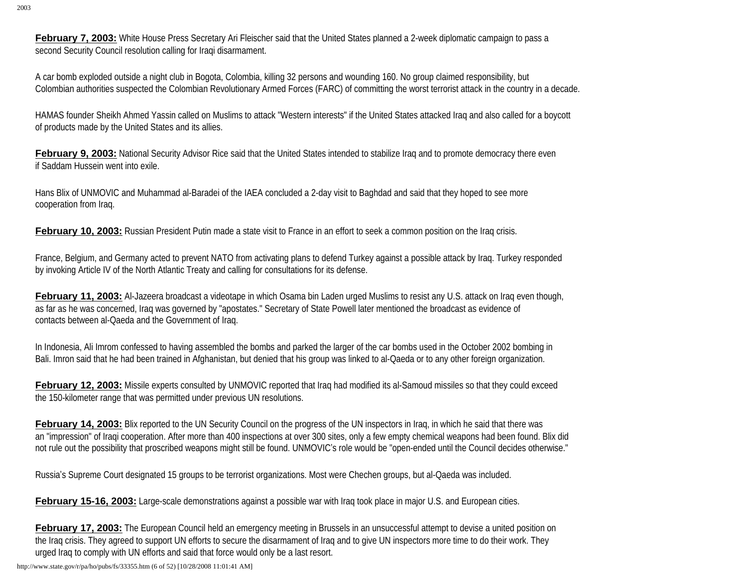**February 7, 2003:** White House Press Secretary Ari Fleischer said that the United States planned a 2-week diplomatic campaign to pass a second Security Council resolution calling for Iraqi disarmament.

A car bomb exploded outside a night club in Bogota, Colombia, killing 32 persons and wounding 160. No group claimed responsibility, but Colombian authorities suspected the Colombian Revolutionary Armed Forces (FARC) of committing the worst terrorist attack in the country in a decade.

HAMAS founder Sheikh Ahmed Yassin called on Muslims to attack "Western interests" if the United States attacked Iraq and also called for a boycott of products made by the United States and its allies.

**February 9, 2003:** National Security Advisor Rice said that the United States intended to stabilize Iraq and to promote democracy there even if Saddam Hussein went into exile.

Hans Blix of UNMOVIC and Muhammad al-Baradei of the IAEA concluded a 2-day visit to Baghdad and said that they hoped to see more cooperation from Iraq.

**February 10, 2003:** Russian President Putin made a state visit to France in an effort to seek a common position on the Iraq crisis.

France, Belgium, and Germany acted to prevent NATO from activating plans to defend Turkey against a possible attack by Iraq. Turkey responded by invoking Article IV of the North Atlantic Treaty and calling for consultations for its defense.

**February 11, 2003:** Al-Jazeera broadcast a videotape in which Osama bin Laden urged Muslims to resist any U.S. attack on Iraq even though, as far as he was concerned, Iraq was governed by "apostates." Secretary of State Powell later mentioned the broadcast as evidence of contacts between al-Qaeda and the Government of Iraq.

In Indonesia, Ali Imrom confessed to having assembled the bombs and parked the larger of the car bombs used in the October 2002 bombing in Bali. Imron said that he had been trained in Afghanistan, but denied that his group was linked to al-Qaeda or to any other foreign organization.

**February 12, 2003:** Missile experts consulted by UNMOVIC reported that Iraq had modified its al-Samoud missiles so that they could exceed the 150-kilometer range that was permitted under previous UN resolutions.

**February 14, 2003:** Blix reported to the UN Security Council on the progress of the UN inspectors in Iraq, in which he said that there was an "impression" of Iraqi cooperation. After more than 400 inspections at over 300 sites, only a few empty chemical weapons had been found. Blix did not rule out the possibility that proscribed weapons might still be found. UNMOVIC's role would be "open-ended until the Council decides otherwise."

Russia's Supreme Court designated 15 groups to be terrorist organizations. Most were Chechen groups, but al-Qaeda was included.

**February 15-16, 2003:** Large-scale demonstrations against a possible war with Iraq took place in major U.S. and European cities.

**February 17, 2003:** The European Council held an emergency meeting in Brussels in an unsuccessful attempt to devise a united position on the Iraq crisis. They agreed to support UN efforts to secure the disarmament of Iraq and to give UN inspectors more time to do their work. They urged Iraq to comply with UN efforts and said that force would only be a last resort.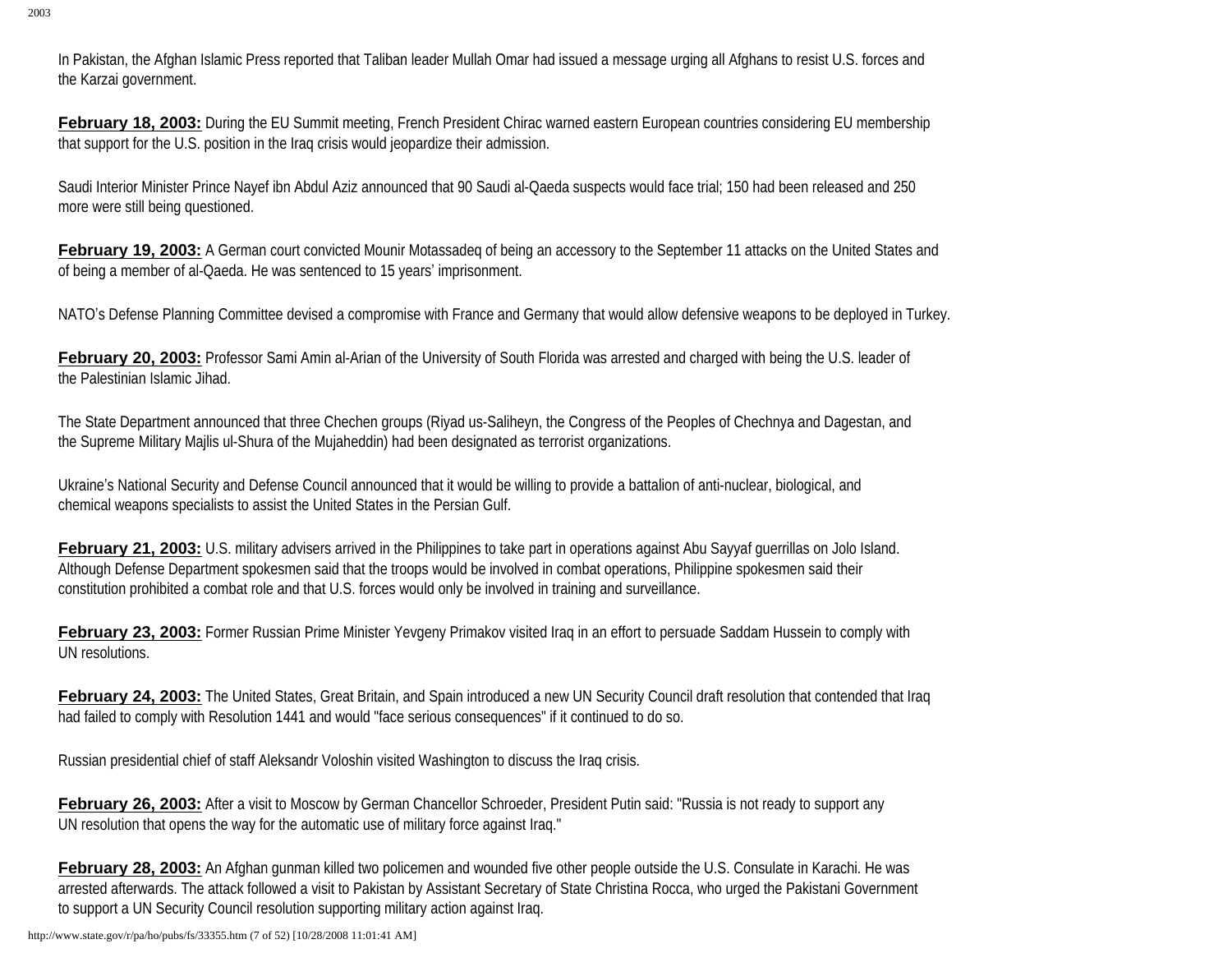In Pakistan, the Afghan Islamic Press reported that Taliban leader Mullah Omar had issued a message urging all Afghans to resist U.S. forces and the Karzai government.

**February 18, 2003:** During the EU Summit meeting, French President Chirac warned eastern European countries considering EU membership that support for the U.S. position in the Iraq crisis would jeopardize their admission.

Saudi Interior Minister Prince Nayef ibn Abdul Aziz announced that 90 Saudi al-Qaeda suspects would face trial; 150 had been released and 250 more were still being questioned.

**February 19, 2003:** A German court convicted Mounir Motassadeq of being an accessory to the September 11 attacks on the United States and of being a member of al-Qaeda. He was sentenced to 15 years' imprisonment.

NATO's Defense Planning Committee devised a compromise with France and Germany that would allow defensive weapons to be deployed in Turkey.

**February 20, 2003:** Professor Sami Amin al-Arian of the University of South Florida was arrested and charged with being the U.S. leader of the Palestinian Islamic Jihad.

The State Department announced that three Chechen groups (Riyad us-Saliheyn, the Congress of the Peoples of Chechnya and Dagestan, and the Supreme Military Majlis ul-Shura of the Mujaheddin) had been designated as terrorist organizations.

Ukraine's National Security and Defense Council announced that it would be willing to provide a battalion of anti-nuclear, biological, and chemical weapons specialists to assist the United States in the Persian Gulf.

**February 21, 2003:** U.S. military advisers arrived in the Philippines to take part in operations against Abu Sayyaf guerrillas on Jolo Island. Although Defense Department spokesmen said that the troops would be involved in combat operations, Philippine spokesmen said their constitution prohibited a combat role and that U.S. forces would only be involved in training and surveillance.

**February 23, 2003:** Former Russian Prime Minister Yevgeny Primakov visited Iraq in an effort to persuade Saddam Hussein to comply with UN resolutions.

**February 24, 2003:** The United States, Great Britain, and Spain introduced a new UN Security Council draft resolution that contended that Iraq had failed to comply with Resolution 1441 and would "face serious consequences" if it continued to do so.

Russian presidential chief of staff Aleksandr Voloshin visited Washington to discuss the Iraq crisis.

**February 26, 2003:** After a visit to Moscow by German Chancellor Schroeder, President Putin said: "Russia is not ready to support any UN resolution that opens the way for the automatic use of military force against Iraq."

**February 28, 2003:** An Afghan gunman killed two policemen and wounded five other people outside the U.S. Consulate in Karachi. He was arrested afterwards. The attack followed a visit to Pakistan by Assistant Secretary of State Christina Rocca, who urged the Pakistani Government to support a UN Security Council resolution supporting military action against Iraq.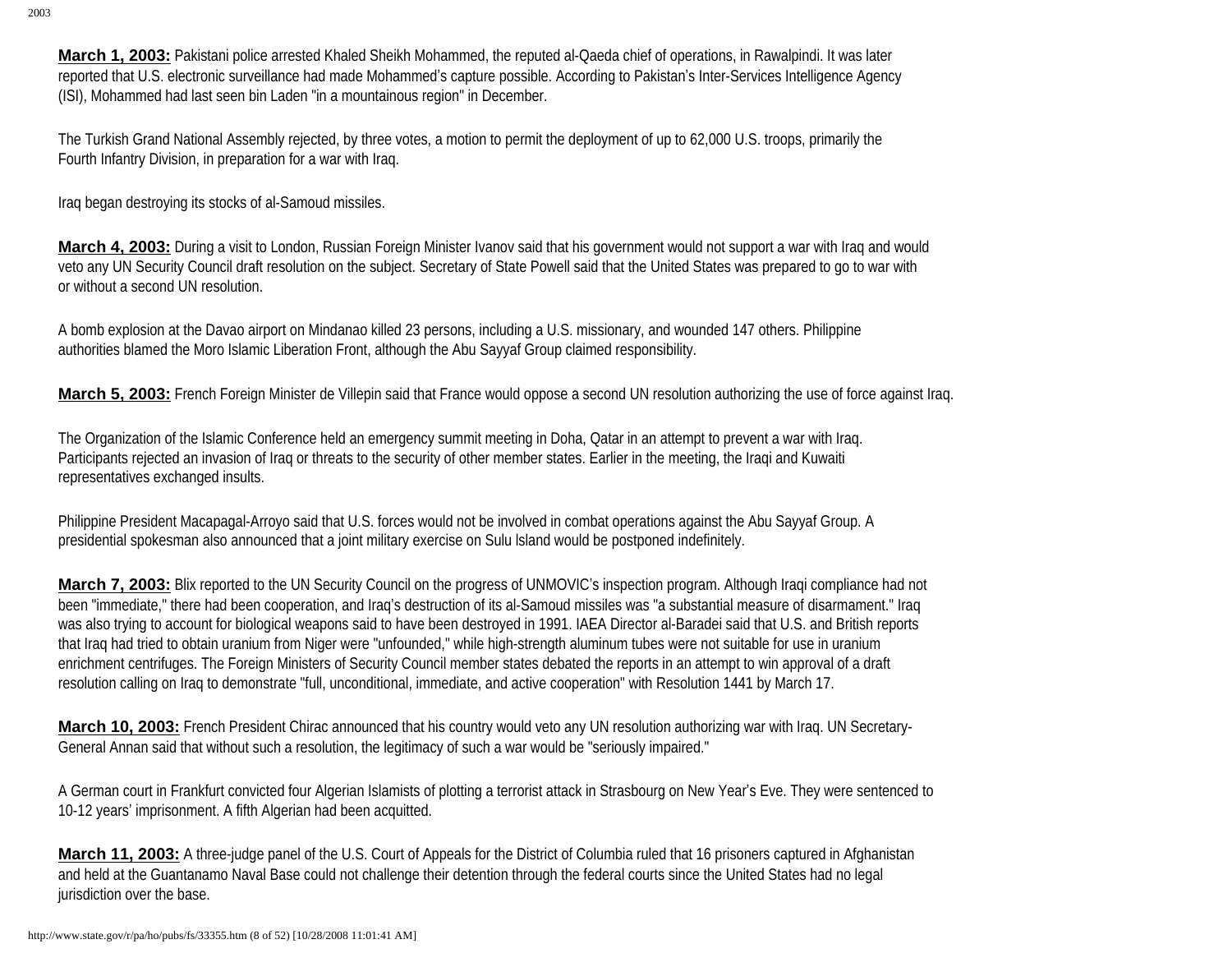**March 1, 2003:** Pakistani police arrested Khaled Sheikh Mohammed, the reputed al-Qaeda chief of operations, in Rawalpindi. It was later reported that U.S. electronic surveillance had made Mohammed's capture possible. According to Pakistan's Inter-Services Intelligence Agency (ISI), Mohammed had last seen bin Laden "in a mountainous region" in December.

The Turkish Grand National Assembly rejected, by three votes, a motion to permit the deployment of up to 62,000 U.S. troops, primarily the Fourth Infantry Division, in preparation for a war with Iraq.

Iraq began destroying its stocks of al-Samoud missiles.

**March 4, 2003:** During a visit to London, Russian Foreign Minister Ivanov said that his government would not support a war with Iraq and would veto any UN Security Council draft resolution on the subject. Secretary of State Powell said that the United States was prepared to go to war with or without a second UN resolution.

A bomb explosion at the Davao airport on Mindanao killed 23 persons, including a U.S. missionary, and wounded 147 others. Philippine authorities blamed the Moro Islamic Liberation Front, although the Abu Sayyaf Group claimed responsibility.

**March 5, 2003:** French Foreign Minister de Villepin said that France would oppose a second UN resolution authorizing the use of force against Iraq.

The Organization of the Islamic Conference held an emergency summit meeting in Doha, Qatar in an attempt to prevent a war with Iraq. Participants rejected an invasion of Iraq or threats to the security of other member states. Earlier in the meeting, the Iraqi and Kuwaiti representatives exchanged insults.

Philippine President Macapagal-Arroyo said that U.S. forces would not be involved in combat operations against the Abu Sayyaf Group. A presidential spokesman also announced that a joint military exercise on Sulu Island would be postponed indefinitely.

**March 7, 2003:** Blix reported to the UN Security Council on the progress of UNMOVIC's inspection program. Although Iraqi compliance had not been "immediate," there had been cooperation, and Iraq's destruction of its al-Samoud missiles was "a substantial measure of disarmament." Iraq was also trying to account for biological weapons said to have been destroyed in 1991. IAEA Director al-Baradei said that U.S. and British reports that Iraq had tried to obtain uranium from Niger were "unfounded," while high-strength aluminum tubes were not suitable for use in uranium enrichment centrifuges. The Foreign Ministers of Security Council member states debated the reports in an attempt to win approval of a draft resolution calling on Iraq to demonstrate "full, unconditional, immediate, and active cooperation" with Resolution 1441 by March 17.

**March 10, 2003:** French President Chirac announced that his country would veto any UN resolution authorizing war with Iraq. UN Secretary-General Annan said that without such a resolution, the legitimacy of such a war would be "seriously impaired."

A German court in Frankfurt convicted four Algerian Islamists of plotting a terrorist attack in Strasbourg on New Year's Eve. They were sentenced to 10-12 years' imprisonment. A fifth Algerian had been acquitted.

**March 11, 2003:** A three-judge panel of the U.S. Court of Appeals for the District of Columbia ruled that 16 prisoners captured in Afghanistan and held at the Guantanamo Naval Base could not challenge their detention through the federal courts since the United States had no legal jurisdiction over the base.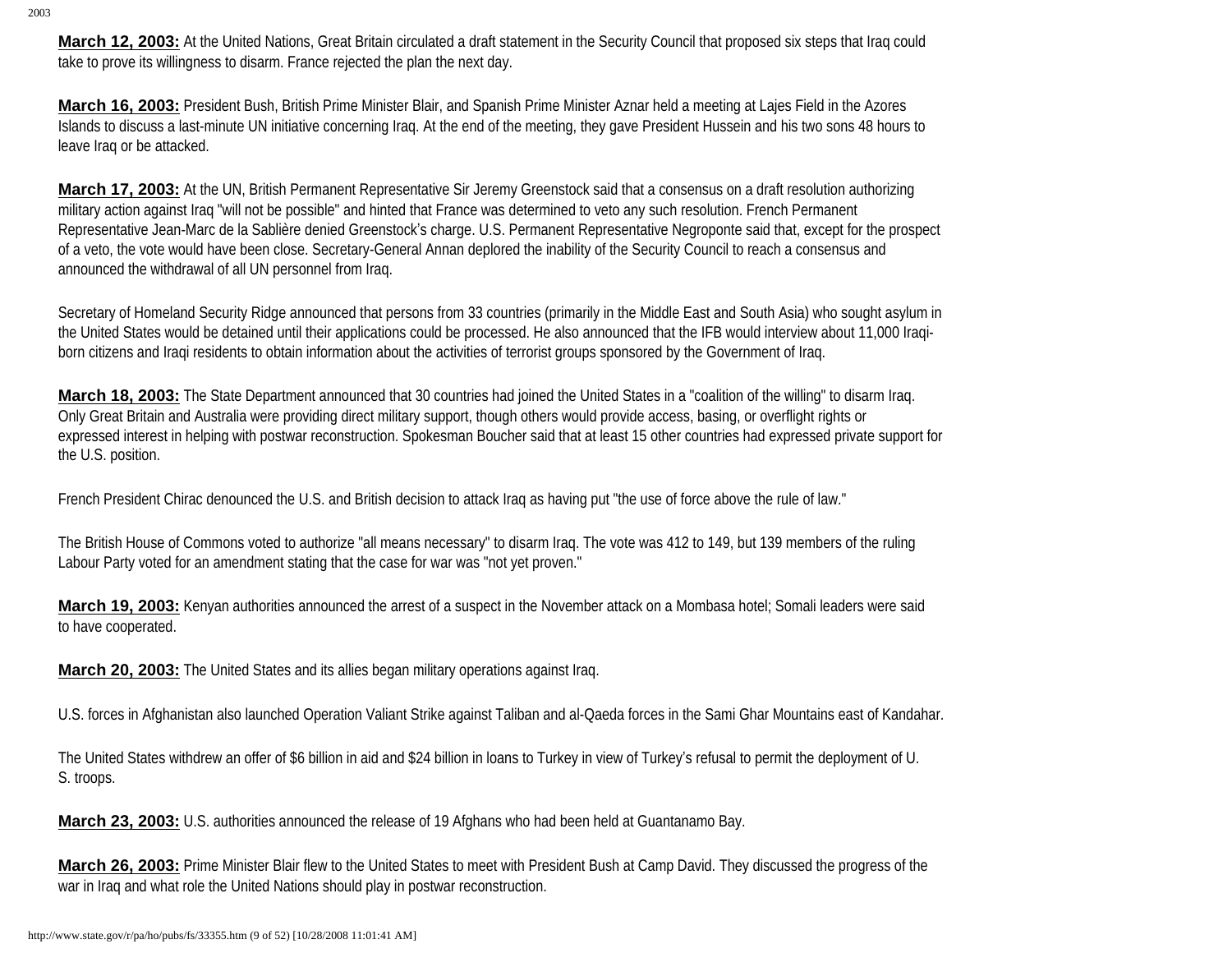**March 12, 2003:** At the United Nations, Great Britain circulated a draft statement in the Security Council that proposed six steps that Iraq could take to prove its willingness to disarm. France rejected the plan the next day.

**March 16, 2003:** President Bush, British Prime Minister Blair, and Spanish Prime Minister Aznar held a meeting at Lajes Field in the Azores Islands to discuss a last-minute UN initiative concerning Iraq. At the end of the meeting, they gave President Hussein and his two sons 48 hours to leave Iraq or be attacked.

**March 17, 2003:** At the UN, British Permanent Representative Sir Jeremy Greenstock said that a consensus on a draft resolution authorizing military action against Iraq "will not be possible" and hinted that France was determined to veto any such resolution. French Permanent Representative Jean-Marc de la Sablière denied Greenstock's charge. U.S. Permanent Representative Negroponte said that, except for the prospect of a veto, the vote would have been close. Secretary-General Annan deplored the inability of the Security Council to reach a consensus and announced the withdrawal of all UN personnel from Iraq.

Secretary of Homeland Security Ridge announced that persons from 33 countries (primarily in the Middle East and South Asia) who sought asylum in the United States would be detained until their applications could be processed. He also announced that the IFB would interview about 11,000 Iraqi-born citizens and Iraqi residents to obtain information about the activities of terrorist groups sponsored by the Government of Iraq.

**March 18, 2003:** The State Department announced that 30 countries had joined the United States in a "coalition of the willing" to disarm Iraq. Only Great Britain and Australia were providing direct military support, though others would provide access, basing, or overflight rights or expressed interest in helping with postwar reconstruction. Spokesman Boucher said that at least 15 other countries had expressed private support for the U.S. position.

French President Chirac denounced the U.S. and British decision to attack Iraq as having put "the use of force above the rule of law."

The British House of Commons voted to authorize "all means necessary" to disarm Iraq. The vote was 412 to 149, but 139 members of the ruling Labour Party voted for an amendment stating that the case for war was "not yet proven."

**March 19, 2003:** Kenyan authorities announced the arrest of a suspect in the November attack on a Mombasa hotel; Somali leaders were said to have cooperated.

**March 20, 2003:** The United States and its allies began military operations against Iraq.

U.S. forces in Afghanistan also launched Operation Valiant Strike against Taliban and al-Qaeda forces in the Sami Ghar Mountains east of Kandahar.

The United States withdrew an offer of $6 billion in aid and $24 billion in loans to Turkey in view of Turkey's refusal to permit the deployment of U.S. troops.

**March 23, 2003:** U.S. authorities announced the release of 19 Afghans who had been held at Guantanamo Bay.

**March 26, 2003:** Prime Minister Blair flew to the United States to meet with President Bush at Camp David. They discussed the progress of the war in Iraq and what role the United Nations should play in postwar reconstruction.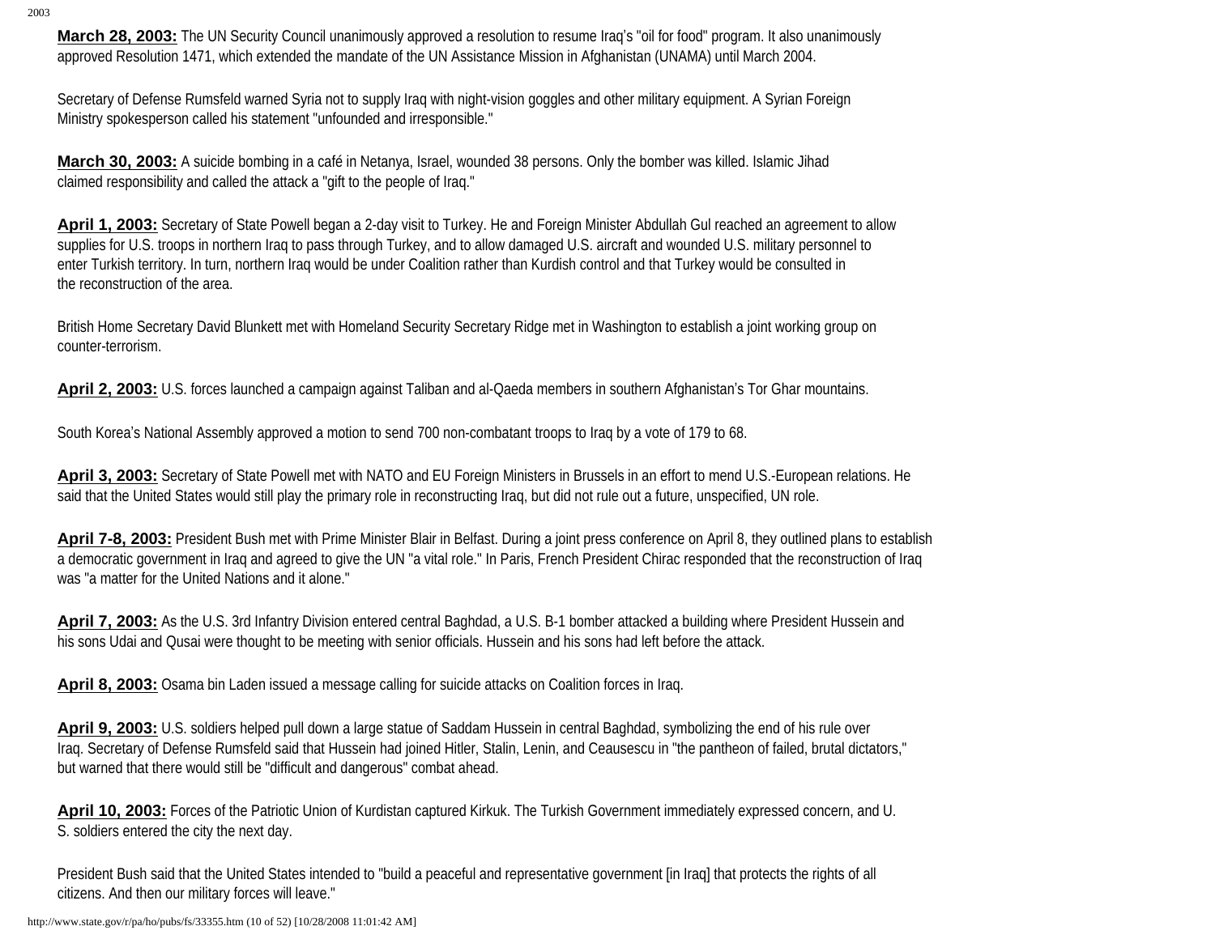**March 28, 2003:** The UN Security Council unanimously approved a resolution to resume Iraq's "oil for food" program. It also unanimously approved Resolution 1471, which extended the mandate of the UN Assistance Mission in Afghanistan (UNAMA) until March 2004.

Secretary of Defense Rumsfeld warned Syria not to supply Iraq with night-vision goggles and other military equipment. A Syrian Foreign Ministry spokesperson called his statement "unfounded and irresponsible."

**March 30, 2003:** A suicide bombing in a café in Netanya, Israel, wounded 38 persons. Only the bomber was killed. Islamic Jihad claimed responsibility and called the attack a "gift to the people of Iraq."

**April 1, 2003:** Secretary of State Powell began a 2-day visit to Turkey. He and Foreign Minister Abdullah Gul reached an agreement to allow supplies for U.S. troops in northern Iraq to pass through Turkey, and to allow damaged U.S. aircraft and wounded U.S. military personnel to enter Turkish territory. In turn, northern Iraq would be under Coalition rather than Kurdish control and that Turkey would be consulted in the reconstruction of the area.

British Home Secretary David Blunkett met with Homeland Security Secretary Ridge met in Washington to establish a joint working group on counter-terrorism.

**April 2, 2003:** U.S. forces launched a campaign against Taliban and al-Qaeda members in southern Afghanistan's Tor Ghar mountains.

South Korea's National Assembly approved a motion to send 700 non-combatant troops to Iraq by a vote of 179 to 68.

**April 3, 2003:** Secretary of State Powell met with NATO and EU Foreign Ministers in Brussels in an effort to mend U.S.-European relations. He said that the United States would still play the primary role in reconstructing Iraq, but did not rule out a future, unspecified, UN role.

**April 7-8, 2003:** President Bush met with Prime Minister Blair in Belfast. During a joint press conference on April 8, they outlined plans to establish a democratic government in Iraq and agreed to give the UN "a vital role." In Paris, French President Chirac responded that the reconstruction of Iraq was "a matter for the United Nations and it alone."

**April 7, 2003:** As the U.S. 3rd Infantry Division entered central Baghdad, a U.S. B-1 bomber attacked a building where President Hussein and his sons Udai and Qusai were thought to be meeting with senior officials. Hussein and his sons had left before the attack.

**April 8, 2003:** Osama bin Laden issued a message calling for suicide attacks on Coalition forces in Iraq.

**April 9, 2003:** U.S. soldiers helped pull down a large statue of Saddam Hussein in central Baghdad, symbolizing the end of his rule over Iraq. Secretary of Defense Rumsfeld said that Hussein had joined Hitler, Stalin, Lenin, and Ceausescu in "the pantheon of failed, brutal dictators," but warned that there would still be "difficult and dangerous" combat ahead.

**April 10, 2003:** Forces of the Patriotic Union of Kurdistan captured Kirkuk. The Turkish Government immediately expressed concern, and U.S. soldiers entered the city the next day.

President Bush said that the United States intended to "build a peaceful and representative government [in Iraq] that protects the rights of all citizens. And then our military forces will leave."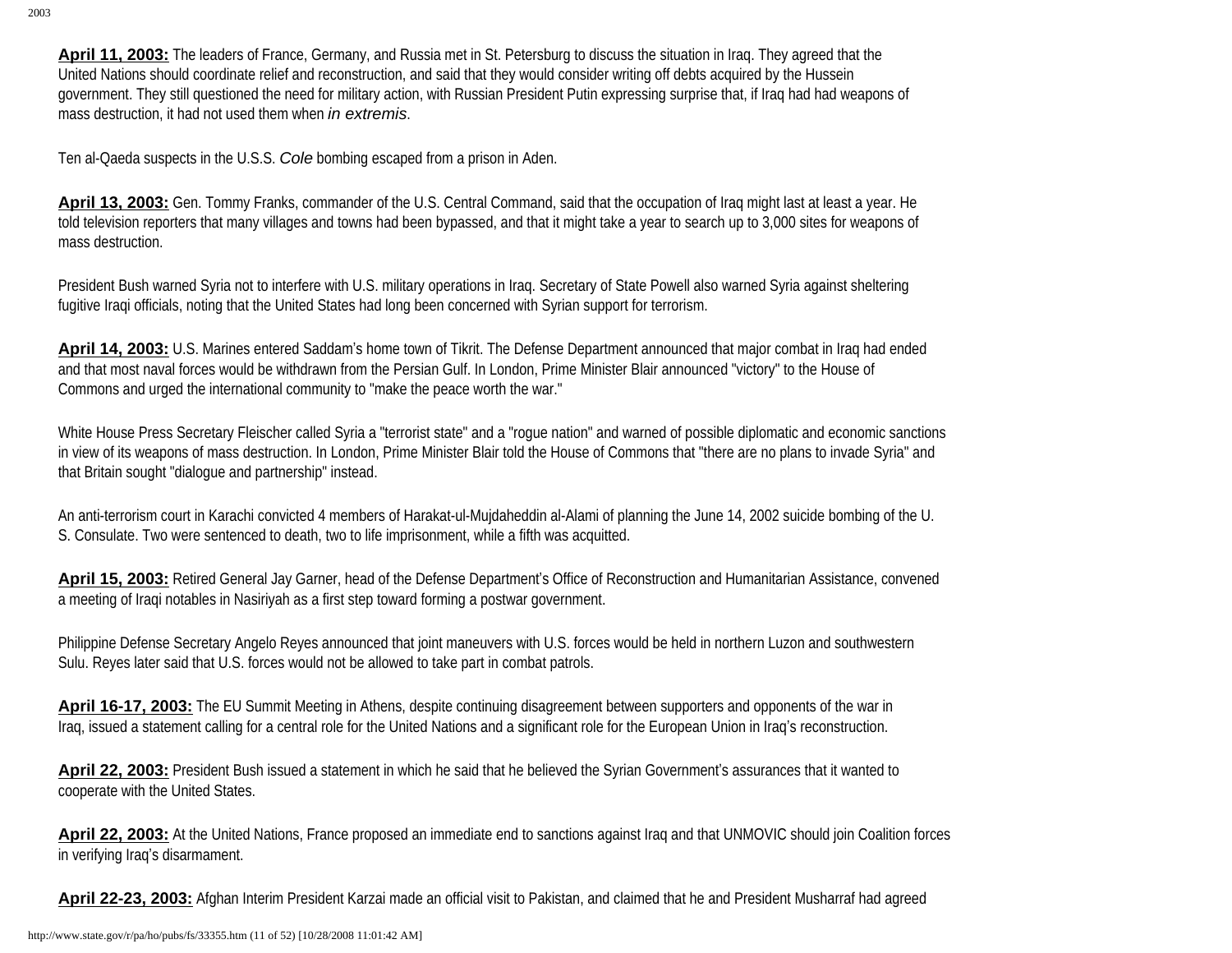**April 11, 2003:** The leaders of France, Germany, and Russia met in St. Petersburg to discuss the situation in Iraq. They agreed that the United Nations should coordinate relief and reconstruction, and said that they would consider writing off debts acquired by the Hussein government. They still questioned the need for military action, with Russian President Putin expressing surprise that, if Iraq had had weapons of mass destruction, it had not used them when *in extremis*.

Ten al-Qaeda suspects in the U.S.S. *Cole* bombing escaped from a prison in Aden.

**April 13, 2003:** Gen. Tommy Franks, commander of the U.S. Central Command, said that the occupation of Iraq might last at least a year. He told television reporters that many villages and towns had been bypassed, and that it might take a year to search up to 3,000 sites for weapons of mass destruction.

President Bush warned Syria not to interfere with U.S. military operations in Iraq. Secretary of State Powell also warned Syria against sheltering fugitive Iraqi officials, noting that the United States had long been concerned with Syrian support for terrorism.

**April 14, 2003:** U.S. Marines entered Saddam's home town of Tikrit. The Defense Department announced that major combat in Iraq had ended and that most naval forces would be withdrawn from the Persian Gulf. In London, Prime Minister Blair announced "victory" to the House of Commons and urged the international community to "make the peace worth the war."

White House Press Secretary Fleischer called Syria a "terrorist state" and a "rogue nation" and warned of possible diplomatic and economic sanctions in view of its weapons of mass destruction. In London, Prime Minister Blair told the House of Commons that "there are no plans to invade Syria" and that Britain sought "dialogue and partnership" instead.

An anti-terrorism court in Karachi convicted 4 members of Harakat-ul-Mujdaheddin al-Alami of planning the June 14, 2002 suicide bombing of the U. S. Consulate. Two were sentenced to death, two to life imprisonment, while a fifth was acquitted.

**April 15, 2003:** Retired General Jay Garner, head of the Defense Department's Office of Reconstruction and Humanitarian Assistance, convened a meeting of Iraqi notables in Nasiriyah as a first step toward forming a postwar government.

Philippine Defense Secretary Angelo Reyes announced that joint maneuvers with U.S. forces would be held in northern Luzon and southwestern Sulu. Reyes later said that U.S. forces would not be allowed to take part in combat patrols.

**April 16-17, 2003:** The EU Summit Meeting in Athens, despite continuing disagreement between supporters and opponents of the war in Iraq, issued a statement calling for a central role for the United Nations and a significant role for the European Union in Iraq's reconstruction.

**April 22, 2003:** President Bush issued a statement in which he said that he believed the Syrian Government's assurances that it wanted to cooperate with the United States.

**April 22, 2003:** At the United Nations, France proposed an immediate end to sanctions against Iraq and that UNMOVIC should join Coalition forces in verifying Iraq's disarmament.

**April 22-23, 2003:** Afghan Interim President Karzai made an official visit to Pakistan, and claimed that he and President Musharraf had agreed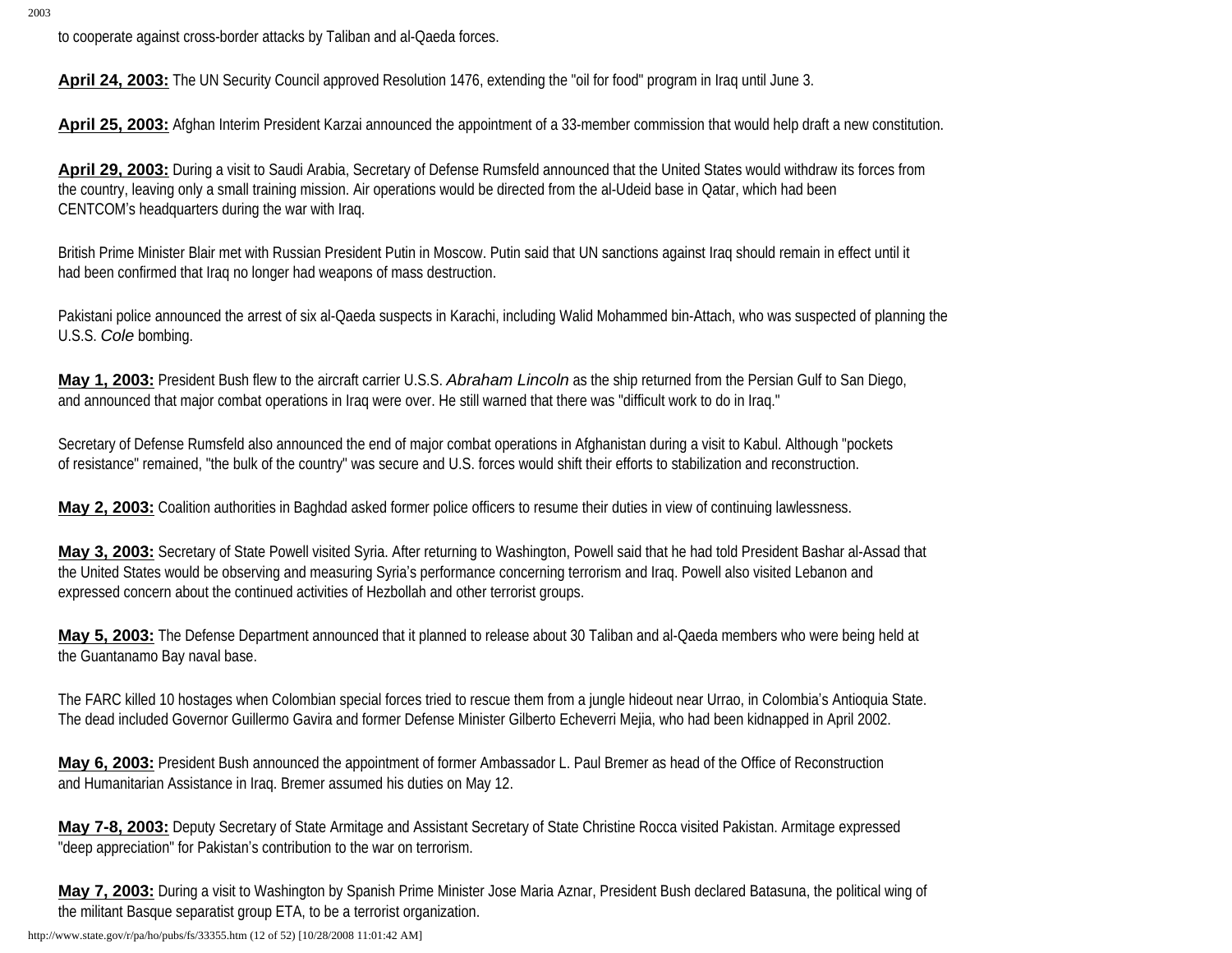to cooperate against cross-border attacks by Taliban and al-Qaeda forces.

**April 24, 2003:** The UN Security Council approved Resolution 1476, extending the "oil for food" program in Iraq until June 3.

**April 25, 2003:** Afghan Interim President Karzai announced the appointment of a 33-member commission that would help draft a new constitution.

**April 29, 2003:** During a visit to Saudi Arabia, Secretary of Defense Rumsfeld announced that the United States would withdraw its forces from the country, leaving only a small training mission. Air operations would be directed from the al-Udeid base in Qatar, which had been CENTCOM's headquarters during the war with Iraq.

British Prime Minister Blair met with Russian President Putin in Moscow. Putin said that UN sanctions against Iraq should remain in effect until it had been confirmed that Iraq no longer had weapons of mass destruction.

Pakistani police announced the arrest of six al-Qaeda suspects in Karachi, including Walid Mohammed bin-Attach, who was suspected of planning the U.S.S. *Cole* bombing.

**May 1, 2003:** President Bush flew to the aircraft carrier U.S.S. *Abraham Lincoln* as the ship returned from the Persian Gulf to San Diego, and announced that major combat operations in Iraq were over. He still warned that there was "difficult work to do in Iraq."

Secretary of Defense Rumsfeld also announced the end of major combat operations in Afghanistan during a visit to Kabul. Although "pockets of resistance" remained, "the bulk of the country" was secure and U.S. forces would shift their efforts to stabilization and reconstruction.

**May 2, 2003:** Coalition authorities in Baghdad asked former police officers to resume their duties in view of continuing lawlessness.

**May 3, 2003:** Secretary of State Powell visited Syria. After returning to Washington, Powell said that he had told President Bashar al-Assad that the United States would be observing and measuring Syria's performance concerning terrorism and Iraq. Powell also visited Lebanon and expressed concern about the continued activities of Hezbollah and other terrorist groups.

**May 5, 2003:** The Defense Department announced that it planned to release about 30 Taliban and al-Qaeda members who were being held at the Guantanamo Bay naval base.

The FARC killed 10 hostages when Colombian special forces tried to rescue them from a jungle hideout near Urrao, in Colombia's Antioquia State. The dead included Governor Guillermo Gavira and former Defense Minister Gilberto Echeverri Mejia, who had been kidnapped in April 2002.

**May 6, 2003:** President Bush announced the appointment of former Ambassador L. Paul Bremer as head of the Office of Reconstruction and Humanitarian Assistance in Iraq. Bremer assumed his duties on May 12.

**May 7-8, 2003:** Deputy Secretary of State Armitage and Assistant Secretary of State Christine Rocca visited Pakistan. Armitage expressed "deep appreciation" for Pakistan's contribution to the war on terrorism.

**May 7, 2003:** During a visit to Washington by Spanish Prime Minister Jose Maria Aznar, President Bush declared Batasuna, the political wing of the militant Basque separatist group ETA, to be a terrorist organization.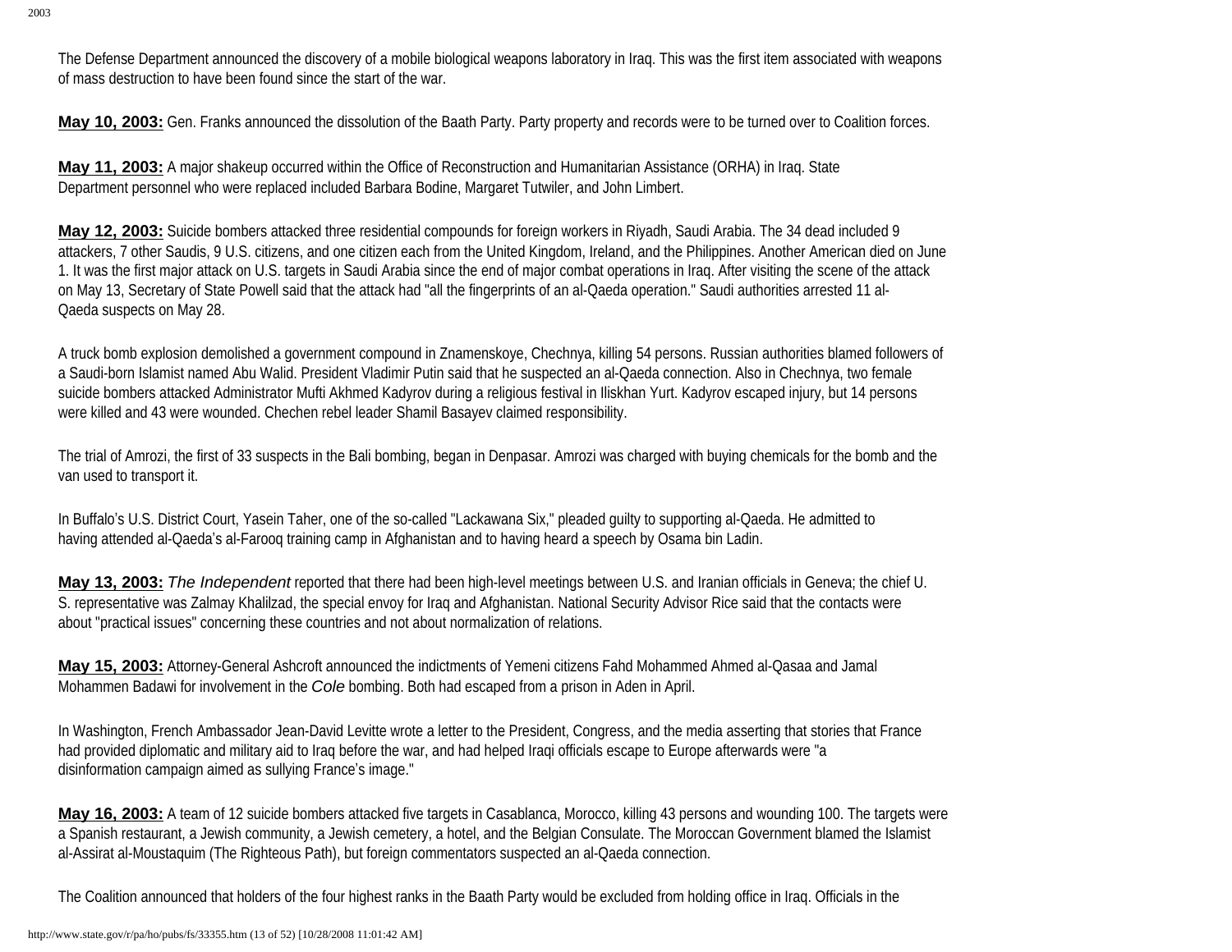The Defense Department announced the discovery of a mobile biological weapons laboratory in Iraq. This was the first item associated with weapons of mass destruction to have been found since the start of the war.

**May 10, 2003:** Gen. Franks announced the dissolution of the Baath Party. Party property and records were to be turned over to Coalition forces.

**May 11, 2003:** A major shakeup occurred within the Office of Reconstruction and Humanitarian Assistance (ORHA) in Iraq. State Department personnel who were replaced included Barbara Bodine, Margaret Tutwiler, and John Limbert.

**May 12, 2003:** Suicide bombers attacked three residential compounds for foreign workers in Riyadh, Saudi Arabia. The 34 dead included 9 attackers, 7 other Saudis, 9 U.S. citizens, and one citizen each from the United Kingdom, Ireland, and the Philippines. Another American died on June 1. It was the first major attack on U.S. targets in Saudi Arabia since the end of major combat operations in Iraq. After visiting the scene of the attack on May 13, Secretary of State Powell said that the attack had "all the fingerprints of an al-Qaeda operation." Saudi authorities arrested 11 al-Qaeda suspects on May 28.

A truck bomb explosion demolished a government compound in Znamenskoye, Chechnya, killing 54 persons. Russian authorities blamed followers of a Saudi-born Islamist named Abu Walid. President Vladimir Putin said that he suspected an al-Qaeda connection. Also in Chechnya, two female suicide bombers attacked Administrator Mufti Akhmed Kadyrov during a religious festival in Iliskhan Yurt. Kadyrov escaped injury, but 14 persons were killed and 43 were wounded. Chechen rebel leader Shamil Basayev claimed responsibility.

The trial of Amrozi, the first of 33 suspects in the Bali bombing, began in Denpasar. Amrozi was charged with buying chemicals for the bomb and the van used to transport it.

In Buffalo's U.S. District Court, Yasein Taher, one of the so-called "Lackawana Six," pleaded guilty to supporting al-Qaeda. He admitted to having attended al-Qaeda's al-Farooq training camp in Afghanistan and to having heard a speech by Osama bin Ladin.

**May 13, 2003:** *The Independent* reported that there had been high-level meetings between U.S. and Iranian officials in Geneva; the chief U.S. representative was Zalmay Khalilzad, the special envoy for Iraq and Afghanistan. National Security Advisor Rice said that the contacts were about "practical issues" concerning these countries and not about normalization of relations.

**May 15, 2003:** Attorney-General Ashcroft announced the indictments of Yemeni citizens Fahd Mohammed Ahmed al-Qasaa and Jamal Mohammen Badawi for involvement in the *Cole* bombing. Both had escaped from a prison in Aden in April.

In Washington, French Ambassador Jean-David Levitte wrote a letter to the President, Congress, and the media asserting that stories that France had provided diplomatic and military aid to Iraq before the war, and had helped Iraqi officials escape to Europe afterwards were "a disinformation campaign aimed as sullying France's image."

**May 16, 2003:** A team of 12 suicide bombers attacked five targets in Casablanca, Morocco, killing 43 persons and wounding 100. The targets were a Spanish restaurant, a Jewish community, a Jewish cemetery, a hotel, and the Belgian Consulate. The Moroccan Government blamed the Islamist al-Assirat al-Moustaquim (The Righteous Path), but foreign commentators suspected an al-Qaeda connection.

The Coalition announced that holders of the four highest ranks in the Baath Party would be excluded from holding office in Iraq. Officials in the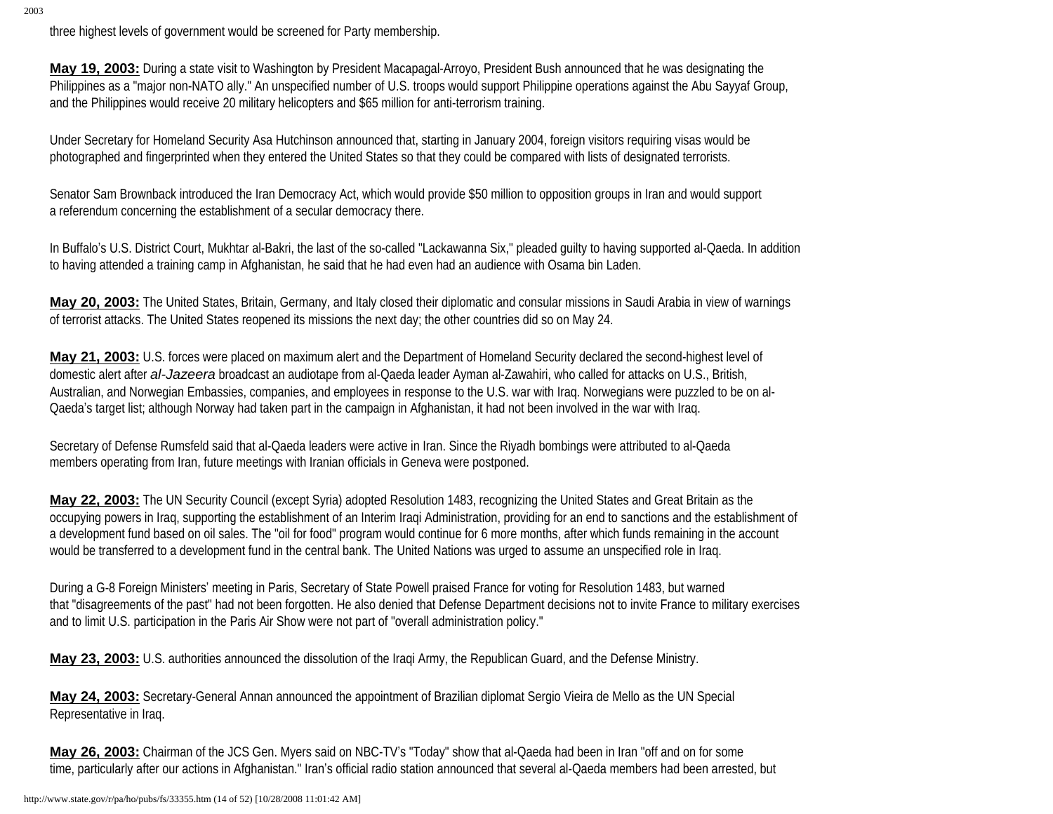three highest levels of government would be screened for Party membership.

**May 19, 2003:** During a state visit to Washington by President Macapagal-Arroyo, President Bush announced that he was designating the Philippines as a "major non-NATO ally." An unspecified number of U.S. troops would support Philippine operations against the Abu Sayyaf Group, and the Philippines would receive 20 military helicopters and $65 million for anti-terrorism training.

Under Secretary for Homeland Security Asa Hutchinson announced that, starting in January 2004, foreign visitors requiring visas would be photographed and fingerprinted when they entered the United States so that they could be compared with lists of designated terrorists.

Senator Sam Brownback introduced the Iran Democracy Act, which would provide $50 million to opposition groups in Iran and would support a referendum concerning the establishment of a secular democracy there.

In Buffalo's U.S. District Court, Mukhtar al-Bakri, the last of the so-called "Lackawanna Six," pleaded guilty to having supported al-Qaeda. In addition to having attended a training camp in Afghanistan, he said that he had even had an audience with Osama bin Laden.

**May 20, 2003:** The United States, Britain, Germany, and Italy closed their diplomatic and consular missions in Saudi Arabia in view of warnings of terrorist attacks. The United States reopened its missions the next day; the other countries did so on May 24.

**May 21, 2003:** U.S. forces were placed on maximum alert and the Department of Homeland Security declared the second-highest level of domestic alert after *al-Jazeera* broadcast an audiotape from al-Qaeda leader Ayman al-Zawahiri, who called for attacks on U.S., British, Australian, and Norwegian Embassies, companies, and employees in response to the U.S. war with Iraq. Norwegians were puzzled to be on al-Qaeda's target list; although Norway had taken part in the campaign in Afghanistan, it had not been involved in the war with Iraq.

Secretary of Defense Rumsfeld said that al-Qaeda leaders were active in Iran. Since the Riyadh bombings were attributed to al-Qaeda members operating from Iran, future meetings with Iranian officials in Geneva were postponed.

**May 22, 2003:** The UN Security Council (except Syria) adopted Resolution 1483, recognizing the United States and Great Britain as the occupying powers in Iraq, supporting the establishment of an Interim Iraqi Administration, providing for an end to sanctions and the establishment of a development fund based on oil sales. The "oil for food" program would continue for 6 more months, after which funds remaining in the account would be transferred to a development fund in the central bank. The United Nations was urged to assume an unspecified role in Iraq.

During a G-8 Foreign Ministers' meeting in Paris, Secretary of State Powell praised France for voting for Resolution 1483, but warned that "disagreements of the past" had not been forgotten. He also denied that Defense Department decisions not to invite France to military exercises and to limit U.S. participation in the Paris Air Show were not part of "overall administration policy."

**May 23, 2003:** U.S. authorities announced the dissolution of the Iraqi Army, the Republican Guard, and the Defense Ministry.

**May 24, 2003:** Secretary-General Annan announced the appointment of Brazilian diplomat Sergio Vieira de Mello as the UN Special Representative in Iraq.

**May 26, 2003:** Chairman of the JCS Gen. Myers said on NBC-TV's "Today" show that al-Qaeda had been in Iran "off and on for some time, particularly after our actions in Afghanistan." Iran's official radio station announced that several al-Qaeda members had been arrested, but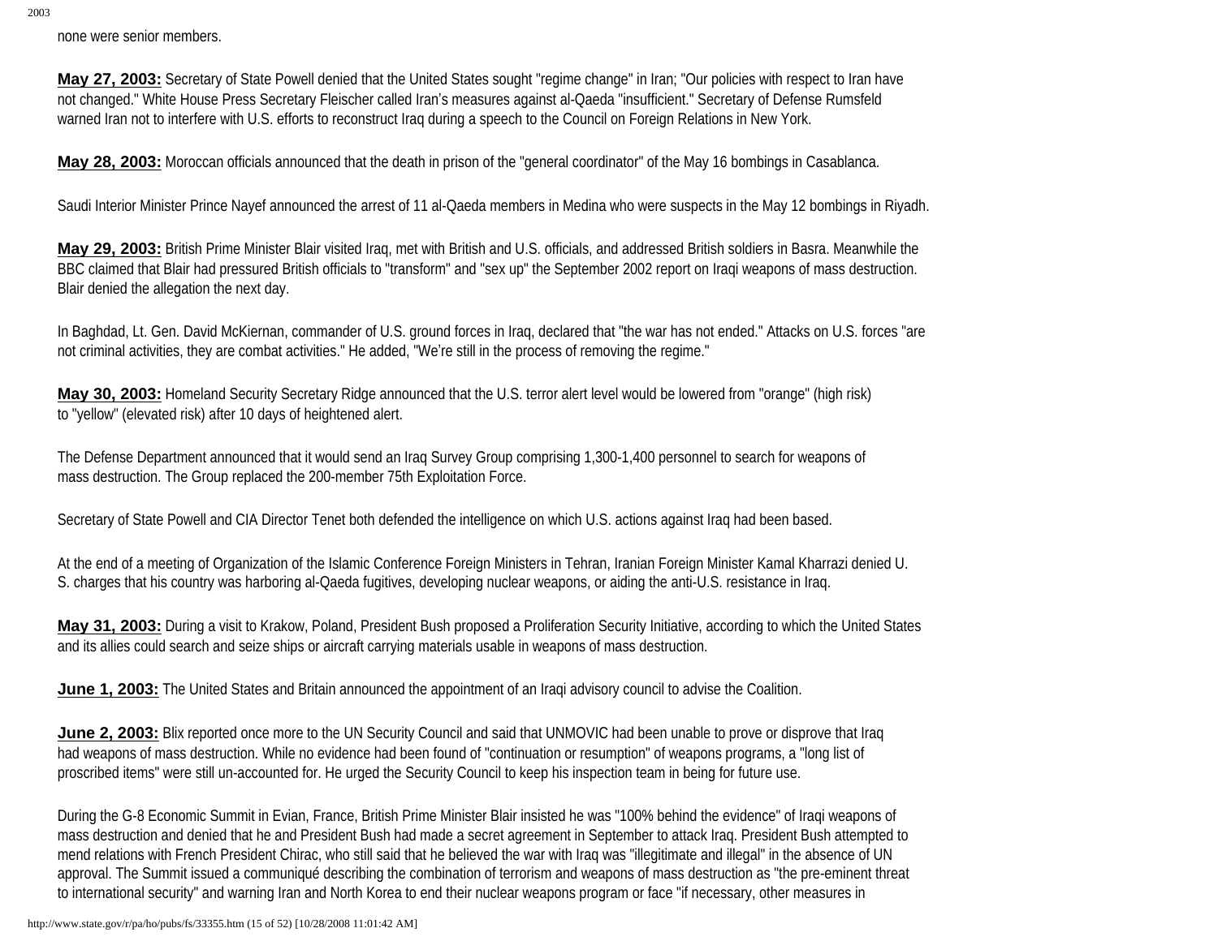none were senior members.

**May 27, 2003:** Secretary of State Powell denied that the United States sought "regime change" in Iran; "Our policies with respect to Iran have not changed." White House Press Secretary Fleischer called Iran's measures against al-Qaeda "insufficient." Secretary of Defense Rumsfeld warned Iran not to interfere with U.S. efforts to reconstruct Iraq during a speech to the Council on Foreign Relations in New York.

**May 28, 2003:** Moroccan officials announced that the death in prison of the "general coordinator" of the May 16 bombings in Casablanca.

Saudi Interior Minister Prince Nayef announced the arrest of 11 al-Qaeda members in Medina who were suspects in the May 12 bombings in Riyadh.

**May 29, 2003:** British Prime Minister Blair visited Iraq, met with British and U.S. officials, and addressed British soldiers in Basra. Meanwhile the BBC claimed that Blair had pressured British officials to "transform" and "sex up" the September 2002 report on Iraqi weapons of mass destruction. Blair denied the allegation the next day.

In Baghdad, Lt. Gen. David McKiernan, commander of U.S. ground forces in Iraq, declared that "the war has not ended." Attacks on U.S. forces "are not criminal activities, they are combat activities." He added, "We're still in the process of removing the regime."

**May 30, 2003:** Homeland Security Secretary Ridge announced that the U.S. terror alert level would be lowered from "orange" (high risk) to "yellow" (elevated risk) after 10 days of heightened alert.

The Defense Department announced that it would send an Iraq Survey Group comprising 1,300-1,400 personnel to search for weapons of mass destruction. The Group replaced the 200-member 75th Exploitation Force.

Secretary of State Powell and CIA Director Tenet both defended the intelligence on which U.S. actions against Iraq had been based.

At the end of a meeting of Organization of the Islamic Conference Foreign Ministers in Tehran, Iranian Foreign Minister Kamal Kharrazi denied U.S. charges that his country was harboring al-Qaeda fugitives, developing nuclear weapons, or aiding the anti-U.S. resistance in Iraq.

**May 31, 2003:** During a visit to Krakow, Poland, President Bush proposed a Proliferation Security Initiative, according to which the United States and its allies could search and seize ships or aircraft carrying materials usable in weapons of mass destruction.

**June 1, 2003:** The United States and Britain announced the appointment of an Iraqi advisory council to advise the Coalition.

**June 2, 2003:** Blix reported once more to the UN Security Council and said that UNMOVIC had been unable to prove or disprove that Iraq had weapons of mass destruction. While no evidence had been found of "continuation or resumption" of weapons programs, a "long list of proscribed items" were still un-accounted for. He urged the Security Council to keep his inspection team in being for future use.

During the G-8 Economic Summit in Evian, France, British Prime Minister Blair insisted he was "100% behind the evidence" of Iraqi weapons of mass destruction and denied that he and President Bush had made a secret agreement in September to attack Iraq. President Bush attempted to mend relations with French President Chirac, who still said that he believed the war with Iraq was "illegitimate and illegal" in the absence of UN approval. The Summit issued a communiqué describing the combination of terrorism and weapons of mass destruction as "the pre-eminent threat to international security" and warning Iran and North Korea to end their nuclear weapons program or face "if necessary, other measures in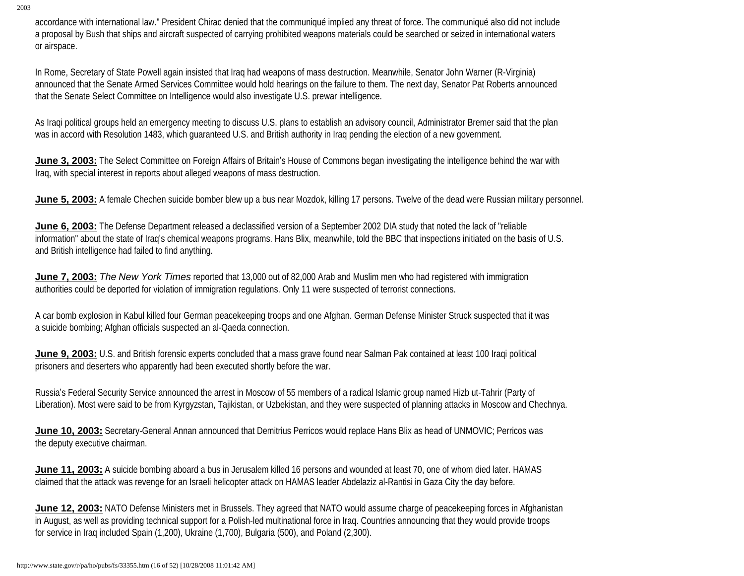accordance with international law." President Chirac denied that the communiqué implied any threat of force. The communiqué also did not include a proposal by Bush that ships and aircraft suspected of carrying prohibited weapons materials could be searched or seized in international waters or airspace.

In Rome, Secretary of State Powell again insisted that Iraq had weapons of mass destruction. Meanwhile, Senator John Warner (R-Virginia) announced that the Senate Armed Services Committee would hold hearings on the failure to them. The next day, Senator Pat Roberts announced that the Senate Select Committee on Intelligence would also investigate U.S. prewar intelligence.

As Iraqi political groups held an emergency meeting to discuss U.S. plans to establish an advisory council, Administrator Bremer said that the plan was in accord with Resolution 1483, which guaranteed U.S. and British authority in Iraq pending the election of a new government.

**June 3, 2003:** The Select Committee on Foreign Affairs of Britain's House of Commons began investigating the intelligence behind the war with Iraq, with special interest in reports about alleged weapons of mass destruction.

**June 5, 2003:** A female Chechen suicide bomber blew up a bus near Mozdok, killing 17 persons. Twelve of the dead were Russian military personnel.

**June 6, 2003:** The Defense Department released a declassified version of a September 2002 DIA study that noted the lack of "reliable information" about the state of Iraq's chemical weapons programs. Hans Blix, meanwhile, told the BBC that inspections initiated on the basis of U.S. and British intelligence had failed to find anything.

**June 7, 2003:** *The New York Times* reported that 13,000 out of 82,000 Arab and Muslim men who had registered with immigration authorities could be deported for violation of immigration regulations. Only 11 were suspected of terrorist connections.

A car bomb explosion in Kabul killed four German peacekeeping troops and one Afghan. German Defense Minister Struck suspected that it was a suicide bombing; Afghan officials suspected an al-Qaeda connection.

**June 9, 2003:** U.S. and British forensic experts concluded that a mass grave found near Salman Pak contained at least 100 Iraqi political prisoners and deserters who apparently had been executed shortly before the war.

Russia's Federal Security Service announced the arrest in Moscow of 55 members of a radical Islamic group named Hizb ut-Tahrir (Party of Liberation). Most were said to be from Kyrgyzstan, Tajikistan, or Uzbekistan, and they were suspected of planning attacks in Moscow and Chechnya.

**June 10, 2003:** Secretary-General Annan announced that Demitrius Perricos would replace Hans Blix as head of UNMOVIC; Perricos was the deputy executive chairman.

**June 11, 2003:** A suicide bombing aboard a bus in Jerusalem killed 16 persons and wounded at least 70, one of whom died later. HAMAS claimed that the attack was revenge for an Israeli helicopter attack on HAMAS leader Abdelaziz al-Rantisi in Gaza City the day before.

**June 12, 2003:** NATO Defense Ministers met in Brussels. They agreed that NATO would assume charge of peacekeeping forces in Afghanistan in August, as well as providing technical support for a Polish-led multinational force in Iraq. Countries announcing that they would provide troops for service in Iraq included Spain (1,200), Ukraine (1,700), Bulgaria (500), and Poland (2,300).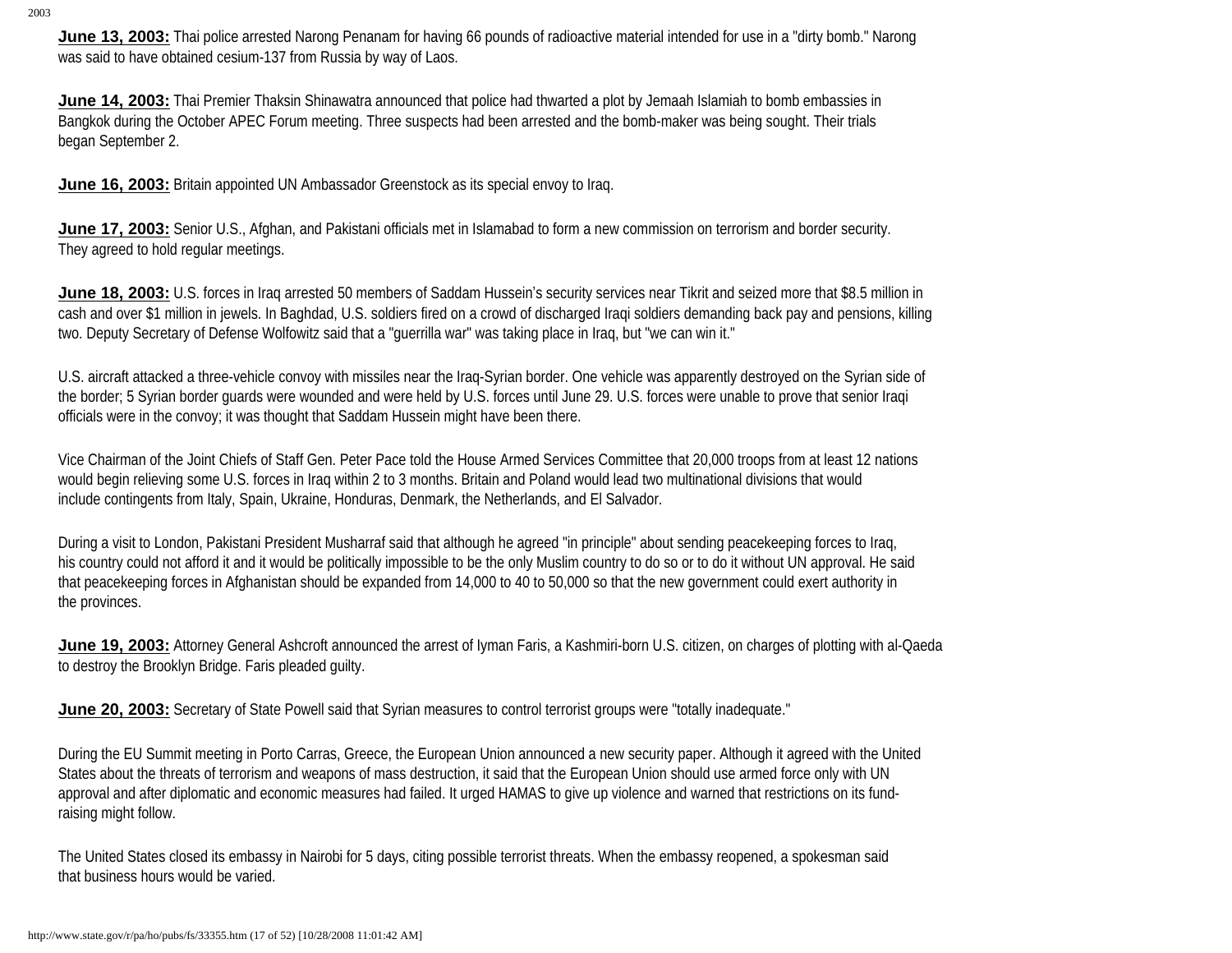**June 13, 2003:** Thai police arrested Narong Penanam for having 66 pounds of radioactive material intended for use in a "dirty bomb." Narong was said to have obtained cesium-137 from Russia by way of Laos.

**June 14, 2003:** Thai Premier Thaksin Shinawatra announced that police had thwarted a plot by Jemaah Islamiah to bomb embassies in Bangkok during the October APEC Forum meeting. Three suspects had been arrested and the bomb-maker was being sought. Their trials began September 2.

**June 16, 2003:** Britain appointed UN Ambassador Greenstock as its special envoy to Iraq.

**June 17, 2003:** Senior U.S., Afghan, and Pakistani officials met in Islamabad to form a new commission on terrorism and border security. They agreed to hold regular meetings.

**June 18, 2003:** U.S. forces in Iraq arrested 50 members of Saddam Hussein's security services near Tikrit and seized more that $8.5 million in cash and over $1 million in jewels. In Baghdad, U.S. soldiers fired on a crowd of discharged Iraqi soldiers demanding back pay and pensions, killing two. Deputy Secretary of Defense Wolfowitz said that a "guerrilla war" was taking place in Iraq, but "we can win it."

U.S. aircraft attacked a three-vehicle convoy with missiles near the Iraq-Syrian border. One vehicle was apparently destroyed on the Syrian side of the border; 5 Syrian border guards were wounded and were held by U.S. forces until June 29. U.S. forces were unable to prove that senior Iraqi officials were in the convoy; it was thought that Saddam Hussein might have been there.

Vice Chairman of the Joint Chiefs of Staff Gen. Peter Pace told the House Armed Services Committee that 20,000 troops from at least 12 nations would begin relieving some U.S. forces in Iraq within 2 to 3 months. Britain and Poland would lead two multinational divisions that would include contingents from Italy, Spain, Ukraine, Honduras, Denmark, the Netherlands, and El Salvador.

During a visit to London, Pakistani President Musharraf said that although he agreed "in principle" about sending peacekeeping forces to Iraq, his country could not afford it and it would be politically impossible to be the only Muslim country to do so or to do it without UN approval. He said that peacekeeping forces in Afghanistan should be expanded from 14,000 to 40 to 50,000 so that the new government could exert authority in the provinces.

**June 19, 2003:** Attorney General Ashcroft announced the arrest of Iyman Faris, a Kashmiri-born U.S. citizen, on charges of plotting with al-Qaeda to destroy the Brooklyn Bridge. Faris pleaded guilty.

**June 20, 2003:** Secretary of State Powell said that Syrian measures to control terrorist groups were "totally inadequate."

During the EU Summit meeting in Porto Carras, Greece, the European Union announced a new security paper. Although it agreed with the United States about the threats of terrorism and weapons of mass destruction, it said that the European Union should use armed force only with UN approval and after diplomatic and economic measures had failed. It urged HAMAS to give up violence and warned that restrictions on its fund-raising might follow.

The United States closed its embassy in Nairobi for 5 days, citing possible terrorist threats. When the embassy reopened, a spokesman said that business hours would be varied.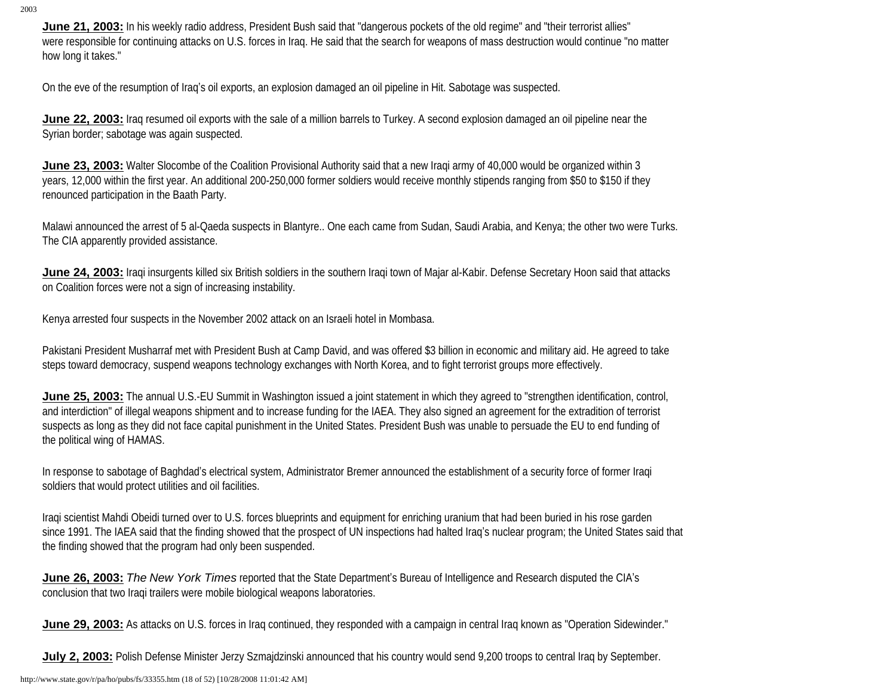**June 21, 2003:** In his weekly radio address, President Bush said that "dangerous pockets of the old regime" and "their terrorist allies" were responsible for continuing attacks on U.S. forces in Iraq. He said that the search for weapons of mass destruction would continue "no matter how long it takes."

On the eve of the resumption of Iraq's oil exports, an explosion damaged an oil pipeline in Hit. Sabotage was suspected.

**June 22, 2003:** Iraq resumed oil exports with the sale of a million barrels to Turkey. A second explosion damaged an oil pipeline near the Syrian border; sabotage was again suspected.

**June 23, 2003:** Walter Slocombe of the Coalition Provisional Authority said that a new Iraqi army of 40,000 would be organized within 3 years, 12,000 within the first year. An additional 200-250,000 former soldiers would receive monthly stipends ranging from $50 to $150 if they renounced participation in the Baath Party.

Malawi announced the arrest of 5 al-Qaeda suspects in Blantyre.. One each came from Sudan, Saudi Arabia, and Kenya; the other two were Turks. The CIA apparently provided assistance.

**June 24, 2003:** Iraqi insurgents killed six British soldiers in the southern Iraqi town of Majar al-Kabir. Defense Secretary Hoon said that attacks on Coalition forces were not a sign of increasing instability.

Kenya arrested four suspects in the November 2002 attack on an Israeli hotel in Mombasa.

Pakistani President Musharraf met with President Bush at Camp David, and was offered $3 billion in economic and military aid. He agreed to take steps toward democracy, suspend weapons technology exchanges with North Korea, and to fight terrorist groups more effectively.

**June 25, 2003:** The annual U.S.-EU Summit in Washington issued a joint statement in which they agreed to "strengthen identification, control, and interdiction" of illegal weapons shipment and to increase funding for the IAEA. They also signed an agreement for the extradition of terrorist suspects as long as they did not face capital punishment in the United States. President Bush was unable to persuade the EU to end funding of the political wing of HAMAS.

In response to sabotage of Baghdad's electrical system, Administrator Bremer announced the establishment of a security force of former Iraqi soldiers that would protect utilities and oil facilities.

Iraqi scientist Mahdi Obeidi turned over to U.S. forces blueprints and equipment for enriching uranium that had been buried in his rose garden since 1991. The IAEA said that the finding showed that the prospect of UN inspections had halted Iraq's nuclear program; the United States said that the finding showed that the program had only been suspended.

**June 26, 2003:** *The New York Times* reported that the State Department's Bureau of Intelligence and Research disputed the CIA's conclusion that two Iraqi trailers were mobile biological weapons laboratories.

**June 29, 2003:** As attacks on U.S. forces in Iraq continued, they responded with a campaign in central Iraq known as "Operation Sidewinder."

**July 2, 2003:** Polish Defense Minister Jerzy Szmajdzinski announced that his country would send 9,200 troops to central Iraq by September.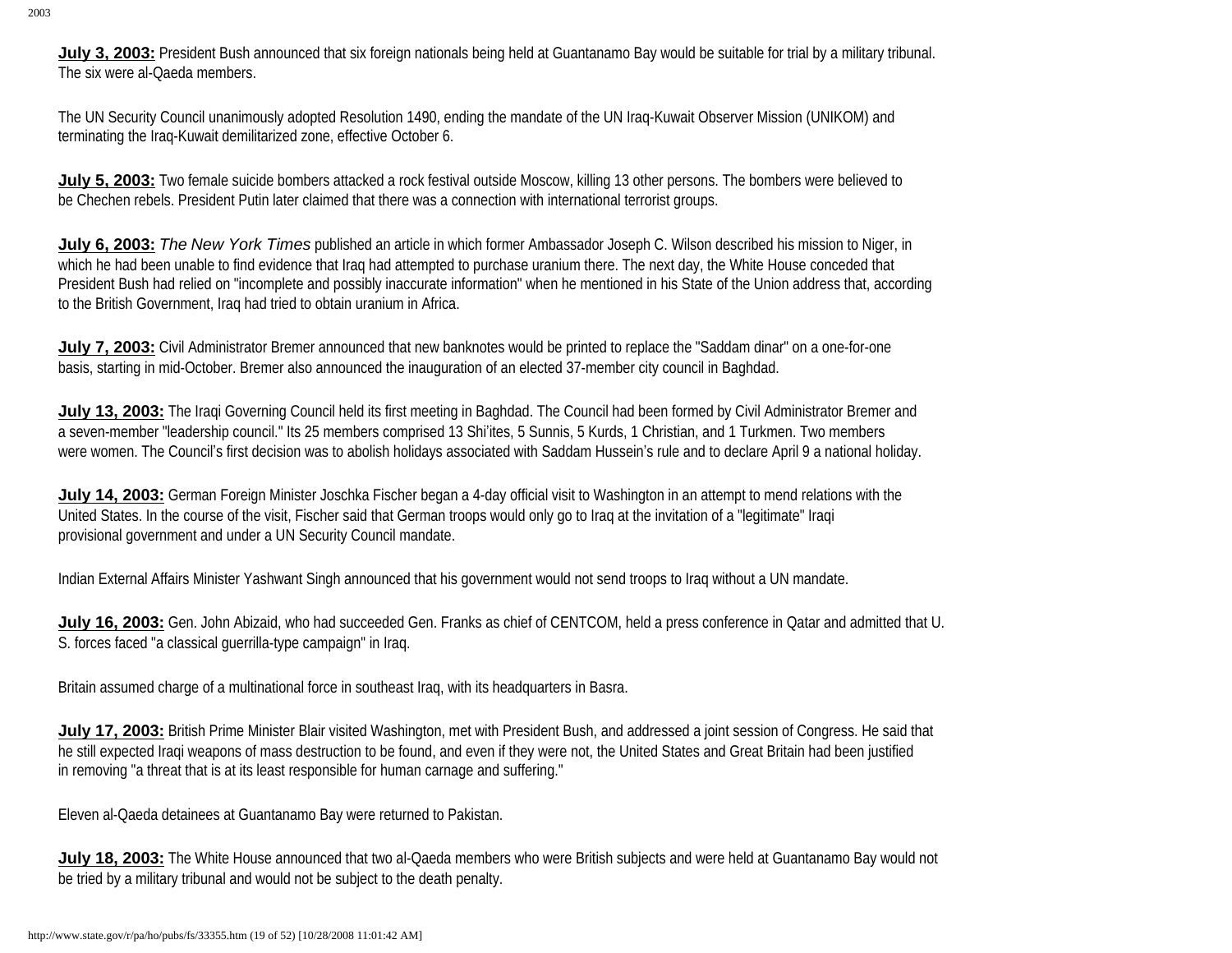**July 3, 2003:** President Bush announced that six foreign nationals being held at Guantanamo Bay would be suitable for trial by a military tribunal. The six were al-Qaeda members.

The UN Security Council unanimously adopted Resolution 1490, ending the mandate of the UN Iraq-Kuwait Observer Mission (UNIKOM) and terminating the Iraq-Kuwait demilitarized zone, effective October 6.

**July 5, 2003:** Two female suicide bombers attacked a rock festival outside Moscow, killing 13 other persons. The bombers were believed to be Chechen rebels. President Putin later claimed that there was a connection with international terrorist groups.

**July 6, 2003:** *The New York Times* published an article in which former Ambassador Joseph C. Wilson described his mission to Niger, in which he had been unable to find evidence that Iraq had attempted to purchase uranium there. The next day, the White House conceded that President Bush had relied on "incomplete and possibly inaccurate information" when he mentioned in his State of the Union address that, according to the British Government, Iraq had tried to obtain uranium in Africa.

**July 7, 2003:** Civil Administrator Bremer announced that new banknotes would be printed to replace the "Saddam dinar" on a one-for-one basis, starting in mid-October. Bremer also announced the inauguration of an elected 37-member city council in Baghdad.

**July 13, 2003:** The Iraqi Governing Council held its first meeting in Baghdad. The Council had been formed by Civil Administrator Bremer and a seven-member "leadership council." Its 25 members comprised 13 Shi'ites, 5 Sunnis, 5 Kurds, 1 Christian, and 1 Turkmen. Two members were women. The Council's first decision was to abolish holidays associated with Saddam Hussein's rule and to declare April 9 a national holiday.

**July 14, 2003:** German Foreign Minister Joschka Fischer began a 4-day official visit to Washington in an attempt to mend relations with the United States. In the course of the visit, Fischer said that German troops would only go to Iraq at the invitation of a "legitimate" Iraqi provisional government and under a UN Security Council mandate.

Indian External Affairs Minister Yashwant Singh announced that his government would not send troops to Iraq without a UN mandate.

**July 16, 2003:** Gen. John Abizaid, who had succeeded Gen. Franks as chief of CENTCOM, held a press conference in Qatar and admitted that U.S. forces faced "a classical guerrilla-type campaign" in Iraq.

Britain assumed charge of a multinational force in southeast Iraq, with its headquarters in Basra.

**July 17, 2003:** British Prime Minister Blair visited Washington, met with President Bush, and addressed a joint session of Congress. He said that he still expected Iraqi weapons of mass destruction to be found, and even if they were not, the United States and Great Britain had been justified in removing "a threat that is at its least responsible for human carnage and suffering."

Eleven al-Qaeda detainees at Guantanamo Bay were returned to Pakistan.

**July 18, 2003:** The White House announced that two al-Qaeda members who were British subjects and were held at Guantanamo Bay would not be tried by a military tribunal and would not be subject to the death penalty.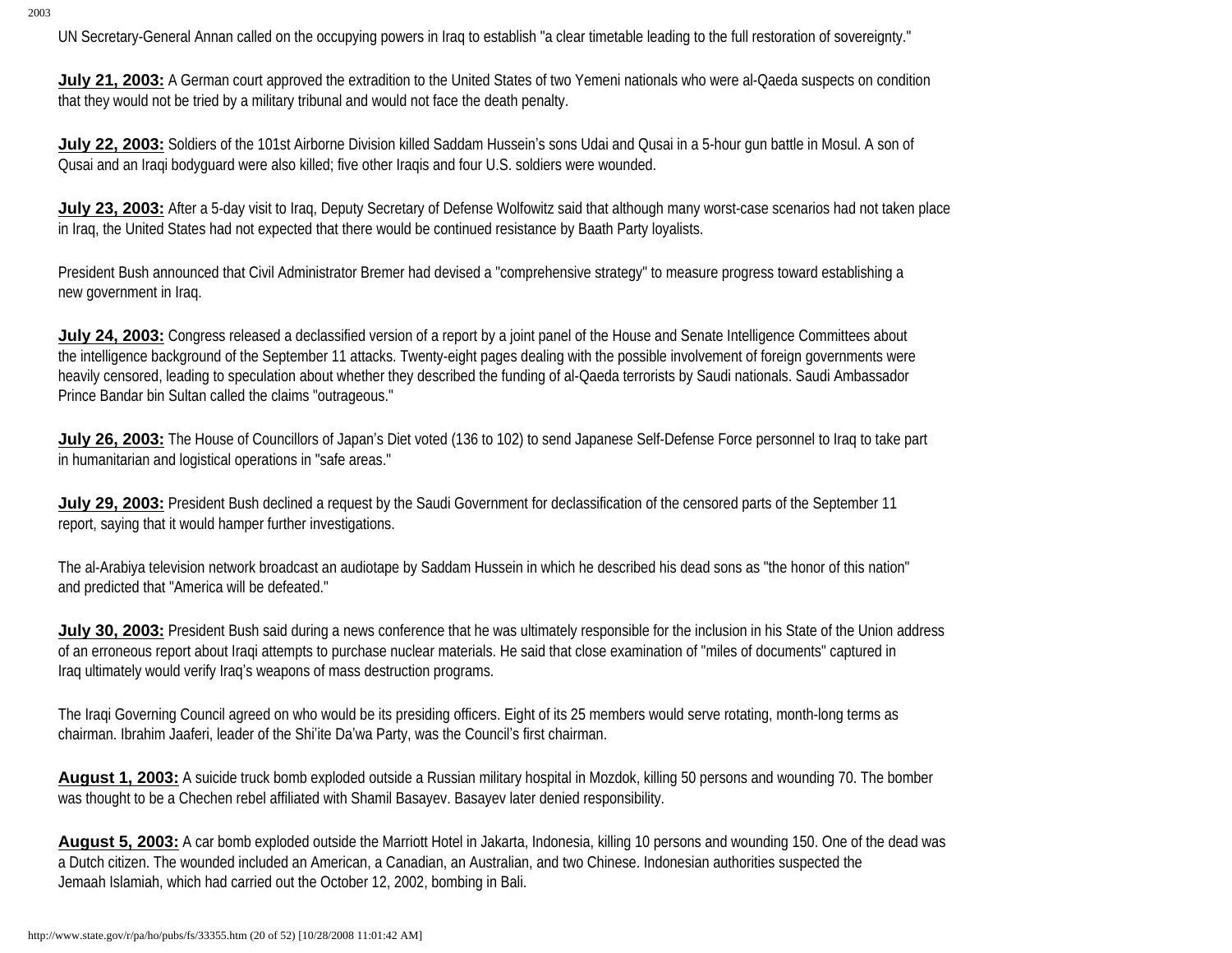UN Secretary-General Annan called on the occupying powers in Iraq to establish "a clear timetable leading to the full restoration of sovereignty."

**July 21, 2003:** A German court approved the extradition to the United States of two Yemeni nationals who were al-Qaeda suspects on condition that they would not be tried by a military tribunal and would not face the death penalty.

**July 22, 2003:** Soldiers of the 101st Airborne Division killed Saddam Hussein's sons Udai and Qusai in a 5-hour gun battle in Mosul. A son of Qusai and an Iraqi bodyguard were also killed; five other Iraqis and four U.S. soldiers were wounded.

**July 23, 2003:** After a 5-day visit to Iraq, Deputy Secretary of Defense Wolfowitz said that although many worst-case scenarios had not taken place in Iraq, the United States had not expected that there would be continued resistance by Baath Party loyalists.

President Bush announced that Civil Administrator Bremer had devised a "comprehensive strategy" to measure progress toward establishing a new government in Iraq.

**July 24, 2003:** Congress released a declassified version of a report by a joint panel of the House and Senate Intelligence Committees about the intelligence background of the September 11 attacks. Twenty-eight pages dealing with the possible involvement of foreign governments were heavily censored, leading to speculation about whether they described the funding of al-Qaeda terrorists by Saudi nationals. Saudi Ambassador Prince Bandar bin Sultan called the claims "outrageous."

**July 26, 2003:** The House of Councillors of Japan's Diet voted (136 to 102) to send Japanese Self-Defense Force personnel to Iraq to take part in humanitarian and logistical operations in "safe areas."

**July 29, 2003:** President Bush declined a request by the Saudi Government for declassification of the censored parts of the September 11 report, saying that it would hamper further investigations.

The al-Arabiya television network broadcast an audiotape by Saddam Hussein in which he described his dead sons as "the honor of this nation" and predicted that "America will be defeated."

**July 30, 2003:** President Bush said during a news conference that he was ultimately responsible for the inclusion in his State of the Union address of an erroneous report about Iraqi attempts to purchase nuclear materials. He said that close examination of "miles of documents" captured in Iraq ultimately would verify Iraq's weapons of mass destruction programs.

The Iraqi Governing Council agreed on who would be its presiding officers. Eight of its 25 members would serve rotating, month-long terms as chairman. Ibrahim Jaaferi, leader of the Shi'ite Da'wa Party, was the Council's first chairman.

**August 1, 2003:** A suicide truck bomb exploded outside a Russian military hospital in Mozdok, killing 50 persons and wounding 70. The bomber was thought to be a Chechen rebel affiliated with Shamil Basayev. Basayev later denied responsibility.

**August 5, 2003:** A car bomb exploded outside the Marriott Hotel in Jakarta, Indonesia, killing 10 persons and wounding 150. One of the dead was a Dutch citizen. The wounded included an American, a Canadian, an Australian, and two Chinese. Indonesian authorities suspected the Jemaah Islamiah, which had carried out the October 12, 2002, bombing in Bali.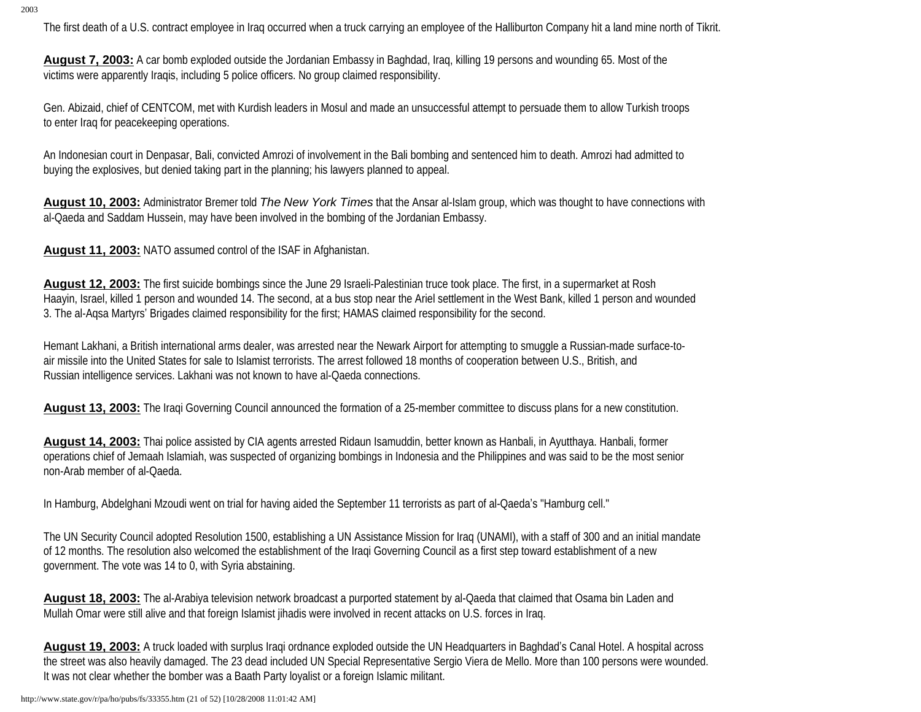The first death of a U.S. contract employee in Iraq occurred when a truck carrying an employee of the Halliburton Company hit a land mine north of Tikrit.

**August 7, 2003:** A car bomb exploded outside the Jordanian Embassy in Baghdad, Iraq, killing 19 persons and wounding 65. Most of the victims were apparently Iraqis, including 5 police officers. No group claimed responsibility.

Gen. Abizaid, chief of CENTCOM, met with Kurdish leaders in Mosul and made an unsuccessful attempt to persuade them to allow Turkish troops to enter Iraq for peacekeeping operations.

An Indonesian court in Denpasar, Bali, convicted Amrozi of involvement in the Bali bombing and sentenced him to death. Amrozi had admitted to buying the explosives, but denied taking part in the planning; his lawyers planned to appeal.

**August 10, 2003:** Administrator Bremer told *The New York Times* that the Ansar al-Islam group, which was thought to have connections with al-Qaeda and Saddam Hussein, may have been involved in the bombing of the Jordanian Embassy.

**August 11, 2003:** NATO assumed control of the ISAF in Afghanistan.

**August 12, 2003:** The first suicide bombings since the June 29 Israeli-Palestinian truce took place. The first, in a supermarket at Rosh Haayin, Israel, killed 1 person and wounded 14. The second, at a bus stop near the Ariel settlement in the West Bank, killed 1 person and wounded 3. The al-Aqsa Martyrs' Brigades claimed responsibility for the first; HAMAS claimed responsibility for the second.

Hemant Lakhani, a British international arms dealer, was arrested near the Newark Airport for attempting to smuggle a Russian-made surface-to-air missile into the United States for sale to Islamist terrorists. The arrest followed 18 months of cooperation between U.S., British, and Russian intelligence services. Lakhani was not known to have al-Qaeda connections.

**August 13, 2003:** The Iraqi Governing Council announced the formation of a 25-member committee to discuss plans for a new constitution.

**August 14, 2003:** Thai police assisted by CIA agents arrested Ridaun Isamuddin, better known as Hanbali, in Ayutthaya. Hanbali, former operations chief of Jemaah Islamiah, was suspected of organizing bombings in Indonesia and the Philippines and was said to be the most senior non-Arab member of al-Qaeda.

In Hamburg, Abdelghani Mzoudi went on trial for having aided the September 11 terrorists as part of al-Qaeda's "Hamburg cell."

The UN Security Council adopted Resolution 1500, establishing a UN Assistance Mission for Iraq (UNAMI), with a staff of 300 and an initial mandate of 12 months. The resolution also welcomed the establishment of the Iraqi Governing Council as a first step toward establishment of a new government. The vote was 14 to 0, with Syria abstaining.

**August 18, 2003:** The al-Arabiya television network broadcast a purported statement by al-Qaeda that claimed that Osama bin Laden and Mullah Omar were still alive and that foreign Islamist jihadis were involved in recent attacks on U.S. forces in Iraq.

**August 19, 2003:** A truck loaded with surplus Iraqi ordnance exploded outside the UN Headquarters in Baghdad's Canal Hotel. A hospital across the street was also heavily damaged. The 23 dead included UN Special Representative Sergio Viera de Mello. More than 100 persons were wounded. It was not clear whether the bomber was a Baath Party loyalist or a foreign Islamic militant.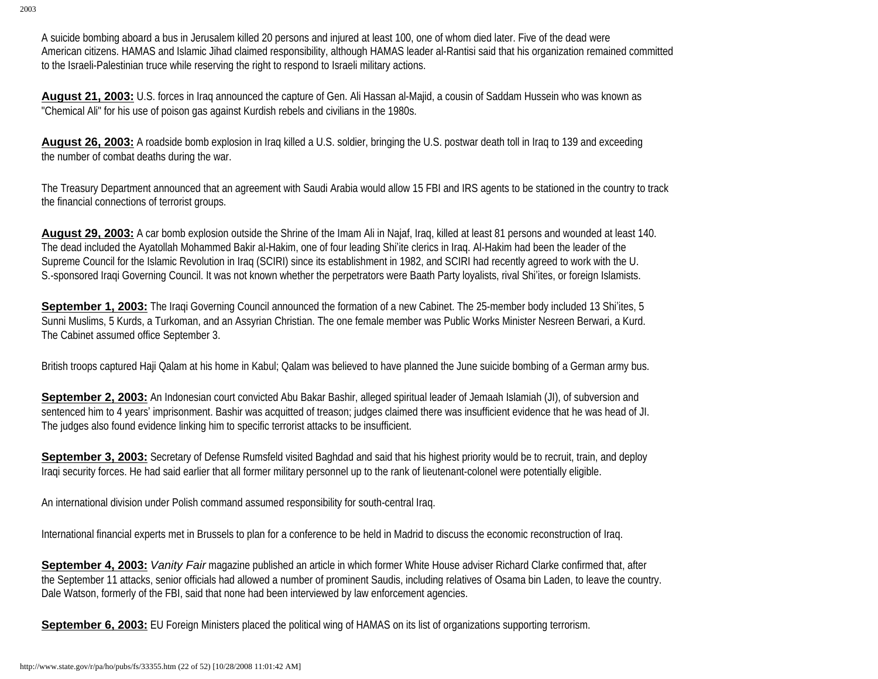A suicide bombing aboard a bus in Jerusalem killed 20 persons and injured at least 100, one of whom died later. Five of the dead were American citizens. HAMAS and Islamic Jihad claimed responsibility, although HAMAS leader al-Rantisi said that his organization remained committed to the Israeli-Palestinian truce while reserving the right to respond to Israeli military actions.

**August 21, 2003:** U.S. forces in Iraq announced the capture of Gen. Ali Hassan al-Majid, a cousin of Saddam Hussein who was known as "Chemical Ali" for his use of poison gas against Kurdish rebels and civilians in the 1980s.

**August 26, 2003:** A roadside bomb explosion in Iraq killed a U.S. soldier, bringing the U.S. postwar death toll in Iraq to 139 and exceeding the number of combat deaths during the war.

The Treasury Department announced that an agreement with Saudi Arabia would allow 15 FBI and IRS agents to be stationed in the country to track the financial connections of terrorist groups.

**August 29, 2003:** A car bomb explosion outside the Shrine of the Imam Ali in Najaf, Iraq, killed at least 81 persons and wounded at least 140. The dead included the Ayatollah Mohammed Bakir al-Hakim, one of four leading Shi'ite clerics in Iraq. Al-Hakim had been the leader of the Supreme Council for the Islamic Revolution in Iraq (SCIRI) since its establishment in 1982, and SCIRI had recently agreed to work with the U.S.-sponsored Iraqi Governing Council. It was not known whether the perpetrators were Baath Party loyalists, rival Shi'ites, or foreign Islamists.

**September 1, 2003:** The Iraqi Governing Council announced the formation of a new Cabinet. The 25-member body included 13 Shi'ites, 5 Sunni Muslims, 5 Kurds, a Turkoman, and an Assyrian Christian. The one female member was Public Works Minister Nesreen Berwari, a Kurd. The Cabinet assumed office September 3.

British troops captured Haji Qalam at his home in Kabul; Qalam was believed to have planned the June suicide bombing of a German army bus.

**September 2, 2003:** An Indonesian court convicted Abu Bakar Bashir, alleged spiritual leader of Jemaah Islamiah (JI), of subversion and sentenced him to 4 years' imprisonment. Bashir was acquitted of treason; judges claimed there was insufficient evidence that he was head of JI. The judges also found evidence linking him to specific terrorist attacks to be insufficient.

**September 3, 2003:** Secretary of Defense Rumsfeld visited Baghdad and said that his highest priority would be to recruit, train, and deploy Iraqi security forces. He had said earlier that all former military personnel up to the rank of lieutenant-colonel were potentially eligible.

An international division under Polish command assumed responsibility for south-central Iraq.

International financial experts met in Brussels to plan for a conference to be held in Madrid to discuss the economic reconstruction of Iraq.

**September 4, 2003:** *Vanity Fair* magazine published an article in which former White House adviser Richard Clarke confirmed that, after the September 11 attacks, senior officials had allowed a number of prominent Saudis, including relatives of Osama bin Laden, to leave the country. Dale Watson, formerly of the FBI, said that none had been interviewed by law enforcement agencies.

**September 6, 2003:** EU Foreign Ministers placed the political wing of HAMAS on its list of organizations supporting terrorism.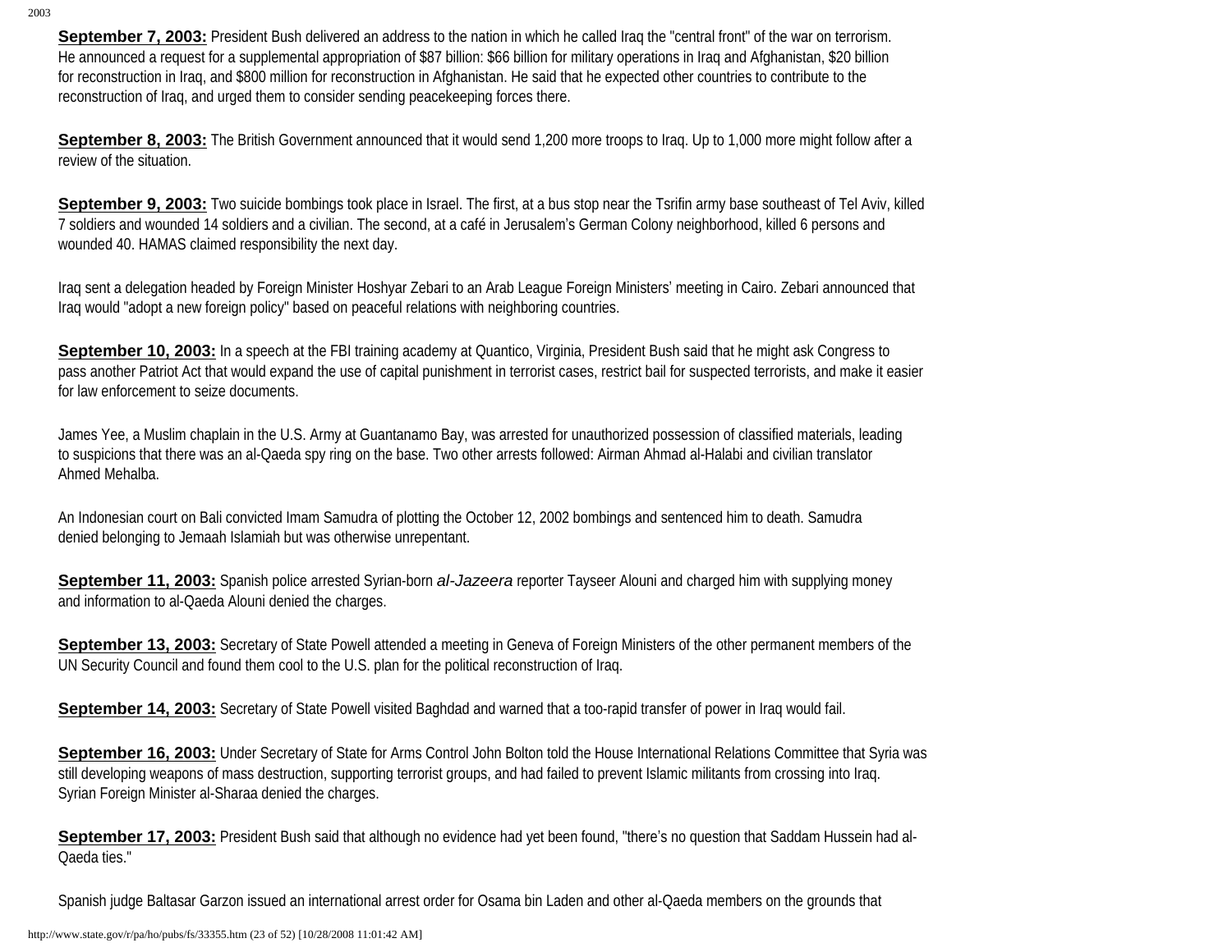**September 7, 2003:** President Bush delivered an address to the nation in which he called Iraq the "central front" of the war on terrorism. He announced a request for a supplemental appropriation of $87 billion: $66 billion for military operations in Iraq and Afghanistan, $20 billion for reconstruction in Iraq, and $800 million for reconstruction in Afghanistan. He said that he expected other countries to contribute to the reconstruction of Iraq, and urged them to consider sending peacekeeping forces there.

**September 8, 2003:** The British Government announced that it would send 1,200 more troops to Iraq. Up to 1,000 more might follow after a review of the situation.

**September 9, 2003:** Two suicide bombings took place in Israel. The first, at a bus stop near the Tsrifin army base southeast of Tel Aviv, killed 7 soldiers and wounded 14 soldiers and a civilian. The second, at a café in Jerusalem's German Colony neighborhood, killed 6 persons and wounded 40. HAMAS claimed responsibility the next day.

Iraq sent a delegation headed by Foreign Minister Hoshyar Zebari to an Arab League Foreign Ministers' meeting in Cairo. Zebari announced that Iraq would "adopt a new foreign policy" based on peaceful relations with neighboring countries.

**September 10, 2003:** In a speech at the FBI training academy at Quantico, Virginia, President Bush said that he might ask Congress to pass another Patriot Act that would expand the use of capital punishment in terrorist cases, restrict bail for suspected terrorists, and make it easier for law enforcement to seize documents.

James Yee, a Muslim chaplain in the U.S. Army at Guantanamo Bay, was arrested for unauthorized possession of classified materials, leading to suspicions that there was an al-Qaeda spy ring on the base. Two other arrests followed: Airman Ahmad al-Halabi and civilian translator Ahmed Mehalba.

An Indonesian court on Bali convicted Imam Samudra of plotting the October 12, 2002 bombings and sentenced him to death. Samudra denied belonging to Jemaah Islamiah but was otherwise unrepentant.

**September 11, 2003:** Spanish police arrested Syrian-born *al-Jazeera* reporter Tayseer Alouni and charged him with supplying money and information to al-Qaeda Alouni denied the charges.

**September 13, 2003:** Secretary of State Powell attended a meeting in Geneva of Foreign Ministers of the other permanent members of the UN Security Council and found them cool to the U.S. plan for the political reconstruction of Iraq.

**September 14, 2003:** Secretary of State Powell visited Baghdad and warned that a too-rapid transfer of power in Iraq would fail.

**September 16, 2003:** Under Secretary of State for Arms Control John Bolton told the House International Relations Committee that Syria was still developing weapons of mass destruction, supporting terrorist groups, and had failed to prevent Islamic militants from crossing into Iraq. Syrian Foreign Minister al-Sharaa denied the charges.

**September 17, 2003:** President Bush said that although no evidence had yet been found, "there's no question that Saddam Hussein had al-Qaeda ties."

Spanish judge Baltasar Garzon issued an international arrest order for Osama bin Laden and other al-Qaeda members on the grounds that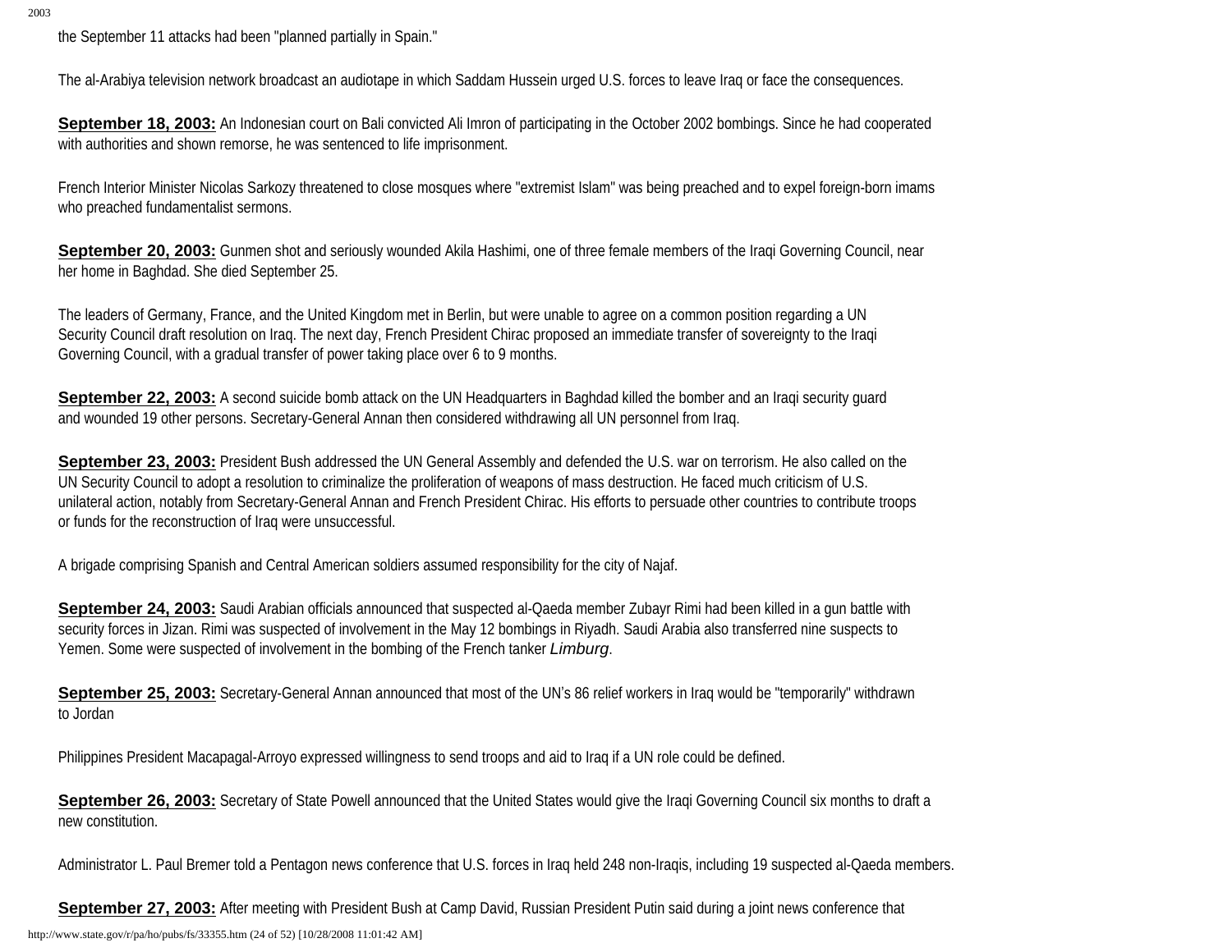the September 11 attacks had been "planned partially in Spain."

The al-Arabiya television network broadcast an audiotape in which Saddam Hussein urged U.S. forces to leave Iraq or face the consequences.

**September 18, 2003:** An Indonesian court on Bali convicted Ali Imron of participating in the October 2002 bombings. Since he had cooperated with authorities and shown remorse, he was sentenced to life imprisonment.

French Interior Minister Nicolas Sarkozy threatened to close mosques where "extremist Islam" was being preached and to expel foreign-born imams who preached fundamentalist sermons.

**September 20, 2003:** Gunmen shot and seriously wounded Akila Hashimi, one of three female members of the Iraqi Governing Council, near her home in Baghdad. She died September 25.

The leaders of Germany, France, and the United Kingdom met in Berlin, but were unable to agree on a common position regarding a UN Security Council draft resolution on Iraq. The next day, French President Chirac proposed an immediate transfer of sovereignty to the Iraqi Governing Council, with a gradual transfer of power taking place over 6 to 9 months.

**September 22, 2003:** A second suicide bomb attack on the UN Headquarters in Baghdad killed the bomber and an Iraqi security guard and wounded 19 other persons. Secretary-General Annan then considered withdrawing all UN personnel from Iraq.

**September 23, 2003:** President Bush addressed the UN General Assembly and defended the U.S. war on terrorism. He also called on the UN Security Council to adopt a resolution to criminalize the proliferation of weapons of mass destruction. He faced much criticism of U.S. unilateral action, notably from Secretary-General Annan and French President Chirac. His efforts to persuade other countries to contribute troops or funds for the reconstruction of Iraq were unsuccessful.

A brigade comprising Spanish and Central American soldiers assumed responsibility for the city of Najaf.

**September 24, 2003:** Saudi Arabian officials announced that suspected al-Qaeda member Zubayr Rimi had been killed in a gun battle with security forces in Jizan. Rimi was suspected of involvement in the May 12 bombings in Riyadh. Saudi Arabia also transferred nine suspects to Yemen. Some were suspected of involvement in the bombing of the French tanker *Limburg*.

**September 25, 2003:** Secretary-General Annan announced that most of the UN's 86 relief workers in Iraq would be "temporarily" withdrawn to Jordan

Philippines President Macapagal-Arroyo expressed willingness to send troops and aid to Iraq if a UN role could be defined.

**September 26, 2003:** Secretary of State Powell announced that the United States would give the Iraqi Governing Council six months to draft a new constitution.

Administrator L. Paul Bremer told a Pentagon news conference that U.S. forces in Iraq held 248 non-Iraqis, including 19 suspected al-Qaeda members.

**September 27, 2003:** After meeting with President Bush at Camp David, Russian President Putin said during a joint news conference that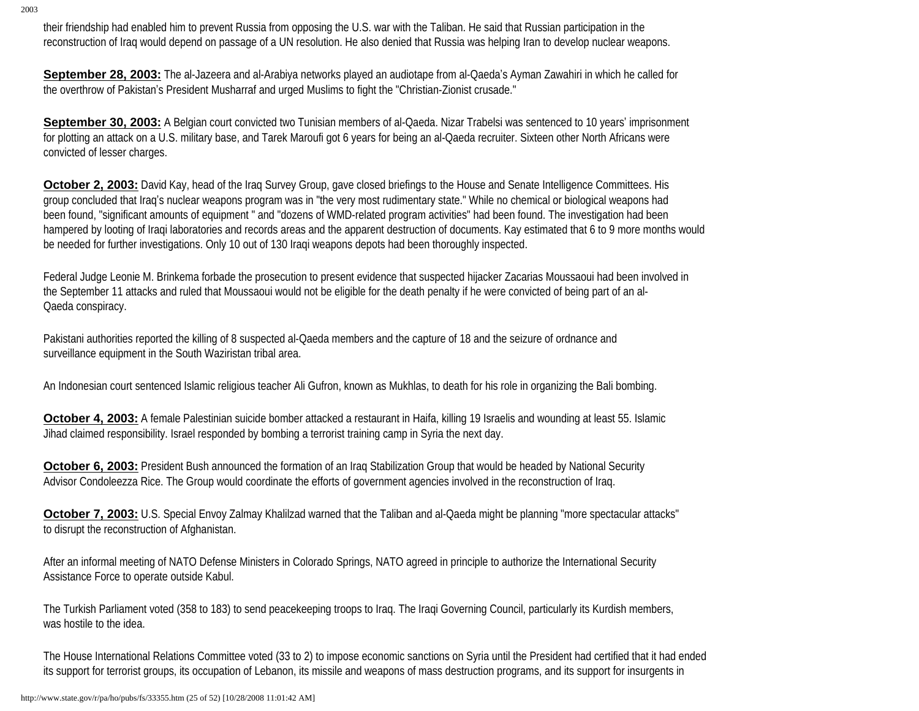their friendship had enabled him to prevent Russia from opposing the U.S. war with the Taliban. He said that Russian participation in the reconstruction of Iraq would depend on passage of a UN resolution. He also denied that Russia was helping Iran to develop nuclear weapons.

**September 28, 2003:** The al-Jazeera and al-Arabiya networks played an audiotape from al-Qaeda's Ayman Zawahiri in which he called for the overthrow of Pakistan's President Musharraf and urged Muslims to fight the "Christian-Zionist crusade."

**September 30, 2003:** A Belgian court convicted two Tunisian members of al-Qaeda. Nizar Trabelsi was sentenced to 10 years' imprisonment for plotting an attack on a U.S. military base, and Tarek Maroufi got 6 years for being an al-Qaeda recruiter. Sixteen other North Africans were convicted of lesser charges.

**October 2, 2003:** David Kay, head of the Iraq Survey Group, gave closed briefings to the House and Senate Intelligence Committees. His group concluded that Iraq's nuclear weapons program was in "the very most rudimentary state." While no chemical or biological weapons had been found, "significant amounts of equipment " and "dozens of WMD-related program activities" had been found. The investigation had been hampered by looting of Iraqi laboratories and records areas and the apparent destruction of documents. Kay estimated that 6 to 9 more months would be needed for further investigations. Only 10 out of 130 Iraqi weapons depots had been thoroughly inspected.

Federal Judge Leonie M. Brinkema forbade the prosecution to present evidence that suspected hijacker Zacarias Moussaoui had been involved in the September 11 attacks and ruled that Moussaoui would not be eligible for the death penalty if he were convicted of being part of an al-Qaeda conspiracy.

Pakistani authorities reported the killing of 8 suspected al-Qaeda members and the capture of 18 and the seizure of ordnance and surveillance equipment in the South Waziristan tribal area.

An Indonesian court sentenced Islamic religious teacher Ali Gufron, known as Mukhlas, to death for his role in organizing the Bali bombing.

**October 4, 2003:** A female Palestinian suicide bomber attacked a restaurant in Haifa, killing 19 Israelis and wounding at least 55. Islamic Jihad claimed responsibility. Israel responded by bombing a terrorist training camp in Syria the next day.

**October 6, 2003:** President Bush announced the formation of an Iraq Stabilization Group that would be headed by National Security Advisor Condoleezza Rice. The Group would coordinate the efforts of government agencies involved in the reconstruction of Iraq.

**October 7, 2003:** U.S. Special Envoy Zalmay Khalilzad warned that the Taliban and al-Qaeda might be planning "more spectacular attacks" to disrupt the reconstruction of Afghanistan.

After an informal meeting of NATO Defense Ministers in Colorado Springs, NATO agreed in principle to authorize the International Security Assistance Force to operate outside Kabul.

The Turkish Parliament voted (358 to 183) to send peacekeeping troops to Iraq. The Iraqi Governing Council, particularly its Kurdish members, was hostile to the idea.

The House International Relations Committee voted (33 to 2) to impose economic sanctions on Syria until the President had certified that it had ended its support for terrorist groups, its occupation of Lebanon, its missile and weapons of mass destruction programs, and its support for insurgents in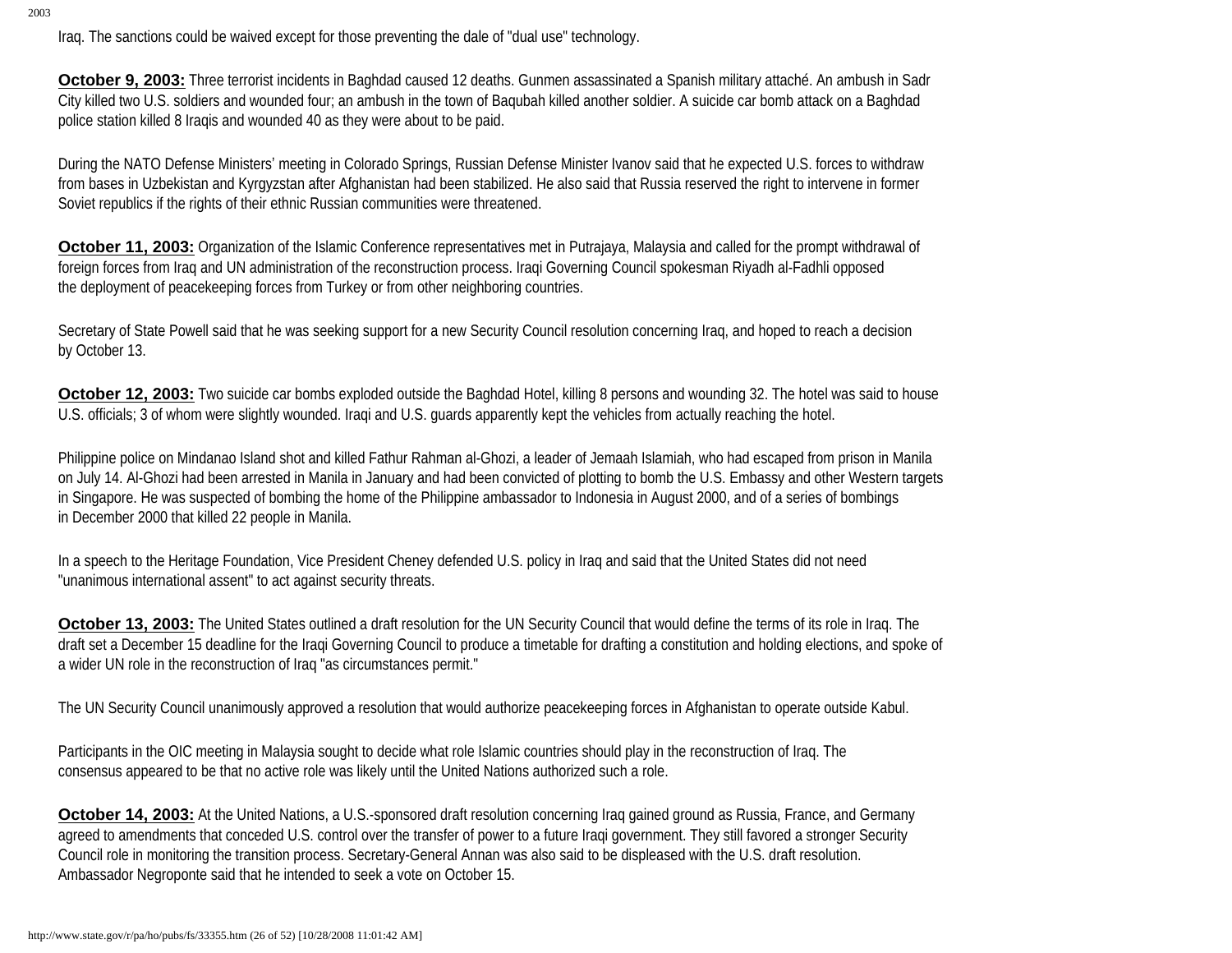Iraq. The sanctions could be waived except for those preventing the dale of "dual use" technology.

**October 9, 2003:** Three terrorist incidents in Baghdad caused 12 deaths. Gunmen assassinated a Spanish military attaché. An ambush in Sadr City killed two U.S. soldiers and wounded four; an ambush in the town of Baqubah killed another soldier. A suicide car bomb attack on a Baghdad police station killed 8 Iraqis and wounded 40 as they were about to be paid.

During the NATO Defense Ministers' meeting in Colorado Springs, Russian Defense Minister Ivanov said that he expected U.S. forces to withdraw from bases in Uzbekistan and Kyrgyzstan after Afghanistan had been stabilized. He also said that Russia reserved the right to intervene in former Soviet republics if the rights of their ethnic Russian communities were threatened.

**October 11, 2003:** Organization of the Islamic Conference representatives met in Putrajaya, Malaysia and called for the prompt withdrawal of foreign forces from Iraq and UN administration of the reconstruction process. Iraqi Governing Council spokesman Riyadh al-Fadhli opposed the deployment of peacekeeping forces from Turkey or from other neighboring countries.

Secretary of State Powell said that he was seeking support for a new Security Council resolution concerning Iraq, and hoped to reach a decision by October 13.

**October 12, 2003:** Two suicide car bombs exploded outside the Baghdad Hotel, killing 8 persons and wounding 32. The hotel was said to house U.S. officials; 3 of whom were slightly wounded. Iraqi and U.S. guards apparently kept the vehicles from actually reaching the hotel.

Philippine police on Mindanao Island shot and killed Fathur Rahman al-Ghozi, a leader of Jemaah Islamiah, who had escaped from prison in Manila on July 14. Al-Ghozi had been arrested in Manila in January and had been convicted of plotting to bomb the U.S. Embassy and other Western targets in Singapore. He was suspected of bombing the home of the Philippine ambassador to Indonesia in August 2000, and of a series of bombings in December 2000 that killed 22 people in Manila.

In a speech to the Heritage Foundation, Vice President Cheney defended U.S. policy in Iraq and said that the United States did not need "unanimous international assent" to act against security threats.

**October 13, 2003:** The United States outlined a draft resolution for the UN Security Council that would define the terms of its role in Iraq. The draft set a December 15 deadline for the Iraqi Governing Council to produce a timetable for drafting a constitution and holding elections, and spoke of a wider UN role in the reconstruction of Iraq "as circumstances permit."

The UN Security Council unanimously approved a resolution that would authorize peacekeeping forces in Afghanistan to operate outside Kabul.

Participants in the OIC meeting in Malaysia sought to decide what role Islamic countries should play in the reconstruction of Iraq. The consensus appeared to be that no active role was likely until the United Nations authorized such a role.

**October 14, 2003:** At the United Nations, a U.S.-sponsored draft resolution concerning Iraq gained ground as Russia, France, and Germany agreed to amendments that conceded U.S. control over the transfer of power to a future Iraqi government. They still favored a stronger Security Council role in monitoring the transition process. Secretary-General Annan was also said to be displeased with the U.S. draft resolution. Ambassador Negroponte said that he intended to seek a vote on October 15.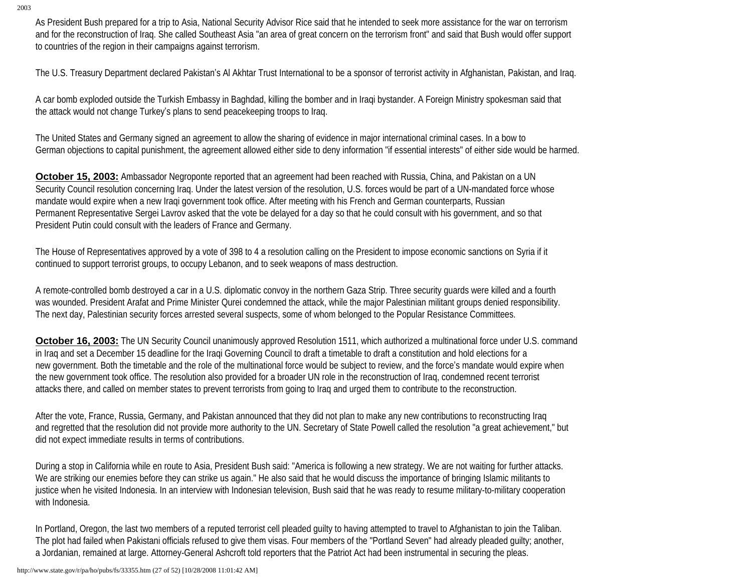As President Bush prepared for a trip to Asia, National Security Advisor Rice said that he intended to seek more assistance for the war on terrorism and for the reconstruction of Iraq. She called Southeast Asia "an area of great concern on the terrorism front" and said that Bush would offer support to countries of the region in their campaigns against terrorism.

The U.S. Treasury Department declared Pakistan's Al Akhtar Trust International to be a sponsor of terrorist activity in Afghanistan, Pakistan, and Iraq.

A car bomb exploded outside the Turkish Embassy in Baghdad, killing the bomber and in Iraqi bystander. A Foreign Ministry spokesman said that the attack would not change Turkey's plans to send peacekeeping troops to Iraq.

The United States and Germany signed an agreement to allow the sharing of evidence in major international criminal cases. In a bow to German objections to capital punishment, the agreement allowed either side to deny information "if essential interests" of either side would be harmed.

**October 15, 2003:** Ambassador Negroponte reported that an agreement had been reached with Russia, China, and Pakistan on a UN Security Council resolution concerning Iraq. Under the latest version of the resolution, U.S. forces would be part of a UN-mandated force whose mandate would expire when a new Iraqi government took office. After meeting with his French and German counterparts, Russian Permanent Representative Sergei Lavrov asked that the vote be delayed for a day so that he could consult with his government, and so that President Putin could consult with the leaders of France and Germany.

The House of Representatives approved by a vote of 398 to 4 a resolution calling on the President to impose economic sanctions on Syria if it continued to support terrorist groups, to occupy Lebanon, and to seek weapons of mass destruction.

A remote-controlled bomb destroyed a car in a U.S. diplomatic convoy in the northern Gaza Strip. Three security guards were killed and a fourth was wounded. President Arafat and Prime Minister Qurei condemned the attack, while the major Palestinian militant groups denied responsibility. The next day, Palestinian security forces arrested several suspects, some of whom belonged to the Popular Resistance Committees.

**October 16, 2003:** The UN Security Council unanimously approved Resolution 1511, which authorized a multinational force under U.S. command in Iraq and set a December 15 deadline for the Iraqi Governing Council to draft a timetable to draft a constitution and hold elections for a new government. Both the timetable and the role of the multinational force would be subject to review, and the force's mandate would expire when the new government took office. The resolution also provided for a broader UN role in the reconstruction of Iraq, condemned recent terrorist attacks there, and called on member states to prevent terrorists from going to Iraq and urged them to contribute to the reconstruction.

After the vote, France, Russia, Germany, and Pakistan announced that they did not plan to make any new contributions to reconstructing Iraq and regretted that the resolution did not provide more authority to the UN. Secretary of State Powell called the resolution "a great achievement," but did not expect immediate results in terms of contributions.

During a stop in California while en route to Asia, President Bush said: "America is following a new strategy. We are not waiting for further attacks. We are striking our enemies before they can strike us again." He also said that he would discuss the importance of bringing Islamic militants to justice when he visited Indonesia. In an interview with Indonesian television, Bush said that he was ready to resume military-to-military cooperation with Indonesia.

In Portland, Oregon, the last two members of a reputed terrorist cell pleaded guilty to having attempted to travel to Afghanistan to join the Taliban. The plot had failed when Pakistani officials refused to give them visas. Four members of the "Portland Seven" had already pleaded guilty; another, a Jordanian, remained at large. Attorney-General Ashcroft told reporters that the Patriot Act had been instrumental in securing the pleas.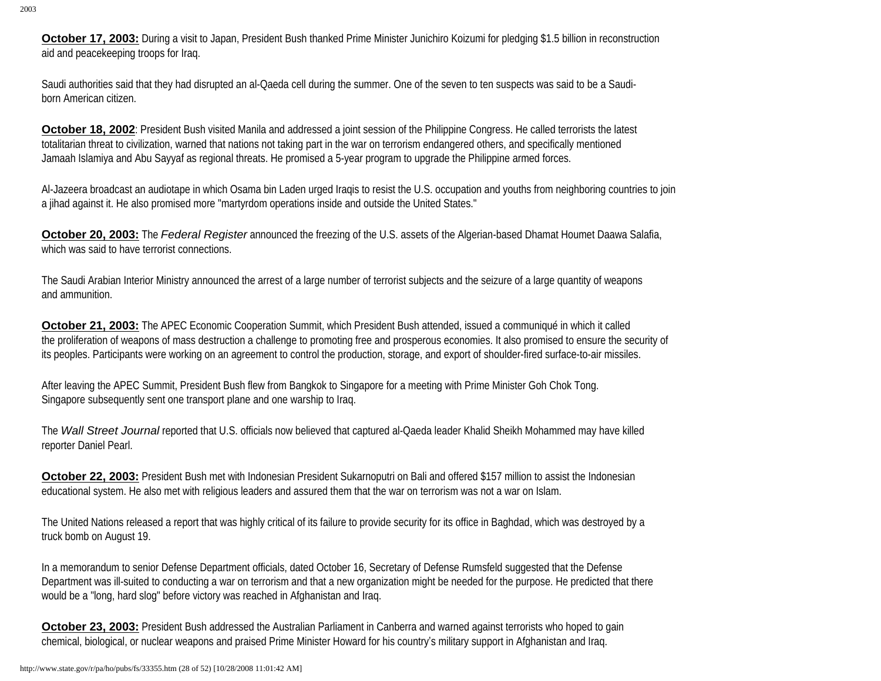**October 17, 2003:** During a visit to Japan, President Bush thanked Prime Minister Junichiro Koizumi for pledging $1.5 billion in reconstruction aid and peacekeeping troops for Iraq.

Saudi authorities said that they had disrupted an al-Qaeda cell during the summer. One of the seven to ten suspects was said to be a Saudi-born American citizen.

**October 18, 2002**: President Bush visited Manila and addressed a joint session of the Philippine Congress. He called terrorists the latest totalitarian threat to civilization, warned that nations not taking part in the war on terrorism endangered others, and specifically mentioned Jamaah Islamiya and Abu Sayyaf as regional threats. He promised a 5-year program to upgrade the Philippine armed forces.

Al-Jazeera broadcast an audiotape in which Osama bin Laden urged Iraqis to resist the U.S. occupation and youths from neighboring countries to join a jihad against it. He also promised more "martyrdom operations inside and outside the United States."

**October 20, 2003:** The *Federal Register* announced the freezing of the U.S. assets of the Algerian-based Dhamat Houmet Daawa Salafia, which was said to have terrorist connections.

The Saudi Arabian Interior Ministry announced the arrest of a large number of terrorist subjects and the seizure of a large quantity of weapons and ammunition.

**October 21, 2003:** The APEC Economic Cooperation Summit, which President Bush attended, issued a communiqué in which it called the proliferation of weapons of mass destruction a challenge to promoting free and prosperous economies. It also promised to ensure the security of its peoples. Participants were working on an agreement to control the production, storage, and export of shoulder-fired surface-to-air missiles.

After leaving the APEC Summit, President Bush flew from Bangkok to Singapore for a meeting with Prime Minister Goh Chok Tong. Singapore subsequently sent one transport plane and one warship to Iraq.

The *Wall Street Journal* reported that U.S. officials now believed that captured al-Qaeda leader Khalid Sheikh Mohammed may have killed reporter Daniel Pearl.

**October 22, 2003:** President Bush met with Indonesian President Sukarnoputri on Bali and offered $157 million to assist the Indonesian educational system. He also met with religious leaders and assured them that the war on terrorism was not a war on Islam.

The United Nations released a report that was highly critical of its failure to provide security for its office in Baghdad, which was destroyed by a truck bomb on August 19.

In a memorandum to senior Defense Department officials, dated October 16, Secretary of Defense Rumsfeld suggested that the Defense Department was ill-suited to conducting a war on terrorism and that a new organization might be needed for the purpose. He predicted that there would be a "long, hard slog" before victory was reached in Afghanistan and Iraq.

**October 23, 2003:** President Bush addressed the Australian Parliament in Canberra and warned against terrorists who hoped to gain chemical, biological, or nuclear weapons and praised Prime Minister Howard for his country's military support in Afghanistan and Iraq.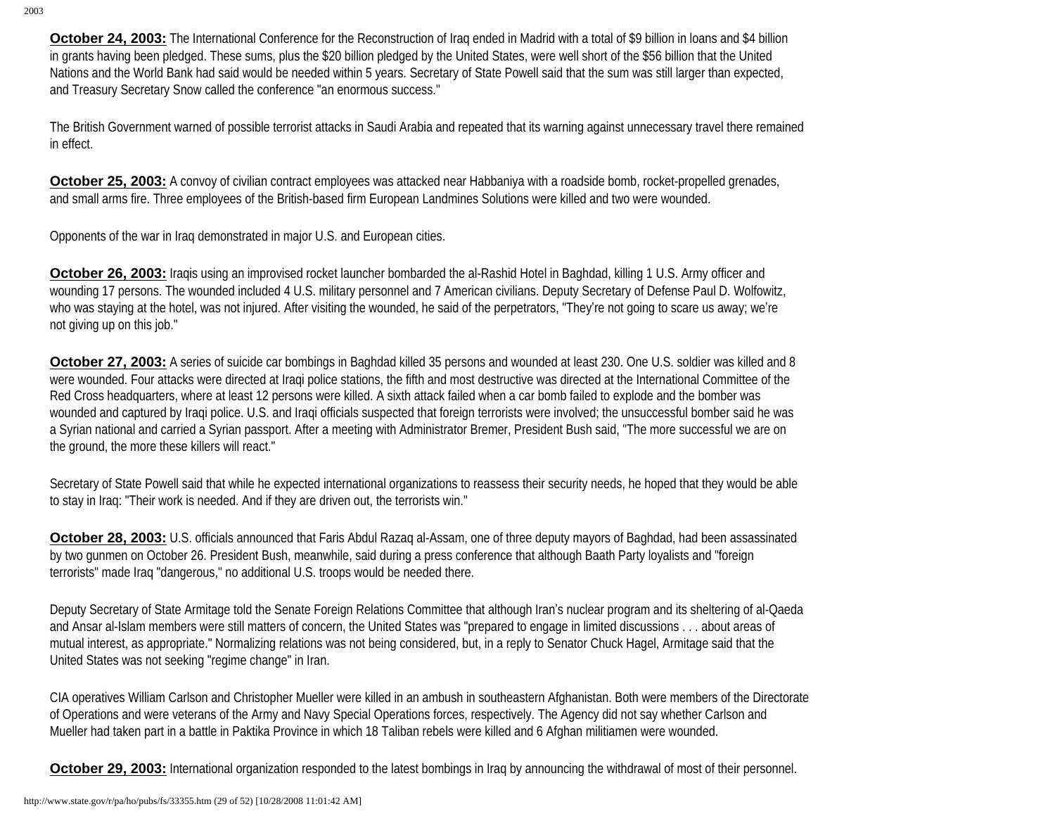**October 24, 2003:** The International Conference for the Reconstruction of Iraq ended in Madrid with a total of $9 billion in loans and $4 billion in grants having been pledged. These sums, plus the $20 billion pledged by the United States, were well short of the $56 billion that the United Nations and the World Bank had said would be needed within 5 years. Secretary of State Powell said that the sum was still larger than expected, and Treasury Secretary Snow called the conference "an enormous success."

The British Government warned of possible terrorist attacks in Saudi Arabia and repeated that its warning against unnecessary travel there remained in effect.

**October 25, 2003:** A convoy of civilian contract employees was attacked near Habbaniya with a roadside bomb, rocket-propelled grenades, and small arms fire. Three employees of the British-based firm European Landmines Solutions were killed and two were wounded.

Opponents of the war in Iraq demonstrated in major U.S. and European cities.

**October 26, 2003:** Iraqis using an improvised rocket launcher bombarded the al-Rashid Hotel in Baghdad, killing 1 U.S. Army officer and wounding 17 persons. The wounded included 4 U.S. military personnel and 7 American civilians. Deputy Secretary of Defense Paul D. Wolfowitz, who was staying at the hotel, was not injured. After visiting the wounded, he said of the perpetrators, "They're not going to scare us away; we're not giving up on this job."

**October 27, 2003:** A series of suicide car bombings in Baghdad killed 35 persons and wounded at least 230. One U.S. soldier was killed and 8 were wounded. Four attacks were directed at Iraqi police stations, the fifth and most destructive was directed at the International Committee of the Red Cross headquarters, where at least 12 persons were killed. A sixth attack failed when a car bomb failed to explode and the bomber was wounded and captured by Iraqi police. U.S. and Iraqi officials suspected that foreign terrorists were involved; the unsuccessful bomber said he was a Syrian national and carried a Syrian passport. After a meeting with Administrator Bremer, President Bush said, "The more successful we are on the ground, the more these killers will react."

Secretary of State Powell said that while he expected international organizations to reassess their security needs, he hoped that they would be able to stay in Iraq: "Their work is needed. And if they are driven out, the terrorists win."

**October 28, 2003:** U.S. officials announced that Faris Abdul Razaq al-Assam, one of three deputy mayors of Baghdad, had been assassinated by two gunmen on October 26. President Bush, meanwhile, said during a press conference that although Baath Party loyalists and "foreign terrorists" made Iraq "dangerous," no additional U.S. troops would be needed there.

Deputy Secretary of State Armitage told the Senate Foreign Relations Committee that although Iran's nuclear program and its sheltering of al-Qaeda and Ansar al-Islam members were still matters of concern, the United States was "prepared to engage in limited discussions . . . about areas of mutual interest, as appropriate." Normalizing relations was not being considered, but, in a reply to Senator Chuck Hagel, Armitage said that the United States was not seeking "regime change" in Iran.

CIA operatives William Carlson and Christopher Mueller were killed in an ambush in southeastern Afghanistan. Both were members of the Directorate of Operations and were veterans of the Army and Navy Special Operations forces, respectively. The Agency did not say whether Carlson and Mueller had taken part in a battle in Paktika Province in which 18 Taliban rebels were killed and 6 Afghan militiamen were wounded.

**October 29, 2003:** International organization responded to the latest bombings in Iraq by announcing the withdrawal of most of their personnel.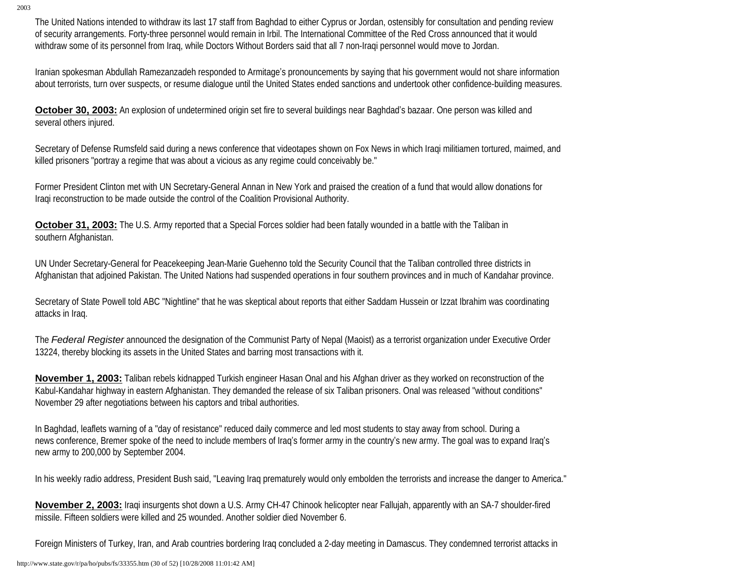The United Nations intended to withdraw its last 17 staff from Baghdad to either Cyprus or Jordan, ostensibly for consultation and pending review of security arrangements. Forty-three personnel would remain in Irbil. The International Committee of the Red Cross announced that it would withdraw some of its personnel from Iraq, while Doctors Without Borders said that all 7 non-Iraqi personnel would move to Jordan.

Iranian spokesman Abdullah Ramezanzadeh responded to Armitage's pronouncements by saying that his government would not share information about terrorists, turn over suspects, or resume dialogue until the United States ended sanctions and undertook other confidence-building measures.

**October 30, 2003:** An explosion of undetermined origin set fire to several buildings near Baghdad's bazaar. One person was killed and several others injured.

Secretary of Defense Rumsfeld said during a news conference that videotapes shown on Fox News in which Iraqi militiamen tortured, maimed, and killed prisoners "portray a regime that was about a vicious as any regime could conceivably be."

Former President Clinton met with UN Secretary-General Annan in New York and praised the creation of a fund that would allow donations for Iraqi reconstruction to be made outside the control of the Coalition Provisional Authority.

**October 31, 2003:** The U.S. Army reported that a Special Forces soldier had been fatally wounded in a battle with the Taliban in southern Afghanistan.

UN Under Secretary-General for Peacekeeping Jean-Marie Guehenno told the Security Council that the Taliban controlled three districts in Afghanistan that adjoined Pakistan. The United Nations had suspended operations in four southern provinces and in much of Kandahar province.

Secretary of State Powell told ABC "Nightline" that he was skeptical about reports that either Saddam Hussein or Izzat Ibrahim was coordinating attacks in Iraq.

The *Federal Register* announced the designation of the Communist Party of Nepal (Maoist) as a terrorist organization under Executive Order 13224, thereby blocking its assets in the United States and barring most transactions with it.

**November 1, 2003:** Taliban rebels kidnapped Turkish engineer Hasan Onal and his Afghan driver as they worked on reconstruction of the Kabul-Kandahar highway in eastern Afghanistan. They demanded the release of six Taliban prisoners. Onal was released "without conditions" November 29 after negotiations between his captors and tribal authorities.

In Baghdad, leaflets warning of a "day of resistance" reduced daily commerce and led most students to stay away from school. During a news conference, Bremer spoke of the need to include members of Iraq's former army in the country's new army. The goal was to expand Iraq's new army to 200,000 by September 2004.

In his weekly radio address, President Bush said, "Leaving Iraq prematurely would only embolden the terrorists and increase the danger to America."

**November 2, 2003:** Iraqi insurgents shot down a U.S. Army CH-47 Chinook helicopter near Fallujah, apparently with an SA-7 shoulder-fired missile. Fifteen soldiers were killed and 25 wounded. Another soldier died November 6.

Foreign Ministers of Turkey, Iran, and Arab countries bordering Iraq concluded a 2-day meeting in Damascus. They condemned terrorist attacks in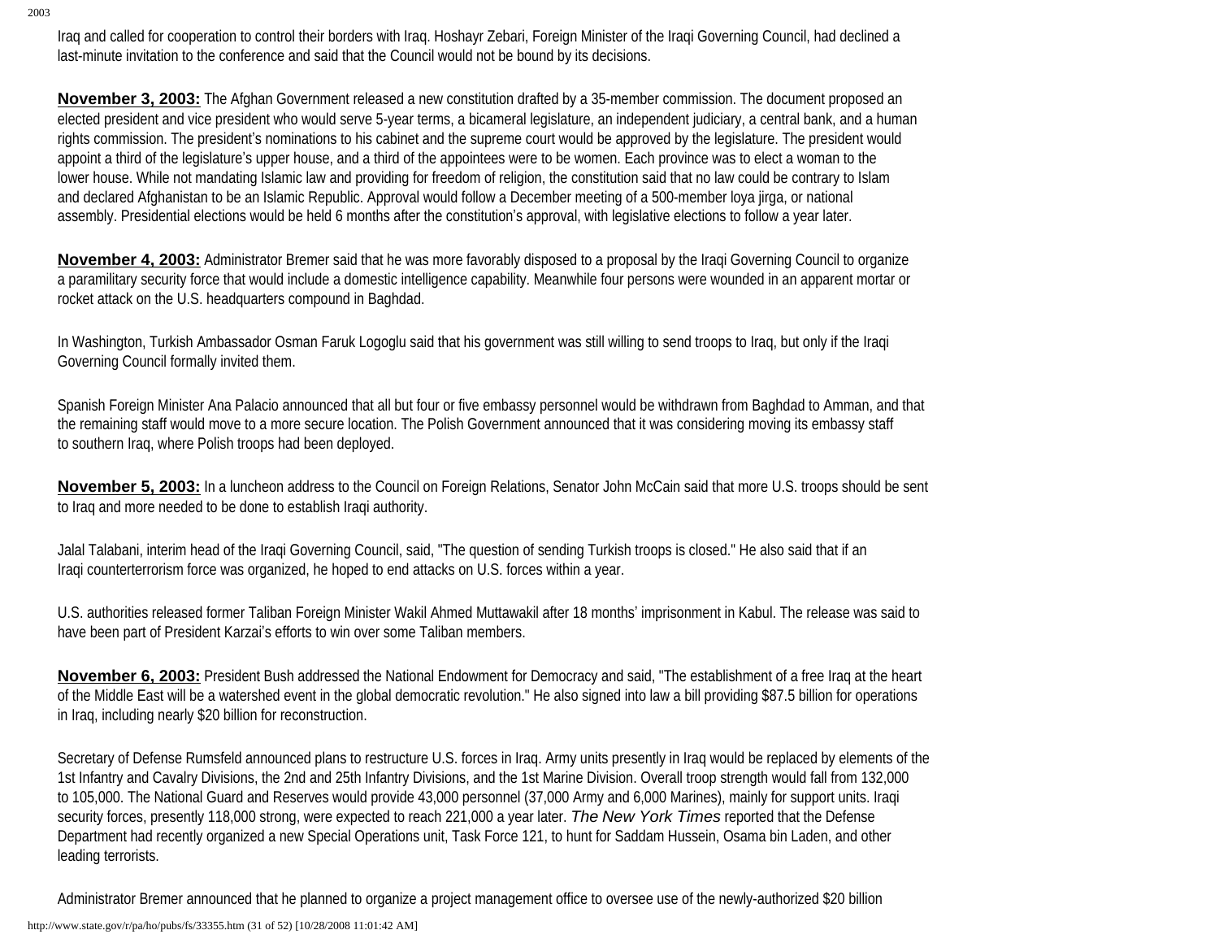Iraq and called for cooperation to control their borders with Iraq. Hoshayr Zebari, Foreign Minister of the Iraqi Governing Council, had declined a last-minute invitation to the conference and said that the Council would not be bound by its decisions.

**November 3, 2003:** The Afghan Government released a new constitution drafted by a 35-member commission. The document proposed an elected president and vice president who would serve 5-year terms, a bicameral legislature, an independent judiciary, a central bank, and a human rights commission. The president's nominations to his cabinet and the supreme court would be approved by the legislature. The president would appoint a third of the legislature's upper house, and a third of the appointees were to be women. Each province was to elect a woman to the lower house. While not mandating Islamic law and providing for freedom of religion, the constitution said that no law could be contrary to Islam and declared Afghanistan to be an Islamic Republic. Approval would follow a December meeting of a 500-member loya jirga, or national assembly. Presidential elections would be held 6 months after the constitution's approval, with legislative elections to follow a year later.

**November 4, 2003:** Administrator Bremer said that he was more favorably disposed to a proposal by the Iraqi Governing Council to organize a paramilitary security force that would include a domestic intelligence capability. Meanwhile four persons were wounded in an apparent mortar or rocket attack on the U.S. headquarters compound in Baghdad.

In Washington, Turkish Ambassador Osman Faruk Logoglu said that his government was still willing to send troops to Iraq, but only if the Iraqi Governing Council formally invited them.

Spanish Foreign Minister Ana Palacio announced that all but four or five embassy personnel would be withdrawn from Baghdad to Amman, and that the remaining staff would move to a more secure location. The Polish Government announced that it was considering moving its embassy staff to southern Iraq, where Polish troops had been deployed.

**November 5, 2003:** In a luncheon address to the Council on Foreign Relations, Senator John McCain said that more U.S. troops should be sent to Iraq and more needed to be done to establish Iraqi authority.

Jalal Talabani, interim head of the Iraqi Governing Council, said, "The question of sending Turkish troops is closed." He also said that if an Iraqi counterterrorism force was organized, he hoped to end attacks on U.S. forces within a year.

U.S. authorities released former Taliban Foreign Minister Wakil Ahmed Muttawakil after 18 months' imprisonment in Kabul. The release was said to have been part of President Karzai's efforts to win over some Taliban members.

**November 6, 2003:** President Bush addressed the National Endowment for Democracy and said, "The establishment of a free Iraq at the heart of the Middle East will be a watershed event in the global democratic revolution." He also signed into law a bill providing $87.5 billion for operations in Iraq, including nearly $20 billion for reconstruction.

Secretary of Defense Rumsfeld announced plans to restructure U.S. forces in Iraq. Army units presently in Iraq would be replaced by elements of the 1st Infantry and Cavalry Divisions, the 2nd and 25th Infantry Divisions, and the 1st Marine Division. Overall troop strength would fall from 132,000 to 105,000. The National Guard and Reserves would provide 43,000 personnel (37,000 Army and 6,000 Marines), mainly for support units. Iraqi security forces, presently 118,000 strong, were expected to reach 221,000 a year later. *The New York Times* reported that the Defense Department had recently organized a new Special Operations unit, Task Force 121, to hunt for Saddam Hussein, Osama bin Laden, and other leading terrorists.

Administrator Bremer announced that he planned to organize a project management office to oversee use of the newly-authorized $20 billion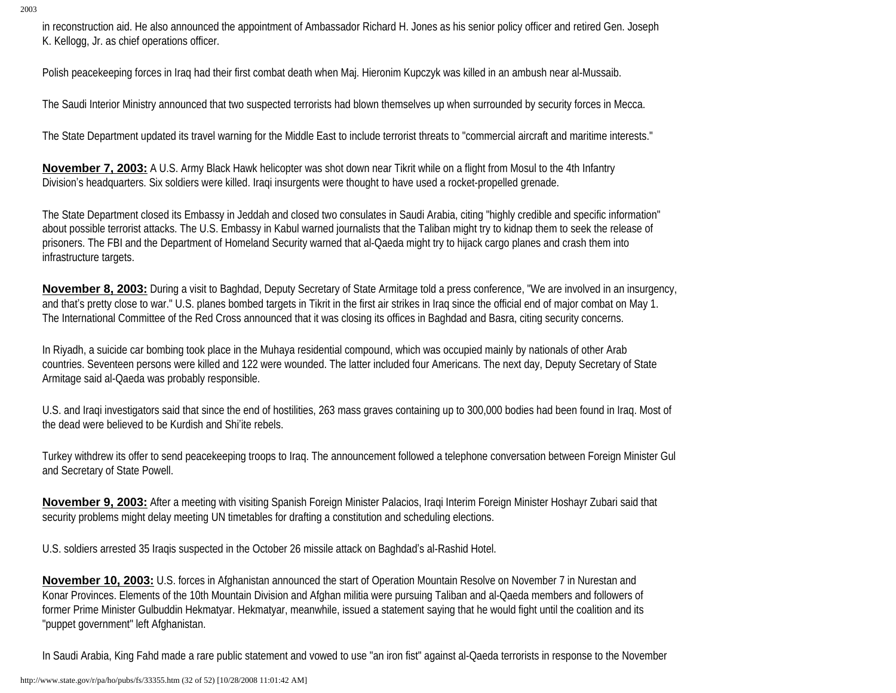in reconstruction aid. He also announced the appointment of Ambassador Richard H. Jones as his senior policy officer and retired Gen. Joseph K. Kellogg, Jr. as chief operations officer.

Polish peacekeeping forces in Iraq had their first combat death when Maj. Hieronim Kupczyk was killed in an ambush near al-Mussaib.

The Saudi Interior Ministry announced that two suspected terrorists had blown themselves up when surrounded by security forces in Mecca.

The State Department updated its travel warning for the Middle East to include terrorist threats to "commercial aircraft and maritime interests."

**November 7, 2003:** A U.S. Army Black Hawk helicopter was shot down near Tikrit while on a flight from Mosul to the 4th Infantry Division's headquarters. Six soldiers were killed. Iraqi insurgents were thought to have used a rocket-propelled grenade.

The State Department closed its Embassy in Jeddah and closed two consulates in Saudi Arabia, citing "highly credible and specific information" about possible terrorist attacks. The U.S. Embassy in Kabul warned journalists that the Taliban might try to kidnap them to seek the release of prisoners. The FBI and the Department of Homeland Security warned that al-Qaeda might try to hijack cargo planes and crash them into infrastructure targets.

**November 8, 2003:** During a visit to Baghdad, Deputy Secretary of State Armitage told a press conference, "We are involved in an insurgency, and that's pretty close to war." U.S. planes bombed targets in Tikrit in the first air strikes in Iraq since the official end of major combat on May 1. The International Committee of the Red Cross announced that it was closing its offices in Baghdad and Basra, citing security concerns.

In Riyadh, a suicide car bombing took place in the Muhaya residential compound, which was occupied mainly by nationals of other Arab countries. Seventeen persons were killed and 122 were wounded. The latter included four Americans. The next day, Deputy Secretary of State Armitage said al-Qaeda was probably responsible.

U.S. and Iraqi investigators said that since the end of hostilities, 263 mass graves containing up to 300,000 bodies had been found in Iraq. Most of the dead were believed to be Kurdish and Shi'ite rebels.

Turkey withdrew its offer to send peacekeeping troops to Iraq. The announcement followed a telephone conversation between Foreign Minister Gul and Secretary of State Powell.

**November 9, 2003:** After a meeting with visiting Spanish Foreign Minister Palacios, Iraqi Interim Foreign Minister Hoshayr Zubari said that security problems might delay meeting UN timetables for drafting a constitution and scheduling elections.

U.S. soldiers arrested 35 Iraqis suspected in the October 26 missile attack on Baghdad's al-Rashid Hotel.

**November 10, 2003:** U.S. forces in Afghanistan announced the start of Operation Mountain Resolve on November 7 in Nurestan and Konar Provinces. Elements of the 10th Mountain Division and Afghan militia were pursuing Taliban and al-Qaeda members and followers of former Prime Minister Gulbuddin Hekmatyar. Hekmatyar, meanwhile, issued a statement saying that he would fight until the coalition and its "puppet government" left Afghanistan.

In Saudi Arabia, King Fahd made a rare public statement and vowed to use "an iron fist" against al-Qaeda terrorists in response to the November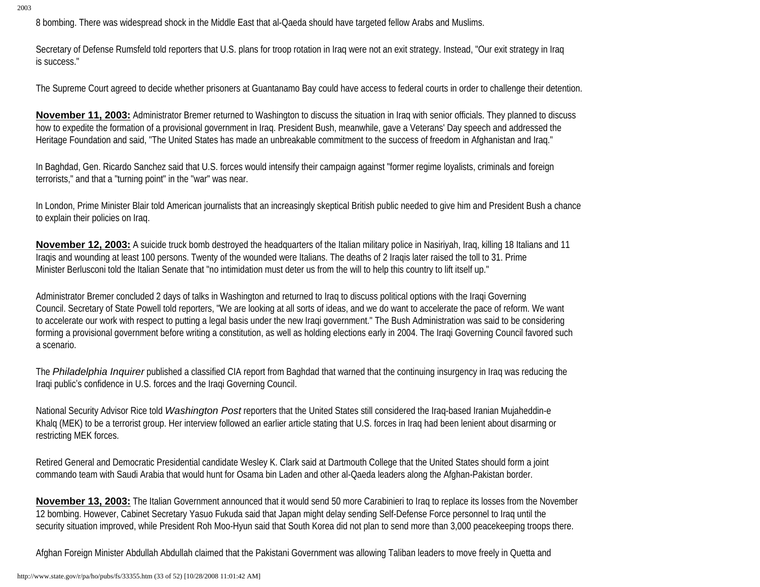8 bombing. There was widespread shock in the Middle East that al-Qaeda should have targeted fellow Arabs and Muslims.

Secretary of Defense Rumsfeld told reporters that U.S. plans for troop rotation in Iraq were not an exit strategy. Instead, "Our exit strategy in Iraq is success."

The Supreme Court agreed to decide whether prisoners at Guantanamo Bay could have access to federal courts in order to challenge their detention.

**November 11, 2003:** Administrator Bremer returned to Washington to discuss the situation in Iraq with senior officials. They planned to discuss how to expedite the formation of a provisional government in Iraq. President Bush, meanwhile, gave a Veterans' Day speech and addressed the Heritage Foundation and said, "The United States has made an unbreakable commitment to the success of freedom in Afghanistan and Iraq."

In Baghdad, Gen. Ricardo Sanchez said that U.S. forces would intensify their campaign against "former regime loyalists, criminals and foreign terrorists," and that a "turning point" in the "war" was near.

In London, Prime Minister Blair told American journalists that an increasingly skeptical British public needed to give him and President Bush a chance to explain their policies on Iraq.

**November 12, 2003:** A suicide truck bomb destroyed the headquarters of the Italian military police in Nasiriyah, Iraq, killing 18 Italians and 11 Iraqis and wounding at least 100 persons. Twenty of the wounded were Italians. The deaths of 2 Iraqis later raised the toll to 31. Prime Minister Berlusconi told the Italian Senate that "no intimidation must deter us from the will to help this country to lift itself up."

Administrator Bremer concluded 2 days of talks in Washington and returned to Iraq to discuss political options with the Iraqi Governing Council. Secretary of State Powell told reporters, "We are looking at all sorts of ideas, and we do want to accelerate the pace of reform. We want to accelerate our work with respect to putting a legal basis under the new Iraqi government." The Bush Administration was said to be considering forming a provisional government before writing a constitution, as well as holding elections early in 2004. The Iraqi Governing Council favored such a scenario.

The *Philadelphia Inquirer* published a classified CIA report from Baghdad that warned that the continuing insurgency in Iraq was reducing the Iraqi public's confidence in U.S. forces and the Iraqi Governing Council.

National Security Advisor Rice told *Washington Post* reporters that the United States still considered the Iraq-based Iranian Mujaheddin-e Khalq (MEK) to be a terrorist group. Her interview followed an earlier article stating that U.S. forces in Iraq had been lenient about disarming or restricting MEK forces.

Retired General and Democratic Presidential candidate Wesley K. Clark said at Dartmouth College that the United States should form a joint commando team with Saudi Arabia that would hunt for Osama bin Laden and other al-Qaeda leaders along the Afghan-Pakistan border.

**November 13, 2003:** The Italian Government announced that it would send 50 more Carabinieri to Iraq to replace its losses from the November 12 bombing. However, Cabinet Secretary Yasuo Fukuda said that Japan might delay sending Self-Defense Force personnel to Iraq until the security situation improved, while President Roh Moo-Hyun said that South Korea did not plan to send more than 3,000 peacekeeping troops there.

Afghan Foreign Minister Abdullah Abdullah claimed that the Pakistani Government was allowing Taliban leaders to move freely in Quetta and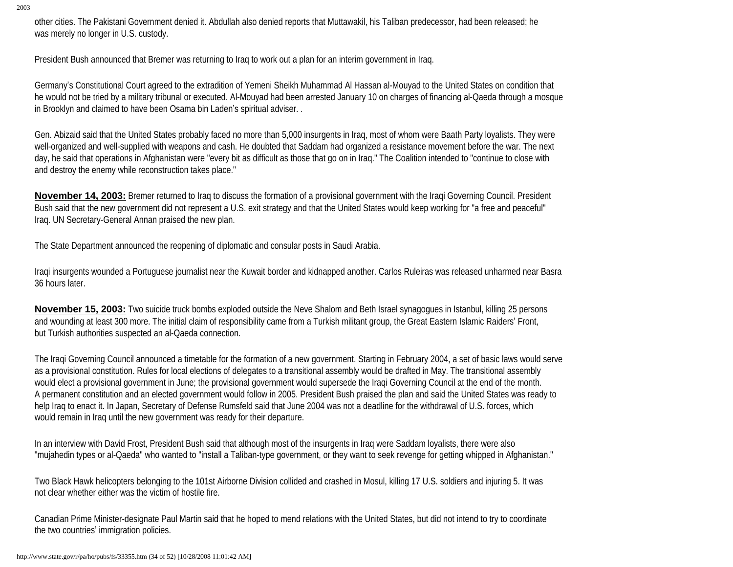other cities. The Pakistani Government denied it. Abdullah also denied reports that Muttawakil, his Taliban predecessor, had been released; he was merely no longer in U.S. custody.

President Bush announced that Bremer was returning to Iraq to work out a plan for an interim government in Iraq.

Germany's Constitutional Court agreed to the extradition of Yemeni Sheikh Muhammad Al Hassan al-Mouyad to the United States on condition that he would not be tried by a military tribunal or executed. Al-Mouyad had been arrested January 10 on charges of financing al-Qaeda through a mosque in Brooklyn and claimed to have been Osama bin Laden's spiritual adviser. .

Gen. Abizaid said that the United States probably faced no more than 5,000 insurgents in Iraq, most of whom were Baath Party loyalists. They were well-organized and well-supplied with weapons and cash. He doubted that Saddam had organized a resistance movement before the war. The next day, he said that operations in Afghanistan were "every bit as difficult as those that go on in Iraq." The Coalition intended to "continue to close with and destroy the enemy while reconstruction takes place."

**November 14, 2003:** Bremer returned to Iraq to discuss the formation of a provisional government with the Iraqi Governing Council. President Bush said that the new government did not represent a U.S. exit strategy and that the United States would keep working for "a free and peaceful" Iraq. UN Secretary-General Annan praised the new plan.

The State Department announced the reopening of diplomatic and consular posts in Saudi Arabia.

Iraqi insurgents wounded a Portuguese journalist near the Kuwait border and kidnapped another. Carlos Ruleiras was released unharmed near Basra 36 hours later.

**November 15, 2003:** Two suicide truck bombs exploded outside the Neve Shalom and Beth Israel synagogues in Istanbul, killing 25 persons and wounding at least 300 more. The initial claim of responsibility came from a Turkish militant group, the Great Eastern Islamic Raiders' Front, but Turkish authorities suspected an al-Qaeda connection.

The Iraqi Governing Council announced a timetable for the formation of a new government. Starting in February 2004, a set of basic laws would serve as a provisional constitution. Rules for local elections of delegates to a transitional assembly would be drafted in May. The transitional assembly would elect a provisional government in June; the provisional government would supersede the Iraqi Governing Council at the end of the month. A permanent constitution and an elected government would follow in 2005. President Bush praised the plan and said the United States was ready to help Iraq to enact it. In Japan, Secretary of Defense Rumsfeld said that June 2004 was not a deadline for the withdrawal of U.S. forces, which would remain in Iraq until the new government was ready for their departure.

In an interview with David Frost, President Bush said that although most of the insurgents in Iraq were Saddam loyalists, there were also "mujahedin types or al-Qaeda" who wanted to "install a Taliban-type government, or they want to seek revenge for getting whipped in Afghanistan."

Two Black Hawk helicopters belonging to the 101st Airborne Division collided and crashed in Mosul, killing 17 U.S. soldiers and injuring 5. It was not clear whether either was the victim of hostile fire.

Canadian Prime Minister-designate Paul Martin said that he hoped to mend relations with the United States, but did not intend to try to coordinate the two countries' immigration policies.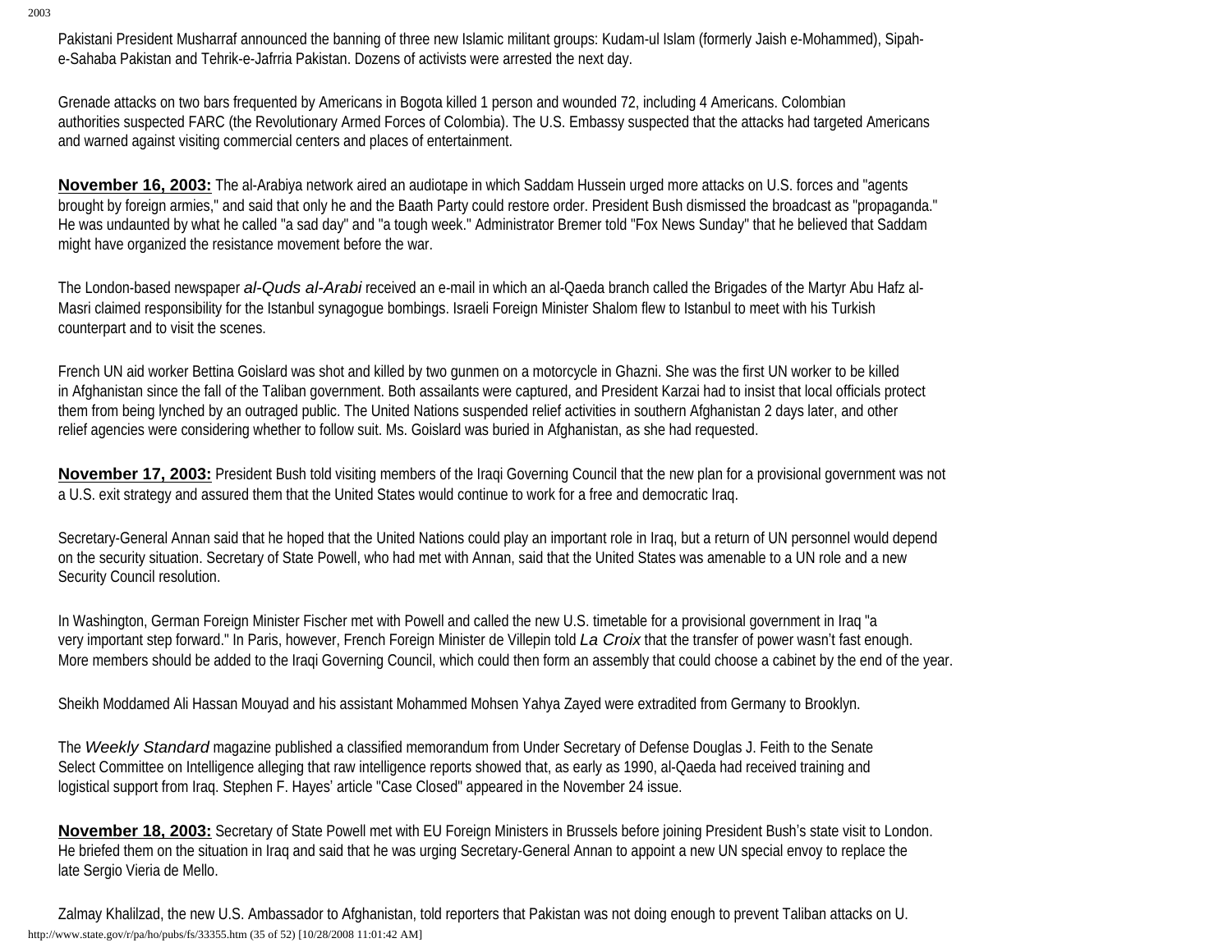Pakistani President Musharraf announced the banning of three new Islamic militant groups: Kudam-ul Islam (formerly Jaish e-Mohammed), Sipah-e-Sahaba Pakistan and Tehrik-e-Jafrria Pakistan. Dozens of activists were arrested the next day.

Grenade attacks on two bars frequented by Americans in Bogota killed 1 person and wounded 72, including 4 Americans. Colombian authorities suspected FARC (the Revolutionary Armed Forces of Colombia). The U.S. Embassy suspected that the attacks had targeted Americans and warned against visiting commercial centers and places of entertainment.

**November 16, 2003:** The al-Arabiya network aired an audiotape in which Saddam Hussein urged more attacks on U.S. forces and "agents brought by foreign armies," and said that only he and the Baath Party could restore order. President Bush dismissed the broadcast as "propaganda." He was undaunted by what he called "a sad day" and "a tough week." Administrator Bremer told "Fox News Sunday" that he believed that Saddam might have organized the resistance movement before the war.

The London-based newspaper *al-Quds al-Arabi* received an e-mail in which an al-Qaeda branch called the Brigades of the Martyr Abu Hafz al-Masri claimed responsibility for the Istanbul synagogue bombings. Israeli Foreign Minister Shalom flew to Istanbul to meet with his Turkish counterpart and to visit the scenes.

French UN aid worker Bettina Goislard was shot and killed by two gunmen on a motorcycle in Ghazni. She was the first UN worker to be killed in Afghanistan since the fall of the Taliban government. Both assailants were captured, and President Karzai had to insist that local officials protect them from being lynched by an outraged public. The United Nations suspended relief activities in southern Afghanistan 2 days later, and other relief agencies were considering whether to follow suit. Ms. Goislard was buried in Afghanistan, as she had requested.

**November 17, 2003:** President Bush told visiting members of the Iraqi Governing Council that the new plan for a provisional government was not a U.S. exit strategy and assured them that the United States would continue to work for a free and democratic Iraq.

Secretary-General Annan said that he hoped that the United Nations could play an important role in Iraq, but a return of UN personnel would depend on the security situation. Secretary of State Powell, who had met with Annan, said that the United States was amenable to a UN role and a new Security Council resolution.

In Washington, German Foreign Minister Fischer met with Powell and called the new U.S. timetable for a provisional government in Iraq "a very important step forward." In Paris, however, French Foreign Minister de Villepin told *La Croix* that the transfer of power wasn't fast enough. More members should be added to the Iraqi Governing Council, which could then form an assembly that could choose a cabinet by the end of the year.

Sheikh Moddamed Ali Hassan Mouyad and his assistant Mohammed Mohsen Yahya Zayed were extradited from Germany to Brooklyn.

The *Weekly Standard* magazine published a classified memorandum from Under Secretary of Defense Douglas J. Feith to the Senate Select Committee on Intelligence alleging that raw intelligence reports showed that, as early as 1990, al-Qaeda had received training and logistical support from Iraq. Stephen F. Hayes' article "Case Closed" appeared in the November 24 issue.

**November 18, 2003:** Secretary of State Powell met with EU Foreign Ministers in Brussels before joining President Bush's state visit to London. He briefed them on the situation in Iraq and said that he was urging Secretary-General Annan to appoint a new UN special envoy to replace the late Sergio Vieria de Mello.

Zalmay Khalilzad, the new U.S. Ambassador to Afghanistan, told reporters that Pakistan was not doing enough to prevent Taliban attacks on U.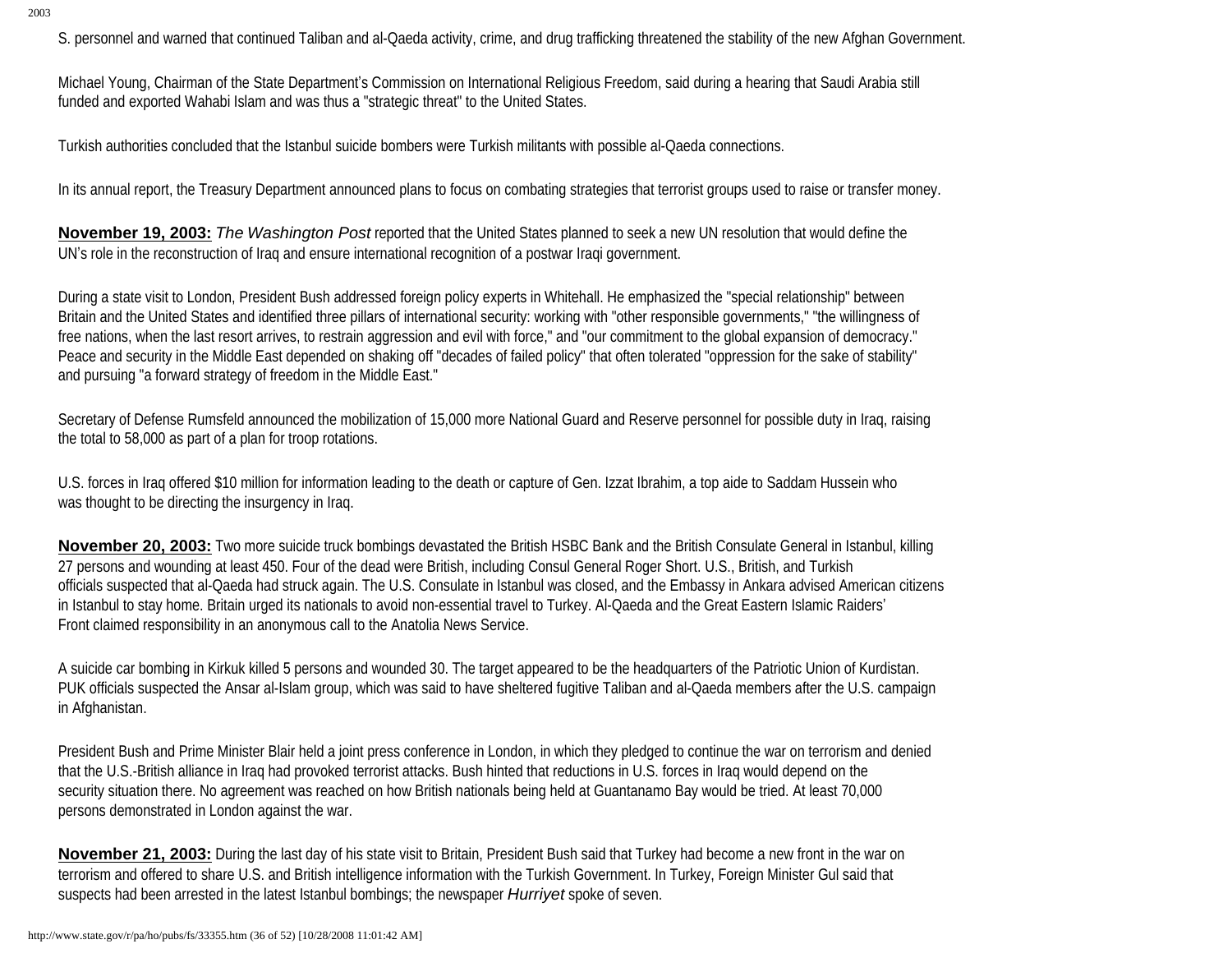S. personnel and warned that continued Taliban and al-Qaeda activity, crime, and drug trafficking threatened the stability of the new Afghan Government.

Michael Young, Chairman of the State Department's Commission on International Religious Freedom, said during a hearing that Saudi Arabia still funded and exported Wahabi Islam and was thus a "strategic threat" to the United States.

Turkish authorities concluded that the Istanbul suicide bombers were Turkish militants with possible al-Qaeda connections.

In its annual report, the Treasury Department announced plans to focus on combating strategies that terrorist groups used to raise or transfer money.

**November 19, 2003:** *The Washington Post* reported that the United States planned to seek a new UN resolution that would define the UN's role in the reconstruction of Iraq and ensure international recognition of a postwar Iraqi government.

During a state visit to London, President Bush addressed foreign policy experts in Whitehall. He emphasized the "special relationship" between Britain and the United States and identified three pillars of international security: working with "other responsible governments," "the willingness of free nations, when the last resort arrives, to restrain aggression and evil with force," and "our commitment to the global expansion of democracy." Peace and security in the Middle East depended on shaking off "decades of failed policy" that often tolerated "oppression for the sake of stability" and pursuing "a forward strategy of freedom in the Middle East."

Secretary of Defense Rumsfeld announced the mobilization of 15,000 more National Guard and Reserve personnel for possible duty in Iraq, raising the total to 58,000 as part of a plan for troop rotations.

U.S. forces in Iraq offered $10 million for information leading to the death or capture of Gen. Izzat Ibrahim, a top aide to Saddam Hussein who was thought to be directing the insurgency in Iraq.

**November 20, 2003:** Two more suicide truck bombings devastated the British HSBC Bank and the British Consulate General in Istanbul, killing 27 persons and wounding at least 450. Four of the dead were British, including Consul General Roger Short. U.S., British, and Turkish officials suspected that al-Qaeda had struck again. The U.S. Consulate in Istanbul was closed, and the Embassy in Ankara advised American citizens in Istanbul to stay home. Britain urged its nationals to avoid non-essential travel to Turkey. Al-Qaeda and the Great Eastern Islamic Raiders' Front claimed responsibility in an anonymous call to the Anatolia News Service.

A suicide car bombing in Kirkuk killed 5 persons and wounded 30. The target appeared to be the headquarters of the Patriotic Union of Kurdistan. PUK officials suspected the Ansar al-Islam group, which was said to have sheltered fugitive Taliban and al-Qaeda members after the U.S. campaign in Afghanistan.

President Bush and Prime Minister Blair held a joint press conference in London, in which they pledged to continue the war on terrorism and denied that the U.S.-British alliance in Iraq had provoked terrorist attacks. Bush hinted that reductions in U.S. forces in Iraq would depend on the security situation there. No agreement was reached on how British nationals being held at Guantanamo Bay would be tried. At least 70,000 persons demonstrated in London against the war.

**November 21, 2003:** During the last day of his state visit to Britain, President Bush said that Turkey had become a new front in the war on terrorism and offered to share U.S. and British intelligence information with the Turkish Government. In Turkey, Foreign Minister Gul said that suspects had been arrested in the latest Istanbul bombings; the newspaper *Hurriyet* spoke of seven.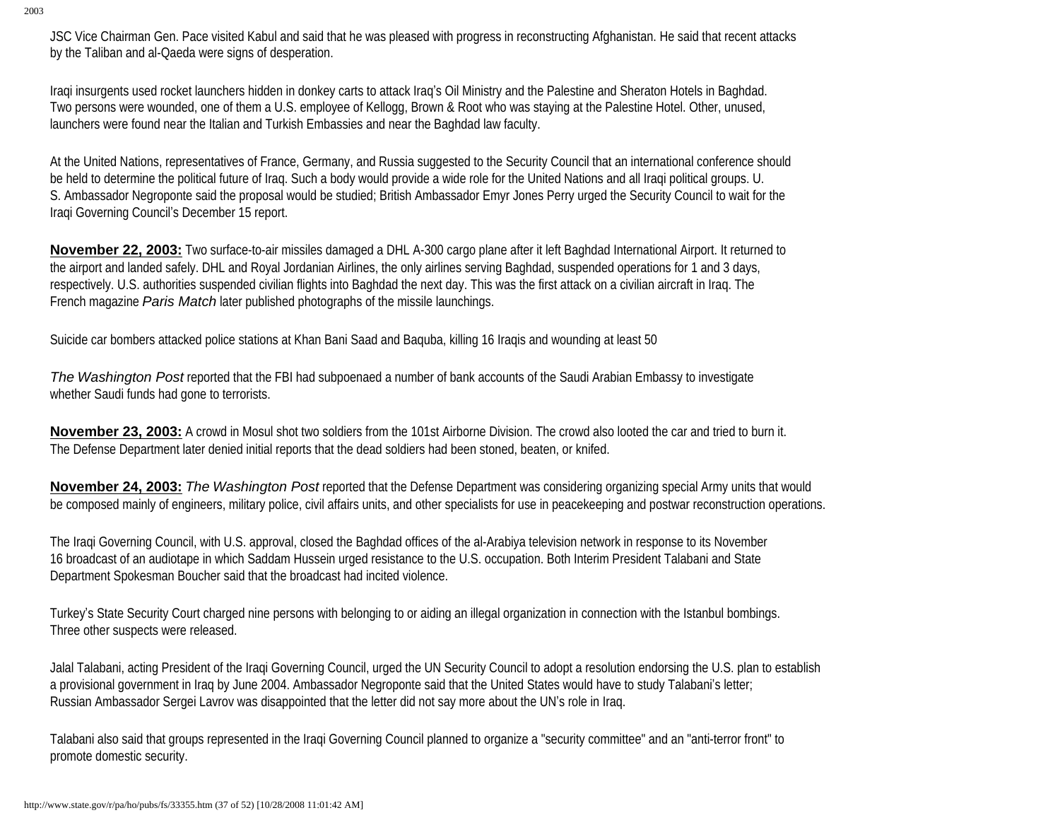JSC Vice Chairman Gen. Pace visited Kabul and said that he was pleased with progress in reconstructing Afghanistan. He said that recent attacks by the Taliban and al-Qaeda were signs of desperation.

Iraqi insurgents used rocket launchers hidden in donkey carts to attack Iraq's Oil Ministry and the Palestine and Sheraton Hotels in Baghdad. Two persons were wounded, one of them a U.S. employee of Kellogg, Brown & Root who was staying at the Palestine Hotel. Other, unused, launchers were found near the Italian and Turkish Embassies and near the Baghdad law faculty.

At the United Nations, representatives of France, Germany, and Russia suggested to the Security Council that an international conference should be held to determine the political future of Iraq. Such a body would provide a wide role for the United Nations and all Iraqi political groups. U. S. Ambassador Negroponte said the proposal would be studied; British Ambassador Emyr Jones Perry urged the Security Council to wait for the Iraqi Governing Council's December 15 report.

**November 22, 2003:** Two surface-to-air missiles damaged a DHL A-300 cargo plane after it left Baghdad International Airport. It returned to the airport and landed safely. DHL and Royal Jordanian Airlines, the only airlines serving Baghdad, suspended operations for 1 and 3 days, respectively. U.S. authorities suspended civilian flights into Baghdad the next day. This was the first attack on a civilian aircraft in Iraq. The French magazine *Paris Match* later published photographs of the missile launchings.

Suicide car bombers attacked police stations at Khan Bani Saad and Baquba, killing 16 Iraqis and wounding at least 50

*The Washington Post* reported that the FBI had subpoenaed a number of bank accounts of the Saudi Arabian Embassy to investigate whether Saudi funds had gone to terrorists.

**November 23, 2003:** A crowd in Mosul shot two soldiers from the 101st Airborne Division. The crowd also looted the car and tried to burn it. The Defense Department later denied initial reports that the dead soldiers had been stoned, beaten, or knifed.

**November 24, 2003:** *The Washington Post* reported that the Defense Department was considering organizing special Army units that would be composed mainly of engineers, military police, civil affairs units, and other specialists for use in peacekeeping and postwar reconstruction operations.

The Iraqi Governing Council, with U.S. approval, closed the Baghdad offices of the al-Arabiya television network in response to its November 16 broadcast of an audiotape in which Saddam Hussein urged resistance to the U.S. occupation. Both Interim President Talabani and State Department Spokesman Boucher said that the broadcast had incited violence.

Turkey's State Security Court charged nine persons with belonging to or aiding an illegal organization in connection with the Istanbul bombings. Three other suspects were released.

Jalal Talabani, acting President of the Iraqi Governing Council, urged the UN Security Council to adopt a resolution endorsing the U.S. plan to establish a provisional government in Iraq by June 2004. Ambassador Negroponte said that the United States would have to study Talabani's letter; Russian Ambassador Sergei Lavrov was disappointed that the letter did not say more about the UN's role in Iraq.

Talabani also said that groups represented in the Iraqi Governing Council planned to organize a "security committee" and an "anti-terror front" to promote domestic security.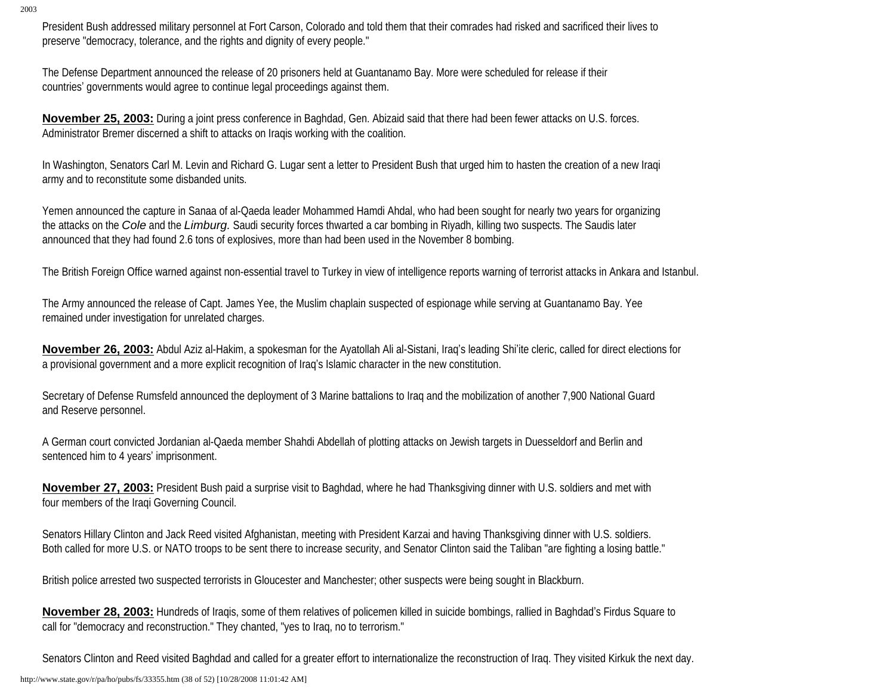President Bush addressed military personnel at Fort Carson, Colorado and told them that their comrades had risked and sacrificed their lives to preserve "democracy, tolerance, and the rights and dignity of every people."

The Defense Department announced the release of 20 prisoners held at Guantanamo Bay. More were scheduled for release if their countries' governments would agree to continue legal proceedings against them.

**November 25, 2003:** During a joint press conference in Baghdad, Gen. Abizaid said that there had been fewer attacks on U.S. forces. Administrator Bremer discerned a shift to attacks on Iraqis working with the coalition.

In Washington, Senators Carl M. Levin and Richard G. Lugar sent a letter to President Bush that urged him to hasten the creation of a new Iraqi army and to reconstitute some disbanded units.

Yemen announced the capture in Sanaa of al-Qaeda leader Mohammed Hamdi Ahdal, who had been sought for nearly two years for organizing the attacks on the *Cole* and the *Limburg.* Saudi security forces thwarted a car bombing in Riyadh, killing two suspects. The Saudis later announced that they had found 2.6 tons of explosives, more than had been used in the November 8 bombing.

The British Foreign Office warned against non-essential travel to Turkey in view of intelligence reports warning of terrorist attacks in Ankara and Istanbul.

The Army announced the release of Capt. James Yee, the Muslim chaplain suspected of espionage while serving at Guantanamo Bay. Yee remained under investigation for unrelated charges.

**November 26, 2003:** Abdul Aziz al-Hakim, a spokesman for the Ayatollah Ali al-Sistani, Iraq's leading Shi'ite cleric, called for direct elections for a provisional government and a more explicit recognition of Iraq's Islamic character in the new constitution.

Secretary of Defense Rumsfeld announced the deployment of 3 Marine battalions to Iraq and the mobilization of another 7,900 National Guard and Reserve personnel.

A German court convicted Jordanian al-Qaeda member Shahdi Abdellah of plotting attacks on Jewish targets in Duesseldorf and Berlin and sentenced him to 4 years' imprisonment.

**November 27, 2003:** President Bush paid a surprise visit to Baghdad, where he had Thanksgiving dinner with U.S. soldiers and met with four members of the Iraqi Governing Council.

Senators Hillary Clinton and Jack Reed visited Afghanistan, meeting with President Karzai and having Thanksgiving dinner with U.S. soldiers. Both called for more U.S. or NATO troops to be sent there to increase security, and Senator Clinton said the Taliban "are fighting a losing battle."

British police arrested two suspected terrorists in Gloucester and Manchester; other suspects were being sought in Blackburn.

**November 28, 2003:** Hundreds of Iraqis, some of them relatives of policemen killed in suicide bombings, rallied in Baghdad's Firdus Square to call for "democracy and reconstruction." They chanted, "yes to Iraq, no to terrorism."

Senators Clinton and Reed visited Baghdad and called for a greater effort to internationalize the reconstruction of Iraq. They visited Kirkuk the next day.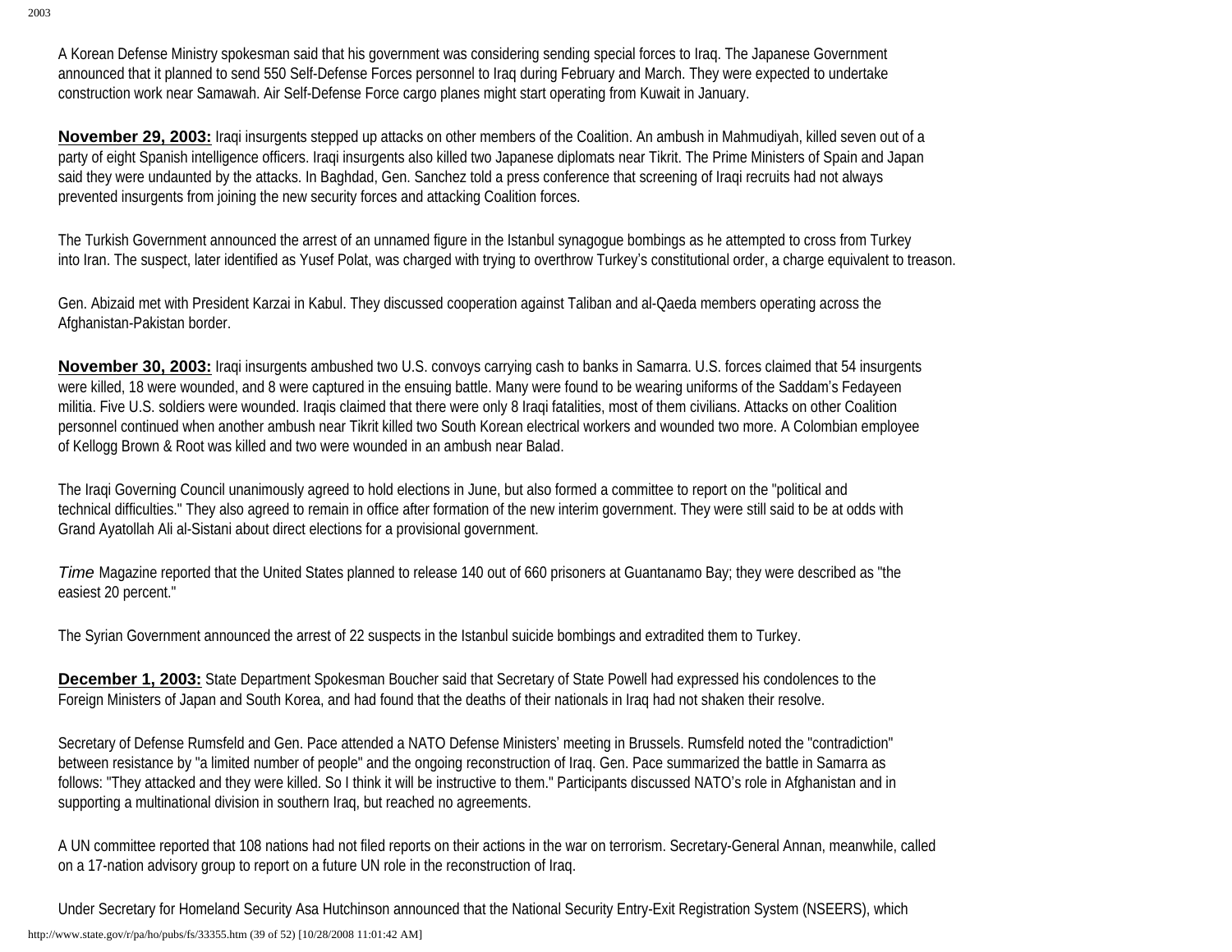A Korean Defense Ministry spokesman said that his government was considering sending special forces to Iraq. The Japanese Government announced that it planned to send 550 Self-Defense Forces personnel to Iraq during February and March. They were expected to undertake construction work near Samawah. Air Self-Defense Force cargo planes might start operating from Kuwait in January.

**November 29, 2003:** Iraqi insurgents stepped up attacks on other members of the Coalition. An ambush in Mahmudiyah, killed seven out of a party of eight Spanish intelligence officers. Iraqi insurgents also killed two Japanese diplomats near Tikrit. The Prime Ministers of Spain and Japan said they were undaunted by the attacks. In Baghdad, Gen. Sanchez told a press conference that screening of Iraqi recruits had not always prevented insurgents from joining the new security forces and attacking Coalition forces.

The Turkish Government announced the arrest of an unnamed figure in the Istanbul synagogue bombings as he attempted to cross from Turkey into Iran. The suspect, later identified as Yusef Polat, was charged with trying to overthrow Turkey's constitutional order, a charge equivalent to treason.

Gen. Abizaid met with President Karzai in Kabul. They discussed cooperation against Taliban and al-Qaeda members operating across the Afghanistan-Pakistan border.

**November 30, 2003:** Iraqi insurgents ambushed two U.S. convoys carrying cash to banks in Samarra. U.S. forces claimed that 54 insurgents were killed, 18 were wounded, and 8 were captured in the ensuing battle. Many were found to be wearing uniforms of the Saddam's Fedayeen militia. Five U.S. soldiers were wounded. Iraqis claimed that there were only 8 Iraqi fatalities, most of them civilians. Attacks on other Coalition personnel continued when another ambush near Tikrit killed two South Korean electrical workers and wounded two more. A Colombian employee of Kellogg Brown & Root was killed and two were wounded in an ambush near Balad.

The Iraqi Governing Council unanimously agreed to hold elections in June, but also formed a committee to report on the "political and technical difficulties." They also agreed to remain in office after formation of the new interim government. They were still said to be at odds with Grand Ayatollah Ali al-Sistani about direct elections for a provisional government.

*Time* Magazine reported that the United States planned to release 140 out of 660 prisoners at Guantanamo Bay; they were described as "the easiest 20 percent."

The Syrian Government announced the arrest of 22 suspects in the Istanbul suicide bombings and extradited them to Turkey.

**December 1, 2003:** State Department Spokesman Boucher said that Secretary of State Powell had expressed his condolences to the Foreign Ministers of Japan and South Korea, and had found that the deaths of their nationals in Iraq had not shaken their resolve.

Secretary of Defense Rumsfeld and Gen. Pace attended a NATO Defense Ministers' meeting in Brussels. Rumsfeld noted the "contradiction" between resistance by "a limited number of people" and the ongoing reconstruction of Iraq. Gen. Pace summarized the battle in Samarra as follows: "They attacked and they were killed. So I think it will be instructive to them." Participants discussed NATO's role in Afghanistan and in supporting a multinational division in southern Iraq, but reached no agreements.

A UN committee reported that 108 nations had not filed reports on their actions in the war on terrorism. Secretary-General Annan, meanwhile, called on a 17-nation advisory group to report on a future UN role in the reconstruction of Iraq.

Under Secretary for Homeland Security Asa Hutchinson announced that the National Security Entry-Exit Registration System (NSEERS), which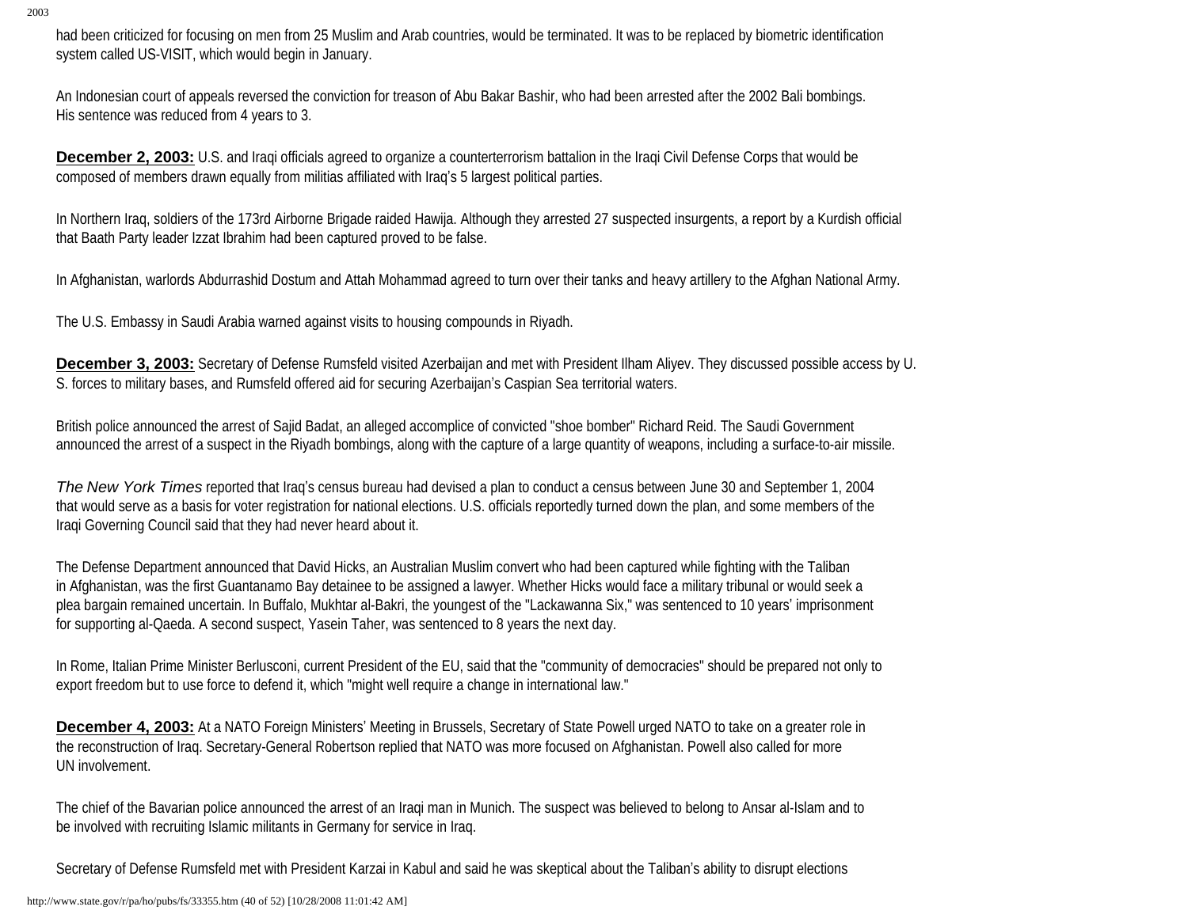had been criticized for focusing on men from 25 Muslim and Arab countries, would be terminated. It was to be replaced by biometric identification system called US-VISIT, which would begin in January.

An Indonesian court of appeals reversed the conviction for treason of Abu Bakar Bashir, who had been arrested after the 2002 Bali bombings. His sentence was reduced from 4 years to 3.

**December 2, 2003:** U.S. and Iraqi officials agreed to organize a counterterrorism battalion in the Iraqi Civil Defense Corps that would be composed of members drawn equally from militias affiliated with Iraq's 5 largest political parties.

In Northern Iraq, soldiers of the 173rd Airborne Brigade raided Hawija. Although they arrested 27 suspected insurgents, a report by a Kurdish official that Baath Party leader Izzat Ibrahim had been captured proved to be false.

In Afghanistan, warlords Abdurrashid Dostum and Attah Mohammad agreed to turn over their tanks and heavy artillery to the Afghan National Army.

The U.S. Embassy in Saudi Arabia warned against visits to housing compounds in Riyadh.

**December 3, 2003:** Secretary of Defense Rumsfeld visited Azerbaijan and met with President Ilham Aliyev. They discussed possible access by U.S. forces to military bases, and Rumsfeld offered aid for securing Azerbaijan's Caspian Sea territorial waters.

British police announced the arrest of Sajid Badat, an alleged accomplice of convicted "shoe bomber" Richard Reid. The Saudi Government announced the arrest of a suspect in the Riyadh bombings, along with the capture of a large quantity of weapons, including a surface-to-air missile.

*The New York Times* reported that Iraq's census bureau had devised a plan to conduct a census between June 30 and September 1, 2004 that would serve as a basis for voter registration for national elections. U.S. officials reportedly turned down the plan, and some members of the Iraqi Governing Council said that they had never heard about it.

The Defense Department announced that David Hicks, an Australian Muslim convert who had been captured while fighting with the Taliban in Afghanistan, was the first Guantanamo Bay detainee to be assigned a lawyer. Whether Hicks would face a military tribunal or would seek a plea bargain remained uncertain. In Buffalo, Mukhtar al-Bakri, the youngest of the "Lackawanna Six," was sentenced to 10 years' imprisonment for supporting al-Qaeda. A second suspect, Yasein Taher, was sentenced to 8 years the next day.

In Rome, Italian Prime Minister Berlusconi, current President of the EU, said that the "community of democracies" should be prepared not only to export freedom but to use force to defend it, which "might well require a change in international law."

**December 4, 2003:** At a NATO Foreign Ministers' Meeting in Brussels, Secretary of State Powell urged NATO to take on a greater role in the reconstruction of Iraq. Secretary-General Robertson replied that NATO was more focused on Afghanistan. Powell also called for more UN involvement.

The chief of the Bavarian police announced the arrest of an Iraqi man in Munich. The suspect was believed to belong to Ansar al-Islam and to be involved with recruiting Islamic militants in Germany for service in Iraq.

Secretary of Defense Rumsfeld met with President Karzai in Kabul and said he was skeptical about the Taliban's ability to disrupt elections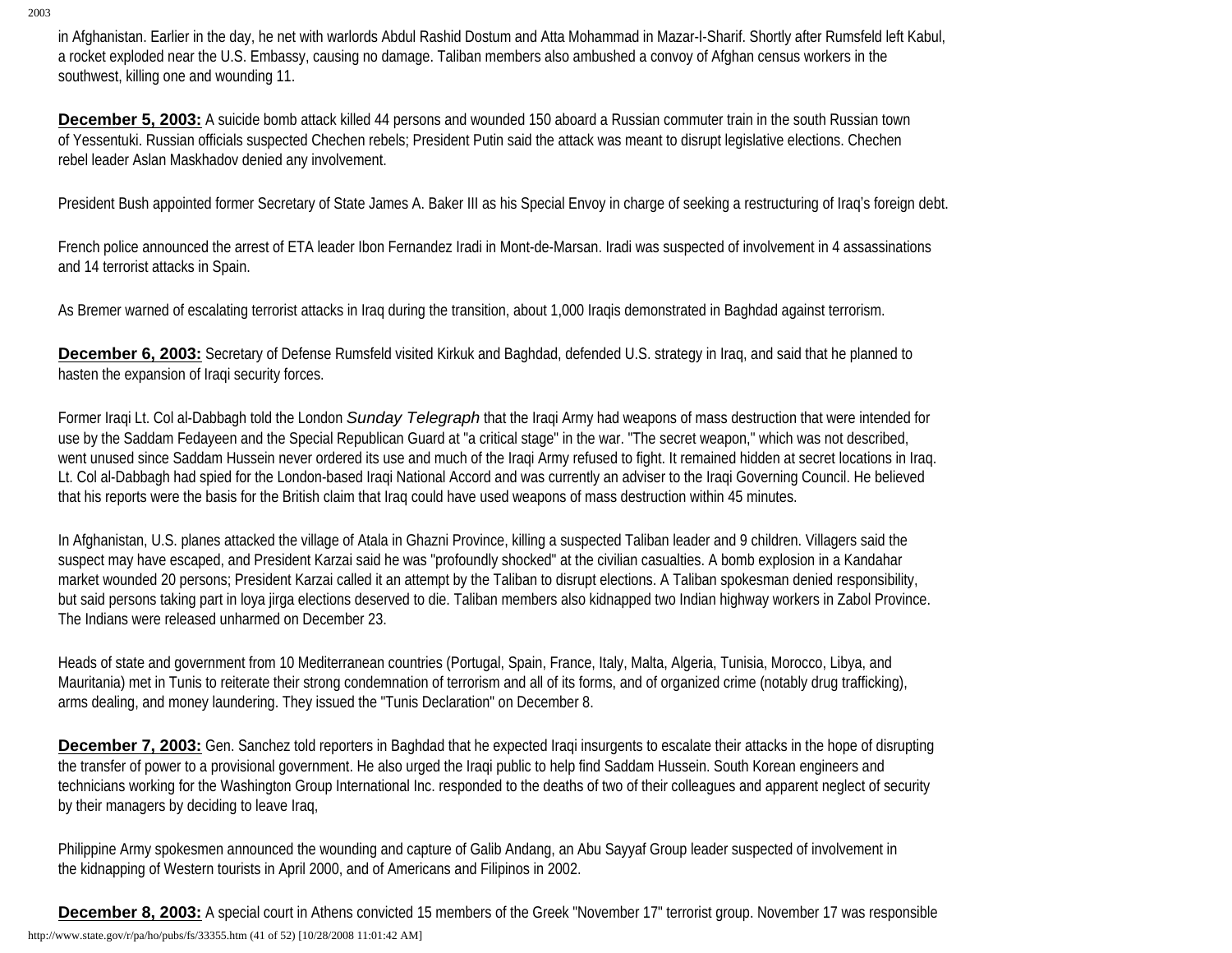in Afghanistan. Earlier in the day, he net with warlords Abdul Rashid Dostum and Atta Mohammad in Mazar-I-Sharif. Shortly after Rumsfeld left Kabul, a rocket exploded near the U.S. Embassy, causing no damage. Taliban members also ambushed a convoy of Afghan census workers in the southwest, killing one and wounding 11.

**December 5, 2003:** A suicide bomb attack killed 44 persons and wounded 150 aboard a Russian commuter train in the south Russian town of Yessentuki. Russian officials suspected Chechen rebels; President Putin said the attack was meant to disrupt legislative elections. Chechen rebel leader Aslan Maskhadov denied any involvement.

President Bush appointed former Secretary of State James A. Baker III as his Special Envoy in charge of seeking a restructuring of Iraq's foreign debt.

French police announced the arrest of ETA leader Ibon Fernandez Iradi in Mont-de-Marsan. Iradi was suspected of involvement in 4 assassinations and 14 terrorist attacks in Spain.

As Bremer warned of escalating terrorist attacks in Iraq during the transition, about 1,000 Iraqis demonstrated in Baghdad against terrorism.

**December 6, 2003:** Secretary of Defense Rumsfeld visited Kirkuk and Baghdad, defended U.S. strategy in Iraq, and said that he planned to hasten the expansion of Iraqi security forces.

Former Iraqi Lt. Col al-Dabbagh told the London *Sunday Telegraph* that the Iraqi Army had weapons of mass destruction that were intended for use by the Saddam Fedayeen and the Special Republican Guard at "a critical stage" in the war. "The secret weapon," which was not described, went unused since Saddam Hussein never ordered its use and much of the Iraqi Army refused to fight. It remained hidden at secret locations in Iraq. Lt. Col al-Dabbagh had spied for the London-based Iraqi National Accord and was currently an adviser to the Iraqi Governing Council. He believed that his reports were the basis for the British claim that Iraq could have used weapons of mass destruction within 45 minutes.

In Afghanistan, U.S. planes attacked the village of Atala in Ghazni Province, killing a suspected Taliban leader and 9 children. Villagers said the suspect may have escaped, and President Karzai said he was "profoundly shocked" at the civilian casualties. A bomb explosion in a Kandahar market wounded 20 persons; President Karzai called it an attempt by the Taliban to disrupt elections. A Taliban spokesman denied responsibility, but said persons taking part in loya jirga elections deserved to die. Taliban members also kidnapped two Indian highway workers in Zabol Province. The Indians were released unharmed on December 23.

Heads of state and government from 10 Mediterranean countries (Portugal, Spain, France, Italy, Malta, Algeria, Tunisia, Morocco, Libya, and Mauritania) met in Tunis to reiterate their strong condemnation of terrorism and all of its forms, and of organized crime (notably drug trafficking), arms dealing, and money laundering. They issued the "Tunis Declaration" on December 8.

**December 7, 2003:** Gen. Sanchez told reporters in Baghdad that he expected Iraqi insurgents to escalate their attacks in the hope of disrupting the transfer of power to a provisional government. He also urged the Iraqi public to help find Saddam Hussein. South Korean engineers and technicians working for the Washington Group International Inc. responded to the deaths of two of their colleagues and apparent neglect of security by their managers by deciding to leave Iraq,

Philippine Army spokesmen announced the wounding and capture of Galib Andang, an Abu Sayyaf Group leader suspected of involvement in the kidnapping of Western tourists in April 2000, and of Americans and Filipinos in 2002.

**December 8, 2003:** A special court in Athens convicted 15 members of the Greek "November 17" terrorist group. November 17 was responsible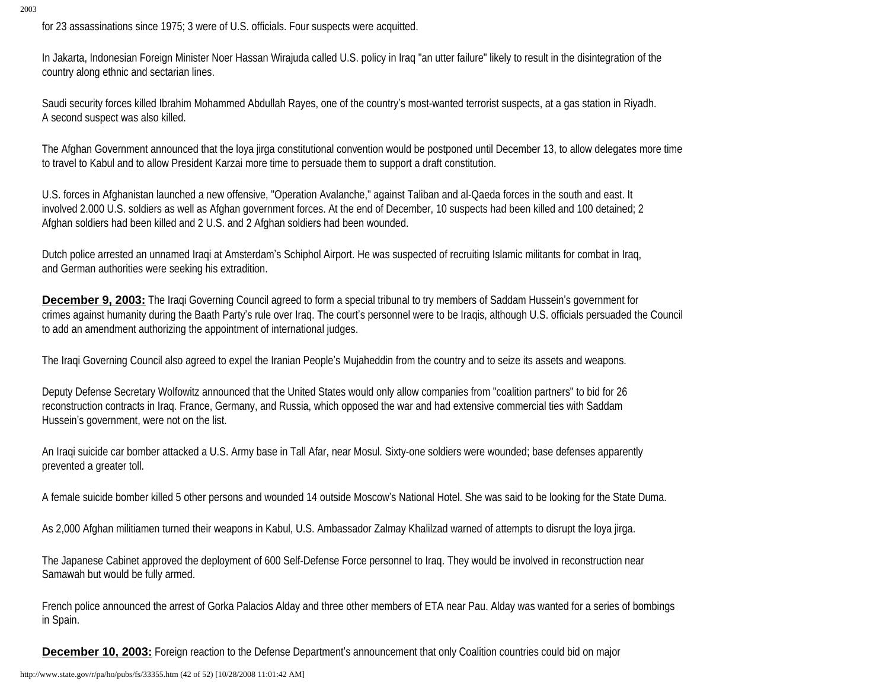for 23 assassinations since 1975; 3 were of U.S. officials. Four suspects were acquitted.

In Jakarta, Indonesian Foreign Minister Noer Hassan Wirajuda called U.S. policy in Iraq "an utter failure" likely to result in the disintegration of the country along ethnic and sectarian lines.

Saudi security forces killed Ibrahim Mohammed Abdullah Rayes, one of the country's most-wanted terrorist suspects, at a gas station in Riyadh. A second suspect was also killed.

The Afghan Government announced that the loya jirga constitutional convention would be postponed until December 13, to allow delegates more time to travel to Kabul and to allow President Karzai more time to persuade them to support a draft constitution.

U.S. forces in Afghanistan launched a new offensive, "Operation Avalanche," against Taliban and al-Qaeda forces in the south and east. It involved 2.000 U.S. soldiers as well as Afghan government forces. At the end of December, 10 suspects had been killed and 100 detained; 2 Afghan soldiers had been killed and 2 U.S. and 2 Afghan soldiers had been wounded.

Dutch police arrested an unnamed Iraqi at Amsterdam's Schiphol Airport. He was suspected of recruiting Islamic militants for combat in Iraq, and German authorities were seeking his extradition.

**December 9, 2003:** The Iraqi Governing Council agreed to form a special tribunal to try members of Saddam Hussein's government for crimes against humanity during the Baath Party's rule over Iraq. The court's personnel were to be Iraqis, although U.S. officials persuaded the Council to add an amendment authorizing the appointment of international judges.

The Iraqi Governing Council also agreed to expel the Iranian People's Mujaheddin from the country and to seize its assets and weapons.

Deputy Defense Secretary Wolfowitz announced that the United States would only allow companies from "coalition partners" to bid for 26 reconstruction contracts in Iraq. France, Germany, and Russia, which opposed the war and had extensive commercial ties with Saddam Hussein's government, were not on the list.

An Iraqi suicide car bomber attacked a U.S. Army base in Tall Afar, near Mosul. Sixty-one soldiers were wounded; base defenses apparently prevented a greater toll.

A female suicide bomber killed 5 other persons and wounded 14 outside Moscow's National Hotel. She was said to be looking for the State Duma.

As 2,000 Afghan militiamen turned their weapons in Kabul, U.S. Ambassador Zalmay Khalilzad warned of attempts to disrupt the loya jirga.

The Japanese Cabinet approved the deployment of 600 Self-Defense Force personnel to Iraq. They would be involved in reconstruction near Samawah but would be fully armed.

French police announced the arrest of Gorka Palacios Alday and three other members of ETA near Pau. Alday was wanted for a series of bombings in Spain.

**December 10, 2003:** Foreign reaction to the Defense Department's announcement that only Coalition countries could bid on major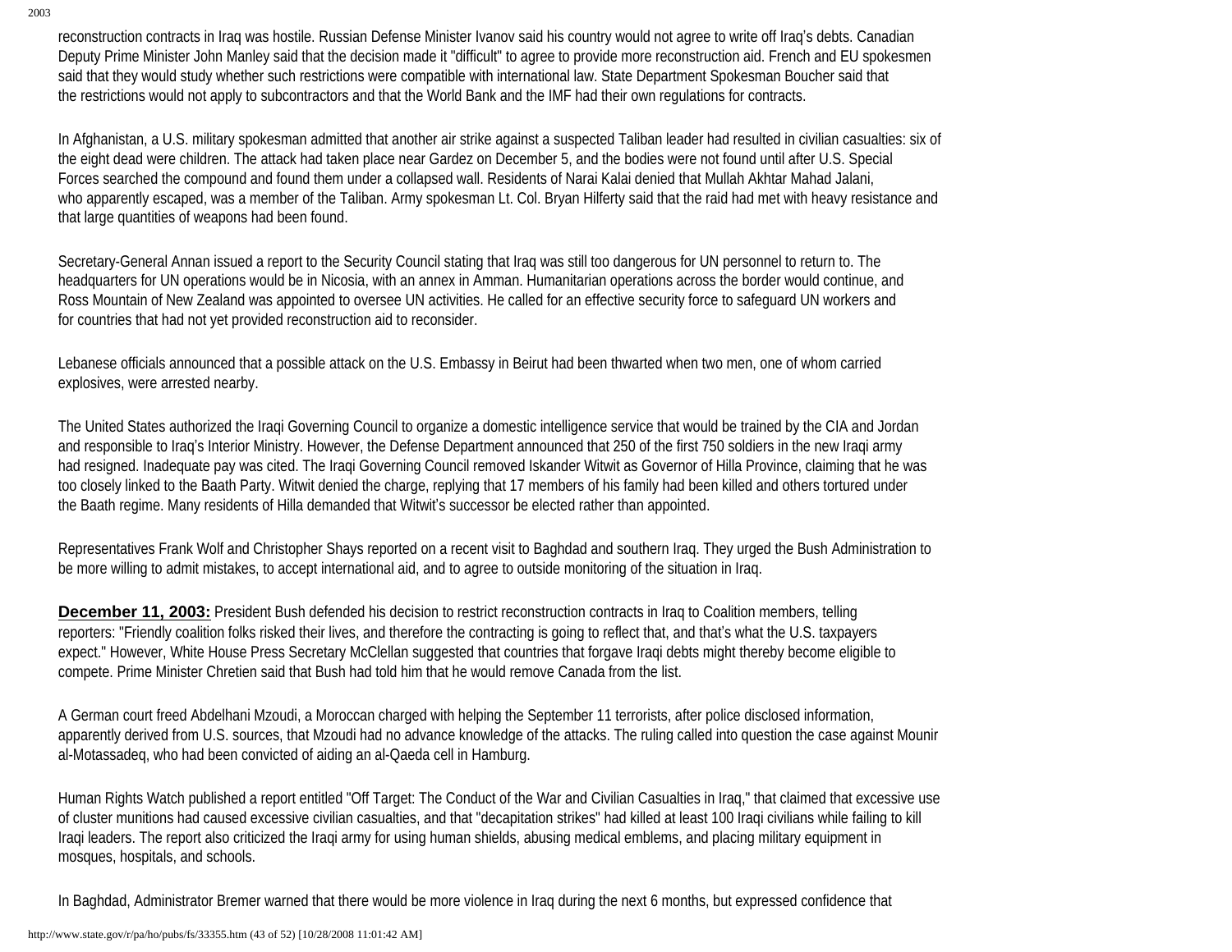reconstruction contracts in Iraq was hostile. Russian Defense Minister Ivanov said his country would not agree to write off Iraq's debts. Canadian Deputy Prime Minister John Manley said that the decision made it "difficult" to agree to provide more reconstruction aid. French and EU spokesmen said that they would study whether such restrictions were compatible with international law. State Department Spokesman Boucher said that the restrictions would not apply to subcontractors and that the World Bank and the IMF had their own regulations for contracts.

In Afghanistan, a U.S. military spokesman admitted that another air strike against a suspected Taliban leader had resulted in civilian casualties: six of the eight dead were children. The attack had taken place near Gardez on December 5, and the bodies were not found until after U.S. Special Forces searched the compound and found them under a collapsed wall. Residents of Narai Kalai denied that Mullah Akhtar Mahad Jalani, who apparently escaped, was a member of the Taliban. Army spokesman Lt. Col. Bryan Hilferty said that the raid had met with heavy resistance and that large quantities of weapons had been found.

Secretary-General Annan issued a report to the Security Council stating that Iraq was still too dangerous for UN personnel to return to. The headquarters for UN operations would be in Nicosia, with an annex in Amman. Humanitarian operations across the border would continue, and Ross Mountain of New Zealand was appointed to oversee UN activities. He called for an effective security force to safeguard UN workers and for countries that had not yet provided reconstruction aid to reconsider.

Lebanese officials announced that a possible attack on the U.S. Embassy in Beirut had been thwarted when two men, one of whom carried explosives, were arrested nearby.

The United States authorized the Iraqi Governing Council to organize a domestic intelligence service that would be trained by the CIA and Jordan and responsible to Iraq's Interior Ministry. However, the Defense Department announced that 250 of the first 750 soldiers in the new Iraqi army had resigned. Inadequate pay was cited. The Iraqi Governing Council removed Iskander Witwit as Governor of Hilla Province, claiming that he was too closely linked to the Baath Party. Witwit denied the charge, replying that 17 members of his family had been killed and others tortured under the Baath regime. Many residents of Hilla demanded that Witwit's successor be elected rather than appointed.

Representatives Frank Wolf and Christopher Shays reported on a recent visit to Baghdad and southern Iraq. They urged the Bush Administration to be more willing to admit mistakes, to accept international aid, and to agree to outside monitoring of the situation in Iraq.

**December 11, 2003:** President Bush defended his decision to restrict reconstruction contracts in Iraq to Coalition members, telling reporters: "Friendly coalition folks risked their lives, and therefore the contracting is going to reflect that, and that's what the U.S. taxpayers expect." However, White House Press Secretary McClellan suggested that countries that forgave Iraqi debts might thereby become eligible to compete. Prime Minister Chretien said that Bush had told him that he would remove Canada from the list.

A German court freed Abdelhani Mzoudi, a Moroccan charged with helping the September 11 terrorists, after police disclosed information, apparently derived from U.S. sources, that Mzoudi had no advance knowledge of the attacks. The ruling called into question the case against Mounir al-Motassadeq, who had been convicted of aiding an al-Qaeda cell in Hamburg.

Human Rights Watch published a report entitled "Off Target: The Conduct of the War and Civilian Casualties in Iraq," that claimed that excessive use of cluster munitions had caused excessive civilian casualties, and that "decapitation strikes" had killed at least 100 Iraqi civilians while failing to kill Iraqi leaders. The report also criticized the Iraqi army for using human shields, abusing medical emblems, and placing military equipment in mosques, hospitals, and schools.

In Baghdad, Administrator Bremer warned that there would be more violence in Iraq during the next 6 months, but expressed confidence that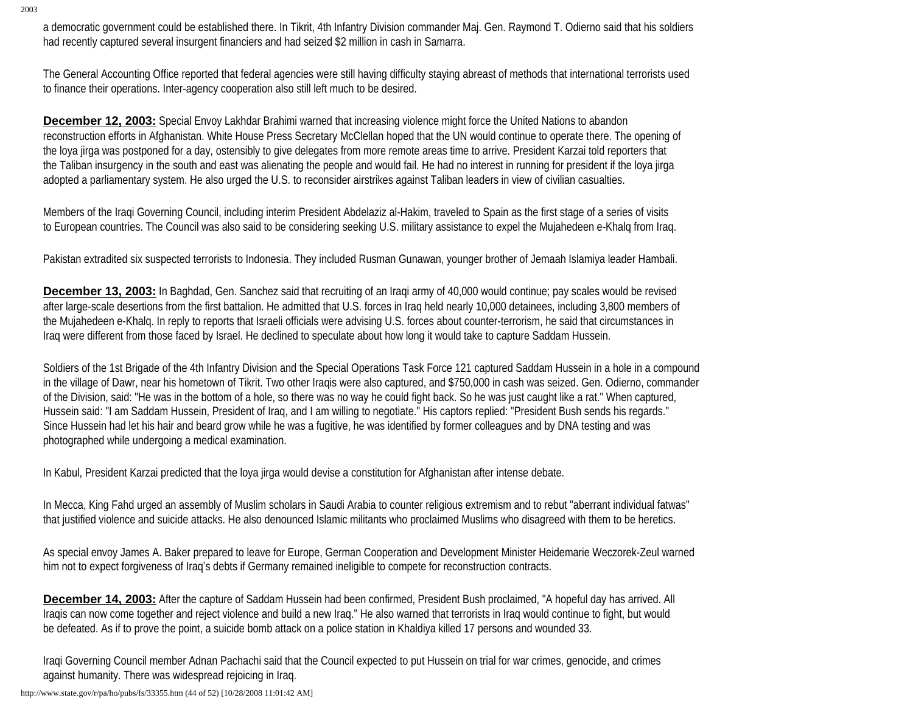a democratic government could be established there. In Tikrit, 4th Infantry Division commander Maj. Gen. Raymond T. Odierno said that his soldiers had recently captured several insurgent financiers and had seized $2 million in cash in Samarra.

The General Accounting Office reported that federal agencies were still having difficulty staying abreast of methods that international terrorists used to finance their operations. Inter-agency cooperation also still left much to be desired.

**December 12, 2003:** Special Envoy Lakhdar Brahimi warned that increasing violence might force the United Nations to abandon reconstruction efforts in Afghanistan. White House Press Secretary McClellan hoped that the UN would continue to operate there. The opening of the loya jirga was postponed for a day, ostensibly to give delegates from more remote areas time to arrive. President Karzai told reporters that the Taliban insurgency in the south and east was alienating the people and would fail. He had no interest in running for president if the loya jirga adopted a parliamentary system. He also urged the U.S. to reconsider airstrikes against Taliban leaders in view of civilian casualties.

Members of the Iraqi Governing Council, including interim President Abdelaziz al-Hakim, traveled to Spain as the first stage of a series of visits to European countries. The Council was also said to be considering seeking U.S. military assistance to expel the Mujahedeen e-Khalq from Iraq.

Pakistan extradited six suspected terrorists to Indonesia. They included Rusman Gunawan, younger brother of Jemaah Islamiya leader Hambali.

**December 13, 2003:** In Baghdad, Gen. Sanchez said that recruiting of an Iraqi army of 40,000 would continue; pay scales would be revised after large-scale desertions from the first battalion. He admitted that U.S. forces in Iraq held nearly 10,000 detainees, including 3,800 members of the Mujahedeen e-Khalq. In reply to reports that Israeli officials were advising U.S. forces about counter-terrorism, he said that circumstances in Iraq were different from those faced by Israel. He declined to speculate about how long it would take to capture Saddam Hussein.

Soldiers of the 1st Brigade of the 4th Infantry Division and the Special Operations Task Force 121 captured Saddam Hussein in a hole in a compound in the village of Dawr, near his hometown of Tikrit. Two other Iraqis were also captured, and $750,000 in cash was seized. Gen. Odierno, commander of the Division, said: "He was in the bottom of a hole, so there was no way he could fight back. So he was just caught like a rat." When captured, Hussein said: "I am Saddam Hussein, President of Iraq, and I am willing to negotiate." His captors replied: "President Bush sends his regards." Since Hussein had let his hair and beard grow while he was a fugitive, he was identified by former colleagues and by DNA testing and was photographed while undergoing a medical examination.

In Kabul, President Karzai predicted that the loya jirga would devise a constitution for Afghanistan after intense debate.

In Mecca, King Fahd urged an assembly of Muslim scholars in Saudi Arabia to counter religious extremism and to rebut "aberrant individual fatwas" that justified violence and suicide attacks. He also denounced Islamic militants who proclaimed Muslims who disagreed with them to be heretics.

As special envoy James A. Baker prepared to leave for Europe, German Cooperation and Development Minister Heidemarie Weczorek-Zeul warned him not to expect forgiveness of Iraq's debts if Germany remained ineligible to compete for reconstruction contracts.

**December 14, 2003:** After the capture of Saddam Hussein had been confirmed, President Bush proclaimed, "A hopeful day has arrived. All Iraqis can now come together and reject violence and build a new Iraq." He also warned that terrorists in Iraq would continue to fight, but would be defeated. As if to prove the point, a suicide bomb attack on a police station in Khaldiya killed 17 persons and wounded 33.

Iraqi Governing Council member Adnan Pachachi said that the Council expected to put Hussein on trial for war crimes, genocide, and crimes against humanity. There was widespread rejoicing in Iraq.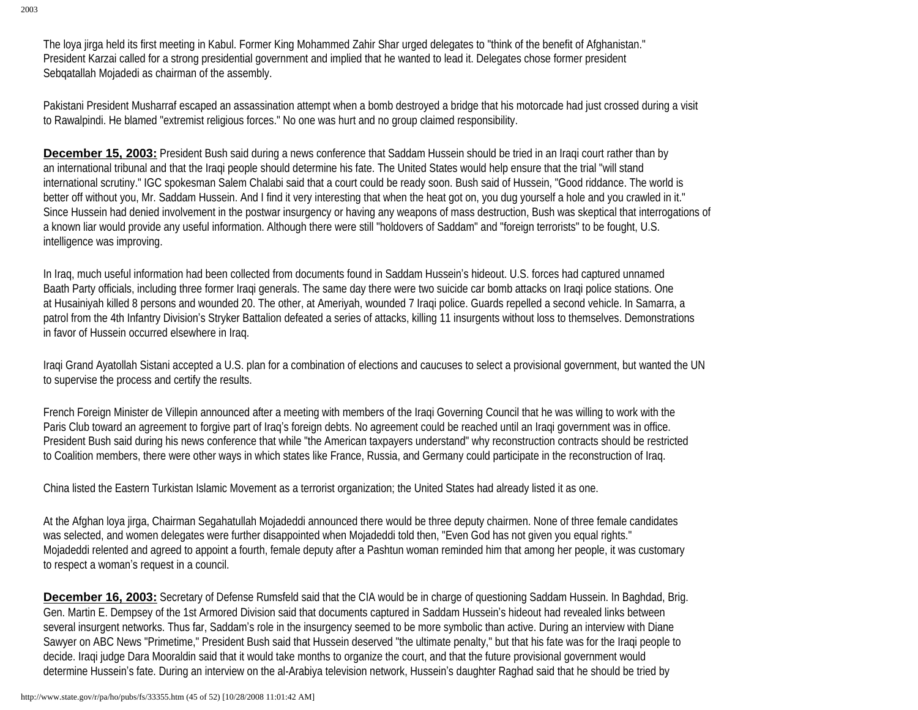The loya jirga held its first meeting in Kabul. Former King Mohammed Zahir Shar urged delegates to "think of the benefit of Afghanistan." President Karzai called for a strong presidential government and implied that he wanted to lead it. Delegates chose former president Sebqatallah Mojadedi as chairman of the assembly.

Pakistani President Musharraf escaped an assassination attempt when a bomb destroyed a bridge that his motorcade had just crossed during a visit to Rawalpindi. He blamed "extremist religious forces." No one was hurt and no group claimed responsibility.

**December 15, 2003:** President Bush said during a news conference that Saddam Hussein should be tried in an Iraqi court rather than by an international tribunal and that the Iraqi people should determine his fate. The United States would help ensure that the trial "will stand international scrutiny." IGC spokesman Salem Chalabi said that a court could be ready soon. Bush said of Hussein, "Good riddance. The world is better off without you, Mr. Saddam Hussein. And I find it very interesting that when the heat got on, you dug yourself a hole and you crawled in it." Since Hussein had denied involvement in the postwar insurgency or having any weapons of mass destruction, Bush was skeptical that interrogations of a known liar would provide any useful information. Although there were still "holdovers of Saddam" and "foreign terrorists" to be fought, U.S. intelligence was improving.

In Iraq, much useful information had been collected from documents found in Saddam Hussein's hideout. U.S. forces had captured unnamed Baath Party officials, including three former Iraqi generals. The same day there were two suicide car bomb attacks on Iraqi police stations. One at Husainiyah killed 8 persons and wounded 20. The other, at Ameriyah, wounded 7 Iraqi police. Guards repelled a second vehicle. In Samarra, a patrol from the 4th Infantry Division's Stryker Battalion defeated a series of attacks, killing 11 insurgents without loss to themselves. Demonstrations in favor of Hussein occurred elsewhere in Iraq.

Iraqi Grand Ayatollah Sistani accepted a U.S. plan for a combination of elections and caucuses to select a provisional government, but wanted the UN to supervise the process and certify the results.

French Foreign Minister de Villepin announced after a meeting with members of the Iraqi Governing Council that he was willing to work with the Paris Club toward an agreement to forgive part of Iraq's foreign debts. No agreement could be reached until an Iraqi government was in office. President Bush said during his news conference that while "the American taxpayers understand" why reconstruction contracts should be restricted to Coalition members, there were other ways in which states like France, Russia, and Germany could participate in the reconstruction of Iraq.

China listed the Eastern Turkistan Islamic Movement as a terrorist organization; the United States had already listed it as one.

At the Afghan loya jirga, Chairman Segahatullah Mojadeddi announced there would be three deputy chairmen. None of three female candidates was selected, and women delegates were further disappointed when Mojadeddi told then, "Even God has not given you equal rights." Mojadeddi relented and agreed to appoint a fourth, female deputy after a Pashtun woman reminded him that among her people, it was customary to respect a woman's request in a council.

**December 16, 2003:** Secretary of Defense Rumsfeld said that the CIA would be in charge of questioning Saddam Hussein. In Baghdad, Brig. Gen. Martin E. Dempsey of the 1st Armored Division said that documents captured in Saddam Hussein's hideout had revealed links between several insurgent networks. Thus far, Saddam's role in the insurgency seemed to be more symbolic than active. During an interview with Diane Sawyer on ABC News "Primetime," President Bush said that Hussein deserved "the ultimate penalty," but that his fate was for the Iraqi people to decide. Iraqi judge Dara Mooraldin said that it would take months to organize the court, and that the future provisional government would determine Hussein's fate. During an interview on the al-Arabiya television network, Hussein's daughter Raghad said that he should be tried by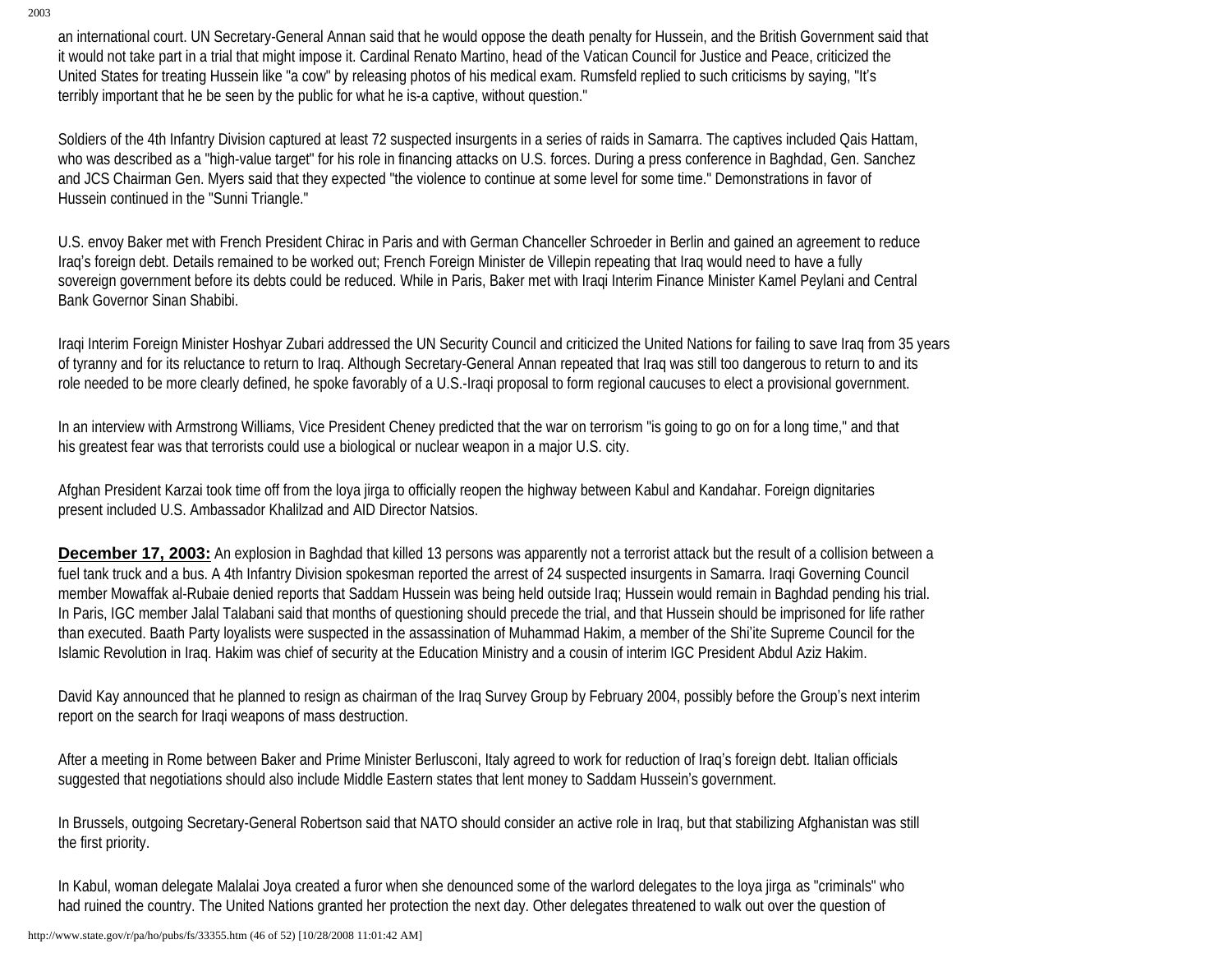an international court. UN Secretary-General Annan said that he would oppose the death penalty for Hussein, and the British Government said that it would not take part in a trial that might impose it. Cardinal Renato Martino, head of the Vatican Council for Justice and Peace, criticized the United States for treating Hussein like "a cow" by releasing photos of his medical exam. Rumsfeld replied to such criticisms by saying, "It's terribly important that he be seen by the public for what he is-a captive, without question."

Soldiers of the 4th Infantry Division captured at least 72 suspected insurgents in a series of raids in Samarra. The captives included Qais Hattam, who was described as a "high-value target" for his role in financing attacks on U.S. forces. During a press conference in Baghdad, Gen. Sanchez and JCS Chairman Gen. Myers said that they expected "the violence to continue at some level for some time." Demonstrations in favor of Hussein continued in the "Sunni Triangle."

U.S. envoy Baker met with French President Chirac in Paris and with German Chanceller Schroeder in Berlin and gained an agreement to reduce Iraq's foreign debt. Details remained to be worked out; French Foreign Minister de Villepin repeating that Iraq would need to have a fully sovereign government before its debts could be reduced. While in Paris, Baker met with Iraqi Interim Finance Minister Kamel Peylani and Central Bank Governor Sinan Shabibi.

Iraqi Interim Foreign Minister Hoshyar Zubari addressed the UN Security Council and criticized the United Nations for failing to save Iraq from 35 years of tyranny and for its reluctance to return to Iraq. Although Secretary-General Annan repeated that Iraq was still too dangerous to return to and its role needed to be more clearly defined, he spoke favorably of a U.S.-Iraqi proposal to form regional caucuses to elect a provisional government.

In an interview with Armstrong Williams, Vice President Cheney predicted that the war on terrorism "is going to go on for a long time," and that his greatest fear was that terrorists could use a biological or nuclear weapon in a major U.S. city.

Afghan President Karzai took time off from the loya jirga to officially reopen the highway between Kabul and Kandahar. Foreign dignitaries present included U.S. Ambassador Khalilzad and AID Director Natsios.

**December 17, 2003:** An explosion in Baghdad that killed 13 persons was apparently not a terrorist attack but the result of a collision between a fuel tank truck and a bus. A 4th Infantry Division spokesman reported the arrest of 24 suspected insurgents in Samarra. Iraqi Governing Council member Mowaffak al-Rubaie denied reports that Saddam Hussein was being held outside Iraq; Hussein would remain in Baghdad pending his trial. In Paris, IGC member Jalal Talabani said that months of questioning should precede the trial, and that Hussein should be imprisoned for life rather than executed. Baath Party loyalists were suspected in the assassination of Muhammad Hakim, a member of the Shi'ite Supreme Council for the Islamic Revolution in Iraq. Hakim was chief of security at the Education Ministry and a cousin of interim IGC President Abdul Aziz Hakim.

David Kay announced that he planned to resign as chairman of the Iraq Survey Group by February 2004, possibly before the Group's next interim report on the search for Iraqi weapons of mass destruction.

After a meeting in Rome between Baker and Prime Minister Berlusconi, Italy agreed to work for reduction of Iraq's foreign debt. Italian officials suggested that negotiations should also include Middle Eastern states that lent money to Saddam Hussein's government.

In Brussels, outgoing Secretary-General Robertson said that NATO should consider an active role in Iraq, but that stabilizing Afghanistan was still the first priority.

In Kabul, woman delegate Malalai Joya created a furor when she denounced some of the warlord delegates to the loya jirga as "criminals" who had ruined the country. The United Nations granted her protection the next day. Other delegates threatened to walk out over the question of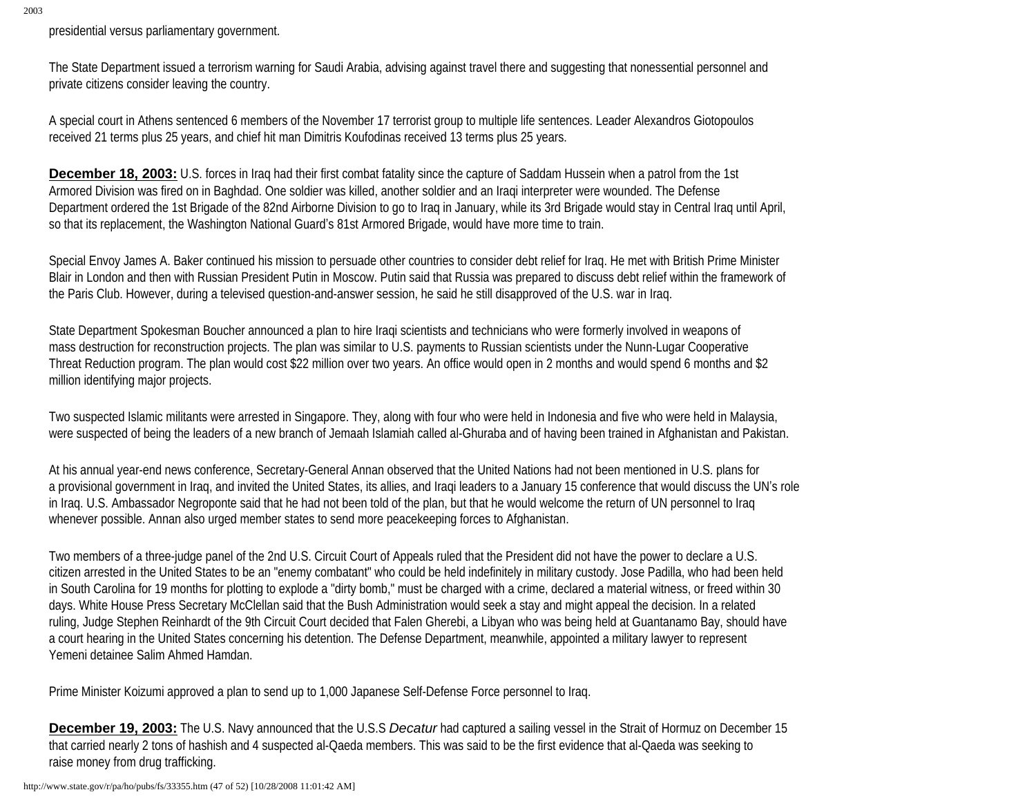presidential versus parliamentary government.

The State Department issued a terrorism warning for Saudi Arabia, advising against travel there and suggesting that nonessential personnel and private citizens consider leaving the country.

A special court in Athens sentenced 6 members of the November 17 terrorist group to multiple life sentences. Leader Alexandros Giotopoulos received 21 terms plus 25 years, and chief hit man Dimitris Koufodinas received 13 terms plus 25 years.

**December 18, 2003:** U.S. forces in Iraq had their first combat fatality since the capture of Saddam Hussein when a patrol from the 1st Armored Division was fired on in Baghdad. One soldier was killed, another soldier and an Iraqi interpreter were wounded. The Defense Department ordered the 1st Brigade of the 82nd Airborne Division to go to Iraq in January, while its 3rd Brigade would stay in Central Iraq until April, so that its replacement, the Washington National Guard's 81st Armored Brigade, would have more time to train.

Special Envoy James A. Baker continued his mission to persuade other countries to consider debt relief for Iraq. He met with British Prime Minister Blair in London and then with Russian President Putin in Moscow. Putin said that Russia was prepared to discuss debt relief within the framework of the Paris Club. However, during a televised question-and-answer session, he said he still disapproved of the U.S. war in Iraq.

State Department Spokesman Boucher announced a plan to hire Iraqi scientists and technicians who were formerly involved in weapons of mass destruction for reconstruction projects. The plan was similar to U.S. payments to Russian scientists under the Nunn-Lugar Cooperative Threat Reduction program. The plan would cost $22 million over two years. An office would open in 2 months and would spend 6 months and $2 million identifying major projects.

Two suspected Islamic militants were arrested in Singapore. They, along with four who were held in Indonesia and five who were held in Malaysia, were suspected of being the leaders of a new branch of Jemaah Islamiah called al-Ghuraba and of having been trained in Afghanistan and Pakistan.

At his annual year-end news conference, Secretary-General Annan observed that the United Nations had not been mentioned in U.S. plans for a provisional government in Iraq, and invited the United States, its allies, and Iraqi leaders to a January 15 conference that would discuss the UN's role in Iraq. U.S. Ambassador Negroponte said that he had not been told of the plan, but that he would welcome the return of UN personnel to Iraq whenever possible. Annan also urged member states to send more peacekeeping forces to Afghanistan.

Two members of a three-judge panel of the 2nd U.S. Circuit Court of Appeals ruled that the President did not have the power to declare a U.S. citizen arrested in the United States to be an "enemy combatant" who could be held indefinitely in military custody. Jose Padilla, who had been held in South Carolina for 19 months for plotting to explode a "dirty bomb," must be charged with a crime, declared a material witness, or freed within 30 days. White House Press Secretary McClellan said that the Bush Administration would seek a stay and might appeal the decision. In a related ruling, Judge Stephen Reinhardt of the 9th Circuit Court decided that Falen Gherebi, a Libyan who was being held at Guantanamo Bay, should have a court hearing in the United States concerning his detention. The Defense Department, meanwhile, appointed a military lawyer to represent Yemeni detainee Salim Ahmed Hamdan.

Prime Minister Koizumi approved a plan to send up to 1,000 Japanese Self-Defense Force personnel to Iraq.

**December 19, 2003:** The U.S. Navy announced that the U.S.S *Decatur* had captured a sailing vessel in the Strait of Hormuz on December 15 that carried nearly 2 tons of hashish and 4 suspected al-Qaeda members. This was said to be the first evidence that al-Qaeda was seeking to raise money from drug trafficking.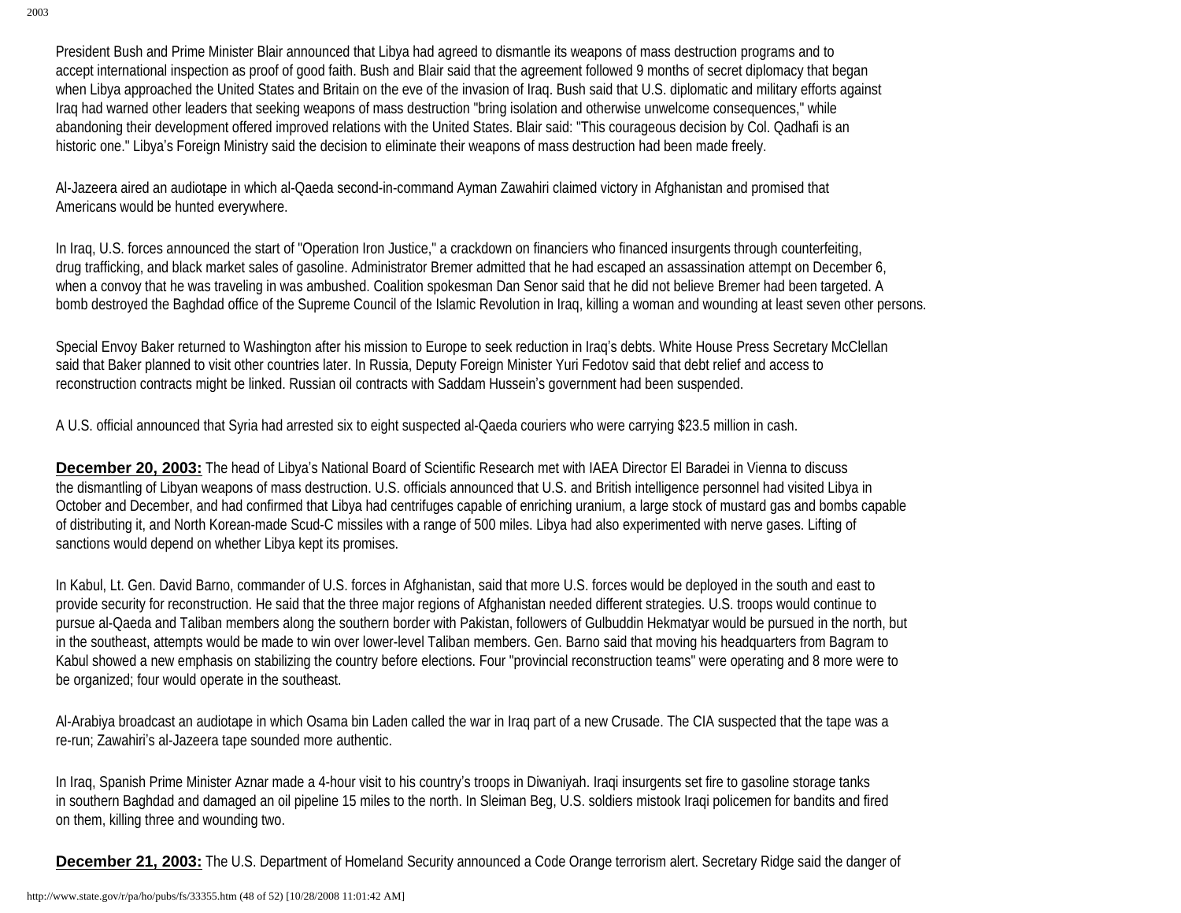President Bush and Prime Minister Blair announced that Libya had agreed to dismantle its weapons of mass destruction programs and to accept international inspection as proof of good faith. Bush and Blair said that the agreement followed 9 months of secret diplomacy that began when Libya approached the United States and Britain on the eve of the invasion of Iraq. Bush said that U.S. diplomatic and military efforts against Iraq had warned other leaders that seeking weapons of mass destruction "bring isolation and otherwise unwelcome consequences," while abandoning their development offered improved relations with the United States. Blair said: "This courageous decision by Col. Qadhafi is an historic one." Libya's Foreign Ministry said the decision to eliminate their weapons of mass destruction had been made freely.

Al-Jazeera aired an audiotape in which al-Qaeda second-in-command Ayman Zawahiri claimed victory in Afghanistan and promised that Americans would be hunted everywhere.

In Iraq, U.S. forces announced the start of "Operation Iron Justice," a crackdown on financiers who financed insurgents through counterfeiting, drug trafficking, and black market sales of gasoline. Administrator Bremer admitted that he had escaped an assassination attempt on December 6, when a convoy that he was traveling in was ambushed. Coalition spokesman Dan Senor said that he did not believe Bremer had been targeted. A bomb destroyed the Baghdad office of the Supreme Council of the Islamic Revolution in Iraq, killing a woman and wounding at least seven other persons.

Special Envoy Baker returned to Washington after his mission to Europe to seek reduction in Iraq's debts. White House Press Secretary McClellan said that Baker planned to visit other countries later. In Russia, Deputy Foreign Minister Yuri Fedotov said that debt relief and access to reconstruction contracts might be linked. Russian oil contracts with Saddam Hussein's government had been suspended.

A U.S. official announced that Syria had arrested six to eight suspected al-Qaeda couriers who were carrying $23.5 million in cash.

**December 20, 2003:** The head of Libya's National Board of Scientific Research met with IAEA Director El Baradei in Vienna to discuss the dismantling of Libyan weapons of mass destruction. U.S. officials announced that U.S. and British intelligence personnel had visited Libya in October and December, and had confirmed that Libya had centrifuges capable of enriching uranium, a large stock of mustard gas and bombs capable of distributing it, and North Korean-made Scud-C missiles with a range of 500 miles. Libya had also experimented with nerve gases. Lifting of sanctions would depend on whether Libya kept its promises.

In Kabul, Lt. Gen. David Barno, commander of U.S. forces in Afghanistan, said that more U.S. forces would be deployed in the south and east to provide security for reconstruction. He said that the three major regions of Afghanistan needed different strategies. U.S. troops would continue to pursue al-Qaeda and Taliban members along the southern border with Pakistan, followers of Gulbuddin Hekmatyar would be pursued in the north, but in the southeast, attempts would be made to win over lower-level Taliban members. Gen. Barno said that moving his headquarters from Bagram to Kabul showed a new emphasis on stabilizing the country before elections. Four "provincial reconstruction teams" were operating and 8 more were to be organized; four would operate in the southeast.

Al-Arabiya broadcast an audiotape in which Osama bin Laden called the war in Iraq part of a new Crusade. The CIA suspected that the tape was a re-run; Zawahiri's al-Jazeera tape sounded more authentic.

In Iraq, Spanish Prime Minister Aznar made a 4-hour visit to his country's troops in Diwaniyah. Iraqi insurgents set fire to gasoline storage tanks in southern Baghdad and damaged an oil pipeline 15 miles to the north. In Sleiman Beg, U.S. soldiers mistook Iraqi policemen for bandits and fired on them, killing three and wounding two.

**December 21, 2003:** The U.S. Department of Homeland Security announced a Code Orange terrorism alert. Secretary Ridge said the danger of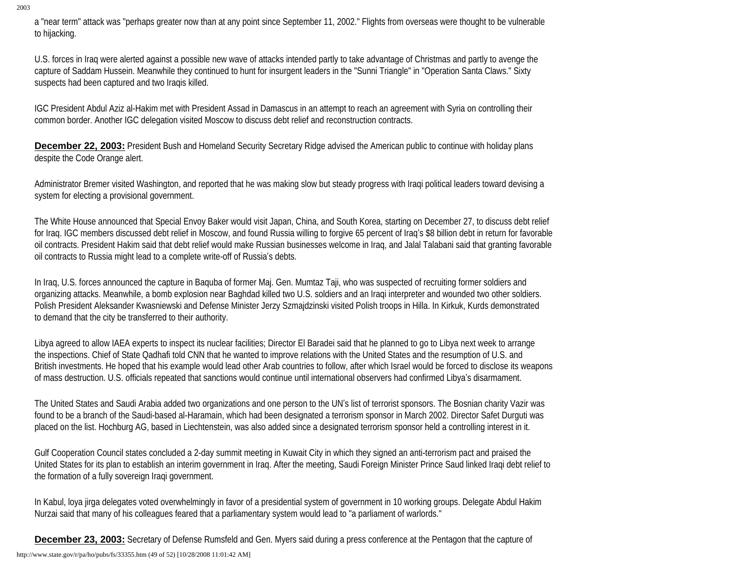a "near term" attack was "perhaps greater now than at any point since September 11, 2002." Flights from overseas were thought to be vulnerable to hijacking.

U.S. forces in Iraq were alerted against a possible new wave of attacks intended partly to take advantage of Christmas and partly to avenge the capture of Saddam Hussein. Meanwhile they continued to hunt for insurgent leaders in the "Sunni Triangle" in "Operation Santa Claws." Sixty suspects had been captured and two Iraqis killed.

IGC President Abdul Aziz al-Hakim met with President Assad in Damascus in an attempt to reach an agreement with Syria on controlling their common border. Another IGC delegation visited Moscow to discuss debt relief and reconstruction contracts.

**December 22, 2003:** President Bush and Homeland Security Secretary Ridge advised the American public to continue with holiday plans despite the Code Orange alert.

Administrator Bremer visited Washington, and reported that he was making slow but steady progress with Iraqi political leaders toward devising a system for electing a provisional government.

The White House announced that Special Envoy Baker would visit Japan, China, and South Korea, starting on December 27, to discuss debt relief for Iraq. IGC members discussed debt relief in Moscow, and found Russia willing to forgive 65 percent of Iraq's $8 billion debt in return for favorable oil contracts. President Hakim said that debt relief would make Russian businesses welcome in Iraq, and Jalal Talabani said that granting favorable oil contracts to Russia might lead to a complete write-off of Russia's debts.

In Iraq, U.S. forces announced the capture in Baquba of former Maj. Gen. Mumtaz Taji, who was suspected of recruiting former soldiers and organizing attacks. Meanwhile, a bomb explosion near Baghdad killed two U.S. soldiers and an Iraqi interpreter and wounded two other soldiers. Polish President Aleksander Kwasniewski and Defense Minister Jerzy Szmajdzinski visited Polish troops in Hilla. In Kirkuk, Kurds demonstrated to demand that the city be transferred to their authority.

Libya agreed to allow IAEA experts to inspect its nuclear facilities; Director El Baradei said that he planned to go to Libya next week to arrange the inspections. Chief of State Qadhafi told CNN that he wanted to improve relations with the United States and the resumption of U.S. and British investments. He hoped that his example would lead other Arab countries to follow, after which Israel would be forced to disclose its weapons of mass destruction. U.S. officials repeated that sanctions would continue until international observers had confirmed Libya's disarmament.

The United States and Saudi Arabia added two organizations and one person to the UN's list of terrorist sponsors. The Bosnian charity Vazir was found to be a branch of the Saudi-based al-Haramain, which had been designated a terrorism sponsor in March 2002. Director Safet Durguti was placed on the list. Hochburg AG, based in Liechtenstein, was also added since a designated terrorism sponsor held a controlling interest in it.

Gulf Cooperation Council states concluded a 2-day summit meeting in Kuwait City in which they signed an anti-terrorism pact and praised the United States for its plan to establish an interim government in Iraq. After the meeting, Saudi Foreign Minister Prince Saud linked Iraqi debt relief to the formation of a fully sovereign Iraqi government.

In Kabul, loya jirga delegates voted overwhelmingly in favor of a presidential system of government in 10 working groups. Delegate Abdul Hakim Nurzai said that many of his colleagues feared that a parliamentary system would lead to "a parliament of warlords."

**December 23, 2003:** Secretary of Defense Rumsfeld and Gen. Myers said during a press conference at the Pentagon that the capture of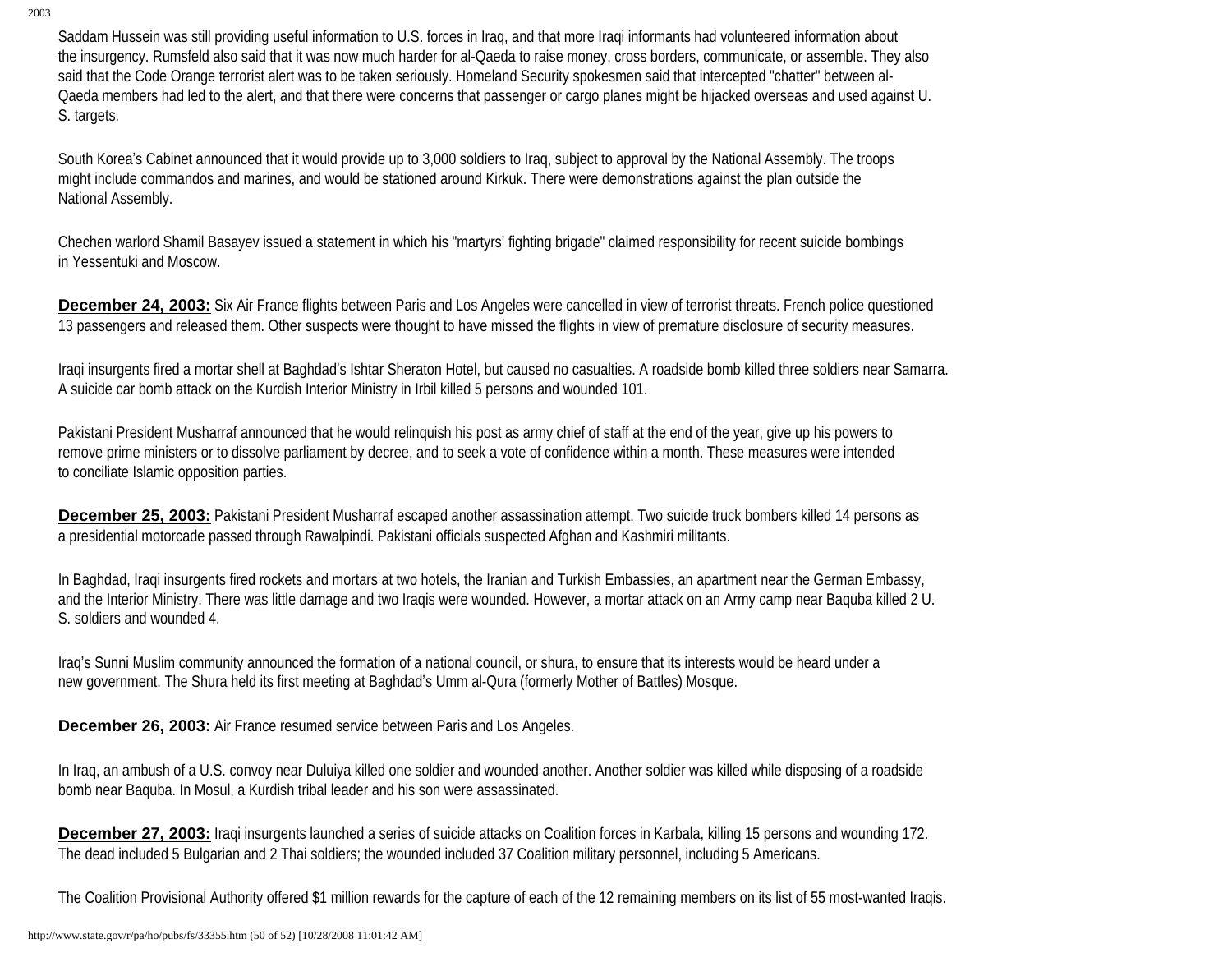Saddam Hussein was still providing useful information to U.S. forces in Iraq, and that more Iraqi informants had volunteered information about the insurgency. Rumsfeld also said that it was now much harder for al-Qaeda to raise money, cross borders, communicate, or assemble. They also said that the Code Orange terrorist alert was to be taken seriously. Homeland Security spokesmen said that intercepted "chatter" between al-Qaeda members had led to the alert, and that there were concerns that passenger or cargo planes might be hijacked overseas and used against U. S. targets.

South Korea's Cabinet announced that it would provide up to 3,000 soldiers to Iraq, subject to approval by the National Assembly. The troops might include commandos and marines, and would be stationed around Kirkuk. There were demonstrations against the plan outside the National Assembly.

Chechen warlord Shamil Basayev issued a statement in which his "martyrs' fighting brigade" claimed responsibility for recent suicide bombings in Yessentuki and Moscow.

**December 24, 2003:** Six Air France flights between Paris and Los Angeles were cancelled in view of terrorist threats. French police questioned 13 passengers and released them. Other suspects were thought to have missed the flights in view of premature disclosure of security measures.

Iraqi insurgents fired a mortar shell at Baghdad's Ishtar Sheraton Hotel, but caused no casualties. A roadside bomb killed three soldiers near Samarra. A suicide car bomb attack on the Kurdish Interior Ministry in Irbil killed 5 persons and wounded 101.

Pakistani President Musharraf announced that he would relinquish his post as army chief of staff at the end of the year, give up his powers to remove prime ministers or to dissolve parliament by decree, and to seek a vote of confidence within a month. These measures were intended to conciliate Islamic opposition parties.

**December 25, 2003:** Pakistani President Musharraf escaped another assassination attempt. Two suicide truck bombers killed 14 persons as a presidential motorcade passed through Rawalpindi. Pakistani officials suspected Afghan and Kashmiri militants.

In Baghdad, Iraqi insurgents fired rockets and mortars at two hotels, the Iranian and Turkish Embassies, an apartment near the German Embassy, and the Interior Ministry. There was little damage and two Iraqis were wounded. However, a mortar attack on an Army camp near Baquba killed 2 U. S. soldiers and wounded 4.

Iraq's Sunni Muslim community announced the formation of a national council, or shura, to ensure that its interests would be heard under a new government. The Shura held its first meeting at Baghdad's Umm al-Qura (formerly Mother of Battles) Mosque.

**December 26, 2003:** Air France resumed service between Paris and Los Angeles.

In Iraq, an ambush of a U.S. convoy near Duluiya killed one soldier and wounded another. Another soldier was killed while disposing of a roadside bomb near Baquba. In Mosul, a Kurdish tribal leader and his son were assassinated.

**December 27, 2003:** Iraqi insurgents launched a series of suicide attacks on Coalition forces in Karbala, killing 15 persons and wounding 172. The dead included 5 Bulgarian and 2 Thai soldiers; the wounded included 37 Coalition military personnel, including 5 Americans.

The Coalition Provisional Authority offered $1 million rewards for the capture of each of the 12 remaining members on its list of 55 most-wanted Iraqis.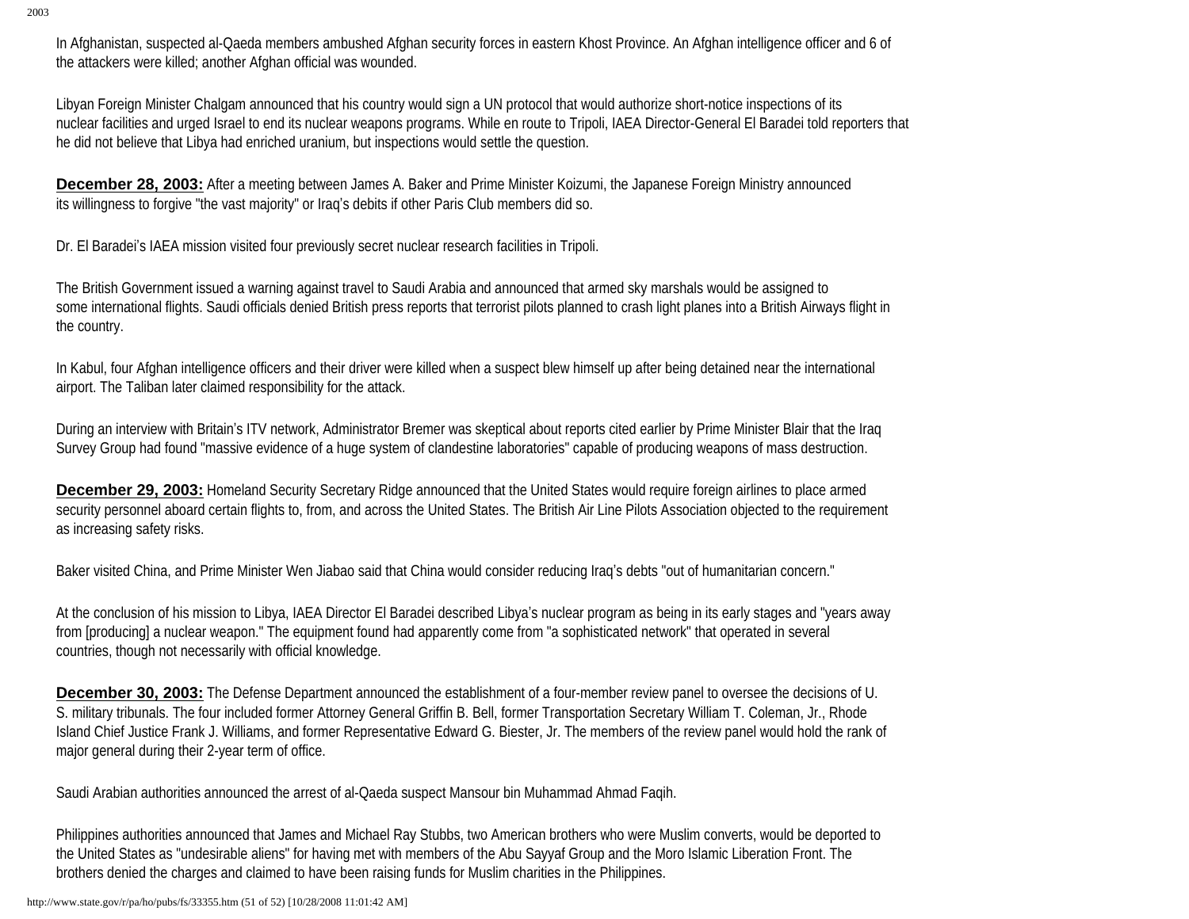In Afghanistan, suspected al-Qaeda members ambushed Afghan security forces in eastern Khost Province. An Afghan intelligence officer and 6 of the attackers were killed; another Afghan official was wounded.

Libyan Foreign Minister Chalgam announced that his country would sign a UN protocol that would authorize short-notice inspections of its nuclear facilities and urged Israel to end its nuclear weapons programs. While en route to Tripoli, IAEA Director-General El Baradei told reporters that he did not believe that Libya had enriched uranium, but inspections would settle the question.

**December 28, 2003:** After a meeting between James A. Baker and Prime Minister Koizumi, the Japanese Foreign Ministry announced its willingness to forgive "the vast majority" or Iraq's debits if other Paris Club members did so.

Dr. El Baradei's IAEA mission visited four previously secret nuclear research facilities in Tripoli.

The British Government issued a warning against travel to Saudi Arabia and announced that armed sky marshals would be assigned to some international flights. Saudi officials denied British press reports that terrorist pilots planned to crash light planes into a British Airways flight in the country.

In Kabul, four Afghan intelligence officers and their driver were killed when a suspect blew himself up after being detained near the international airport. The Taliban later claimed responsibility for the attack.

During an interview with Britain's ITV network, Administrator Bremer was skeptical about reports cited earlier by Prime Minister Blair that the Iraq Survey Group had found "massive evidence of a huge system of clandestine laboratories" capable of producing weapons of mass destruction.

**December 29, 2003:** Homeland Security Secretary Ridge announced that the United States would require foreign airlines to place armed security personnel aboard certain flights to, from, and across the United States. The British Air Line Pilots Association objected to the requirement as increasing safety risks.

Baker visited China, and Prime Minister Wen Jiabao said that China would consider reducing Iraq's debts "out of humanitarian concern."

At the conclusion of his mission to Libya, IAEA Director El Baradei described Libya's nuclear program as being in its early stages and "years away from [producing] a nuclear weapon." The equipment found had apparently come from "a sophisticated network" that operated in several countries, though not necessarily with official knowledge.

**December 30, 2003:** The Defense Department announced the establishment of a four-member review panel to oversee the decisions of U. S. military tribunals. The four included former Attorney General Griffin B. Bell, former Transportation Secretary William T. Coleman, Jr., Rhode Island Chief Justice Frank J. Williams, and former Representative Edward G. Biester, Jr. The members of the review panel would hold the rank of major general during their 2-year term of office.

Saudi Arabian authorities announced the arrest of al-Qaeda suspect Mansour bin Muhammad Ahmad Faqih.

Philippines authorities announced that James and Michael Ray Stubbs, two American brothers who were Muslim converts, would be deported to the United States as "undesirable aliens" for having met with members of the Abu Sayyaf Group and the Moro Islamic Liberation Front. The brothers denied the charges and claimed to have been raising funds for Muslim charities in the Philippines.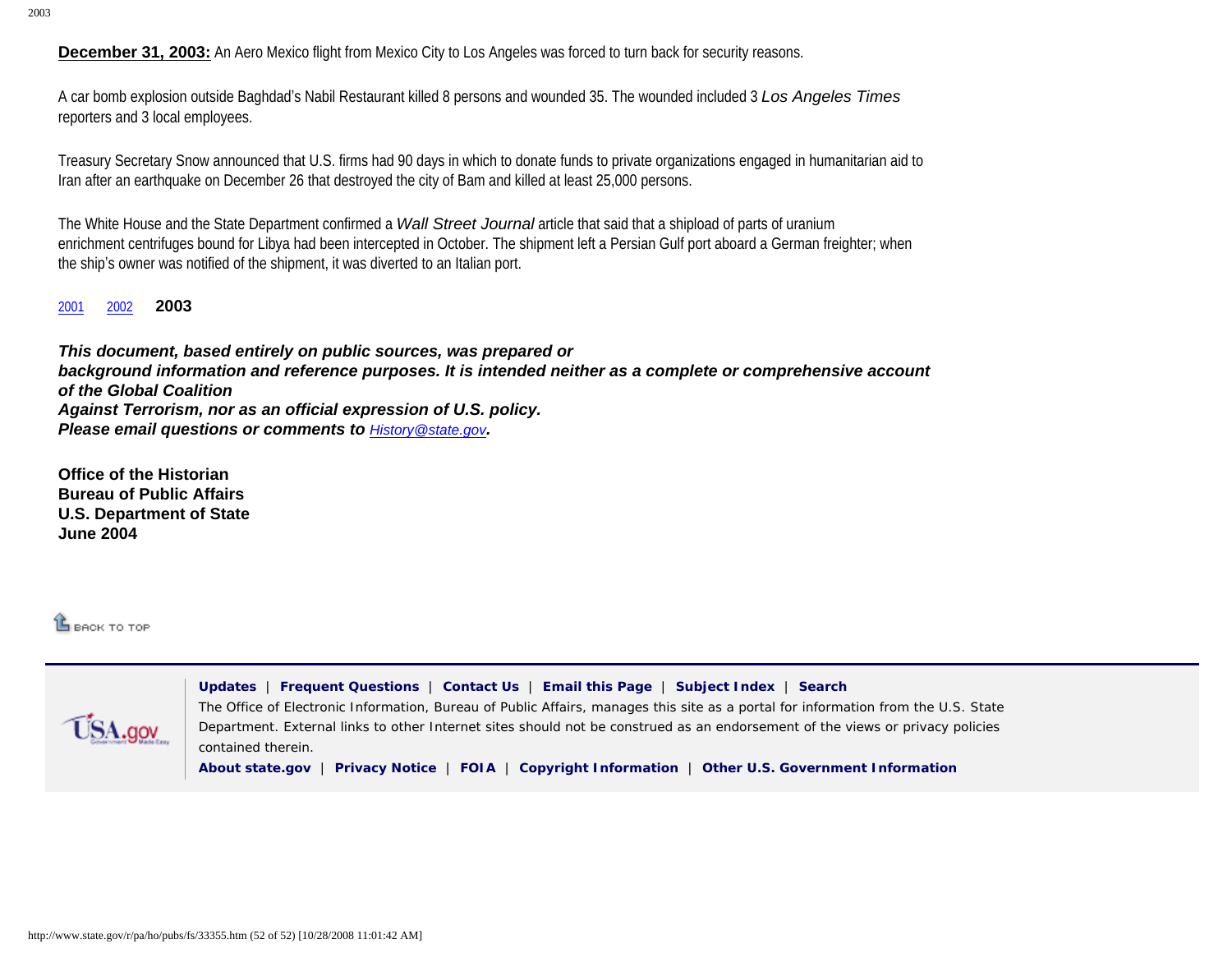**December 31, 2003:** An Aero Mexico flight from Mexico City to Los Angeles was forced to turn back for security reasons.

A car bomb explosion outside Baghdad's Nabil Restaurant killed 8 persons and wounded 35. The wounded included 3 *Los Angeles Times* reporters and 3 local employees.

Treasury Secretary Snow announced that U.S. firms had 90 days in which to donate funds to private organizations engaged in humanitarian aid to Iran after an earthquake on December 26 that destroyed the city of Bam and killed at least 25,000 persons.

The White House and the State Department confirmed a *Wall Street Journal* article that said that a shipload of parts of uranium enrichment centrifuges bound for Libya had been intercepted in October. The shipment left a Persian Gulf port aboard a German freighter; when the ship's owner was notified of the shipment, it was diverted to an Italian port.

2001 2002 **2003**

***This document, based entirely on public sources, was prepared or background information and reference purposes. It is intended neither as a complete or comprehensive account of the Global Coalition Against Terrorism, nor as an official expression of U.S. policy. Please email questions or comments to History@state.gov.***

**Office of the Historian**
**Bureau of Public Affairs**
**U.S. Department of State**
**June 2004**

BACK TO TOP

**Updates** | **Frequent Questions** | **Contact Us** | **Email this Page** | **Subject Index** | **Search**

The Office of Electronic Information, Bureau of Public Affairs, manages this site as a portal for information from the U.S. State Department. External links to other Internet sites should not be construed as an endorsement of the views or privacy policies contained therein.

**About state.gov** | **Privacy Notice** | **FOIA** | **Copyright Information** | **Other U.S. Government Information**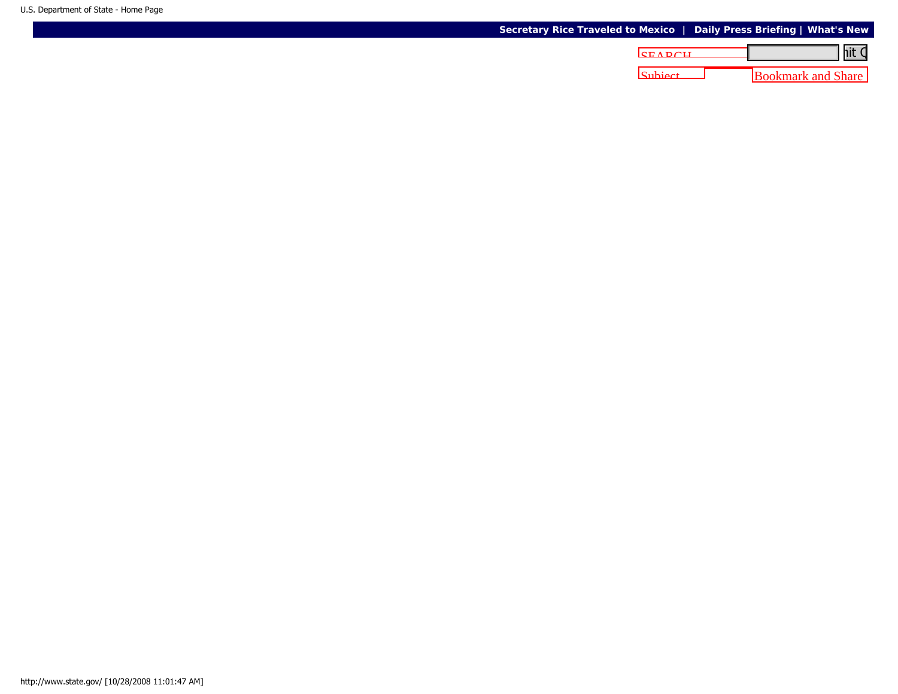Secretary Rice Traveled to Mexico | Daily Press Briefing | What's New

SEARCH

Subject

Bookmark and Share